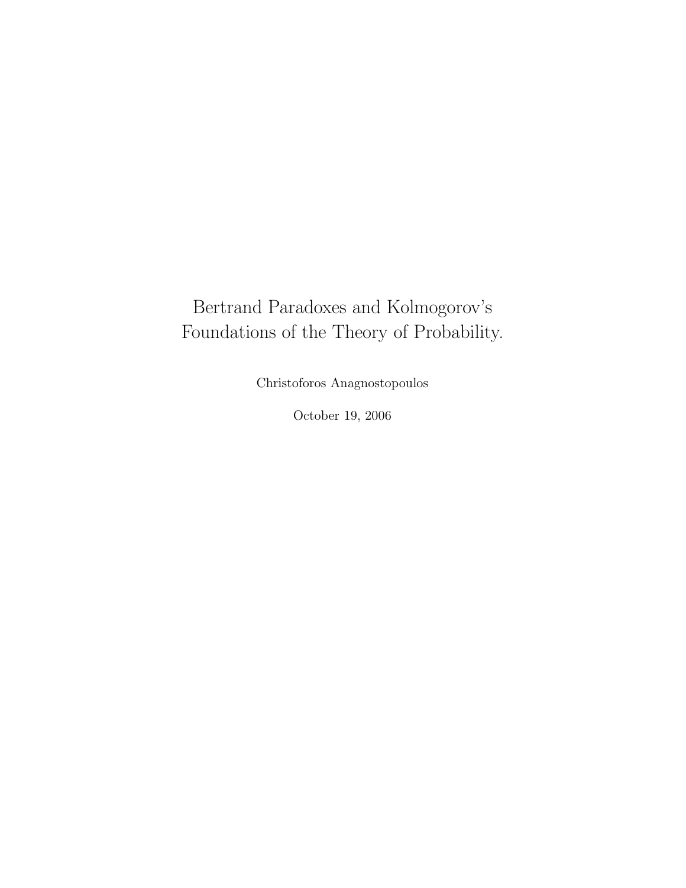# Bertrand Paradoxes and Kolmogorov's Foundations of the Theory of Probability.

Christoforos Anagnostopoulos

October 19, 2006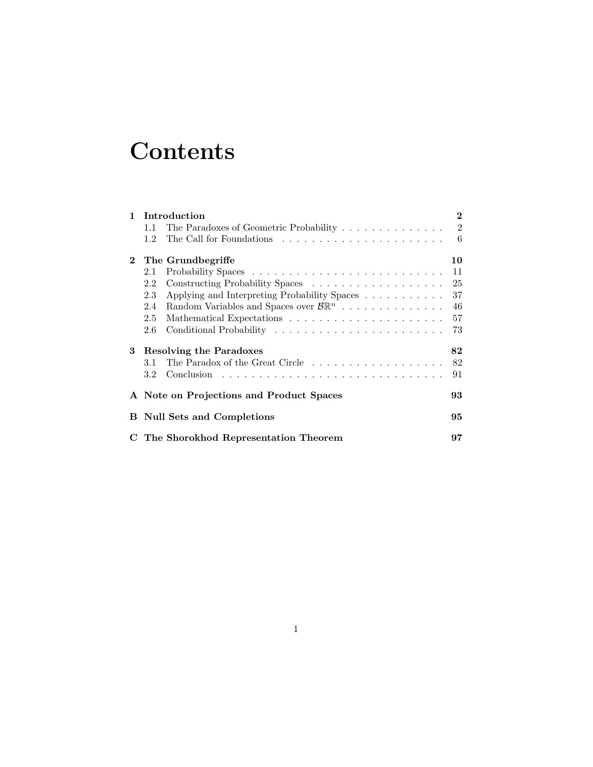# Contents

| | | |
|---|---|---|
| **1** | **Introduction** | **2** |
| 1.1 | The Paradoxes of Geometric Probability | 2 |
| 1.2 | The Call for Foundations | 6 |
| **2** | **The Grundbegriffe** | **10** |
| 2.1 | Probability Spaces | 11 |
| 2.2 | Constructing Probability Spaces | 25 |
| 2.3 | Applying and Interpreting Probability Spaces | 37 |
| 2.4 | Random Variables and Spaces over $\mathcal{B}\mathbb{R}^n$ | 46 |
| 2.5 | Mathematical Expectations | 57 |
| 2.6 | Conditional Probability | 73 |
| **3** | **Resolving the Paradoxes** | **82** |
| 3.1 | The Paradox of the Great Circle | 82 |
| 3.2 | Conclusion | 91 |
| **A** | **Note on Projections and Product Spaces** | **93** |
| **B** | **Null Sets and Completions** | **95** |
| **C** | **The Shorokhod Representation Theorem** | **97** |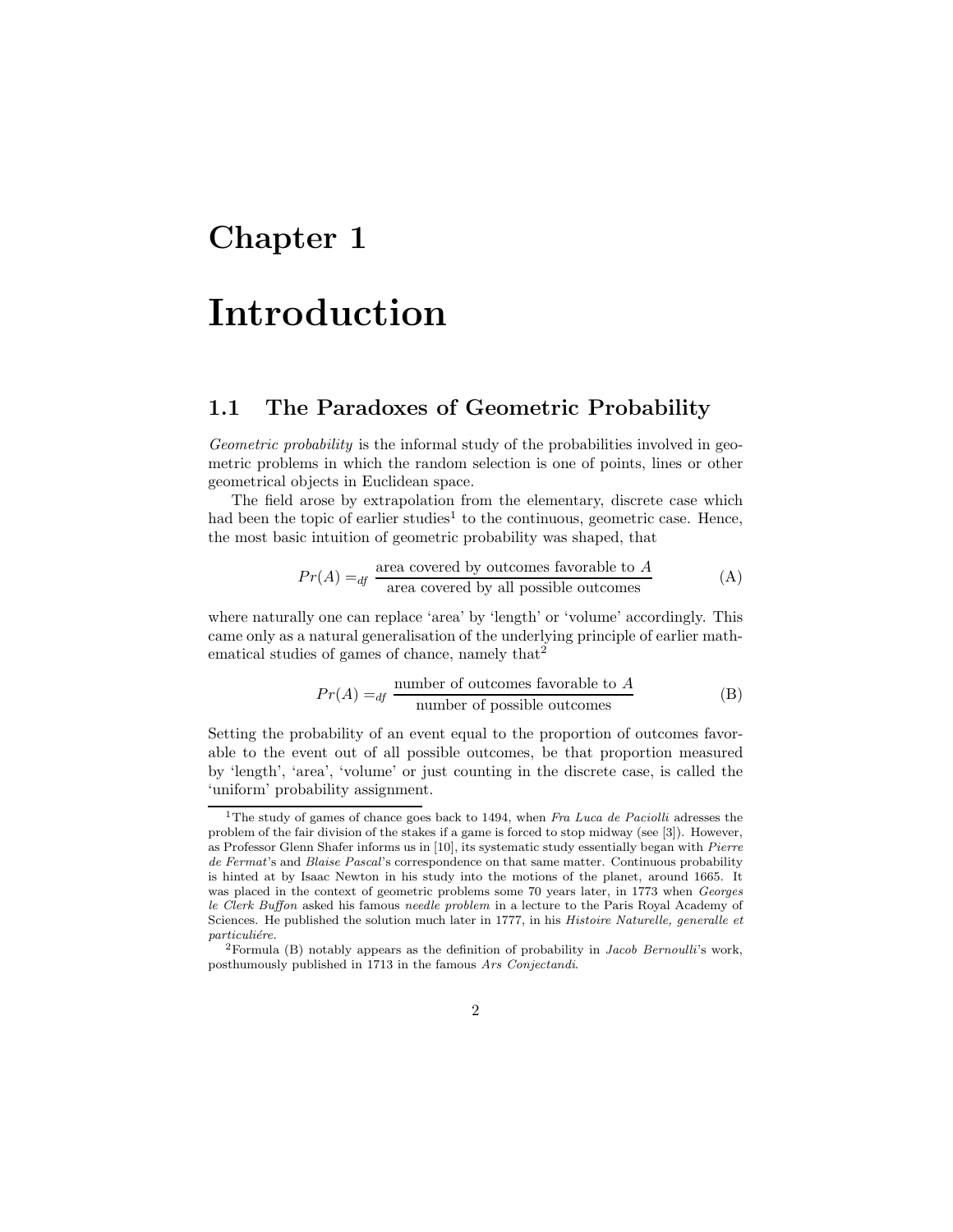# Chapter 1

# Introduction

## 1.1 The Paradoxes of Geometric Probability

*Geometric probability* is the informal study of the probabilities involved in geometric problems in which the random selection is one of points, lines or other geometrical objects in Euclidean space.

The field arose by extrapolation from the elementary, discrete case which had been the topic of earlier studies[1] to the continuous, geometric case. Hence, the most basic intuition of geometric probability was shaped, that

$$Pr(A) =_{df} \frac{\text{area covered by outcomes favorable to } A}{\text{area covered by all possible outcomes}} \tag{A}$$

where naturally one can replace 'area' by 'length' or 'volume' accordingly. This came only as a natural generalisation of the underlying principle of earlier mathematical studies of games of chance, namely that[2]

$$Pr(A) =_{df} \frac{\text{number of outcomes favorable to } A}{\text{number of possible outcomes}} \tag{B}$$

Setting the probability of an event equal to the proportion of outcomes favorable to the event out of all possible outcomes, be that proportion measured by 'length', 'area', 'volume' or just counting in the discrete case, is called the 'uniform' probability assignment.

---

[1] The study of games of chance goes back to 1494, when *Fra Luca de Paciolli* adresses the problem of the fair division of the stakes if a game is forced to stop midway (see [3]). However, as Professor Glenn Shafer informs us in [10], its systematic study essentially began with *Pierre de Fermat*'s and *Blaise Pascal*'s correspondence on that same matter. Continuous probability is hinted at by Isaac Newton in his study into the motions of the planet, around 1665. It was placed in the context of geometric problems some 70 years later, in 1773 when *Georges le Clerk Buffon* asked his famous *needle problem* in a lecture to the Paris Royal Academy of Sciences. He published the solution much later in 1777, in his *Histoire Naturelle, generalle et particuliére*.

[2] Formula (B) notably appears as the definition of probability in *Jacob Bernoulli*'s work, posthumously published in 1713 in the famous *Ars Conjectandi*.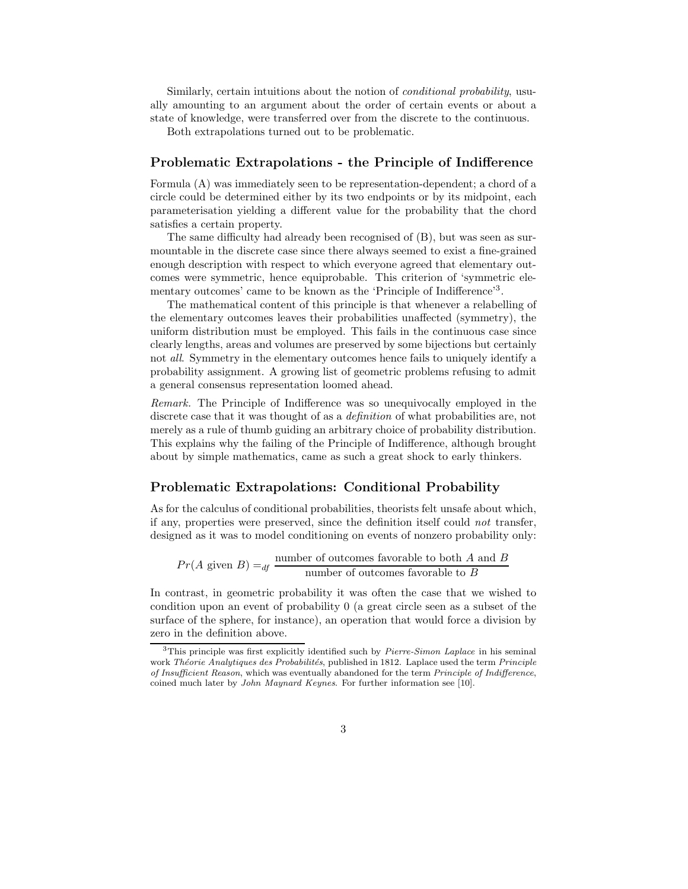Similarly, certain intuitions about the notion of *conditional probability*, usually amounting to an argument about the order of certain events or about a state of knowledge, were transferred over from the discrete to the continuous.

Both extrapolations turned out to be problematic.

## Problematic Extrapolations - the Principle of Indifference

Formula (A) was immediately seen to be representation-dependent; a chord of a circle could be determined either by its two endpoints or by its midpoint, each parameterisation yielding a different value for the probability that the chord satisfies a certain property.

The same difficulty had already been recognised of (B), but was seen as surmountable in the discrete case since there always seemed to exist a fine-grained enough description with respect to which everyone agreed that elementary outcomes were symmetric, hence equiprobable. This criterion of 'symmetric elementary outcomes' came to be known as the 'Principle of Indifference'[3].

The mathematical content of this principle is that whenever a relabelling of the elementary outcomes leaves their probabilities unaffected (symmetry), the uniform distribution must be employed. This fails in the continuous case since clearly lengths, areas and volumes are preserved by some bijections but certainly not *all*. Symmetry in the elementary outcomes hence fails to uniquely identify a probability assignment. A growing list of geometric problems refusing to admit a general consensus representation loomed ahead.

*Remark.* The Principle of Indifference was so unequivocally employed in the discrete case that it was thought of as a *definition* of what probabilities are, not merely as a rule of thumb guiding an arbitrary choice of probability distribution. This explains why the failing of the Principle of Indifference, although brought about by simple mathematics, came as such a great shock to early thinkers.

## Problematic Extrapolations: Conditional Probability

As for the calculus of conditional probabilities, theorists felt unsafe about which, if any, properties were preserved, since the definition itself could *not* transfer, designed as it was to model conditioning on events of nonzero probability only:

$$Pr(A \text{ given } B) =_{df} \frac{\text{number of outcomes favorable to both } A \text{ and } B}{\text{number of outcomes favorable to } B}$$

In contrast, in geometric probability it was often the case that we wished to condition upon an event of probability 0 (a great circle seen as a subset of the surface of the sphere, for instance), an operation that would force a division by zero in the definition above.

[3]This principle was first explicitly identified such by *Pierre-Simon Laplace* in his seminal work *Théorie Analytiques des Probabilités*, published in 1812. Laplace used the term *Principle of Insufficient Reason*, which was eventually abandoned for the term *Principle of Indifference*, coined much later by *John Maynard Keynes*. For further information see [10].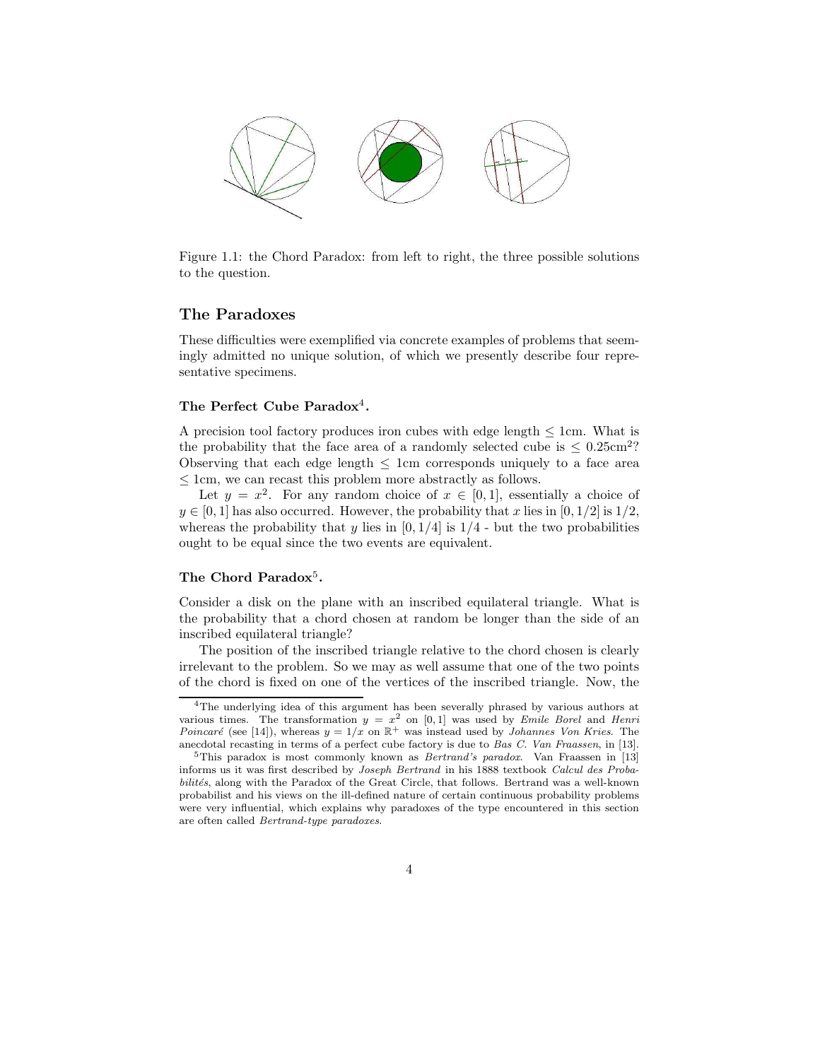Figure 1.1: the Chord Paradox: from left to right, the three possible solutions to the question.

## The Paradoxes

These difficulties were exemplified via concrete examples of problems that seemingly admitted no unique solution, of which we presently describe four representative specimens.

### The Perfect Cube Paradox[4].

A precision tool factory produces iron cubes with edge length $\leq$ 1cm. What is the probability that the face area of a randomly selected cube is $\leq 0.25\text{cm}^2$? Observing that each edge length $\leq$ 1cm corresponds uniquely to a face area $\leq$ 1cm, we can recast this problem more abstractly as follows.

Let $y = x^2$. For any random choice of $x \in [0,1]$, essentially a choice of $y \in [0,1]$ has also occurred. However, the probability that $x$ lies in $[0,1/2]$ is $1/2$, whereas the probability that $y$ lies in $[0,1/4]$ is $1/4$ - but the two probabilities ought to be equal since the two events are equivalent.

### The Chord Paradox[5].

Consider a disk on the plane with an inscribed equilateral triangle. What is the probability that a chord chosen at random be longer than the side of an inscribed equilateral triangle?

The position of the inscribed triangle relative to the chord chosen is clearly irrelevant to the problem. So we may as well assume that one of the two points of the chord is fixed on one of the vertices of the inscribed triangle. Now, the

---

[4] The underlying idea of this argument has been severally phrased by various authors at various times. The transformation $y = x^2$ on $[0,1]$ was used by *Emile Borel* and *Henri Poincaré* (see [14]), whereas $y = 1/x$ on $\mathbb{R}^+$ was instead used by *Johannes Von Kries*. The anecdotal recasting in terms of a perfect cube factory is due to *Bas C. Van Fraassen*, in [13].

[5] This paradox is most commonly known as *Bertrand's paradox*. Van Fraassen in [13] informs us it was first described by *Joseph Bertrand* in his 1888 textbook *Calcul des Probabilités*, along with the Paradox of the Great Circle, that follows. Bertrand was a well-known probabilist and his views on the ill-defined nature of certain continuous probability problems were very influential, which explains why paradoxes of the type encountered in this section are often called *Bertrand-type paradoxes*.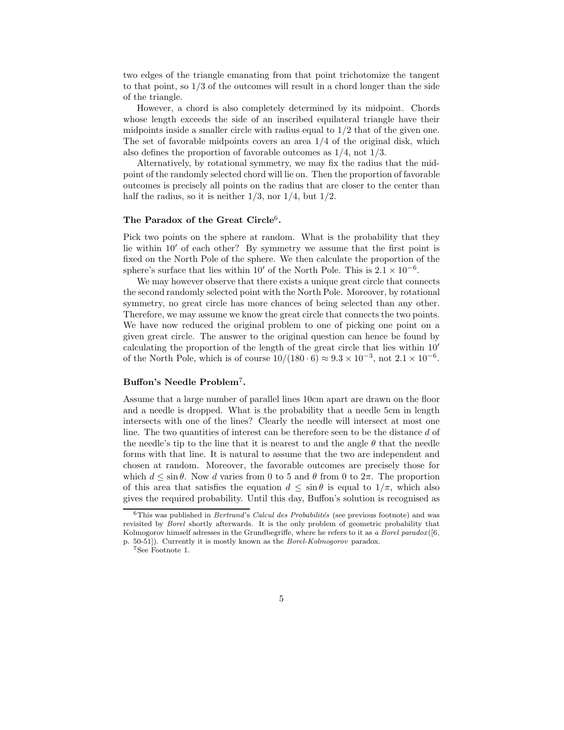two edges of the triangle emanating from that point trichotomize the tangent to that point, so 1/3 of the outcomes will result in a chord longer than the side of the triangle.

However, a chord is also completely determined by its midpoint. Chords whose length exceeds the side of an inscribed equilateral triangle have their midpoints inside a smaller circle with radius equal to 1/2 that of the given one. The set of favorable midpoints covers an area 1/4 of the original disk, which also defines the proportion of favorable outcomes as 1/4, not 1/3.

Alternatively, by rotational symmetry, we may fix the radius that the midpoint of the randomly selected chord will lie on. Then the proportion of favorable outcomes is precisely all points on the radius that are closer to the center than half the radius, so it is neither 1/3, nor 1/4, but 1/2.

### The Paradox of the Great Circle[6].

Pick two points on the sphere at random. What is the probability that they lie within $10'$ of each other? By symmetry we assume that the first point is fixed on the North Pole of the sphere. We then calculate the proportion of the sphere's surface that lies within $10'$ of the North Pole. This is $2.1 \times 10^{-6}$.

We may however observe that there exists a unique great circle that connects the second randomly selected point with the North Pole. Moreover, by rotational symmetry, no great circle has more chances of being selected than any other. Therefore, we may assume we know the great circle that connects the two points. We have now reduced the original problem to one of picking one point on a given great circle. The answer to the original question can hence be found by calculating the proportion of the length of the great circle that lies within $10'$ of the North Pole, which is of course $10/(180 \cdot 6) \approx 9.3 \times 10^{-3}$, not $2.1 \times 10^{-6}$.

### Buffon's Needle Problem[7].

Assume that a large number of parallel lines 10cm apart are drawn on the floor and a needle is dropped. What is the probability that a needle 5cm in length intersects with one of the lines? Clearly the needle will intersect at most one line. The two quantities of interest can be therefore seen to be the distance $d$ of the needle's tip to the line that it is nearest to and the angle $\theta$ that the needle forms with that line. It is natural to assume that the two are independent and chosen at random. Moreover, the favorable outcomes are precisely those for which $d \leq \sin\theta$. Now $d$ varies from 0 to 5 and $\theta$ from 0 to $2\pi$. The proportion of this area that satisfies the equation $d \leq \sin\theta$ is equal to $1/\pi$, which also gives the required probability. Until this day, Buffon's solution is recognised as

[6] This was published in *Bertrand*'s *Calcul des Probabilités* (see previous footnote) and was revisited by *Borel* shortly afterwards. It is the only problem of geometric probability that Kolmogorov himself adresses in the Grundbegriffe, where he refers to it as *a Borel paradox*([6, p. 50-51]). Currently it is mostly known as the *Borel-Kolmogorov* paradox.

[7] See Footnote 1.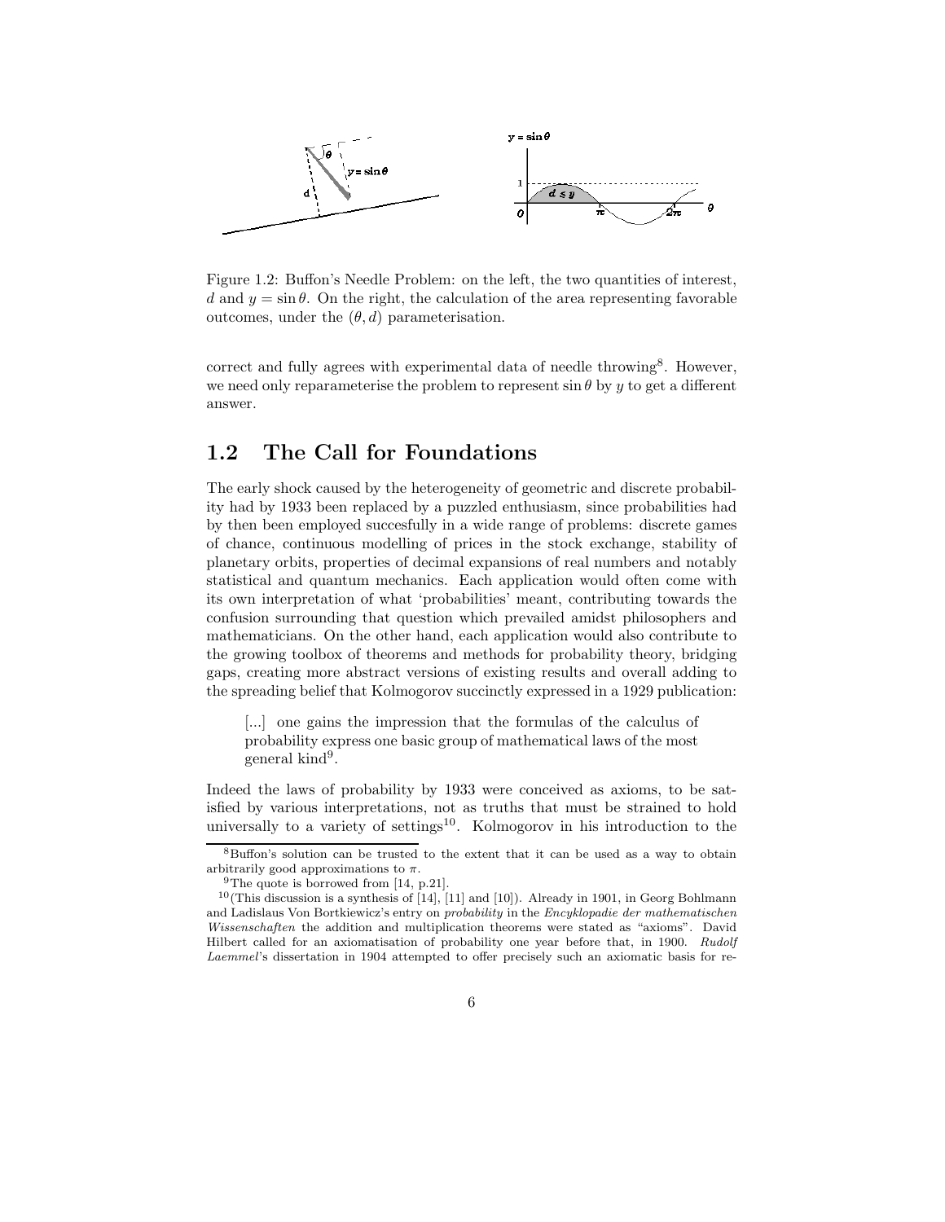Figure 1.2: Buffon's Needle Problem: on the left, the two quantities of interest, $d$ and $y = \sin\theta$. On the right, the calculation of the area representing favorable outcomes, under the $(\theta, d)$ parameterisation.

correct and fully agrees with experimental data of needle throwing[8]. However, we need only reparameterise the problem to represent $\sin\theta$ by $y$ to get a different answer.

## 1.2 The Call for Foundations

The early shock caused by the heterogeneity of geometric and discrete probability had by 1933 been replaced by a puzzled enthusiasm, since probabilities had by then been employed succesfully in a wide range of problems: discrete games of chance, continuous modelling of prices in the stock exchange, stability of planetary orbits, properties of decimal expansions of real numbers and notably statistical and quantum mechanics. Each application would often come with its own interpretation of what 'probabilities' meant, contributing towards the confusion surrounding that question which prevailed amidst philosophers and mathematicians. On the other hand, each application would also contribute to the growing toolbox of theorems and methods for probability theory, bridging gaps, creating more abstract versions of existing results and overall adding to the spreading belief that Kolmogorov succinctly expressed in a 1929 publication:

> [...] one gains the impression that the formulas of the calculus of probability express one basic group of mathematical laws of the most general kind[9].

Indeed the laws of probability by 1933 were conceived as axioms, to be satisfied by various interpretations, not as truths that must be strained to hold universally to a variety of settings[10]. Kolmogorov in his introduction to the

---

[8] Buffon's solution can be trusted to the extent that it can be used as a way to obtain arbitrarily good approximations to $\pi$.

[9] The quote is borrowed from [14, p.21].

[10] (This discussion is a synthesis of [14], [11] and [10]). Already in 1901, in Georg Bohlmann and Ladislaus Von Bortkiewicz's entry on *probability* in the *Encyklopadie der mathematischen Wissenschaften* the addition and multiplication theorems were stated as "axioms". David Hilbert called for an axiomatisation of probability one year before that, in 1900. *Rudolf Laemmel*'s dissertation in 1904 attempted to offer precisely such an axiomatic basis for re-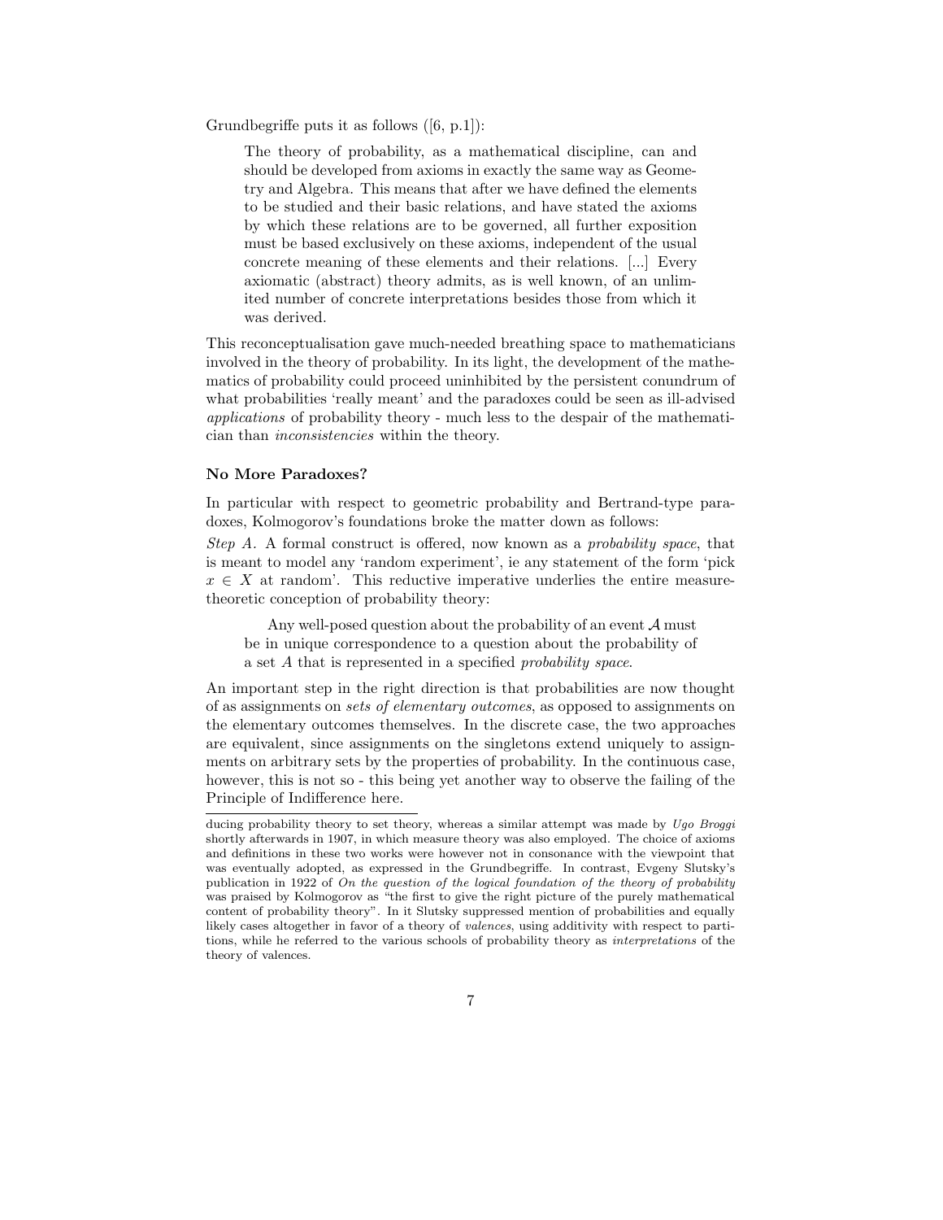Grundbegriffe puts it as follows ([6, p.1]):

> The theory of probability, as a mathematical discipline, can and should be developed from axioms in exactly the same way as Geometry and Algebra. This means that after we have defined the elements to be studied and their basic relations, and have stated the axioms by which these relations are to be governed, all further exposition must be based exclusively on these axioms, independent of the usual concrete meaning of these elements and their relations. [...] Every axiomatic (abstract) theory admits, as is well known, of an unlimited number of concrete interpretations besides those from which it was derived.

This reconceptualisation gave much-needed breathing space to mathematicians involved in the theory of probability. In its light, the development of the mathematics of probability could proceed uninhibited by the persistent conundrum of what probabilities 'really meant' and the paradoxes could be seen as ill-advised *applications* of probability theory - much less to the despair of the mathematician than *inconsistencies* within the theory.

**No More Paradoxes?**

In particular with respect to geometric probability and Bertrand-type paradoxes, Kolmogorov's foundations broke the matter down as follows:

*Step A.* A formal construct is offered, now known as a *probability space*, that is meant to model any 'random experiment', ie any statement of the form 'pick $x \in X$ at random'. This reductive imperative underlies the entire measure-theoretic conception of probability theory:

> Any well-posed question about the probability of an event $\mathcal{A}$ must be in unique correspondence to a question about the probability of a set $A$ that is represented in a specified *probability space*.

An important step in the right direction is that probabilities are now thought of as assignments on *sets of elementary outcomes*, as opposed to assignments on the elementary outcomes themselves. In the discrete case, the two approaches are equivalent, since assignments on the singletons extend uniquely to assignments on arbitrary sets by the properties of probability. In the continuous case, however, this is not so - this being yet another way to observe the failing of the Principle of Indifference here.

---

ducing probability theory to set theory, whereas a similar attempt was made by *Ugo Broggi* shortly afterwards in 1907, in which measure theory was also employed. The choice of axioms and definitions in these two works were however not in consonance with the viewpoint that was eventually adopted, as expressed in the Grundbegriffe. In contrast, Evgeny Slutsky's publication in 1922 of *On the question of the logical foundation of the theory of probability* was praised by Kolmogorov as "the first to give the right picture of the purely mathematical content of probability theory". In it Slutsky suppressed mention of probabilities and equally likely cases altogether in favor of a theory of *valences*, using additivity with respect to partitions, while he referred to the various schools of probability theory as *interpretations* of the theory of valences.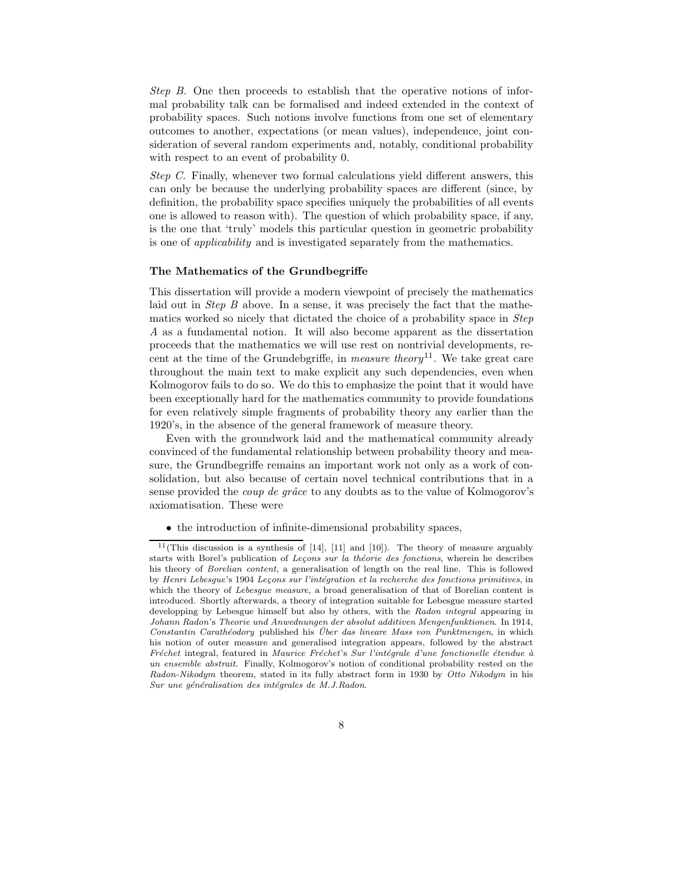*Step B.* One then proceeds to establish that the operative notions of informal probability talk can be formalised and indeed extended in the context of probability spaces. Such notions involve functions from one set of elementary outcomes to another, expectations (or mean values), independence, joint consideration of several random experiments and, notably, conditional probability with respect to an event of probability 0.

*Step C.* Finally, whenever two formal calculations yield different answers, this can only be because the underlying probability spaces are different (since, by definition, the probability space specifies uniquely the probabilities of all events one is allowed to reason with). The question of which probability space, if any, is the one that 'truly' models this particular question in geometric probability is one of *applicability* and is investigated separately from the mathematics.

### The Mathematics of the Grundbegriffe

This dissertation will provide a modern viewpoint of precisely the mathematics laid out in *Step B* above. In a sense, it was precisely the fact that the mathematics worked so nicely that dictated the choice of a probability space in *Step A* as a fundamental notion. It will also become apparent as the dissertation proceeds that the mathematics we will use rest on nontrivial developments, recent at the time of the Grundebgriffe, in *measure theory*[11]. We take great care throughout the main text to make explicit any such dependencies, even when Kolmogorov fails to do so. We do this to emphasize the point that it would have been exceptionally hard for the mathematics community to provide foundations for even relatively simple fragments of probability theory any earlier than the 1920's, in the absence of the general framework of measure theory.

Even with the groundwork laid and the mathematical community already convinced of the fundamental relationship between probability theory and measure, the Grundbegriffe remains an important work not only as a work of consolidation, but also because of certain novel technical contributions that in a sense provided the *coup de grâce* to any doubts as to the value of Kolmogorov's axiomatisation. These were

- the introduction of infinite-dimensional probability spaces,

[11] (This discussion is a synthesis of [14], [11] and [10]). The theory of measure arguably starts with Borel's publication of *Leçons sur la théorie des fonctions*, wherein he describes his theory of *Borelian content*, a generalisation of length on the real line. This is followed by *Henri Lebesgue*'s 1904 *Leçons sur l'intégration et la recherche des fonctions primitives*, in which the theory of *Lebesgue measure*, a broad generalisation of that of Borelian content is introduced. Shortly afterwards, a theory of integration suitable for Lebesgue measure started developping by Lebesgue himself but also by others, with the *Radon integral* appearing in *Johann Radon*'s *Theorie und Anwednungen der absolut additiven Mengenfunktionen*. In 1914, *Constantin Carathéodory* published his *Über das lineare Mass von Punktmengen*, in which his notion of outer measure and generalised integration appears, followed by the abstract *Fréchet* integral, featured in *Maurice Fréchet*'s *Sur l'intégrale d'une fonctionelle étendue à un ensemble abstrait*. Finally, Kolmogorov's notion of conditional probability rested on the *Radon-Nikodym* theorem, stated in its fully abstract form in 1930 by *Otto Nikodym* in his *Sur une généralisation des intégrales de M.J.Radon*.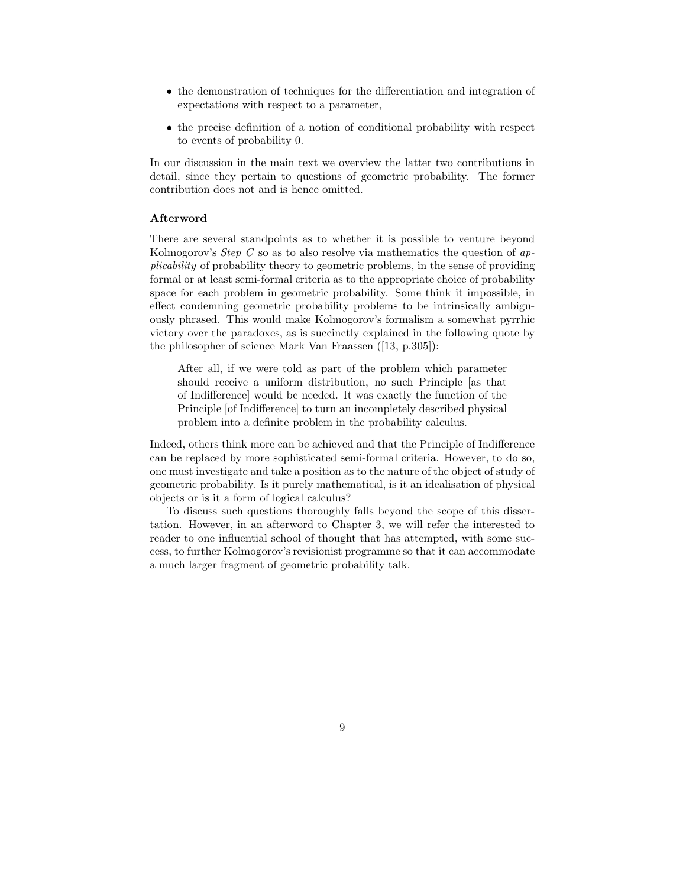- the demonstration of techniques for the differentiation and integration of expectations with respect to a parameter,
- the precise definition of a notion of conditional probability with respect to events of probability 0.

In our discussion in the main text we overview the latter two contributions in detail, since they pertain to questions of geometric probability. The former contribution does not and is hence omitted.

### Afterword

There are several standpoints as to whether it is possible to venture beyond Kolmogorov's *Step C* so as to also resolve via mathematics the question of *applicability* of probability theory to geometric problems, in the sense of providing formal or at least semi-formal criteria as to the appropriate choice of probability space for each problem in geometric probability. Some think it impossible, in effect condemning geometric probability problems to be intrinsically ambiguously phrased. This would make Kolmogorov's formalism a somewhat pyrrhic victory over the paradoxes, as is succinctly explained in the following quote by the philosopher of science Mark Van Fraassen ([13, p.305]):

> After all, if we were told as part of the problem which parameter should receive a uniform distribution, no such Principle [as that of Indifference] would be needed. It was exactly the function of the Principle [of Indifference] to turn an incompletely described physical problem into a definite problem in the probability calculus.

Indeed, others think more can be achieved and that the Principle of Indifference can be replaced by more sophisticated semi-formal criteria. However, to do so, one must investigate and take a position as to the nature of the object of study of geometric probability. Is it purely mathematical, is it an idealisation of physical objects or is it a form of logical calculus?

To discuss such questions thoroughly falls beyond the scope of this dissertation. However, in an afterword to Chapter 3, we will refer the interested to reader to one influential school of thought that has attempted, with some success, to further Kolmogorov's revisionist programme so that it can accommodate a much larger fragment of geometric probability talk.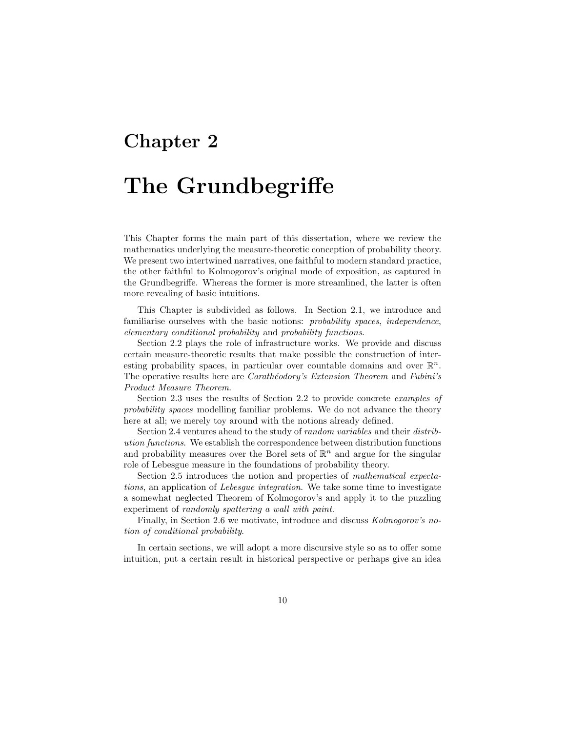# Chapter 2

# The Grundbegriffe

This Chapter forms the main part of this dissertation, where we review the mathematics underlying the measure-theoretic conception of probability theory. We present two intertwined narratives, one faithful to modern standard practice, the other faithful to Kolmogorov's original mode of exposition, as captured in the Grundbegriffe. Whereas the former is more streamlined, the latter is often more revealing of basic intuitions.

This Chapter is subdivided as follows. In Section 2.1, we introduce and familiarise ourselves with the basic notions: *probability spaces*, *independence*, *elementary conditional probability* and *probability functions*.

Section 2.2 plays the role of infrastructure works. We provide and discuss certain measure-theoretic results that make possible the construction of interesting probability spaces, in particular over countable domains and over $\mathbb{R}^n$. The operative results here are *Carathéodory's Extension Theorem* and *Fubini's Product Measure Theorem*.

Section 2.3 uses the results of Section 2.2 to provide concrete *examples of probability spaces* modelling familiar problems. We do not advance the theory here at all; we merely toy around with the notions already defined.

Section 2.4 ventures ahead to the study of *random variables* and their *distribution functions*. We establish the correspondence between distribution functions and probability measures over the Borel sets of $\mathbb{R}^n$ and argue for the singular role of Lebesgue measure in the foundations of probability theory.

Section 2.5 introduces the notion and properties of *mathematical expectations*, an application of *Lebesgue integration*. We take some time to investigate a somewhat neglected Theorem of Kolmogorov's and apply it to the puzzling experiment of *randomly spattering a wall with paint*.

Finally, in Section 2.6 we motivate, introduce and discuss *Kolmogorov's notion of conditional probability*.

In certain sections, we will adopt a more discursive style so as to offer some intuition, put a certain result in historical perspective or perhaps give an idea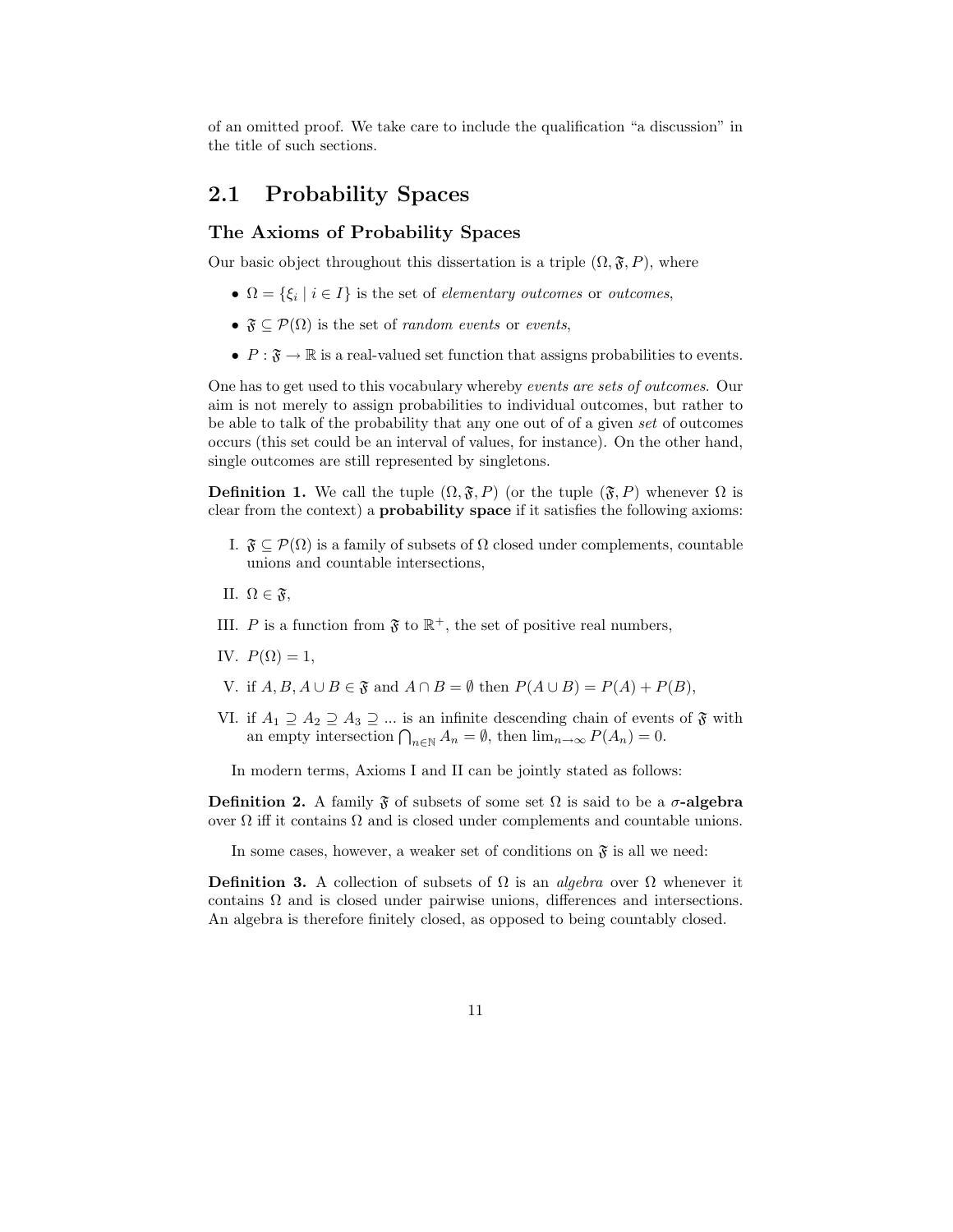of an omitted proof. We take care to include the qualification "a discussion" in the title of such sections.

## 2.1 Probability Spaces

### The Axioms of Probability Spaces

Our basic object throughout this dissertation is a triple $(\Omega, \mathfrak{F}, P)$, where

- $\Omega = \{\xi_i \mid i \in I\}$ is the set of *elementary outcomes* or *outcomes*,
- $\mathfrak{F} \subseteq \mathcal{P}(\Omega)$ is the set of *random events* or *events*,
- $P : \mathfrak{F} \to \mathbb{R}$ is a real-valued set function that assigns probabilities to events.

One has to get used to this vocabulary whereby *events are sets of outcomes*. Our aim is not merely to assign probabilities to individual outcomes, but rather to be able to talk of the probability that any one out of of a given *set* of outcomes occurs (this set could be an interval of values, for instance). On the other hand, single outcomes are still represented by singletons.

**Definition 1.** We call the tuple $(\Omega, \mathfrak{F}, P)$ (or the tuple $(\mathfrak{F}, P)$ whenever $\Omega$ is clear from the context) a **probability space** if it satisfies the following axioms:

I. $\mathfrak{F} \subseteq \mathcal{P}(\Omega)$ is a family of subsets of $\Omega$ closed under complements, countable unions and countable intersections,

II. $\Omega \in \mathfrak{F}$,

III. $P$ is a function from $\mathfrak{F}$ to $\mathbb{R}^+$, the set of positive real numbers,

IV. $P(\Omega) = 1$,

V. if $A, B, A \cup B \in \mathfrak{F}$ and $A \cap B = \emptyset$ then $P(A \cup B) = P(A) + P(B)$,

VI. if $A_1 \supseteq A_2 \supseteq A_3 \supseteq \ldots$ is an infinite descending chain of events of $\mathfrak{F}$ with an empty intersection $\bigcap_{n \in \mathbb{N}} A_n = \emptyset$, then $\lim_{n\to\infty} P(A_n) = 0$.

In modern terms, Axioms I and II can be jointly stated as follows:

**Definition 2.** A family $\mathfrak{F}$ of subsets of some set $\Omega$ is said to be a **$\sigma$-algebra** over $\Omega$ iff it contains $\Omega$ and is closed under complements and countable unions.

In some cases, however, a weaker set of conditions on $\mathfrak{F}$ is all we need:

**Definition 3.** A collection of subsets of $\Omega$ is an *algebra* over $\Omega$ whenever it contains $\Omega$ and is closed under pairwise unions, differences and intersections. An algebra is therefore finitely closed, as opposed to being countably closed.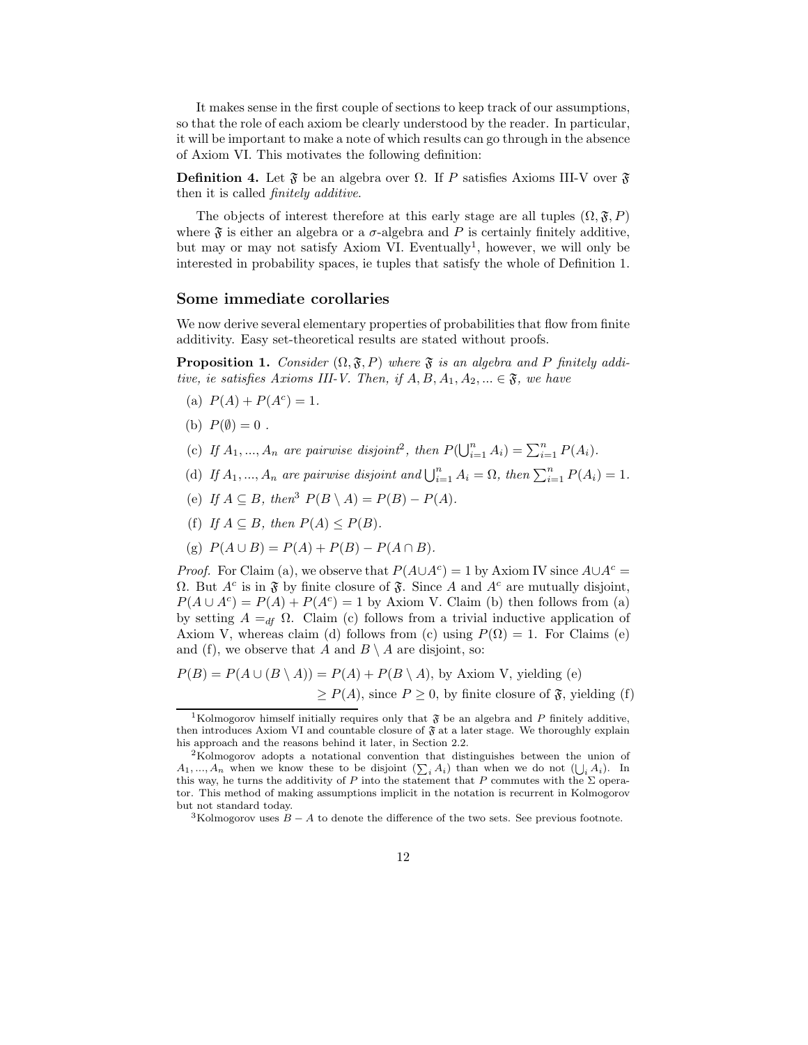It makes sense in the first couple of sections to keep track of our assumptions, so that the role of each axiom be clearly understood by the reader. In particular, it will be important to make a note of which results can go through in the absence of Axiom VI. This motivates the following definition:

**Definition 4.** Let $\mathfrak{F}$ be an algebra over $\Omega$. If $P$ satisfies Axioms III-V over $\mathfrak{F}$ then it is called *finitely additive*.

The objects of interest therefore at this early stage are all tuples $(\Omega, \mathfrak{F}, P)$ where $\mathfrak{F}$ is either an algebra or a $\sigma$-algebra and $P$ is certainly finitely additive, but may or may not satisfy Axiom VI. Eventually[1], however, we will only be interested in probability spaces, ie tuples that satisfy the whole of Definition 1.

## Some immediate corollaries

We now derive several elementary properties of probabilities that flow from finite additivity. Easy set-theoretical results are stated without proofs.

**Proposition 1.** *Consider $(\Omega, \mathfrak{F}, P)$ where $\mathfrak{F}$ is an algebra and $P$ finitely additive, ie satisfies Axioms III-V. Then, if $A, B, A_1, A_2, ... \in \mathfrak{F}$, we have*

(a) $P(A) + P(A^c) = 1$.

(b) $P(\emptyset) = 0$ .

(c) *If $A_1, ..., A_n$ are pairwise disjoint*[2]*, then $P(\bigcup_{i=1}^n A_i) = \sum_{i=1}^n P(A_i)$.*

(d) *If $A_1, ..., A_n$ are pairwise disjoint and $\bigcup_{i=1}^n A_i = \Omega$, then $\sum_{i=1}^n P(A_i) = 1$.*

(e) *If $A \subseteq B$, then*[3] *$P(B \setminus A) = P(B) - P(A)$.*

(f) *If $A \subseteq B$, then $P(A) \leq P(B)$.*

(g) $P(A \cup B) = P(A) + P(B) - P(A \cap B)$.

*Proof.* For Claim (a), we observe that $P(A \cup A^c) = 1$ by Axiom IV since $A \cup A^c = \Omega$. But $A^c$ is in $\mathfrak{F}$ by finite closure of $\mathfrak{F}$. Since $A$ and $A^c$ are mutually disjoint, $P(A \cup A^c) = P(A) + P(A^c) = 1$ by Axiom V. Claim (b) then follows from (a) by setting $A =_{df} \Omega$. Claim (c) follows from a trivial inductive application of Axiom V, whereas claim (d) follows from (c) using $P(\Omega) = 1$. For Claims (e) and (f), we observe that $A$ and $B \setminus A$ are disjoint, so:

$$
\begin{aligned}
P(B) = P(A \cup (B \setminus A)) &= P(A) + P(B \setminus A), \text{ by Axiom V, yielding (e)} \\
&\geq P(A), \text{ since } P \geq 0, \text{ by finite closure of } \mathfrak{F}, \text{ yielding (f)}
\end{aligned}
$$

---

[1] Kolmogorov himself initially requires only that $\mathfrak{F}$ be an algebra and $P$ finitely additive, then introduces Axiom VI and countable closure of $\mathfrak{F}$ at a later stage. We thoroughly explain his approach and the reasons behind it later, in Section 2.2.

[2] Kolmogorov adopts a notational convention that distinguishes between the union of $A_1, ..., A_n$ when we know these to be disjoint ($\sum_i A_i$) than when we do not ($\bigcup_i A_i$). In this way, he turns the additivity of $P$ into the statement that $P$ commutes with the $\Sigma$ operator. This method of making assumptions implicit in the notation is recurrent in Kolmogorov but not standard today.

[3] Kolmogorov uses $B - A$ to denote the difference of the two sets. See previous footnote.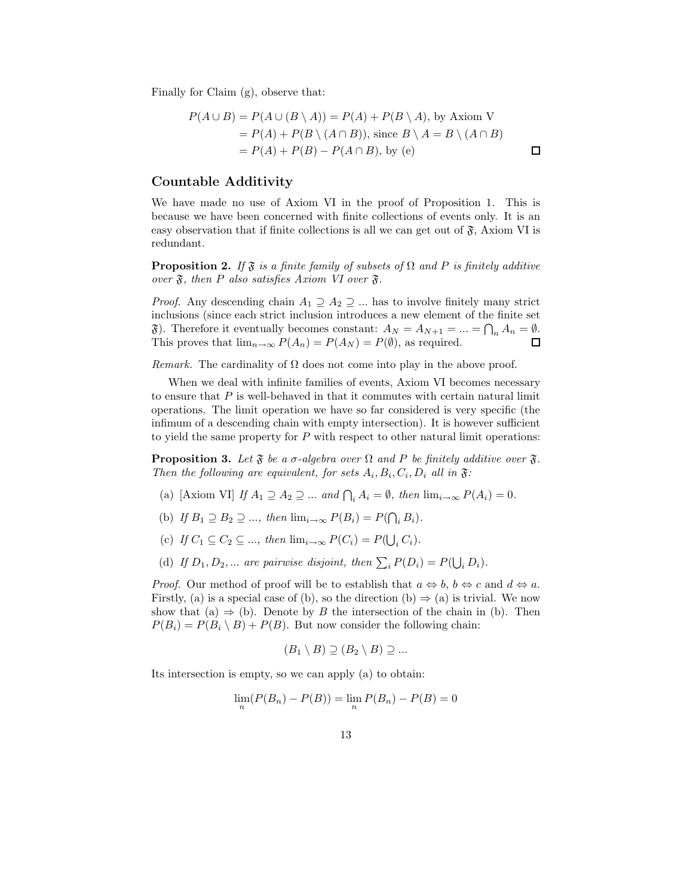Finally for Claim (g), observe that:

$$
\begin{aligned}
P(A \cup B) &= P(A \cup (B \setminus A)) = P(A) + P(B \setminus A), \text{ by Axiom V} \\
&= P(A) + P(B \setminus (A \cap B)), \text{ since } B \setminus A = B \setminus (A \cap B) \\
&= P(A) + P(B) - P(A \cap B), \text{ by (e)}
\end{aligned}
$$

□

## Countable Additivity

We have made no use of Axiom VI in the proof of Proposition 1. This is because we have been concerned with finite collections of events only. It is an easy observation that if finite collections is all we can get out of $\mathfrak{F}$, Axiom VI is redundant.

**Proposition 2.** *If $\mathfrak{F}$ is a finite family of subsets of $\Omega$ and $P$ is finitely additive over $\mathfrak{F}$, then $P$ also satisfies Axiom VI over $\mathfrak{F}$.*

*Proof.* Any descending chain $A_1 \supseteq A_2 \supseteq \ldots$ has to involve finitely many strict inclusions (since each strict inclusion introduces a new element of the finite set $\mathfrak{F}$). Therefore it eventually becomes constant: $A_N = A_{N+1} = \ldots = \bigcap_n A_n = \emptyset$. This proves that $\lim_{n\to\infty} P(A_n) = P(A_N) = P(\emptyset)$, as required. □

*Remark.* The cardinality of $\Omega$ does not come into play in the above proof.

When we deal with infinite families of events, Axiom VI becomes necessary to ensure that $P$ is well-behaved in that it commutes with certain natural limit operations. The limit operation we have so far considered is very specific (the infimum of a descending chain with empty intersection). It is however sufficient to yield the same property for $P$ with respect to other natural limit operations:

**Proposition 3.** *Let $\mathfrak{F}$ be a $\sigma$-algebra over $\Omega$ and $P$ be finitely additive over $\mathfrak{F}$. Then the following are equivalent, for sets $A_i, B_i, C_i, D_i$ all in $\mathfrak{F}$:*

(a) [Axiom VI] *If $A_1 \supseteq A_2 \supseteq \ldots$ and $\bigcap_i A_i = \emptyset$, then $\lim_{i\to\infty} P(A_i) = 0$.*

(b) *If $B_1 \supseteq B_2 \supseteq \ldots$, then $\lim_{i\to\infty} P(B_i) = P(\bigcap_i B_i)$.*

(c) *If $C_1 \subseteq C_2 \subseteq \ldots$, then $\lim_{i\to\infty} P(C_i) = P(\bigcup_i C_i)$.*

(d) *If $D_1, D_2, \ldots$ are pairwise disjoint, then $\sum_i P(D_i) = P(\bigcup_i D_i)$.*

*Proof.* Our method of proof will be to establish that $a \Leftrightarrow b$, $b \Leftrightarrow c$ and $d \Leftrightarrow a$. Firstly, (a) is a special case of (b), so the direction (b) $\Rightarrow$ (a) is trivial. We now show that (a) $\Rightarrow$ (b). Denote by $B$ the intersection of the chain in (b). Then $P(B_i) = P(B_i \setminus B) + P(B)$. But now consider the following chain:

$$(B_1 \setminus B) \supseteq (B_2 \setminus B) \supseteq \ldots$$

Its intersection is empty, so we can apply (a) to obtain:

$$\lim_n (P(B_n) - P(B)) = \lim_n P(B_n) - P(B) = 0$$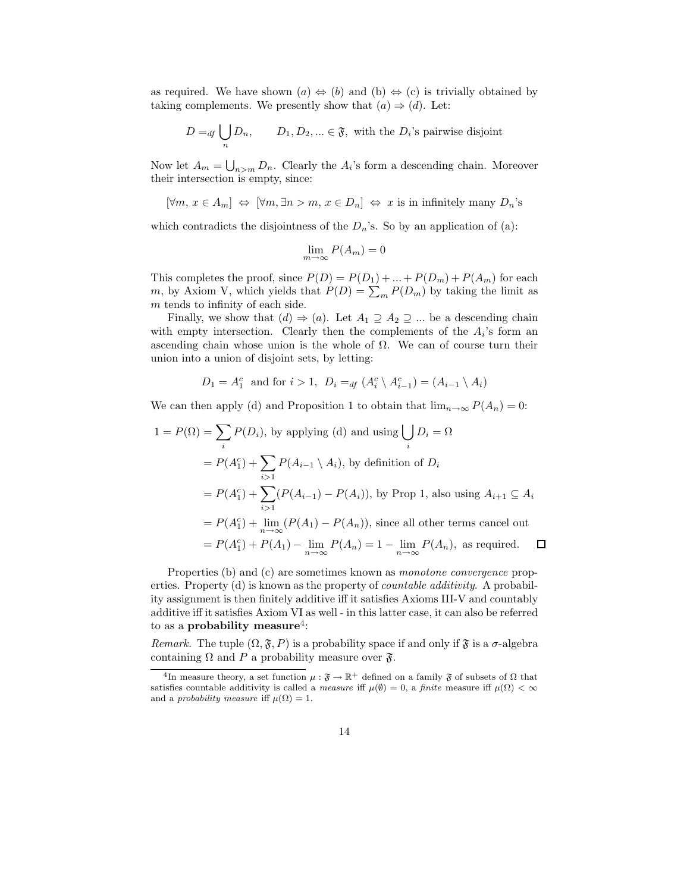as required. We have shown $(a) \Leftrightarrow (b)$ and (b) $\Leftrightarrow$ (c) is trivially obtained by taking complements. We presently show that $(a) \Rightarrow (d)$. Let:

$$D =_{df} \bigcup_n D_n, \qquad D_1, D_2, ... \in \mathfrak{F}, \text{ with the } D_i\text{'s pairwise disjoint}$$

Now let $A_m = \bigcup_{n>m} D_n$. Clearly the $A_i$'s form a descending chain. Moreover their intersection is empty, since:

$$[\forall m,\, x \in A_m] \;\Leftrightarrow\; [\forall m, \exists n > m,\, x \in D_n] \;\Leftrightarrow\; x \text{ is in infinitely many } D_n\text{'s}$$

which contradicts the disjointness of the $D_n$'s. So by an application of (a):

$$\lim_{m \to \infty} P(A_m) = 0$$

This completes the proof, since $P(D) = P(D_1) + ... + P(D_m) + P(A_m)$ for each $m$, by Axiom V, which yields that $P(D) = \sum_m P(D_m)$ by taking the limit as $m$ tends to infinity of each side.

Finally, we show that $(d) \Rightarrow (a)$. Let $A_1 \supseteq A_2 \supseteq ...$ be a descending chain with empty intersection. Clearly then the complements of the $A_i$'s form an ascending chain whose union is the whole of $\Omega$. We can of course turn their union into a union of disjoint sets, by letting:

$$D_1 = A_1^c \;\text{ and for } i > 1,\; D_i =_{df} (A_i^c \setminus A_{i-1}^c) = (A_{i-1} \setminus A_i)$$

We can then apply (d) and Proposition 1 to obtain that $\lim_{n\to\infty} P(A_n) = 0$:

$$\begin{aligned}
1 = P(\Omega) &= \sum_i P(D_i), \text{ by applying (d) and using } \bigcup_i D_i = \Omega \\
&= P(A_1^c) + \sum_{i>1} P(A_{i-1} \setminus A_i), \text{ by definition of } D_i \\
&= P(A_1^c) + \sum_{i>1} (P(A_{i-1}) - P(A_i)), \text{ by Prop 1, also using } A_{i+1} \subseteq A_i \\
&= P(A_1^c) + \lim_{n\to\infty} (P(A_1) - P(A_n)), \text{ since all other terms cancel out} \\
&= P(A_1^c) + P(A_1) - \lim_{n\to\infty} P(A_n) = 1 - \lim_{n\to\infty} P(A_n), \text{ as required.} \quad \square
\end{aligned}$$

Properties (b) and (c) are sometimes known as *monotone convergence* properties. Property (d) is known as the property of *countable additivity*. A probability assignment is then finitely additive iff it satisfies Axioms III-V and countably additive iff it satisfies Axiom VI as well - in this latter case, it can also be referred to as a **probability measure**[4]:

*Remark.* The tuple $(\Omega, \mathfrak{F}, P)$ is a probability space if and only if $\mathfrak{F}$ is a $\sigma$-algebra containing $\Omega$ and $P$ a probability measure over $\mathfrak{F}$.

[4] In measure theory, a set function $\mu : \mathfrak{F} \to \mathbb{R}^+$ defined on a family $\mathfrak{F}$ of subsets of $\Omega$ that satisfies countable additivity is called a *measure* iff $\mu(\emptyset) = 0$, a *finite* measure iff $\mu(\Omega) < \infty$ and a *probability measure* iff $\mu(\Omega) = 1$.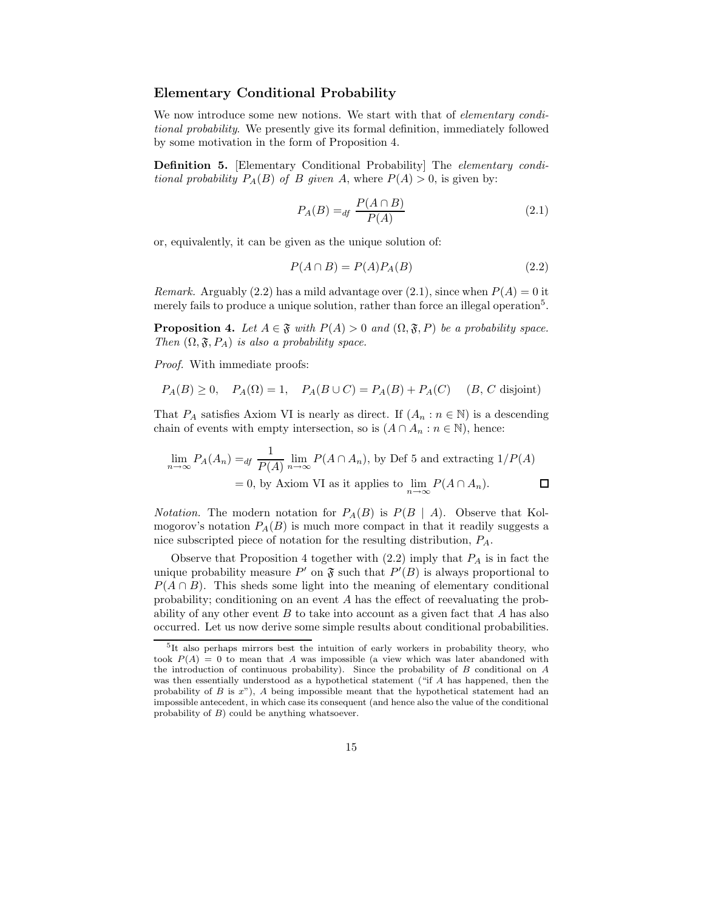### Elementary Conditional Probability

We now introduce some new notions. We start with that of *elementary conditional probability*. We presently give its formal definition, immediately followed by some motivation in the form of Proposition 4.

**Definition 5.** [Elementary Conditional Probability] The *elementary conditional probability $P_A(B)$ of $B$ given $A$*, where $P(A) > 0$, is given by:

$$P_A(B) =_{df} \frac{P(A \cap B)}{P(A)} \tag{2.1}$$

or, equivalently, it can be given as the unique solution of:

$$P(A \cap B) = P(A)P_A(B) \tag{2.2}$$

*Remark.* Arguably (2.2) has a mild advantage over (2.1), since when $P(A) = 0$ it merely fails to produce a unique solution, rather than force an illegal operation[5].

**Proposition 4.** *Let $A \in \mathfrak{F}$ with $P(A) > 0$ and $(\Omega, \mathfrak{F}, P)$ be a probability space. Then $(\Omega, \mathfrak{F}, P_A)$ is also a probability space.*

*Proof.* With immediate proofs:

$$P_A(B) \geq 0, \quad P_A(\Omega) = 1, \quad P_A(B \cup C) = P_A(B) + P_A(C) \quad (B,\, C \text{ disjoint})$$

That $P_A$ satisfies Axiom VI is nearly as direct. If $(A_n : n \in \mathbb{N})$ is a descending chain of events with empty intersection, so is $(A \cap A_n : n \in \mathbb{N})$, hence:

$$\begin{aligned}
\lim_{n\to\infty} P_A(A_n) &=_{df} \frac{1}{P(A)} \lim_{n\to\infty} P(A \cap A_n), \text{ by Def 5 and extracting } 1/P(A) \\
&= 0, \text{ by Axiom VI as it applies to } \lim_{n\to\infty} P(A \cap A_n).
\end{aligned}$$

□

*Notation.* The modern notation for $P_A(B)$ is $P(B \mid A)$. Observe that Kolmogorov's notation $P_A(B)$ is much more compact in that it readily suggests a nice subscripted piece of notation for the resulting distribution, $P_A$.

Observe that Proposition 4 together with (2.2) imply that $P_A$ is in fact the unique probability measure $P'$ on $\mathfrak{F}$ such that $P'(B)$ is always proportional to $P(A \cap B)$. This sheds some light into the meaning of elementary conditional probability; conditioning on an event $A$ has the effect of reevaluating the probability of any other event $B$ to take into account as a given fact that $A$ has also occurred. Let us now derive some simple results about conditional probabilities.

[5] It also perhaps mirrors best the intuition of early workers in probability theory, who took $P(A) = 0$ to mean that $A$ was impossible (a view which was later abandoned with the introduction of continuous probability). Since the probability of $B$ conditional on $A$ was then essentially understood as a hypothetical statement ("if $A$ has happened, then the probability of $B$ is $x$"), $A$ being impossible meant that the hypothetical statement had an impossible antecedent, in which case its consequent (and hence also the value of the conditional probability of $B$) could be anything whatsoever.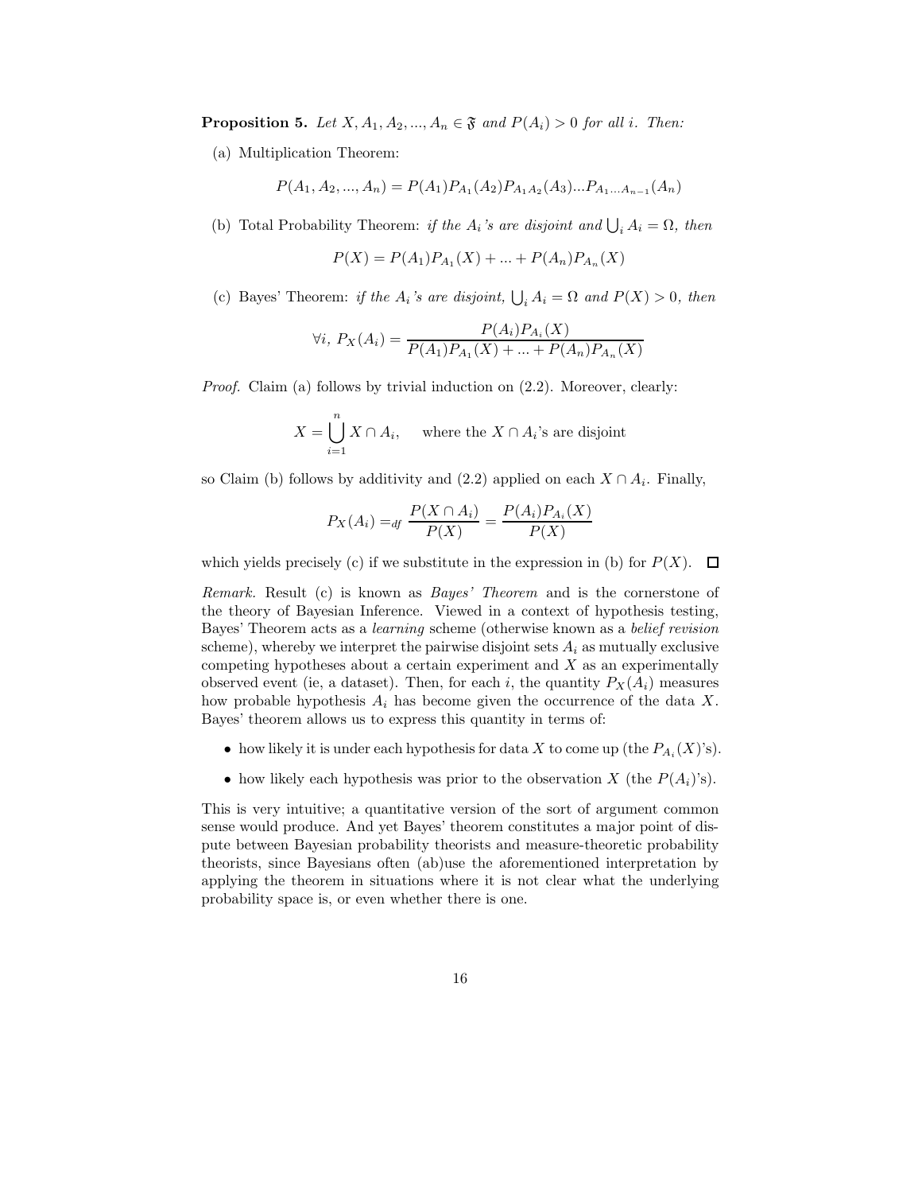**Proposition 5.** *Let $X, A_1, A_2, ..., A_n \in \mathfrak{F}$ and $P(A_i) > 0$ for all $i$. Then:*

(a) Multiplication Theorem:

$$P(A_1, A_2, ..., A_n) = P(A_1)P_{A_1}(A_2)P_{A_1A_2}(A_3)...P_{A_1...A_{n-1}}(A_n)$$

(b) Total Probability Theorem: *if the $A_i$'s are disjoint and $\bigcup_i A_i = \Omega$, then*

$$P(X) = P(A_1)P_{A_1}(X) + ... + P(A_n)P_{A_n}(X)$$

(c) Bayes' Theorem: *if the $A_i$'s are disjoint, $\bigcup_i A_i = \Omega$ and $P(X) > 0$, then*

$$\forall i,\ P_X(A_i) = \frac{P(A_i)P_{A_i}(X)}{P(A_1)P_{A_1}(X) + ... + P(A_n)P_{A_n}(X)}$$

*Proof.* Claim (a) follows by trivial induction on (2.2). Moreover, clearly:

$$X = \bigcup_{i=1}^{n} X \cap A_i, \quad \text{where the } X \cap A_i\text{'s are disjoint}$$

so Claim (b) follows by additivity and (2.2) applied on each $X \cap A_i$. Finally,

$$P_X(A_i) =_{df} \frac{P(X \cap A_i)}{P(X)} = \frac{P(A_i)P_{A_i}(X)}{P(X)}$$

which yields precisely (c) if we substitute in the expression in (b) for $P(X)$. □

*Remark.* Result (c) is known as *Bayes' Theorem* and is the cornerstone of the theory of Bayesian Inference. Viewed in a context of hypothesis testing, Bayes' Theorem acts as a *learning* scheme (otherwise known as a *belief revision* scheme), whereby we interpret the pairwise disjoint sets $A_i$ as mutually exclusive competing hypotheses about a certain experiment and $X$ as an experimentally observed event (ie, a dataset). Then, for each $i$, the quantity $P_X(A_i)$ measures how probable hypothesis $A_i$ has become given the occurrence of the data $X$. Bayes' theorem allows us to express this quantity in terms of:

- how likely it is under each hypothesis for data $X$ to come up (the $P_{A_i}(X)$'s).
- how likely each hypothesis was prior to the observation $X$ (the $P(A_i)$'s).

This is very intuitive; a quantitative version of the sort of argument common sense would produce. And yet Bayes' theorem constitutes a major point of dispute between Bayesian probability theorists and measure-theoretic probability theorists, since Bayesians often (ab)use the aforementioned interpretation by applying the theorem in situations where it is not clear what the underlying probability space is, or even whether there is one.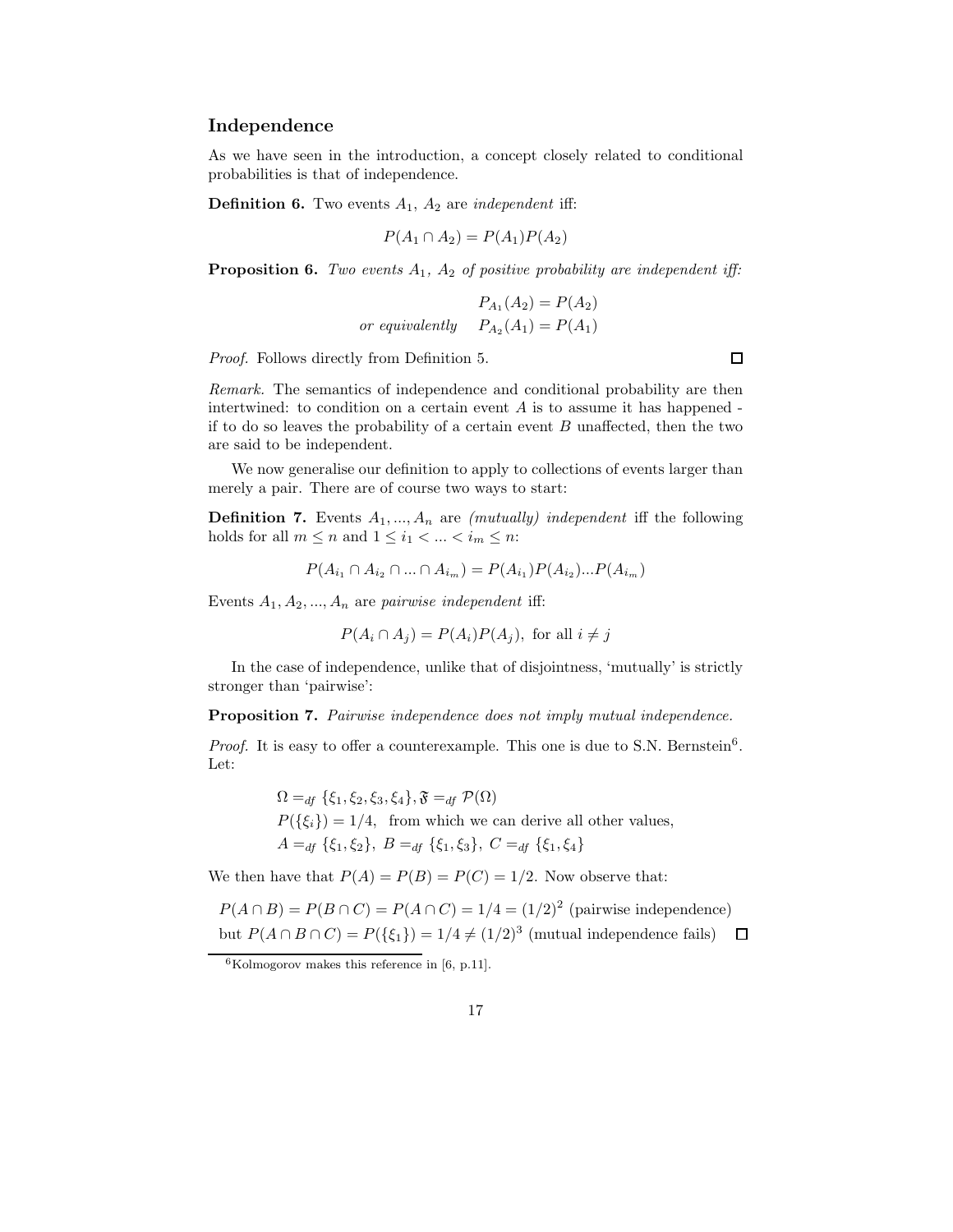### Independence

As we have seen in the introduction, a concept closely related to conditional probabilities is that of independence.

**Definition 6.** Two events $A_1$, $A_2$ are *independent* iff:

$$P(A_1 \cap A_2) = P(A_1)P(A_2)$$

**Proposition 6.** *Two events $A_1$, $A_2$ of positive probability are independent iff:*

$$P_{A_1}(A_2) = P(A_2)$$
$$\textit{or equivalently} \quad P_{A_2}(A_1) = P(A_1)$$

*Proof.* Follows directly from Definition 5. □

*Remark.* The semantics of independence and conditional probability are then intertwined: to condition on a certain event $A$ is to assume it has happened - if to do so leaves the probability of a certain event $B$ unaffected, then the two are said to be independent.

We now generalise our definition to apply to collections of events larger than merely a pair. There are of course two ways to start:

**Definition 7.** Events $A_1, ..., A_n$ are *(mutually) independent* iff the following holds for all $m \leq n$ and $1 \leq i_1 < ... < i_m \leq n$:

$$P(A_{i_1} \cap A_{i_2} \cap ... \cap A_{i_m}) = P(A_{i_1})P(A_{i_2})...P(A_{i_m})$$

Events $A_1, A_2, ..., A_n$ are *pairwise independent* iff:

$$P(A_i \cap A_j) = P(A_i)P(A_j), \text{ for all } i \neq j$$

In the case of independence, unlike that of disjointness, 'mutually' is strictly stronger than 'pairwise':

**Proposition 7.** *Pairwise independence does not imply mutual independence.*

*Proof.* It is easy to offer a counterexample. This one is due to S.N. Bernstein[6]. Let:

$$\Omega =_{df} \{\xi_1, \xi_2, \xi_3, \xi_4\}, \mathfrak{F} =_{df} \mathcal{P}(\Omega)$$
$$P(\{\xi_i\}) = 1/4, \text{ from which we can derive all other values,}$$
$$A =_{df} \{\xi_1, \xi_2\}, \ B =_{df} \{\xi_1, \xi_3\}, \ C =_{df} \{\xi_1, \xi_4\}$$

We then have that $P(A) = P(B) = P(C) = 1/2$. Now observe that:

$P(A \cap B) = P(B \cap C) = P(A \cap C) = 1/4 = (1/2)^2$ (pairwise independence)
but $P(A \cap B \cap C) = P(\{\xi_1\}) = 1/4 \neq (1/2)^3$ (mutual independence fails) □

[6] Kolmogorov makes this reference in [6, p.11].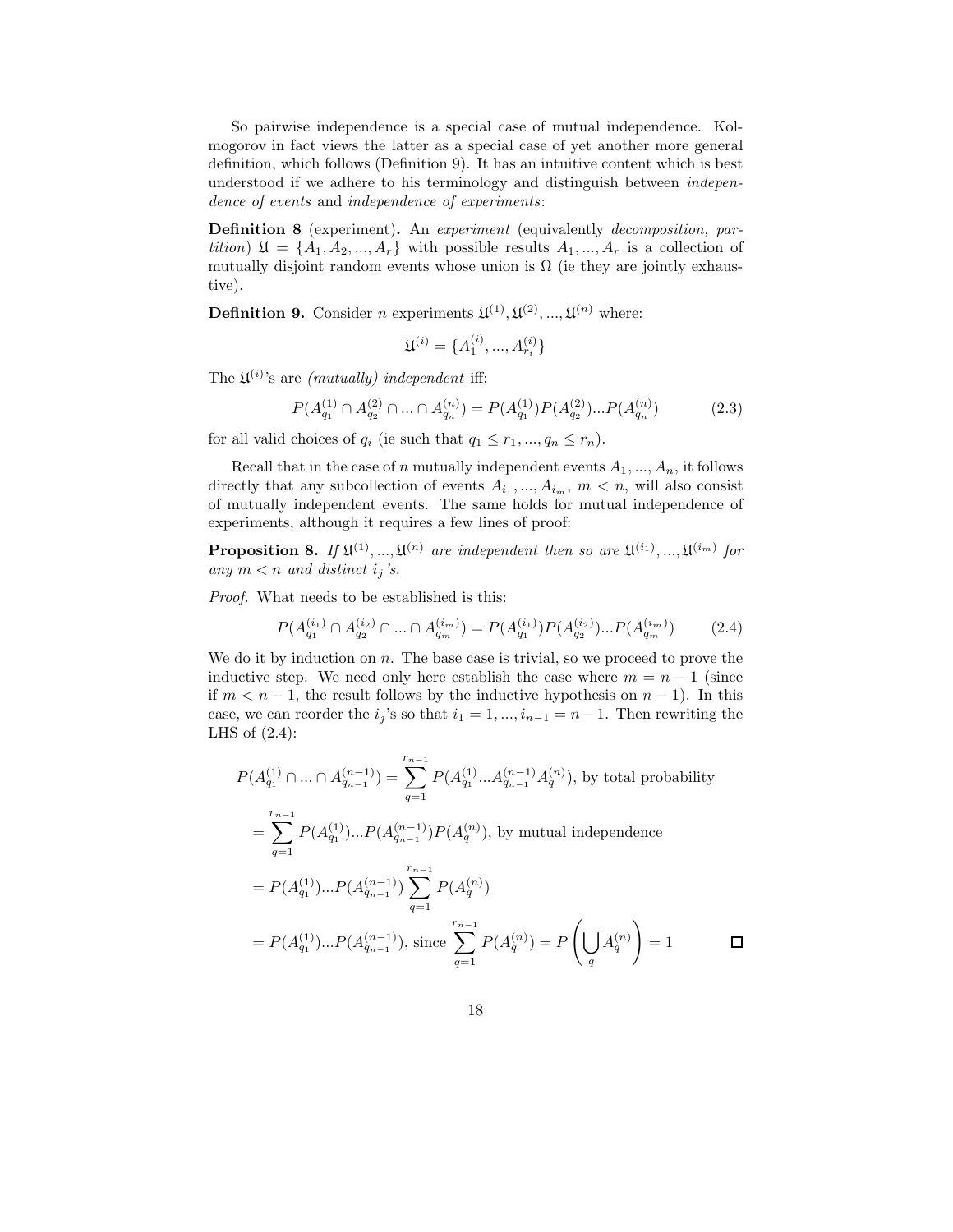So pairwise independence is a special case of mutual independence. Kolmogorov in fact views the latter as a special case of yet another more general definition, which follows (Definition 9). It has an intuitive content which is best understood if we adhere to his terminology and distinguish between *independence of events* and *independence of experiments*:

**Definition 8** (experiment)**.** An *experiment* (equivalently *decomposition, partition*) $\mathfrak{U} = \{A_1, A_2, ..., A_r\}$ with possible results $A_1, ..., A_r$ is a collection of mutually disjoint random events whose union is $\Omega$ (ie they are jointly exhaustive).

**Definition 9.** Consider $n$ experiments $\mathfrak{U}^{(1)}, \mathfrak{U}^{(2)}, ..., \mathfrak{U}^{(n)}$ where:

$$\mathfrak{U}^{(i)} = \{A_1^{(i)}, ..., A_{r_i}^{(i)}\}$$

The $\mathfrak{U}^{(i)}$'s are *(mutually) independent* iff:

$$P(A_{q_1}^{(1)} \cap A_{q_2}^{(2)} \cap ... \cap A_{q_n}^{(n)}) = P(A_{q_1}^{(1)})P(A_{q_2}^{(2)})...P(A_{q_n}^{(n)}) \tag{2.3}$$

for all valid choices of $q_i$ (ie such that $q_1 \leq r_1, ..., q_n \leq r_n$).

Recall that in the case of $n$ mutually independent events $A_1, ..., A_n$, it follows directly that any subcollection of events $A_{i_1}, ..., A_{i_m}$, $m < n$, will also consist of mutually independent events. The same holds for mutual independence of experiments, although it requires a few lines of proof:

**Proposition 8.** *If $\mathfrak{U}^{(1)}, ..., \mathfrak{U}^{(n)}$ are independent then so are $\mathfrak{U}^{(i_1)}, ..., \mathfrak{U}^{(i_m)}$ for any $m < n$ and distinct $i_j$'s.*

*Proof.* What needs to be established is this:

$$P(A_{q_1}^{(i_1)} \cap A_{q_2}^{(i_2)} \cap ... \cap A_{q_m}^{(i_m)}) = P(A_{q_1}^{(i_1)})P(A_{q_2}^{(i_2)})...P(A_{q_m}^{(i_m)}) \tag{2.4}$$

We do it by induction on $n$. The base case is trivial, so we proceed to prove the inductive step. We need only here establish the case where $m = n - 1$ (since if $m < n - 1$, the result follows by the inductive hypothesis on $n - 1$). In this case, we can reorder the $i_j$'s so that $i_1 = 1, ..., i_{n-1} = n - 1$. Then rewriting the LHS of (2.4):

$$\begin{aligned}
P(A_{q_1}^{(1)} \cap ... \cap A_{q_{n-1}}^{(n-1)}) &= \sum_{q=1}^{r_{n-1}} P(A_{q_1}^{(1)}...A_{q_{n-1}}^{(n-1)}A_q^{(n)}), \text{ by total probability} \\
&= \sum_{q=1}^{r_{n-1}} P(A_{q_1}^{(1)})...P(A_{q_{n-1}}^{(n-1)})P(A_q^{(n)}), \text{ by mutual independence} \\
&= P(A_{q_1}^{(1)})...P(A_{q_{n-1}}^{(n-1)}) \sum_{q=1}^{r_{n-1}} P(A_q^{(n)}) \\
&= P(A_{q_1}^{(1)})...P(A_{q_{n-1}}^{(n-1)}), \text{ since } \sum_{q=1}^{r_{n-1}} P(A_q^{(n)}) = P\left(\bigcup_q A_q^{(n)}\right) = 1
\end{aligned}$$

$\square$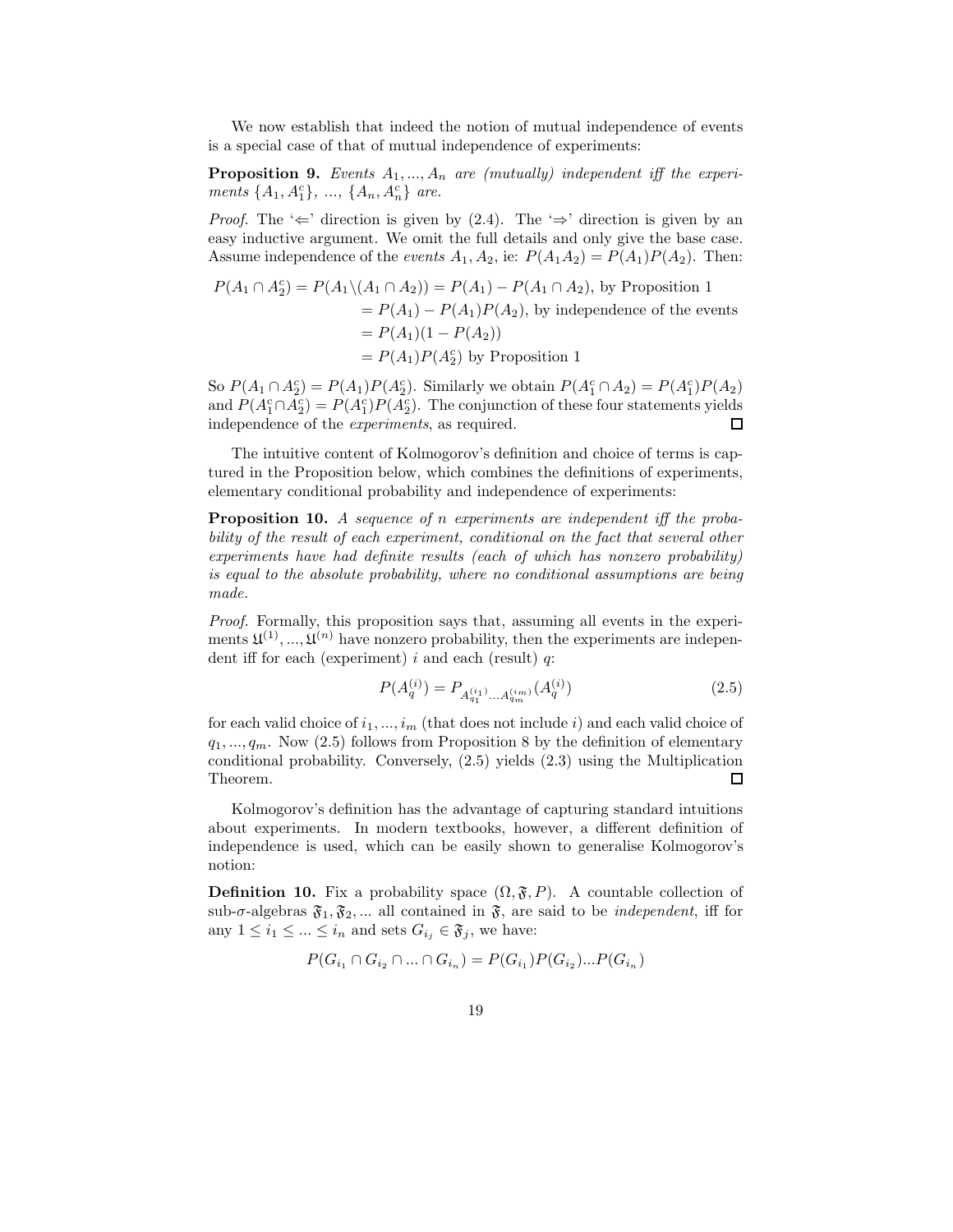We now establish that indeed the notion of mutual independence of events is a special case of that of mutual independence of experiments:

**Proposition 9.** *Events $A_1, ..., A_n$ are (mutually) independent iff the experiments $\{A_1, A_1^c\}$, ..., $\{A_n, A_n^c\}$ are.*

*Proof.* The '$\Leftarrow$' direction is given by (2.4). The '$\Rightarrow$' direction is given by an easy inductive argument. We omit the full details and only give the base case. Assume independence of the *events* $A_1, A_2$, ie: $P(A_1A_2) = P(A_1)P(A_2)$. Then:

$$\begin{aligned}
P(A_1 \cap A_2^c) = P(A_1 \backslash (A_1 \cap A_2)) &= P(A_1) - P(A_1 \cap A_2), \text{ by Proposition 1} \\
&= P(A_1) - P(A_1)P(A_2), \text{ by independence of the events} \\
&= P(A_1)(1 - P(A_2)) \\
&= P(A_1)P(A_2^c) \text{ by Proposition 1}
\end{aligned}$$

So $P(A_1 \cap A_2^c) = P(A_1)P(A_2^c)$. Similarly we obtain $P(A_1^c \cap A_2) = P(A_1^c)P(A_2)$ and $P(A_1^c \cap A_2^c) = P(A_1^c)P(A_2^c)$. The conjunction of these four statements yields independence of the *experiments*, as required. ☐

The intuitive content of Kolmogorov's definition and choice of terms is captured in the Proposition below, which combines the definitions of experiments, elementary conditional probability and independence of experiments:

**Proposition 10.** *A sequence of n experiments are independent iff the probability of the result of each experiment, conditional on the fact that several other experiments have had definite results (each of which has nonzero probability) is equal to the absolute probability, where no conditional assumptions are being made.*

*Proof.* Formally, this proposition says that, assuming all events in the experiments $\mathfrak{A}^{(1)}, ..., \mathfrak{A}^{(n)}$ have nonzero probability, then the experiments are independent iff for each (experiment) $i$ and each (result) $q$:

$$P(A_q^{(i)}) = P_{A_{q_1}^{(i_1)} \ldots A_{q_m}^{(i_m)}}(A_q^{(i)}) \tag{2.5}$$

for each valid choice of $i_1, ..., i_m$ (that does not include $i$) and each valid choice of $q_1, ..., q_m$. Now (2.5) follows from Proposition 8 by the definition of elementary conditional probability. Conversely, (2.5) yields (2.3) using the Multiplication Theorem. ☐

Kolmogorov's definition has the advantage of capturing standard intuitions about experiments. In modern textbooks, however, a different definition of independence is used, which can be easily shown to generalise Kolmogorov's notion:

**Definition 10.** Fix a probability space $(\Omega, \mathfrak{F}, P)$. A countable collection of sub-$\sigma$-algebras $\mathfrak{F}_1, \mathfrak{F}_2, ...$ all contained in $\mathfrak{F}$, are said to be *independent*, iff for any $1 \leq i_1 \leq ... \leq i_n$ and sets $G_{i_j} \in \mathfrak{F}_j$, we have:

$$P(G_{i_1} \cap G_{i_2} \cap ... \cap G_{i_n}) = P(G_{i_1})P(G_{i_2})...P(G_{i_n})$$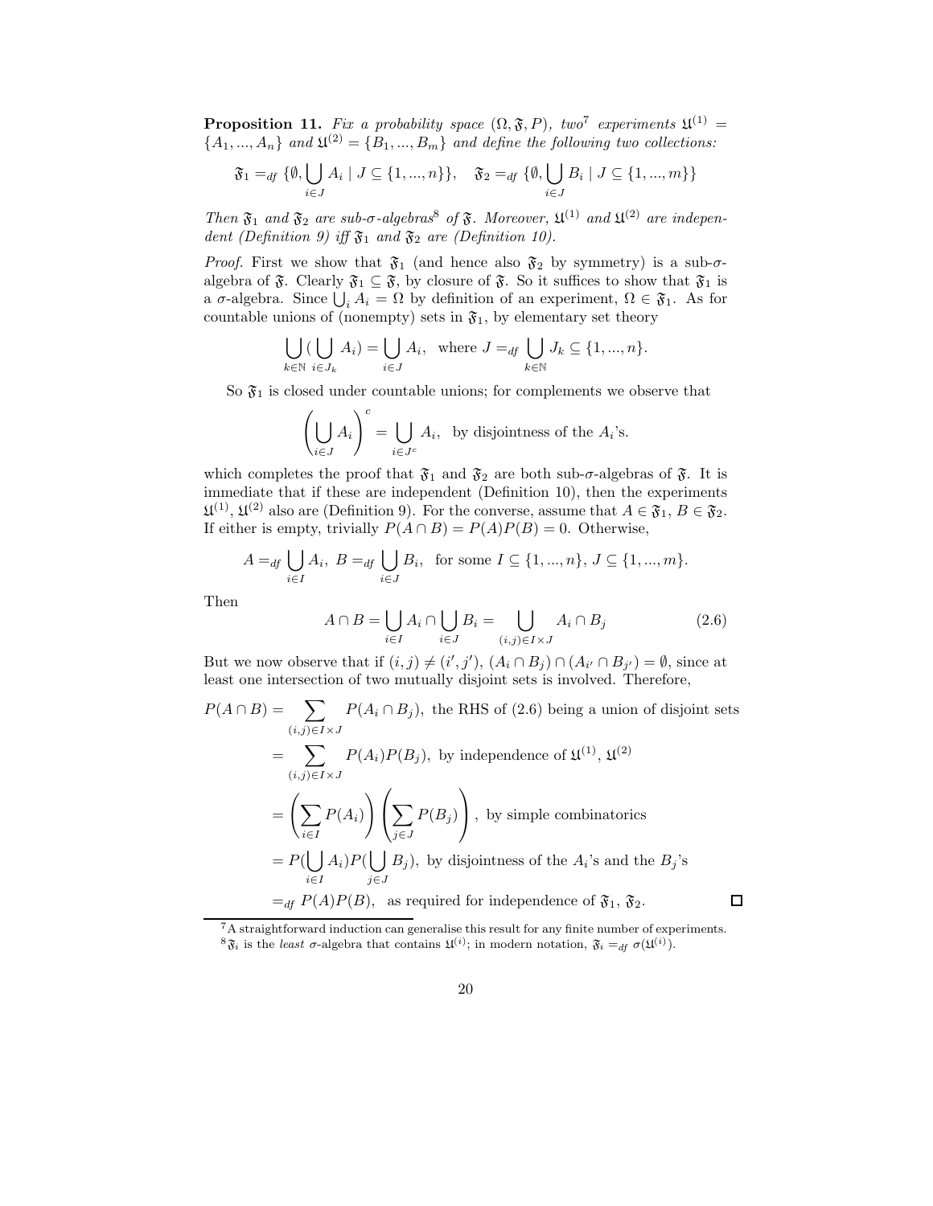**Proposition 11.** *Fix a probability space $(\Omega, \mathfrak{F}, P)$, two*[7] *experiments $\mathfrak{U}^{(1)} = \{A_1, ..., A_n\}$ and $\mathfrak{U}^{(2)} = \{B_1, ..., B_m\}$ and define the following two collections:*

$$\mathfrak{F}_1 =_{df} \{\emptyset, \bigcup_{i \in J} A_i \mid J \subseteq \{1, ..., n\}\}, \quad \mathfrak{F}_2 =_{df} \{\emptyset, \bigcup_{i \in J} B_i \mid J \subseteq \{1, ..., m\}\}$$

*Then $\mathfrak{F}_1$ and $\mathfrak{F}_2$ are sub-σ-algebras*[8] *of $\mathfrak{F}$. Moreover, $\mathfrak{U}^{(1)}$ and $\mathfrak{U}^{(2)}$ are independent (Definition 9) iff $\mathfrak{F}_1$ and $\mathfrak{F}_2$ are (Definition 10).*

*Proof.* First we show that $\mathfrak{F}_1$ (and hence also $\mathfrak{F}_2$ by symmetry) is a sub-$\sigma$-algebra of $\mathfrak{F}$. Clearly $\mathfrak{F}_1 \subseteq \mathfrak{F}$, by closure of $\mathfrak{F}$. So it suffices to show that $\mathfrak{F}_1$ is a $\sigma$-algebra. Since $\bigcup_i A_i = \Omega$ by definition of an experiment, $\Omega \in \mathfrak{F}_1$. As for countable unions of (nonempty) sets in $\mathfrak{F}_1$, by elementary set theory

$$\bigcup_{k \in \mathbb{N}} (\bigcup_{i \in J_k} A_i) = \bigcup_{i \in J} A_i, \text{ where } J =_{df} \bigcup_{k \in \mathbb{N}} J_k \subseteq \{1, ..., n\}.$$

So $\mathfrak{F}_1$ is closed under countable unions; for complements we observe that

$$\left( \bigcup_{i \in J} A_i \right)^c = \bigcup_{i \in J^c} A_i, \text{ by disjointness of the } A_i\text{'s.}$$

which completes the proof that $\mathfrak{F}_1$ and $\mathfrak{F}_2$ are both sub-$\sigma$-algebras of $\mathfrak{F}$. It is immediate that if these are independent (Definition 10), then the experiments $\mathfrak{U}^{(1)}, \mathfrak{U}^{(2)}$ also are (Definition 9). For the converse, assume that $A \in \mathfrak{F}_1, B \in \mathfrak{F}_2$. If either is empty, trivially $P(A \cap B) = P(A)P(B) = 0$. Otherwise,

$$A =_{df} \bigcup_{i \in I} A_i, \ B =_{df} \bigcup_{i \in J} B_i, \text{ for some } I \subseteq \{1, ..., n\}, \ J \subseteq \{1, ..., m\}.$$

Then

$$A \cap B = \bigcup_{i \in I} A_i \cap \bigcup_{i \in J} B_i = \bigcup_{(i,j) \in I \times J} A_i \cap B_j \tag{2.6}$$

But we now observe that if $(i, j) \neq (i', j')$, $(A_i \cap B_j) \cap (A_{i'} \cap B_{j'}) = \emptyset$, since at least one intersection of two mutually disjoint sets is involved. Therefore,

$$\begin{aligned}
P(A \cap B) &= \sum_{(i,j) \in I \times J} P(A_i \cap B_j), \text{ the RHS of (2.6) being a union of disjoint sets} \\
&= \sum_{(i,j) \in I \times J} P(A_i)P(B_j), \text{ by independence of } \mathfrak{U}^{(1)}, \mathfrak{U}^{(2)} \\
&= \left( \sum_{i \in I} P(A_i) \right) \left( \sum_{j \in J} P(B_j) \right), \text{ by simple combinatorics} \\
&= P(\bigcup_{i \in I} A_i) P(\bigcup_{j \in J} B_j), \text{ by disjointness of the } A_i\text{'s and the } B_j\text{'s} \\
&=_{df} P(A)P(B), \text{ as required for independence of } \mathfrak{F}_1, \mathfrak{F}_2.
\end{aligned}$$

□

[7] A straightforward induction can generalise this result for any finite number of experiments.

[8] $\mathfrak{F}_i$ is the *least* $\sigma$-algebra that contains $\mathfrak{U}^{(i)}$; in modern notation, $\mathfrak{F}_i =_{df} \sigma(\mathfrak{U}^{(i)})$.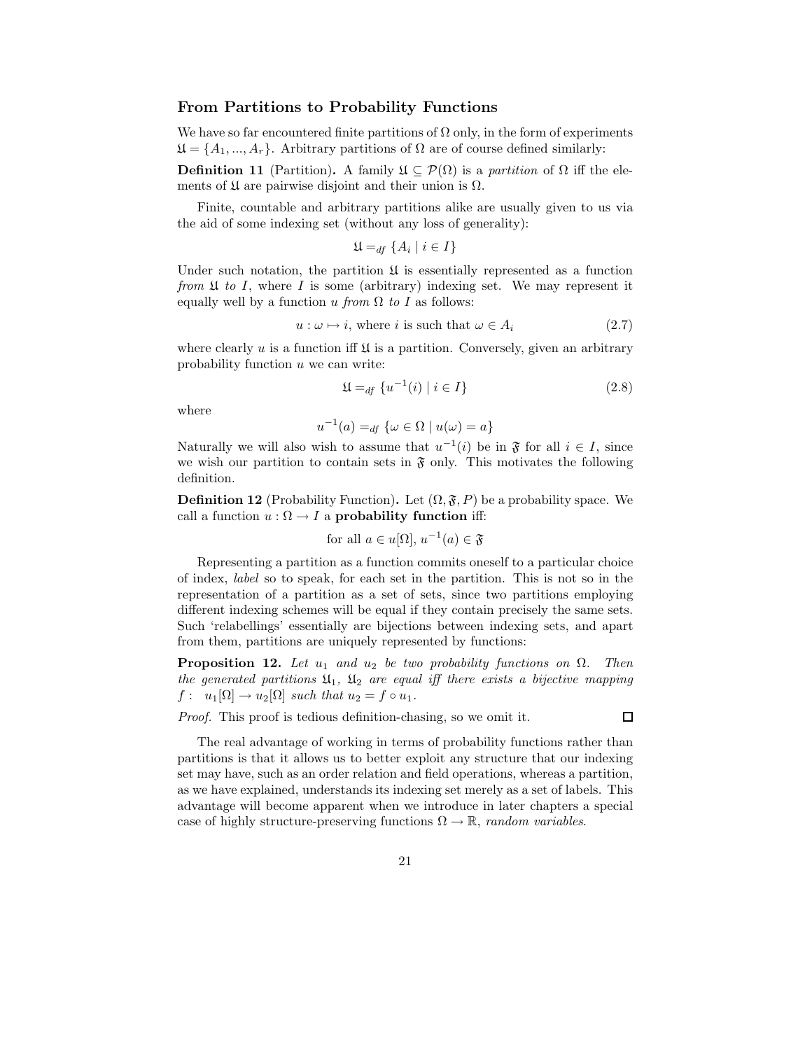## From Partitions to Probability Functions

We have so far encountered finite partitions of $\Omega$ only, in the form of experiments $\mathfrak{U} = \{A_1, ..., A_r\}$. Arbitrary partitions of $\Omega$ are of course defined similarly:

**Definition 11** (Partition)**.** A family $\mathfrak{U} \subseteq \mathcal{P}(\Omega)$ is a *partition* of $\Omega$ iff the elements of $\mathfrak{U}$ are pairwise disjoint and their union is $\Omega$.

Finite, countable and arbitrary partitions alike are usually given to us via the aid of some indexing set (without any loss of generality):

$$\mathfrak{U} =_{df} \{A_i \mid i \in I\}$$

Under such notation, the partition $\mathfrak{U}$ is essentially represented as a function *from* $\mathfrak{U}$ *to* $I$, where $I$ is some (arbitrary) indexing set. We may represent it equally well by a function $u$ *from* $\Omega$ *to* $I$ as follows:

$$u : \omega \mapsto i, \text{ where } i \text{ is such that } \omega \in A_i \tag{2.7}$$

where clearly $u$ is a function iff $\mathfrak{U}$ is a partition. Conversely, given an arbitrary probability function $u$ we can write:

$$\mathfrak{U} =_{df} \{u^{-1}(i) \mid i \in I\} \tag{2.8}$$

where

$$u^{-1}(a) =_{df} \{\omega \in \Omega \mid u(\omega) = a\}$$

Naturally we will also wish to assume that $u^{-1}(i)$ be in $\mathfrak{F}$ for all $i \in I$, since we wish our partition to contain sets in $\mathfrak{F}$ only. This motivates the following definition.

**Definition 12** (Probability Function)**.** Let $(\Omega, \mathfrak{F}, P)$ be a probability space. We call a function $u : \Omega \to I$ a **probability function** iff:

$$\text{for all } a \in u[\Omega],\ u^{-1}(a) \in \mathfrak{F}$$

Representing a partition as a function commits oneself to a particular choice of index, *label* so to speak, for each set in the partition. This is not so in the representation of a partition as a set of sets, since two partitions employing different indexing schemes will be equal if they contain precisely the same sets. Such 'relabellings' essentially are bijections between indexing sets, and apart from them, partitions are uniquely represented by functions:

**Proposition 12.** *Let $u_1$ and $u_2$ be two probability functions on $\Omega$. Then the generated partitions $\mathfrak{U}_1$, $\mathfrak{U}_2$ are equal iff there exists a bijective mapping $f : \ u_1[\Omega] \to u_2[\Omega]$ such that $u_2 = f \circ u_1$.*

*Proof.* This proof is tedious definition-chasing, so we omit it. □

The real advantage of working in terms of probability functions rather than partitions is that it allows us to better exploit any structure that our indexing set may have, such as an order relation and field operations, whereas a partition, as we have explained, understands its indexing set merely as a set of labels. This advantage will become apparent when we introduce in later chapters a special case of highly structure-preserving functions $\Omega \to \mathbb{R}$, *random variables*.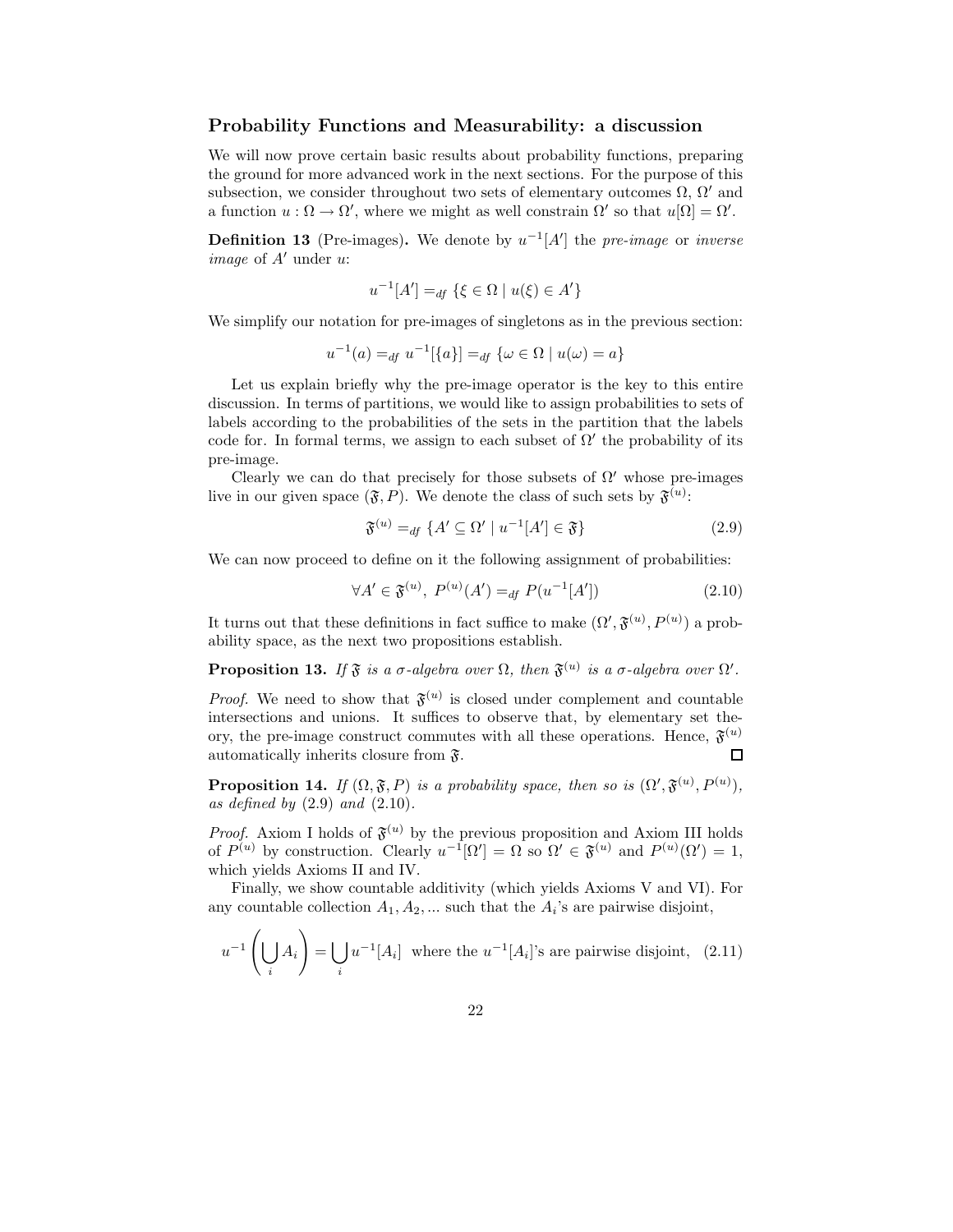### Probability Functions and Measurability: a discussion

We will now prove certain basic results about probability functions, preparing the ground for more advanced work in the next sections. For the purpose of this subsection, we consider throughout two sets of elementary outcomes $\Omega$, $\Omega'$ and a function $u : \Omega \to \Omega'$, where we might as well constrain $\Omega'$ so that $u[\Omega] = \Omega'$.

**Definition 13** (Pre-images)**.** We denote by $u^{-1}[A']$ the *pre-image* or *inverse image* of $A'$ under $u$:

$$u^{-1}[A'] =_{df} \{\xi \in \Omega \mid u(\xi) \in A'\}$$

We simplify our notation for pre-images of singletons as in the previous section:

$$u^{-1}(a) =_{df} u^{-1}[\{a\}] =_{df} \{\omega \in \Omega \mid u(\omega) = a\}$$

Let us explain briefly why the pre-image operator is the key to this entire discussion. In terms of partitions, we would like to assign probabilities to sets of labels according to the probabilities of the sets in the partition that the labels code for. In formal terms, we assign to each subset of $\Omega'$ the probability of its pre-image.

Clearly we can do that precisely for those subsets of $\Omega'$ whose pre-images live in our given space $(\mathfrak{F}, P)$. We denote the class of such sets by $\mathfrak{F}^{(u)}$:

$$\mathfrak{F}^{(u)} =_{df} \{A' \subseteq \Omega' \mid u^{-1}[A'] \in \mathfrak{F}\} \tag{2.9}$$

We can now proceed to define on it the following assignment of probabilities:

$$\forall A' \in \mathfrak{F}^{(u)},\ P^{(u)}(A') =_{df} P(u^{-1}[A']) \tag{2.10}$$

It turns out that these definitions in fact suffice to make $(\Omega', \mathfrak{F}^{(u)}, P^{(u)})$ a probability space, as the next two propositions establish.

**Proposition 13.** *If $\mathfrak{F}$ is a $\sigma$-algebra over $\Omega$, then $\mathfrak{F}^{(u)}$ is a $\sigma$-algebra over $\Omega'$.*

*Proof.* We need to show that $\mathfrak{F}^{(u)}$ is closed under complement and countable intersections and unions. It suffices to observe that, by elementary set theory, the pre-image construct commutes with all these operations. Hence, $\mathfrak{F}^{(u)}$ automatically inherits closure from $\mathfrak{F}$. □

**Proposition 14.** *If $(\Omega, \mathfrak{F}, P)$ is a probability space, then so is $(\Omega', \mathfrak{F}^{(u)}, P^{(u)})$, as defined by (2.9) and (2.10).*

*Proof.* Axiom I holds of $\mathfrak{F}^{(u)}$ by the previous proposition and Axiom III holds of $P^{(u)}$ by construction. Clearly $u^{-1}[\Omega'] = \Omega$ so $\Omega' \in \mathfrak{F}^{(u)}$ and $P^{(u)}(\Omega') = 1$, which yields Axioms II and IV.

Finally, we show countable additivity (which yields Axioms V and VI). For any countable collection $A_1, A_2, ...$ such that the $A_i$'s are pairwise disjoint,

$$u^{-1}\left(\bigcup_i A_i\right) = \bigcup_i u^{-1}[A_i] \ \text{ where the } u^{-1}[A_i]\text{'s are pairwise disjoint,} \tag{2.11}$$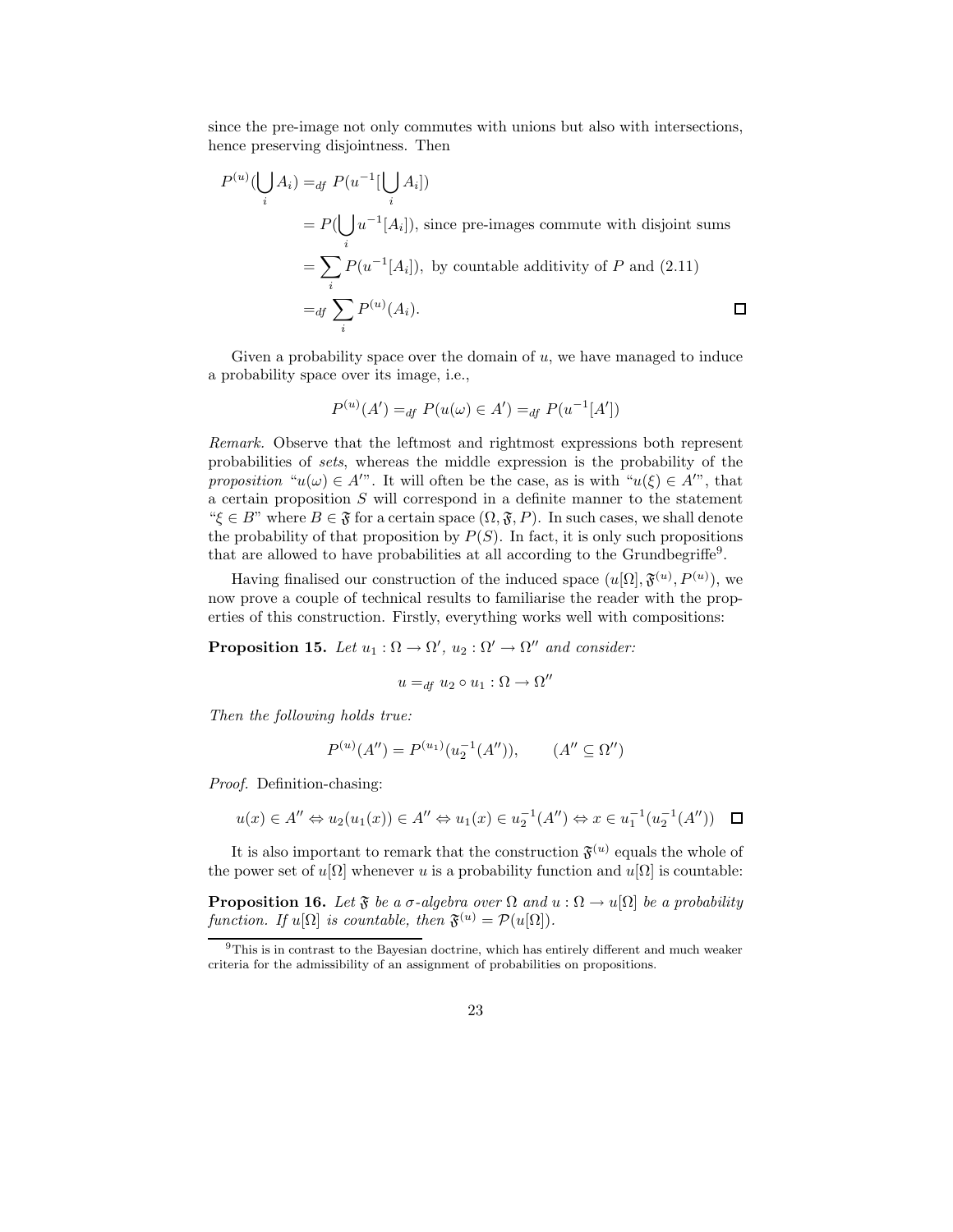since the pre-image not only commutes with unions but also with intersections, hence preserving disjointness. Then

$$
\begin{aligned}
P^{(u)}(\bigcup_i A_i) &=_{df} P(u^{-1}[\bigcup_i A_i]) \\
&= P(\bigcup_i u^{-1}[A_i]), \text{ since pre-images commute with disjoint sums} \\
&= \sum_i P(u^{-1}[A_i]), \text{ by countable additivity of } P \text{ and (2.11)} \\
&=_{df} \sum_i P^{(u)}(A_i).
\end{aligned}
$$

□

Given a probability space over the domain of $u$, we have managed to induce a probability space over its image, i.e.,

$$P^{(u)}(A') =_{df} P(u(\omega) \in A') =_{df} P(u^{-1}[A'])$$

*Remark.* Observe that the leftmost and rightmost expressions both represent probabilities of *sets*, whereas the middle expression is the probability of the *proposition* "$u(\omega) \in A'$". It will often be the case, as is with "$u(\xi) \in A'$", that a certain proposition $S$ will correspond in a definite manner to the statement "$\xi \in B$" where $B \in \mathfrak{F}$ for a certain space $(\Omega, \mathfrak{F}, P)$. In such cases, we shall denote the probability of that proposition by $P(S)$. In fact, it is only such propositions that are allowed to have probabilities at all according to the Grundbegriffe[9].

Having finalised our construction of the induced space $(u[\Omega], \mathfrak{F}^{(u)}, P^{(u)})$, we now prove a couple of technical results to familiarise the reader with the properties of this construction. Firstly, everything works well with compositions:

**Proposition 15.** *Let $u_1 : \Omega \to \Omega'$, $u_2 : \Omega' \to \Omega''$ and consider:*

$$u =_{df} u_2 \circ u_1 : \Omega \to \Omega''$$

*Then the following holds true:*

$$P^{(u)}(A'') = P^{(u_1)}(u_2^{-1}(A'')), \qquad (A'' \subseteq \Omega'')$$

*Proof.* Definition-chasing:

$$u(x) \in A'' \Leftrightarrow u_2(u_1(x)) \in A'' \Leftrightarrow u_1(x) \in u_2^{-1}(A'') \Leftrightarrow x \in u_1^{-1}(u_2^{-1}(A''))$$

□

It is also important to remark that the construction $\mathfrak{F}^{(u)}$ equals the whole of the power set of $u[\Omega]$ whenever $u$ is a probability function and $u[\Omega]$ is countable:

**Proposition 16.** *Let $\mathfrak{F}$ be a $\sigma$-algebra over $\Omega$ and $u : \Omega \to u[\Omega]$ be a probability function. If $u[\Omega]$ is countable, then $\mathfrak{F}^{(u)} = \mathcal{P}(u[\Omega])$.*

---

[9] This is in contrast to the Bayesian doctrine, which has entirely different and much weaker criteria for the admissibility of an assignment of probabilities on propositions.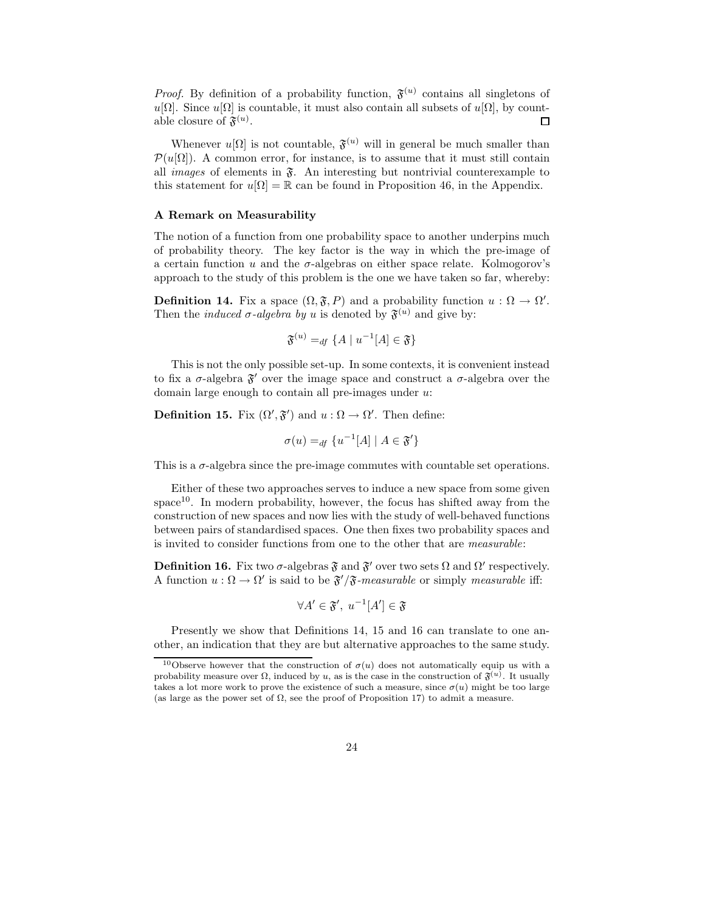*Proof.* By definition of a probability function, $\mathfrak{F}^{(u)}$ contains all singletons of $u[\Omega]$. Since $u[\Omega]$ is countable, it must also contain all subsets of $u[\Omega]$, by countable closure of $\mathfrak{F}^{(u)}$. $\square$

Whenever $u[\Omega]$ is not countable, $\mathfrak{F}^{(u)}$ will in general be much smaller than $\mathcal{P}(u[\Omega])$. A common error, for instance, is to assume that it must still contain all *images* of elements in $\mathfrak{F}$. An interesting but nontrivial counterexample to this statement for $u[\Omega] = \mathbb{R}$ can be found in Proposition 46, in the Appendix.

### A Remark on Measurability

The notion of a function from one probability space to another underpins much of probability theory. The key factor is the way in which the pre-image of a certain function $u$ and the $\sigma$-algebras on either space relate. Kolmogorov's approach to the study of this problem is the one we have taken so far, whereby:

**Definition 14.** Fix a space $(\Omega, \mathfrak{F}, P)$ and a probability function $u : \Omega \to \Omega'$. Then the *induced $\sigma$-algebra by $u$* is denoted by $\mathfrak{F}^{(u)}$ and give by:

$$\mathfrak{F}^{(u)} =_{df} \{A \mid u^{-1}[A] \in \mathfrak{F}\}$$

This is not the only possible set-up. In some contexts, it is convenient instead to fix a $\sigma$-algebra $\mathfrak{F}'$ over the image space and construct a $\sigma$-algebra over the domain large enough to contain all pre-images under $u$:

**Definition 15.** Fix $(\Omega', \mathfrak{F}')$ and $u : \Omega \to \Omega'$. Then define:

$$\sigma(u) =_{df} \{u^{-1}[A] \mid A \in \mathfrak{F}'\}$$

This is a $\sigma$-algebra since the pre-image commutes with countable set operations.

Either of these two approaches serves to induce a new space from some given space[10]. In modern probability, however, the focus has shifted away from the construction of new spaces and now lies with the study of well-behaved functions between pairs of standardised spaces. One then fixes two probability spaces and is invited to consider functions from one to the other that are *measurable*:

**Definition 16.** Fix two $\sigma$-algebras $\mathfrak{F}$ and $\mathfrak{F}'$ over two sets $\Omega$ and $\Omega'$ respectively. A function $u : \Omega \to \Omega'$ is said to be *$\mathfrak{F}'/\mathfrak{F}$-measurable* or simply *measurable* iff:

$$\forall A' \in \mathfrak{F}',\ u^{-1}[A'] \in \mathfrak{F}$$

Presently we show that Definitions 14, 15 and 16 can translate to one another, an indication that they are but alternative approaches to the same study.

[10] Observe however that the construction of $\sigma(u)$ does not automatically equip us with a probability measure over $\Omega$, induced by $u$, as is the case in the construction of $\mathfrak{F}^{(u)}$. It usually takes a lot more work to prove the existence of such a measure, since $\sigma(u)$ might be too large (as large as the power set of $\Omega$, see the proof of Proposition 17) to admit a measure.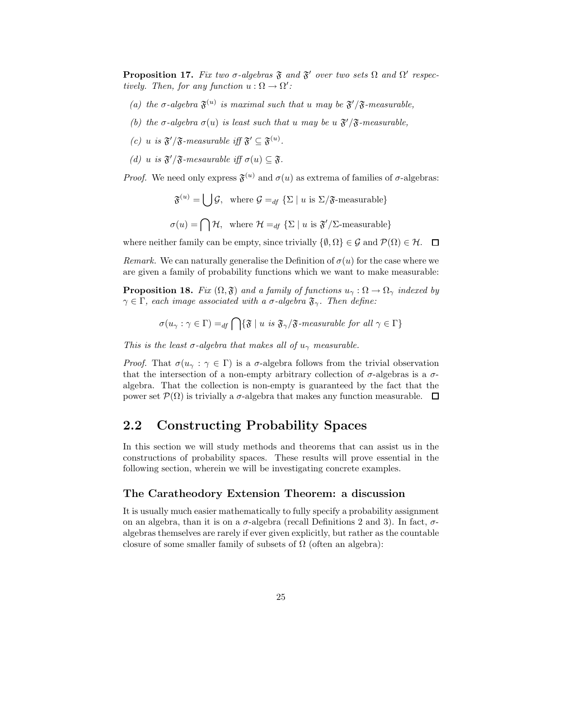**Proposition 17.** *Fix two $\sigma$-algebras $\mathfrak{F}$ and $\mathfrak{F}'$ over two sets $\Omega$ and $\Omega'$ respectively. Then, for any function $u : \Omega \to \Omega'$:*

*(a) the $\sigma$-algebra $\mathfrak{F}^{(u)}$ is maximal such that $u$ may be $\mathfrak{F}'/\mathfrak{F}$-measurable,*

*(b) the $\sigma$-algebra $\sigma(u)$ is least such that $u$ may be $u$ $\mathfrak{F}'/\mathfrak{F}$-measurable,*

*(c) $u$ is $\mathfrak{F}'/\mathfrak{F}$-measurable iff $\mathfrak{F}' \subseteq \mathfrak{F}^{(u)}$.*

*(d) $u$ is $\mathfrak{F}'/\mathfrak{F}$-mesaurable iff $\sigma(u) \subseteq \mathfrak{F}$.*

*Proof.* We need only express $\mathfrak{F}^{(u)}$ and $\sigma(u)$ as extrema of families of $\sigma$-algebras:

$$\mathfrak{F}^{(u)} = \bigcup \mathcal{G}, \quad \text{where } \mathcal{G} =_{df} \{\Sigma \mid u \text{ is } \Sigma/\mathfrak{F}\text{-measurable}\}$$

$$\sigma(u) = \bigcap \mathcal{H}, \quad \text{where } \mathcal{H} =_{df} \{\Sigma \mid u \text{ is } \mathfrak{F}'/\Sigma\text{-measurable}\}$$

where neither family can be empty, since trivially $\{\emptyset, \Omega\} \in \mathcal{G}$ and $\mathcal{P}(\Omega) \in \mathcal{H}$. $\square$

*Remark.* We can naturally generalise the Definition of $\sigma(u)$ for the case where we are given a family of probability functions which we want to make measurable:

**Proposition 18.** *Fix $(\Omega, \mathfrak{F})$ and a family of functions $u_\gamma : \Omega \to \Omega_\gamma$ indexed by $\gamma \in \Gamma$, each image associated with a $\sigma$-algebra $\mathfrak{F}_\gamma$. Then define:*

$$\sigma(u_\gamma : \gamma \in \Gamma) =_{df} \bigcap \{\mathfrak{F} \mid u \text{ is } \mathfrak{F}_\gamma/\mathfrak{F}\text{-measurable for all } \gamma \in \Gamma\}$$

*This is the least $\sigma$-algebra that makes all of $u_\gamma$ measurable.*

*Proof.* That $\sigma(u_\gamma : \gamma \in \Gamma)$ is a $\sigma$-algebra follows from the trivial observation that the intersection of a non-empty arbitrary collection of $\sigma$-algebras is a $\sigma$-algebra. That the collection is non-empty is guaranteed by the fact that the power set $\mathcal{P}(\Omega)$ is trivially a $\sigma$-algebra that makes any function measurable. $\square$

## 2.2 Constructing Probability Spaces

In this section we will study methods and theorems that can assist us in the constructions of probability spaces. These results will prove essential in the following section, wherein we will be investigating concrete examples.

### The Caratheodory Extension Theorem: a discussion

It is usually much easier mathematically to fully specify a probability assignment on an algebra, than it is on a $\sigma$-algebra (recall Definitions 2 and 3). In fact, $\sigma$-algebras themselves are rarely if ever given explicitly, but rather as the countable closure of some smaller family of subsets of $\Omega$ (often an algebra):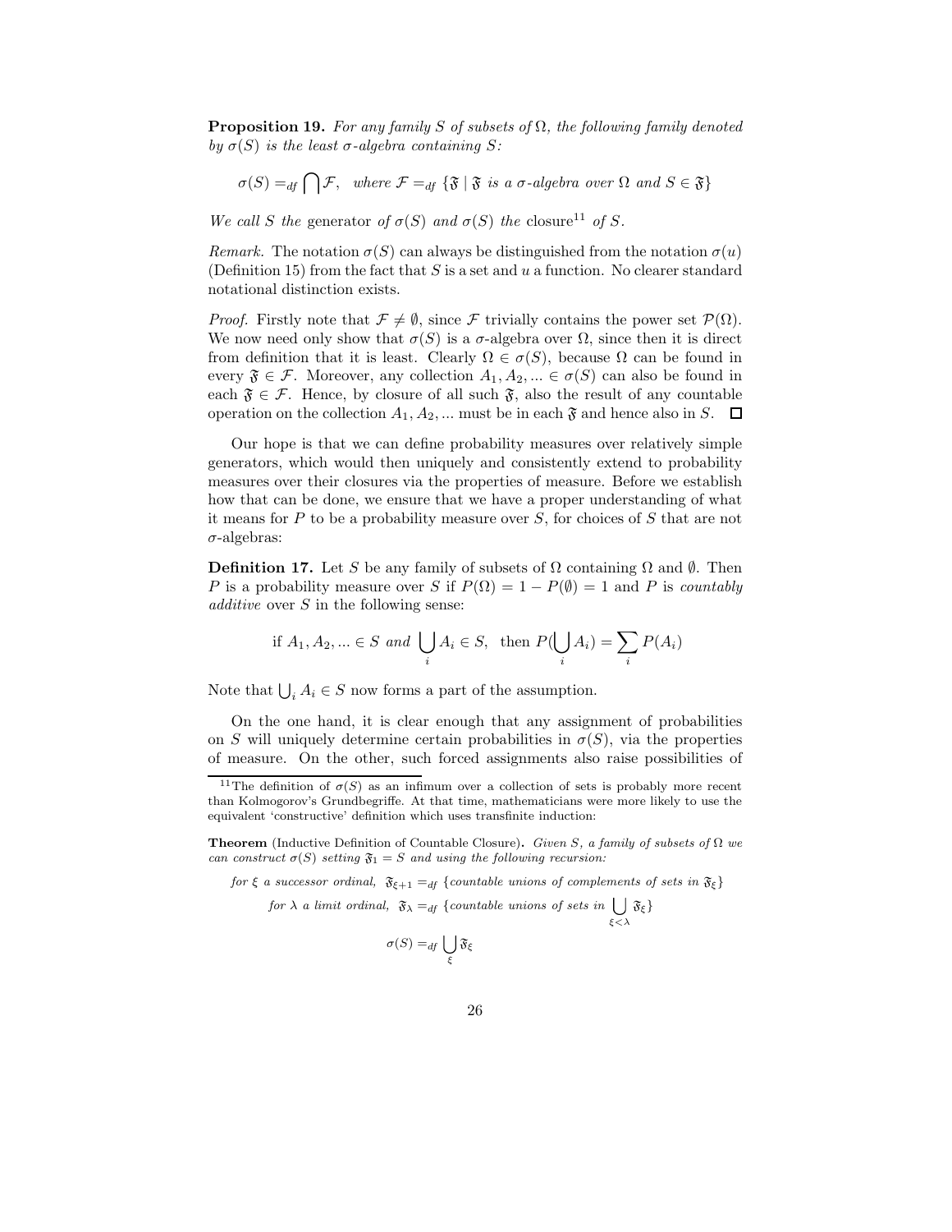**Proposition 19.** *For any family $S$ of subsets of $\Omega$, the following family denoted by $\sigma(S)$ is the least $\sigma$-algebra containing $S$:*

$$\sigma(S) =_{df} \bigcap \mathcal{F}, \quad \textit{where } \mathcal{F} =_{df} \{\mathfrak{F} \mid \mathfrak{F} \textit{ is a } \sigma\textit{-algebra over } \Omega \textit{ and } S \in \mathfrak{F}\}$$

*We call $S$ the* generator *of $\sigma(S)$ and $\sigma(S)$ the* closure[11] *of $S$.*

*Remark.* The notation $\sigma(S)$ can always be distinguished from the notation $\sigma(u)$ (Definition 15) from the fact that $S$ is a set and $u$ a function. No clearer standard notational distinction exists.

*Proof.* Firstly note that $\mathcal{F} \neq \emptyset$, since $\mathcal{F}$ trivially contains the power set $\mathcal{P}(\Omega)$. We now need only show that $\sigma(S)$ is a $\sigma$-algebra over $\Omega$, since then it is direct from definition that it is least. Clearly $\Omega \in \sigma(S)$, because $\Omega$ can be found in every $\mathfrak{F} \in \mathcal{F}$. Moreover, any collection $A_1, A_2, ... \in \sigma(S)$ can also be found in each $\mathfrak{F} \in \mathcal{F}$. Hence, by closure of all such $\mathfrak{F}$, also the result of any countable operation on the collection $A_1, A_2, ...$ must be in each $\mathfrak{F}$ and hence also in $S$. □

Our hope is that we can define probability measures over relatively simple generators, which would then uniquely and consistently extend to probability measures over their closures via the properties of measure. Before we establish how that can be done, we ensure that we have a proper understanding of what it means for $P$ to be a probability measure over $S$, for choices of $S$ that are not $\sigma$-algebras:

**Definition 17.** Let $S$ be any family of subsets of $\Omega$ containing $\Omega$ and $\emptyset$. Then $P$ is a probability measure over $S$ if $P(\Omega) = 1 - P(\emptyset) = 1$ and $P$ is *countably additive* over $S$ in the following sense:

$$\text{if } A_1, A_2, ... \in S \textit{ and } \bigcup_i A_i \in S, \text{ then } P(\bigcup_i A_i) = \sum_i P(A_i)$$

Note that $\bigcup_i A_i \in S$ now forms a part of the assumption.

On the one hand, it is clear enough that any assignment of probabilities on $S$ will uniquely determine certain probabilities in $\sigma(S)$, via the properties of measure. On the other, such forced assignments also raise possibilities of

[11] The definition of $\sigma(S)$ as an infimum over a collection of sets is probably more recent than Kolmogorov's Grundbegriffe. At that time, mathematicians were more likely to use the equivalent 'constructive' definition which uses transfinite induction:

**Theorem** (Inductive Definition of Countable Closure)**.** *Given $S$, a family of subsets of $\Omega$ we can construct $\sigma(S)$ setting $\mathfrak{F}_1 = S$ and using the following recursion:*

$$\textit{for } \xi \textit{ a successor ordinal, } \mathfrak{F}_{\xi+1} =_{df} \{\textit{countable unions of complements of sets in } \mathfrak{F}_\xi\}$$

$$\textit{for } \lambda \textit{ a limit ordinal, } \mathfrak{F}_\lambda =_{df} \{\textit{countable unions of sets in } \bigcup_{\xi<\lambda} \mathfrak{F}_\xi\}$$

$$\sigma(S) =_{df} \bigcup_\xi \mathfrak{F}_\xi$$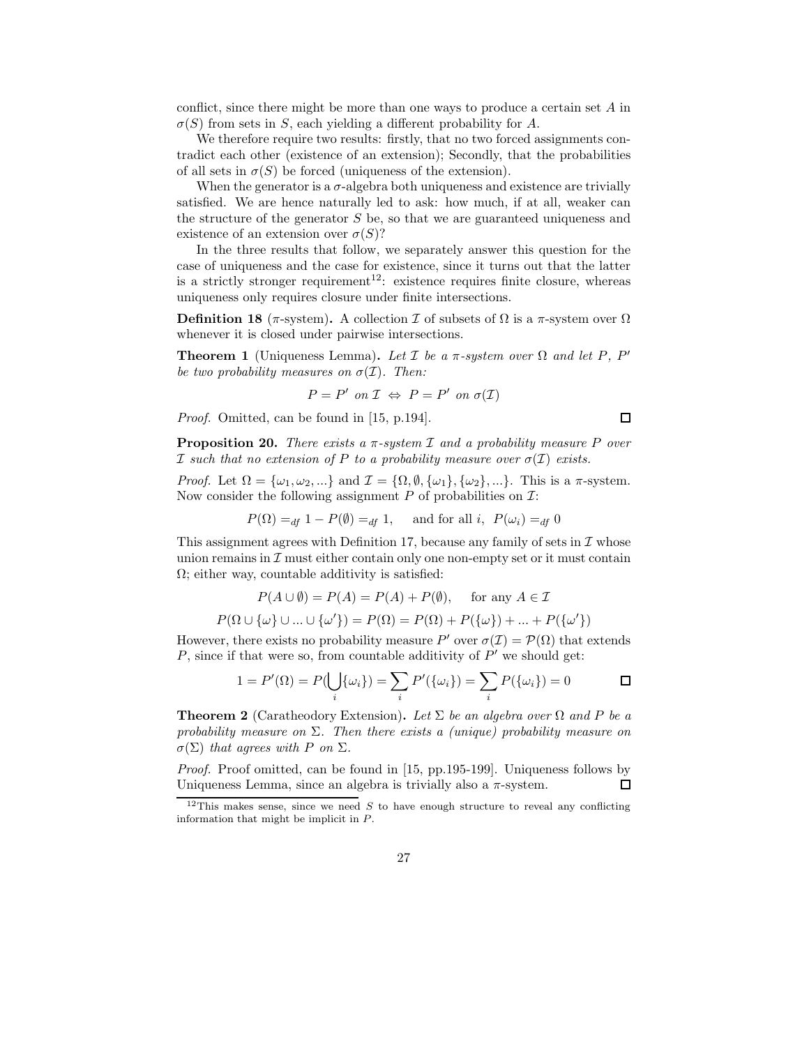conflict, since there might be more than one ways to produce a certain set $A$ in $\sigma(S)$ from sets in $S$, each yielding a different probability for $A$.

We therefore require two results: firstly, that no two forced assignments contradict each other (existence of an extension); Secondly, that the probabilities of all sets in $\sigma(S)$ be forced (uniqueness of the extension).

When the generator is a $\sigma$-algebra both uniqueness and existence are trivially satisfied. We are hence naturally led to ask: how much, if at all, weaker can the structure of the generator $S$ be, so that we are guaranteed uniqueness and existence of an extension over $\sigma(S)$?

In the three results that follow, we separately answer this question for the case of uniqueness and the case for existence, since it turns out that the latter is a strictly stronger requirement[12]: existence requires finite closure, whereas uniqueness only requires closure under finite intersections.

**Definition 18** ($\pi$-system)**.** A collection $\mathcal{I}$ of subsets of $\Omega$ is a $\pi$-system over $\Omega$ whenever it is closed under pairwise intersections.

**Theorem 1** (Uniqueness Lemma)**.** *Let $\mathcal{I}$ be a $\pi$-system over $\Omega$ and let $P$, $P'$ be two probability measures on $\sigma(\mathcal{I})$. Then:*

$$P = P' \text{ on } \mathcal{I} \Leftrightarrow P = P' \text{ on } \sigma(\mathcal{I})$$

*Proof.* Omitted, can be found in [15, p.194]. □

**Proposition 20.** *There exists a $\pi$-system $\mathcal{I}$ and a probability measure $P$ over $\mathcal{I}$ such that no extension of $P$ to a probability measure over $\sigma(\mathcal{I})$ exists.*

*Proof.* Let $\Omega = \{\omega_1, \omega_2, ...\}$ and $\mathcal{I} = \{\Omega, \emptyset, \{\omega_1\}, \{\omega_2\}, ...\}$. This is a $\pi$-system. Now consider the following assignment $P$ of probabilities on $\mathcal{I}$:

$$P(\Omega) =_{df} 1 - P(\emptyset) =_{df} 1, \quad \text{and for all } i, \; P(\omega_i) =_{df} 0$$

This assignment agrees with Definition 17, because any family of sets in $\mathcal{I}$ whose union remains in $\mathcal{I}$ must either contain only one non-empty set or it must contain $\Omega$; either way, countable additivity is satisfied:

$$P(A \cup \emptyset) = P(A) = P(A) + P(\emptyset), \quad \text{for any } A \in \mathcal{I}$$

$$P(\Omega \cup \{\omega\} \cup ... \cup \{\omega'\}) = P(\Omega) = P(\Omega) + P(\{\omega\}) + ... + P(\{\omega'\})$$

However, there exists no probability measure $P'$ over $\sigma(\mathcal{I}) = \mathcal{P}(\Omega)$ that extends $P$, since if that were so, from countable additivity of $P'$ we should get:

$$1 = P'(\Omega) = P(\bigcup_i \{\omega_i\}) = \sum_i P'(\{\omega_i\}) = \sum_i P(\{\omega_i\}) = 0$$

□

**Theorem 2** (Caratheodory Extension)**.** *Let $\Sigma$ be an algebra over $\Omega$ and $P$ be a probability measure on $\Sigma$. Then there exists a (unique) probability measure on $\sigma(\Sigma)$ that agrees with $P$ on $\Sigma$.*

*Proof.* Proof omitted, can be found in [15, pp.195-199]. Uniqueness follows by Uniqueness Lemma, since an algebra is trivially also a $\pi$-system. □

[12] This makes sense, since we need $S$ to have enough structure to reveal any conflicting information that might be implicit in $P$.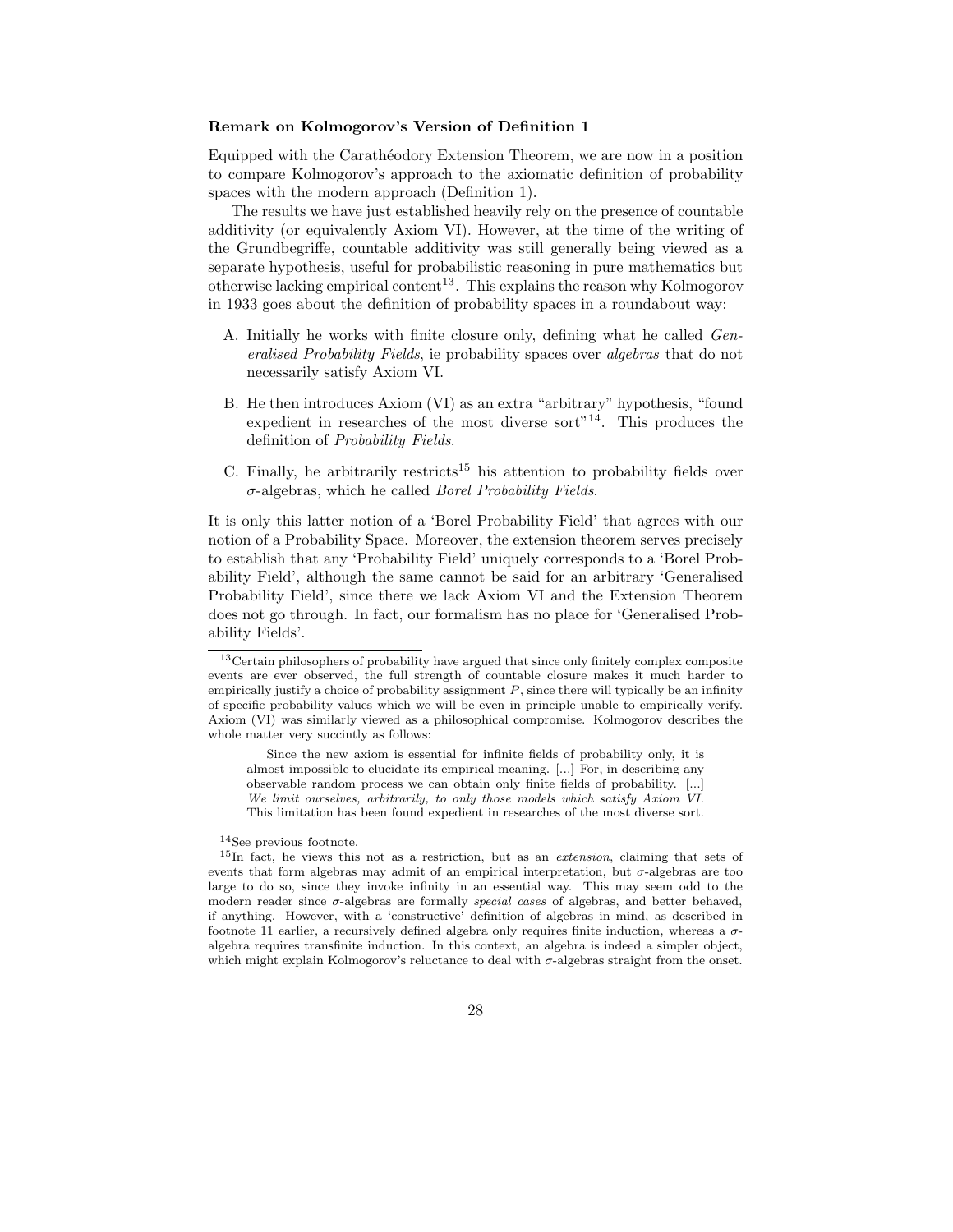**Remark on Kolmogorov's Version of Definition 1**

Equipped with the Carathéodory Extension Theorem, we are now in a position to compare Kolmogorov's approach to the axiomatic definition of probability spaces with the modern approach (Definition 1).

The results we have just established heavily rely on the presence of countable additivity (or equivalently Axiom VI). However, at the time of the writing of the Grundbegriffe, countable additivity was still generally being viewed as a separate hypothesis, useful for probabilistic reasoning in pure mathematics but otherwise lacking empirical content[13]. This explains the reason why Kolmogorov in 1933 goes about the definition of probability spaces in a roundabout way:

A. Initially he works with finite closure only, defining what he called *Generalised Probability Fields*, ie probability spaces over *algebras* that do not necessarily satisfy Axiom VI.

B. He then introduces Axiom (VI) as an extra "arbitrary" hypothesis, "found expedient in researches of the most diverse sort"[14]. This produces the definition of *Probability Fields*.

C. Finally, he arbitrarily restricts[15] his attention to probability fields over $\sigma$-algebras, which he called *Borel Probability Fields*.

It is only this latter notion of a 'Borel Probability Field' that agrees with our notion of a Probability Space. Moreover, the extension theorem serves precisely to establish that any 'Probability Field' uniquely corresponds to a 'Borel Probability Field', although the same cannot be said for an arbitrary 'Generalised Probability Field', since there we lack Axiom VI and the Extension Theorem does not go through. In fact, our formalism has no place for 'Generalised Probability Fields'.

---

[13] Certain philosophers of probability have argued that since only finitely complex composite events are ever observed, the full strength of countable closure makes it much harder to empirically justify a choice of probability assignment $P$, since there will typically be an infinity of specific probability values which we will be even in principle unable to empirically verify. Axiom (VI) was similarly viewed as a philosophical compromise. Kolmogorov describes the whole matter very succintly as follows:

> Since the new axiom is essential for infinite fields of probability only, it is almost impossible to elucidate its empirical meaning. [...] For, in describing any observable random process we can obtain only finite fields of probability. [...] *We limit ourselves, arbitrarily, to only those models which satisfy Axiom VI.* This limitation has been found expedient in researches of the most diverse sort.

[14] See previous footnote.

[15] In fact, he views this not as a restriction, but as an *extension*, claiming that sets of events that form algebras may admit of an empirical interpretation, but $\sigma$-algebras are too large to do so, since they invoke infinity in an essential way. This may seem odd to the modern reader since $\sigma$-algebras are formally *special cases* of algebras, and better behaved, if anything. However, with a 'constructive' definition of algebras in mind, as described in footnote 11 earlier, a recursively defined algebra only requires finite induction, whereas a $\sigma$-algebra requires transfinite induction. In this context, an algebra is indeed a simpler object, which might explain Kolmogorov's reluctance to deal with $\sigma$-algebras straight from the onset.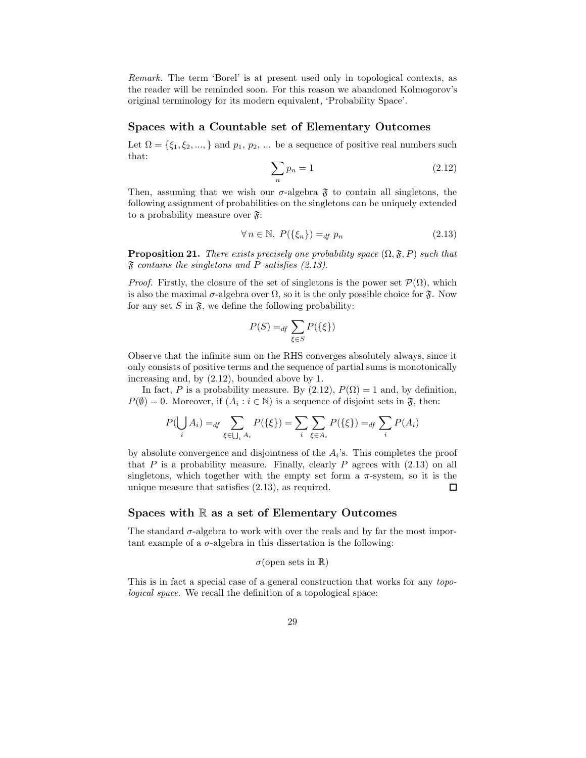*Remark.* The term 'Borel' is at present used only in topological contexts, as the reader will be reminded soon. For this reason we abandoned Kolmogorov's original terminology for its modern equivalent, 'Probability Space'.

## Spaces with a Countable set of Elementary Outcomes

Let $\Omega = \{\xi_1, \xi_2, ..., \}$ and $p_1$, $p_2$, ... be a sequence of positive real numbers such that:

$$\sum_n p_n = 1 \tag{2.12}$$

Then, assuming that we wish our $\sigma$-algebra $\mathfrak{F}$ to contain all singletons, the following assignment of probabilities on the singletons can be uniquely extended to a probability measure over $\mathfrak{F}$:

$$\forall\, n \in \mathbb{N},\ P(\{\xi_n\}) =_{df} p_n \tag{2.13}$$

**Proposition 21.** *There exists precisely one probability space $(\Omega, \mathfrak{F}, P)$ such that $\mathfrak{F}$ contains the singletons and $P$ satisfies (2.13).*

*Proof.* Firstly, the closure of the set of singletons is the power set $\mathcal{P}(\Omega)$, which is also the maximal $\sigma$-algebra over $\Omega$, so it is the only possible choice for $\mathfrak{F}$. Now for any set $S$ in $\mathfrak{F}$, we define the following probability:

$$P(S) =_{df} \sum_{\xi \in S} P(\{\xi\})$$

Observe that the infinite sum on the RHS converges absolutely always, since it only consists of positive terms and the sequence of partial sums is monotonically increasing and, by (2.12), bounded above by 1.

In fact, $P$ is a probability measure. By (2.12), $P(\Omega) = 1$ and, by definition, $P(\emptyset) = 0$. Moreover, if $(A_i : i \in \mathbb{N})$ is a sequence of disjoint sets in $\mathfrak{F}$, then:

$$P(\bigcup_i A_i) =_{df} \sum_{\xi \in \bigcup_i A_i} P(\{\xi\}) = \sum_i \sum_{\xi \in A_i} P(\{\xi\}) =_{df} \sum_i P(A_i)$$

by absolute convergence and disjointness of the $A_i$'s. This completes the proof that $P$ is a probability measure. Finally, clearly $P$ agrees with (2.13) on all singletons, which together with the empty set form a $\pi$-system, so it is the unique measure that satisfies (2.13), as required. □

## Spaces with $\mathbb{R}$ as a set of Elementary Outcomes

The standard $\sigma$-algebra to work with over the reals and by far the most important example of a $\sigma$-algebra in this dissertation is the following:

$$\sigma(\text{open sets in } \mathbb{R})$$

This is in fact a special case of a general construction that works for any *topological space*. We recall the definition of a topological space: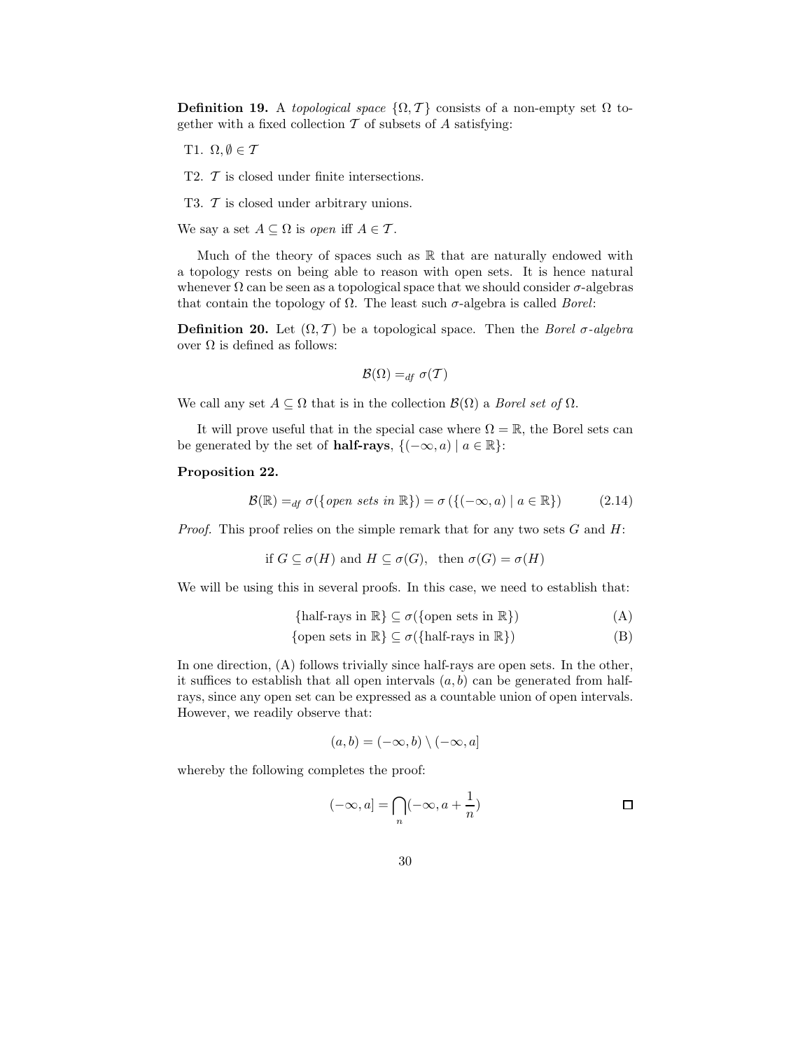**Definition 19.** A *topological space* $\{\Omega, \mathcal{T}\}$ consists of a non-empty set $\Omega$ together with a fixed collection $\mathcal{T}$ of subsets of $A$ satisfying:

T1. $\Omega, \emptyset \in \mathcal{T}$

T2. $\mathcal{T}$ is closed under finite intersections.

T3. $\mathcal{T}$ is closed under arbitrary unions.

We say a set $A \subseteq \Omega$ is *open* iff $A \in \mathcal{T}$.

Much of the theory of spaces such as $\mathbb{R}$ that are naturally endowed with a topology rests on being able to reason with open sets. It is hence natural whenever $\Omega$ can be seen as a topological space that we should consider $\sigma$-algebras that contain the topology of $\Omega$. The least such $\sigma$-algebra is called *Borel*:

**Definition 20.** Let $(\Omega, \mathcal{T})$ be a topological space. Then the *Borel $\sigma$-algebra* over $\Omega$ is defined as follows:

$$\mathcal{B}(\Omega) =_{df} \sigma(\mathcal{T})$$

We call any set $A \subseteq \Omega$ that is in the collection $\mathcal{B}(\Omega)$ a *Borel set of* $\Omega$.

It will prove useful that in the special case where $\Omega = \mathbb{R}$, the Borel sets can be generated by the set of **half-rays**, $\{(-\infty, a) \mid a \in \mathbb{R}\}$:

**Proposition 22.**

$$\mathcal{B}(\mathbb{R}) =_{df} \sigma(\{\textit{open sets in } \mathbb{R}\}) = \sigma\left(\{(-\infty, a) \mid a \in \mathbb{R}\}\right) \tag{2.14}$$

*Proof.* This proof relies on the simple remark that for any two sets $G$ and $H$:

$$\text{if } G \subseteq \sigma(H) \text{ and } H \subseteq \sigma(G), \ \text{ then } \sigma(G) = \sigma(H)$$

We will be using this in several proofs. In this case, we need to establish that:

$$\{\text{half-rays in } \mathbb{R}\} \subseteq \sigma(\{\text{open sets in } \mathbb{R}\}) \tag{A}$$

$$\{\text{open sets in } \mathbb{R}\} \subseteq \sigma(\{\text{half-rays in } \mathbb{R}\}) \tag{B}$$

In one direction, (A) follows trivially since half-rays are open sets. In the other, it suffices to establish that all open intervals $(a, b)$ can be generated from half-rays, since any open set can be expressed as a countable union of open intervals. However, we readily observe that:

$$(a, b) = (-\infty, b) \setminus (-\infty, a]$$

whereby the following completes the proof:

$$(-\infty, a] = \bigcap_n (-\infty, a + \frac{1}{n})$$

$\square$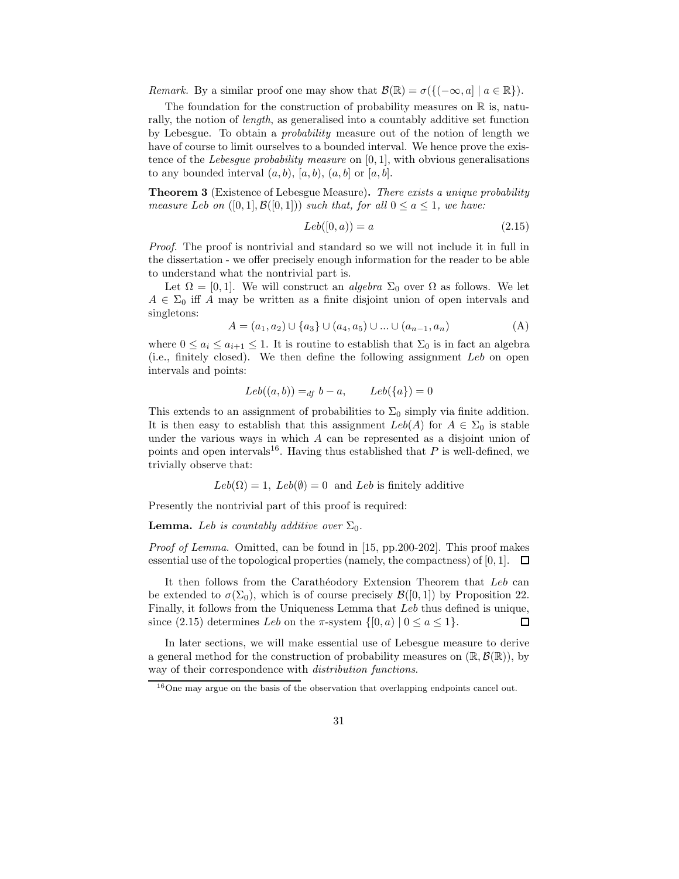*Remark.* By a similar proof one may show that $\mathcal{B}(\mathbb{R}) = \sigma(\{(-\infty, a] \mid a \in \mathbb{R}\})$.

The foundation for the construction of probability measures on $\mathbb{R}$ is, naturally, the notion of *length*, as generalised into a countably additive set function by Lebesgue. To obtain a *probability* measure out of the notion of length we have of course to limit ourselves to a bounded interval. We hence prove the existence of the *Lebesgue probability measure* on $[0, 1]$, with obvious generalisations to any bounded interval $(a, b)$, $[a, b)$, $(a, b]$ or $[a, b]$.

**Theorem 3** (Existence of Lebesgue Measure)**.** *There exists a unique probability measure Leb on $([0, 1], \mathcal{B}([0, 1]))$ such that, for all $0 \leq a \leq 1$, we have:*

$$Leb([0, a)) = a \tag{2.15}$$

*Proof.* The proof is nontrivial and standard so we will not include it in full in the dissertation - we offer precisely enough information for the reader to be able to understand what the nontrivial part is.

Let $\Omega = [0, 1]$. We will construct an *algebra* $\Sigma_0$ over $\Omega$ as follows. We let $A \in \Sigma_0$ iff $A$ may be written as a finite disjoint union of open intervals and singletons:

$$A = (a_1, a_2) \cup \{a_3\} \cup (a_4, a_5) \cup ... \cup (a_{n-1}, a_n) \tag{A}$$

where $0 \leq a_i \leq a_{i+1} \leq 1$. It is routine to establish that $\Sigma_0$ is in fact an algebra (i.e., finitely closed). We then define the following assignment $Leb$ on open intervals and points:

$$Leb((a, b)) =_{df} b - a, \qquad Leb(\{a\}) = 0$$

This extends to an assignment of probabilities to $\Sigma_0$ simply via finite addition. It is then easy to establish that this assignment $Leb(A)$ for $A \in \Sigma_0$ is stable under the various ways in which $A$ can be represented as a disjoint union of points and open intervals[16]. Having thus established that $P$ is well-defined, we trivially observe that:

$$Leb(\Omega) = 1, \; Leb(\emptyset) = 0 \; \text{ and } Leb \text{ is finitely additive}$$

Presently the nontrivial part of this proof is required:

**Lemma.** *Leb is countably additive over $\Sigma_0$.*

*Proof of Lemma.* Omitted, can be found in [15, pp.200-202]. This proof makes essential use of the topological properties (namely, the compactness) of $[0, 1]$. □

It then follows from the Carathéodory Extension Theorem that $Leb$ can be extended to $\sigma(\Sigma_0)$, which is of course precisely $\mathcal{B}([0, 1])$ by Proposition 22. Finally, it follows from the Uniqueness Lemma that $Leb$ thus defined is unique, since (2.15) determines $Leb$ on the $\pi$-system $\{[0, a) \mid 0 \leq a \leq 1\}$. □

In later sections, we will make essential use of Lebesgue measure to derive a general method for the construction of probability measures on $(\mathbb{R}, \mathcal{B}(\mathbb{R}))$, by way of their correspondence with *distribution functions*.

[16] One may argue on the basis of the observation that overlapping endpoints cancel out.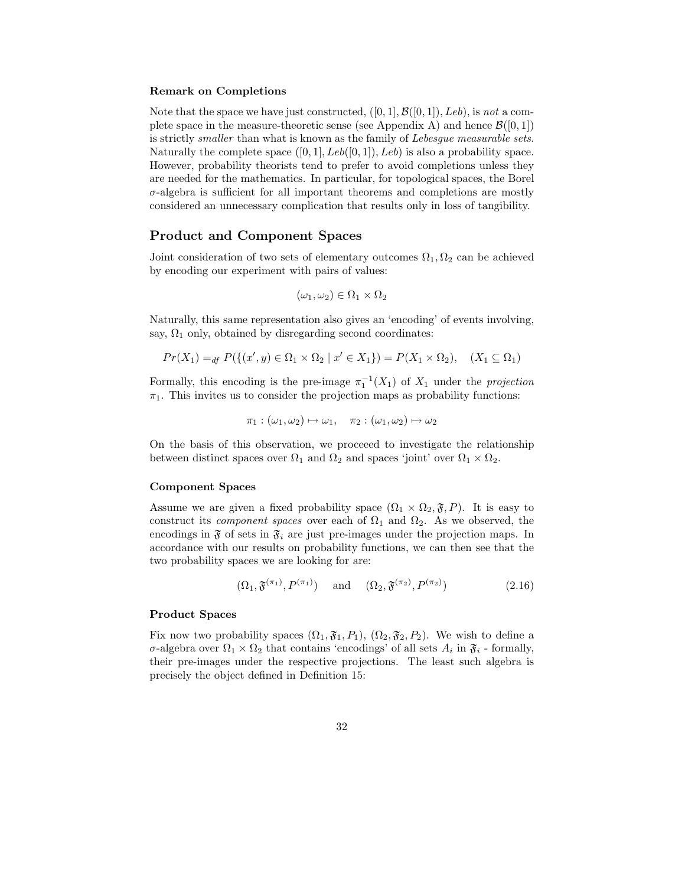**Remark on Completions**

Note that the space we have just constructed, $([0, 1], \mathcal{B}([0, 1]), Leb)$, is *not* a complete space in the measure-theoretic sense (see Appendix A) and hence $\mathcal{B}([0, 1])$ is strictly *smaller* than what is known as the family of *Lebesgue measurable sets*. Naturally the complete space $([0, 1], Leb([0, 1]), Leb)$ is also a probability space. However, probability theorists tend to prefer to avoid completions unless they are needed for the mathematics. In particular, for topological spaces, the Borel $\sigma$-algebra is sufficient for all important theorems and completions are mostly considered an unnecessary complication that results only in loss of tangibility.

## Product and Component Spaces

Joint consideration of two sets of elementary outcomes $\Omega_1, \Omega_2$ can be achieved by encoding our experiment with pairs of values:

$$(\omega_1, \omega_2) \in \Omega_1 \times \Omega_2$$

Naturally, this same representation also gives an 'encoding' of events involving, say, $\Omega_1$ only, obtained by disregarding second coordinates:

$$Pr(X_1) =_{df} P(\{(x', y) \in \Omega_1 \times \Omega_2 \mid x' \in X_1\}) = P(X_1 \times \Omega_2), \quad (X_1 \subseteq \Omega_1)$$

Formally, this encoding is the pre-image $\pi_1^{-1}(X_1)$ of $X_1$ under the *projection* $\pi_1$. This invites us to consider the projection maps as probability functions:

$$\pi_1 : (\omega_1, \omega_2) \mapsto \omega_1, \quad \pi_2 : (\omega_1, \omega_2) \mapsto \omega_2$$

On the basis of this observation, we proceeed to investigate the relationship between distinct spaces over $\Omega_1$ and $\Omega_2$ and spaces 'joint' over $\Omega_1 \times \Omega_2$.

**Component Spaces**

Assume we are given a fixed probability space $(\Omega_1 \times \Omega_2, \mathfrak{F}, P)$. It is easy to construct its *component spaces* over each of $\Omega_1$ and $\Omega_2$. As we observed, the encodings in $\mathfrak{F}$ of sets in $\mathfrak{F}_i$ are just pre-images under the projection maps. In accordance with our results on probability functions, we can then see that the two probability spaces we are looking for are:

$$(\Omega_1, \mathfrak{F}^{(\pi_1)}, P^{(\pi_1)}) \quad \text{and} \quad (\Omega_2, \mathfrak{F}^{(\pi_2)}, P^{(\pi_2)}) \tag{2.16}$$

**Product Spaces**

Fix now two probability spaces $(\Omega_1, \mathfrak{F}_1, P_1)$, $(\Omega_2, \mathfrak{F}_2, P_2)$. We wish to define a $\sigma$-algebra over $\Omega_1 \times \Omega_2$ that contains 'encodings' of all sets $A_i$ in $\mathfrak{F}_i$ - formally, their pre-images under the respective projections. The least such algebra is precisely the object defined in Definition 15: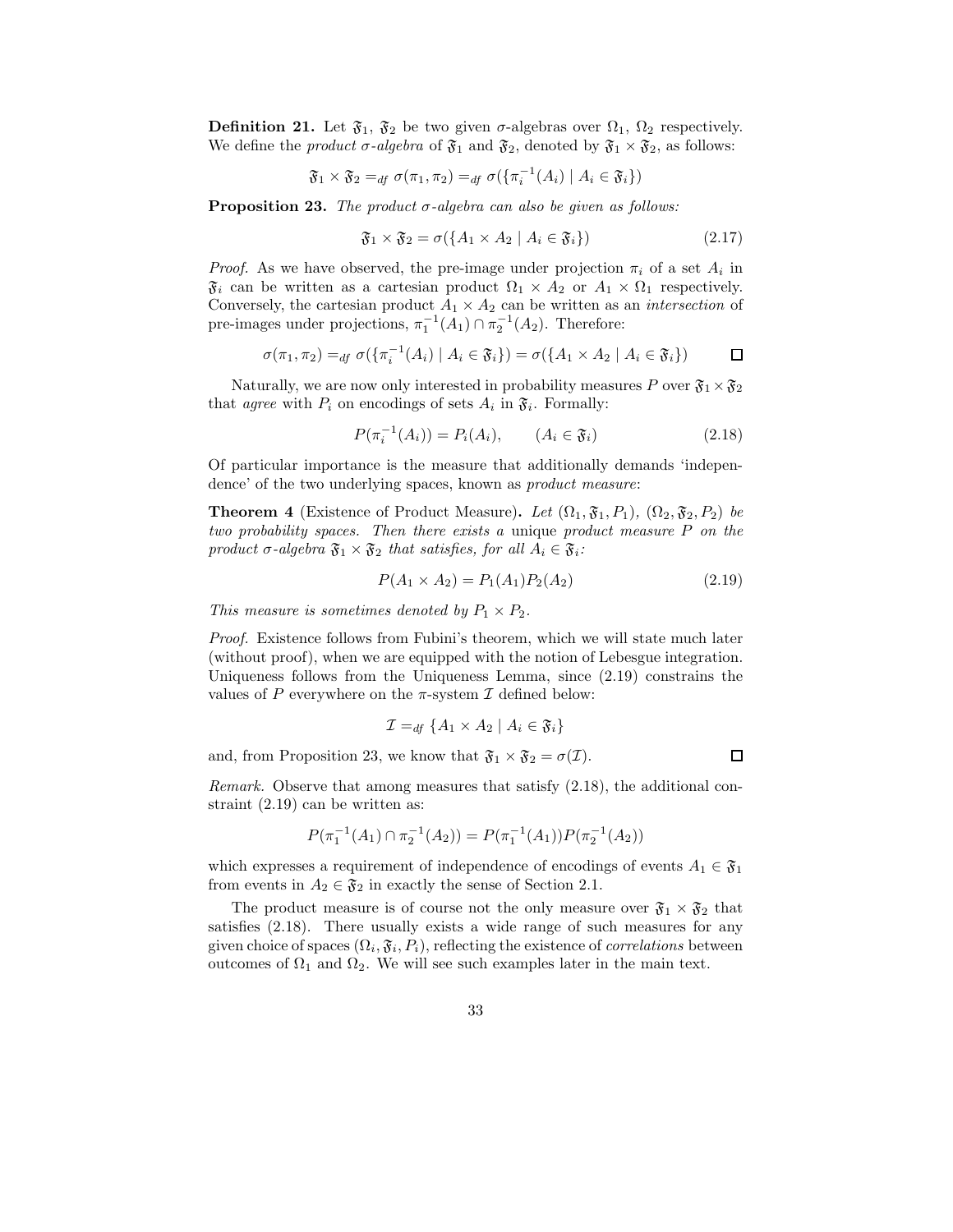**Definition 21.** Let $\mathfrak{F}_1$, $\mathfrak{F}_2$ be two given $\sigma$-algebras over $\Omega_1$, $\Omega_2$ respectively. We define the *product $\sigma$-algebra* of $\mathfrak{F}_1$ and $\mathfrak{F}_2$, denoted by $\mathfrak{F}_1 \times \mathfrak{F}_2$, as follows:

$$\mathfrak{F}_1 \times \mathfrak{F}_2 =_{df} \sigma(\pi_1, \pi_2) =_{df} \sigma(\{\pi_i^{-1}(A_i) \mid A_i \in \mathfrak{F}_i\})$$

**Proposition 23.** *The product $\sigma$-algebra can also be given as follows:*

$$\mathfrak{F}_1 \times \mathfrak{F}_2 = \sigma(\{A_1 \times A_2 \mid A_i \in \mathfrak{F}_i\}) \tag{2.17}$$

*Proof.* As we have observed, the pre-image under projection $\pi_i$ of a set $A_i$ in $\mathfrak{F}_i$ can be written as a cartesian product $\Omega_1 \times A_2$ or $A_1 \times \Omega_1$ respectively. Conversely, the cartesian product $A_1 \times A_2$ can be written as an *intersection* of pre-images under projections, $\pi_1^{-1}(A_1) \cap \pi_2^{-1}(A_2)$. Therefore:

$$\sigma(\pi_1, \pi_2) =_{df} \sigma(\{\pi_i^{-1}(A_i) \mid A_i \in \mathfrak{F}_i\}) = \sigma(\{A_1 \times A_2 \mid A_i \in \mathfrak{F}_i\}) \qquad \square$$

Naturally, we are now only interested in probability measures $P$ over $\mathfrak{F}_1 \times \mathfrak{F}_2$ that *agree* with $P_i$ on encodings of sets $A_i$ in $\mathfrak{F}_i$. Formally:

$$P(\pi_i^{-1}(A_i)) = P_i(A_i), \qquad (A_i \in \mathfrak{F}_i) \tag{2.18}$$

Of particular importance is the measure that additionally demands 'independence' of the two underlying spaces, known as *product measure*:

**Theorem 4** (Existence of Product Measure)**.** *Let $(\Omega_1, \mathfrak{F}_1, P_1)$, $(\Omega_2, \mathfrak{F}_2, P_2)$ be two probability spaces. Then there exists a* unique *product measure $P$ on the product $\sigma$-algebra $\mathfrak{F}_1 \times \mathfrak{F}_2$ that satisfies, for all $A_i \in \mathfrak{F}_i$:*

$$P(A_1 \times A_2) = P_1(A_1)P_2(A_2) \tag{2.19}$$

*This measure is sometimes denoted by $P_1 \times P_2$.*

*Proof.* Existence follows from Fubini's theorem, which we will state much later (without proof), when we are equipped with the notion of Lebesgue integration. Uniqueness follows from the Uniqueness Lemma, since (2.19) constrains the values of $P$ everywhere on the $\pi$-system $\mathcal{I}$ defined below:

$$\mathcal{I} =_{df} \{A_1 \times A_2 \mid A_i \in \mathfrak{F}_i\}$$

and, from Proposition 23, we know that $\mathfrak{F}_1 \times \mathfrak{F}_2 = \sigma(\mathcal{I})$. $\square$

*Remark.* Observe that among measures that satisfy (2.18), the additional constraint (2.19) can be written as:

$$P(\pi_1^{-1}(A_1) \cap \pi_2^{-1}(A_2)) = P(\pi_1^{-1}(A_1))P(\pi_2^{-1}(A_2))$$

which expresses a requirement of independence of encodings of events $A_1 \in \mathfrak{F}_1$ from events in $A_2 \in \mathfrak{F}_2$ in exactly the sense of Section 2.1.

The product measure is of course not the only measure over $\mathfrak{F}_1 \times \mathfrak{F}_2$ that satisfies (2.18). There usually exists a wide range of such measures for any given choice of spaces $(\Omega_i, \mathfrak{F}_i, P_i)$, reflecting the existence of *correlations* between outcomes of $\Omega_1$ and $\Omega_2$. We will see such examples later in the main text.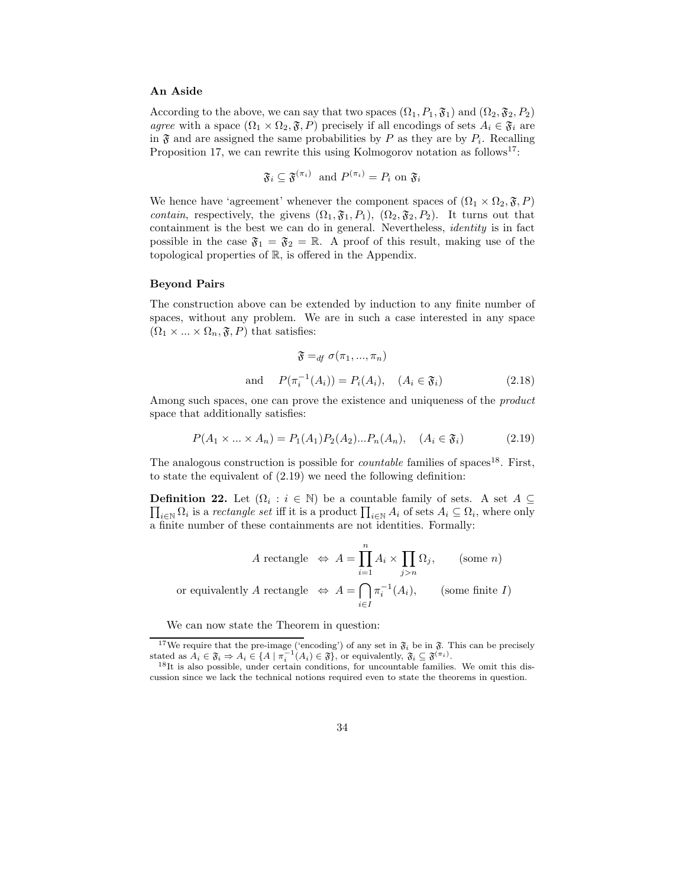### An Aside

According to the above, we can say that two spaces $(\Omega_1, P_1, \mathfrak{F}_1)$ and $(\Omega_2, \mathfrak{F}_2, P_2)$ *agree* with a space $(\Omega_1 \times \Omega_2, \mathfrak{F}, P)$ precisely if all encodings of sets $A_i \in \mathfrak{F}_i$ are in $\mathfrak{F}$ and are assigned the same probabilities by $P$ as they are by $P_i$. Recalling Proposition 17, we can rewrite this using Kolmogorov notation as follows[17]:

$$\mathfrak{F}_i \subseteq \mathfrak{F}^{(\pi_i)} \text{ and } P^{(\pi_i)} = P_i \text{ on } \mathfrak{F}_i$$

We hence have 'agreement' whenever the component spaces of $(\Omega_1 \times \Omega_2, \mathfrak{F}, P)$ *contain*, respectively, the givens $(\Omega_1, \mathfrak{F}_1, P_1)$, $(\Omega_2, \mathfrak{F}_2, P_2)$. It turns out that containment is the best we can do in general. Nevertheless, *identity* is in fact possible in the case $\mathfrak{F}_1 = \mathfrak{F}_2 = \mathbb{R}$. A proof of this result, making use of the topological properties of $\mathbb{R}$, is offered in the Appendix.

### Beyond Pairs

The construction above can be extended by induction to any finite number of spaces, without any problem. We are in such a case interested in any space $(\Omega_1 \times \ldots \times \Omega_n, \mathfrak{F}, P)$ that satisfies:

$$\mathfrak{F} =_{df} \sigma(\pi_1, \ldots, \pi_n)$$

$$\text{and} \quad P(\pi_i^{-1}(A_i)) = P_i(A_i), \quad (A_i \in \mathfrak{F}_i) \tag{2.18}$$

Among such spaces, one can prove the existence and uniqueness of the *product* space that additionally satisfies:

$$P(A_1 \times \ldots \times A_n) = P_1(A_1)P_2(A_2)\ldots P_n(A_n), \quad (A_i \in \mathfrak{F}_i) \tag{2.19}$$

The analogous construction is possible for *countable* families of spaces[18]. First, to state the equivalent of (2.19) we need the following definition:

**Definition 22.** Let $(\Omega_i : i \in \mathbb{N})$ be a countable family of sets. A set $A \subseteq \prod_{i \in \mathbb{N}} \Omega_i$ is a *rectangle set* iff it is a product $\prod_{i \in \mathbb{N}} A_i$ of sets $A_i \subseteq \Omega_i$, where only a finite number of these containments are not identities. Formally:

$$A \text{ rectangle} \;\; \Leftrightarrow \;\; A = \prod_{i=1}^{n} A_i \times \prod_{j>n} \Omega_j, \qquad (\text{some } n)$$

$$\text{or equivalently } A \text{ rectangle} \;\; \Leftrightarrow \;\; A = \bigcap_{i \in I} \pi_i^{-1}(A_i), \qquad (\text{some finite } I)$$

We can now state the Theorem in question:

---

[17] We require that the pre-image ('encoding') of any set in $\mathfrak{F}_i$ be in $\mathfrak{F}$. This can be precisely stated as $A_i \in \mathfrak{F}_i \Rightarrow A_i \in \{A \mid \pi_i^{-1}(A_i) \in \mathfrak{F}\}$, or equivalently, $\mathfrak{F}_i \subseteq \mathfrak{F}^{(\pi_i)}$.

[18] It is also possible, under certain conditions, for uncountable families. We omit this discussion since we lack the technical notions required even to state the theorems in question.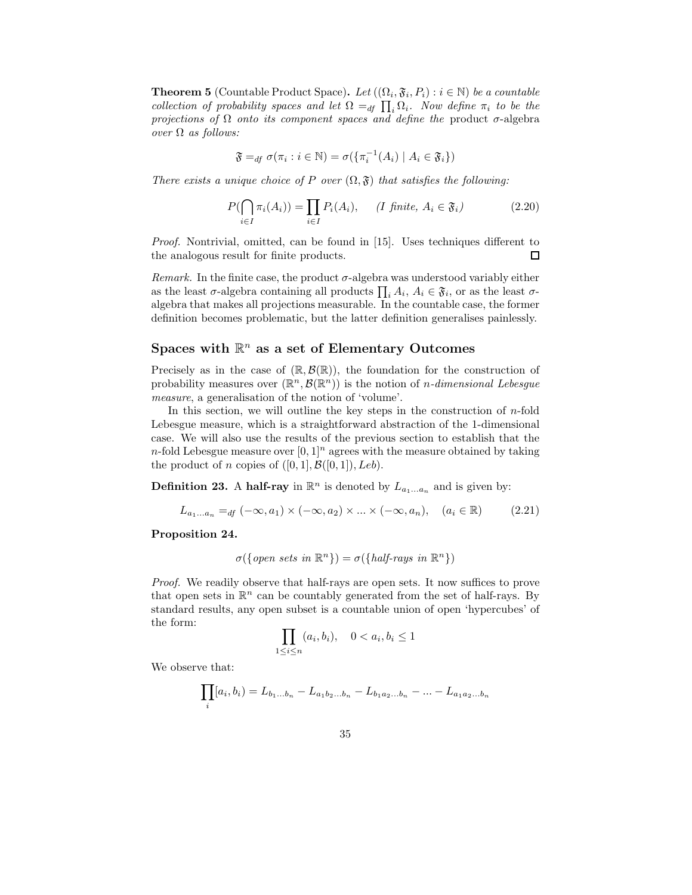**Theorem 5** (Countable Product Space)**.** *Let* $((\Omega_i, \mathfrak{F}_i, P_i) : i \in \mathbb{N})$ *be a countable collection of probability spaces and let* $\Omega =_{df} \prod_i \Omega_i$*. Now define* $\pi_i$ *to be the projections of* $\Omega$ *onto its component spaces and define the* product $\sigma$-algebra *over* $\Omega$ *as follows:*

$$\mathfrak{F} =_{df} \sigma(\pi_i : i \in \mathbb{N}) = \sigma(\{\pi_i^{-1}(A_i) \mid A_i \in \mathfrak{F}_i\})$$

*There exists a unique choice of* $P$ *over* $(\Omega, \mathfrak{F})$ *that satisfies the following:*

$$P(\bigcap_{i \in I} \pi_i(A_i)) = \prod_{i \in I} P_i(A_i), \qquad (I \text{ finite}, A_i \in \mathfrak{F}_i) \tag{2.20}$$

*Proof.* Nontrivial, omitted, can be found in [15]. Uses techniques different to the analogous result for finite products. □

*Remark.* In the finite case, the product $\sigma$-algebra was understood variably either as the least $\sigma$-algebra containing all products $\prod_i A_i$, $A_i \in \mathfrak{F}_i$, or as the least $\sigma$-algebra that makes all projections measurable. In the countable case, the former definition becomes problematic, but the latter definition generalises painlessly.

## Spaces with $\mathbb{R}^n$ as a set of Elementary Outcomes

Precisely as in the case of $(\mathbb{R}, \mathcal{B}(\mathbb{R}))$, the foundation for the construction of probability measures over $(\mathbb{R}^n, \mathcal{B}(\mathbb{R}^n))$ is the notion of *n-dimensional Lebesgue measure*, a generalisation of the notion of 'volume'.

In this section, we will outline the key steps in the construction of $n$-fold Lebesgue measure, which is a straightforward abstraction of the 1-dimensional case. We will also use the results of the previous section to establish that the $n$-fold Lebesgue measure over $[0, 1]^n$ agrees with the measure obtained by taking the product of $n$ copies of $([0, 1], \mathcal{B}([0, 1]), Leb)$.

**Definition 23.** A **half-ray** in $\mathbb{R}^n$ is denoted by $L_{a_1 \ldots a_n}$ and is given by:

$$L_{a_1 \ldots a_n} =_{df} (-\infty, a_1) \times (-\infty, a_2) \times \ldots \times (-\infty, a_n), \quad (a_i \in \mathbb{R}) \tag{2.21}$$

**Proposition 24.**

$$\sigma(\{\textit{open sets in } \mathbb{R}^n\}) = \sigma(\{\textit{half-rays in } \mathbb{R}^n\})$$

*Proof.* We readily observe that half-rays are open sets. It now suffices to prove that open sets in $\mathbb{R}^n$ can be countably generated from the set of half-rays. By standard results, any open subset is a countable union of open 'hypercubes' of the form:

$$\prod_{1 \leq i \leq n} (a_i, b_i), \quad 0 < a_i, b_i \leq 1$$

We observe that:

$$\prod_i [a_i, b_i) = L_{b_1 \ldots b_n} - L_{a_1 b_2 \ldots b_n} - L_{b_1 a_2 \ldots b_n} - \ldots - L_{a_1 a_2 \ldots b_n}$$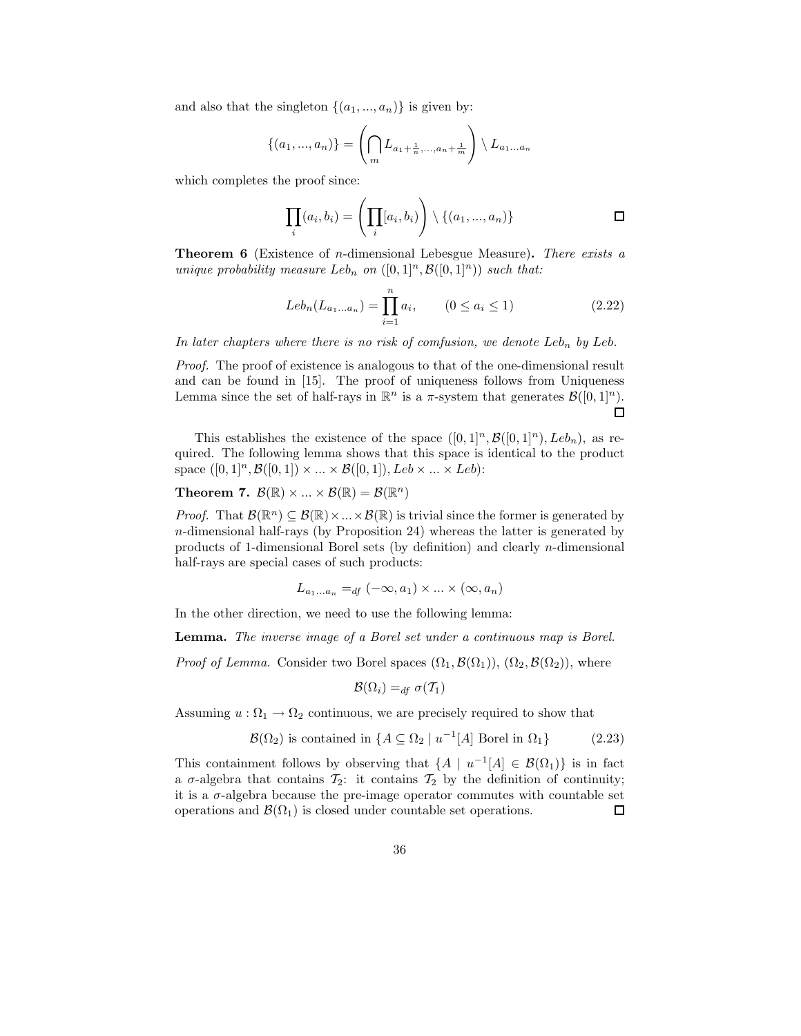and also that the singleton $\{(a_1, ..., a_n)\}$ is given by:

$$\{(a_1, ..., a_n)\} = \left( \bigcap_m L_{a_1 + \frac{1}{n}, ..., a_n + \frac{1}{m}} \right) \setminus L_{a_1 ... a_n}$$

which completes the proof since:

$$\prod_i (a_i, b_i) = \left( \prod_i [a_i, b_i) \right) \setminus \{(a_1, ..., a_n)\}$$ □

**Theorem 6** (Existence of $n$-dimensional Lebesgue Measure)**.** *There exists a unique probability measure $Leb_n$ on $([0,1]^n, \mathcal{B}([0,1]^n))$ such that:*

$$Leb_n(L_{a_1 ... a_n}) = \prod_{i=1}^{n} a_i, \qquad (0 \leq a_i \leq 1) \tag{2.22}$$

*In later chapters where there is no risk of comfusion, we denote $Leb_n$ by $Leb$.*

*Proof.* The proof of existence is analogous to that of the one-dimensional result and can be found in [15]. The proof of uniqueness follows from Uniqueness Lemma since the set of half-rays in $\mathbb{R}^n$ is a $\pi$-system that generates $\mathcal{B}([0,1]^n)$. □

This establishes the existence of the space $([0,1]^n, \mathcal{B}([0,1]^n), Leb_n)$, as required. The following lemma shows that this space is identical to the product space $([0,1]^n, \mathcal{B}([0,1]) \times ... \times \mathcal{B}([0,1]), Leb \times ... \times Leb)$:

**Theorem 7.** $\mathcal{B}(\mathbb{R}) \times ... \times \mathcal{B}(\mathbb{R}) = \mathcal{B}(\mathbb{R}^n)$

*Proof.* That $\mathcal{B}(\mathbb{R}^n) \subseteq \mathcal{B}(\mathbb{R}) \times ... \times \mathcal{B}(\mathbb{R})$ is trivial since the former is generated by $n$-dimensional half-rays (by Proposition 24) whereas the latter is generated by products of 1-dimensional Borel sets (by definition) and clearly $n$-dimensional half-rays are special cases of such products:

$$L_{a_1 ... a_n} =_{df} (-\infty, a_1) \times ... \times (\infty, a_n)$$

In the other direction, we need to use the following lemma:

**Lemma.** *The inverse image of a Borel set under a continuous map is Borel.*

*Proof of Lemma.* Consider two Borel spaces $(\Omega_1, \mathcal{B}(\Omega_1))$, $(\Omega_2, \mathcal{B}(\Omega_2))$, where

$$\mathcal{B}(\Omega_i) =_{df} \sigma(\mathcal{T}_1)$$

Assuming $u : \Omega_1 \to \Omega_2$ continuous, we are precisely required to show that

$$\mathcal{B}(\Omega_2) \text{ is contained in } \{A \subseteq \Omega_2 \mid u^{-1}[A] \text{ Borel in } \Omega_1\} \tag{2.23}$$

This containment follows by observing that $\{A \mid u^{-1}[A] \in \mathcal{B}(\Omega_1)\}$ is in fact a $\sigma$-algebra that contains $\mathcal{T}_2$: it contains $\mathcal{T}_2$ by the definition of continuity; it is a $\sigma$-algebra because the pre-image operator commutes with countable set operations and $\mathcal{B}(\Omega_1)$ is closed under countable set operations. □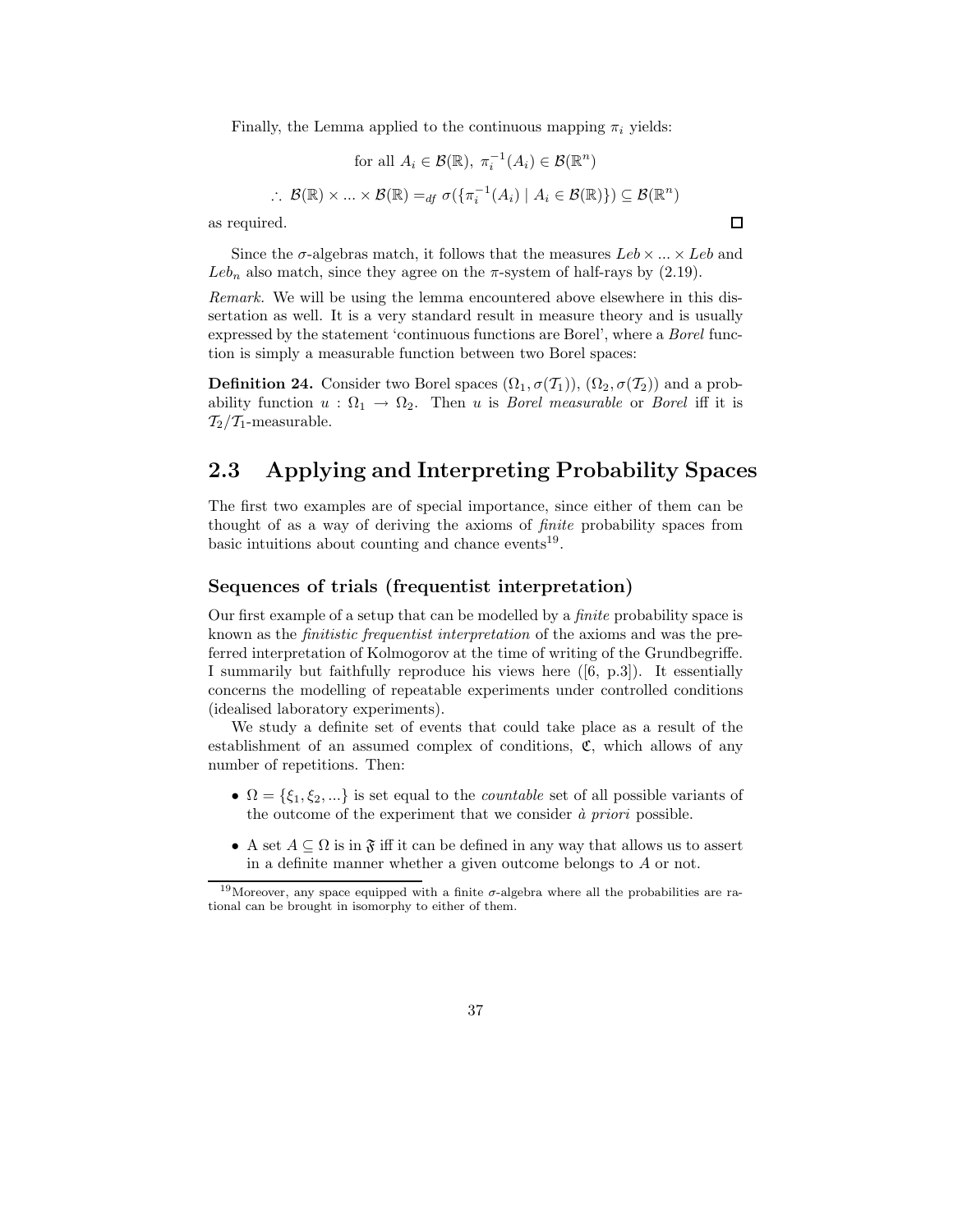Finally, the Lemma applied to the continuous mapping $\pi_i$ yields:

$$\text{for all } A_i \in \mathcal{B}(\mathbb{R}),\ \pi_i^{-1}(A_i) \in \mathcal{B}(\mathbb{R}^n)$$

$$\therefore\ \mathcal{B}(\mathbb{R}) \times ... \times \mathcal{B}(\mathbb{R}) =_{df} \sigma(\{\pi_i^{-1}(A_i) \mid A_i \in \mathcal{B}(\mathbb{R})\}) \subseteq \mathcal{B}(\mathbb{R}^n)$$

as required. □

Since the $\sigma$-algebras match, it follows that the measures $Leb \times ... \times Leb$ and $Leb_n$ also match, since they agree on the $\pi$-system of half-rays by (2.19).

*Remark.* We will be using the lemma encountered above elsewhere in this dissertation as well. It is a very standard result in measure theory and is usually expressed by the statement 'continuous functions are Borel', where a *Borel* function is simply a measurable function between two Borel spaces:

**Definition 24.** Consider two Borel spaces $(\Omega_1, \sigma(\mathcal{T}_1))$, $(\Omega_2, \sigma(\mathcal{T}_2))$ and a probability function $u : \Omega_1 \to \Omega_2$. Then $u$ is *Borel measurable* or *Borel* iff it is $\mathcal{T}_2/\mathcal{T}_1$-measurable.

## 2.3 Applying and Interpreting Probability Spaces

The first two examples are of special importance, since either of them can be thought of as a way of deriving the axioms of *finite* probability spaces from basic intuitions about counting and chance events[19].

### Sequences of trials (frequentist interpretation)

Our first example of a setup that can be modelled by a *finite* probability space is known as the *finitistic frequentist interpretation* of the axioms and was the preferred interpretation of Kolmogorov at the time of writing of the Grundbegriffe. I summarily but faithfully reproduce his views here ([6, p.3]). It essentially concerns the modelling of repeatable experiments under controlled conditions (idealised laboratory experiments).

We study a definite set of events that could take place as a result of the establishment of an assumed complex of conditions, $\mathfrak{C}$, which allows of any number of repetitions. Then:

- $\Omega = \{\xi_1, \xi_2, ...\}$ is set equal to the *countable* set of all possible variants of the outcome of the experiment that we consider *à priori* possible.
- A set $A \subseteq \Omega$ is in $\mathfrak{F}$ iff it can be defined in any way that allows us to assert in a definite manner whether a given outcome belongs to $A$ or not.

[19] Moreover, any space equipped with a finite $\sigma$-algebra where all the probabilities are rational can be brought in isomorphy to either of them.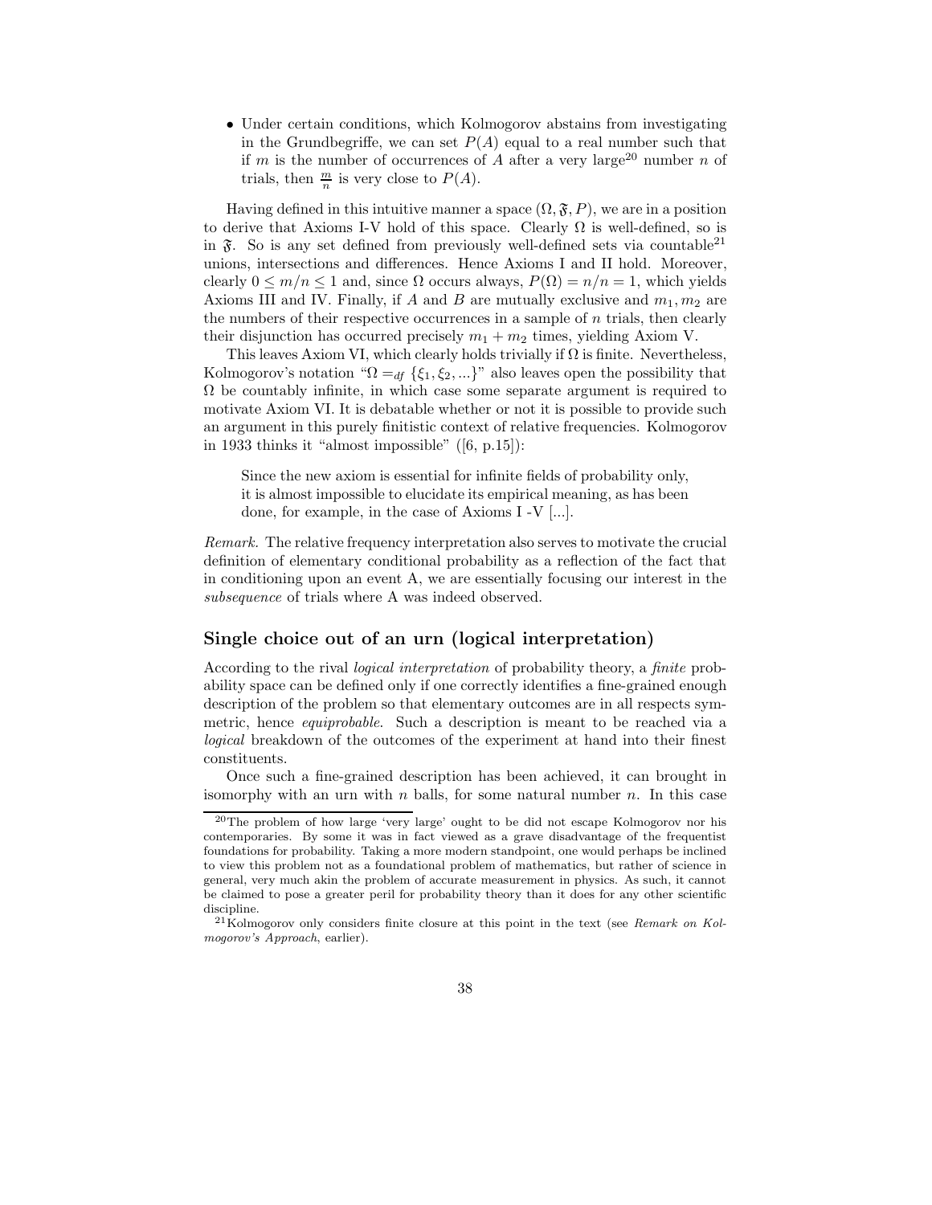- Under certain conditions, which Kolmogorov abstains from investigating in the Grundbegriffe, we can set $P(A)$ equal to a real number such that if $m$ is the number of occurrences of $A$ after a very large[20] number $n$ of trials, then $\frac{m}{n}$ is very close to $P(A)$.

Having defined in this intuitive manner a space $(\Omega, \mathfrak{F}, P)$, we are in a position to derive that Axioms I-V hold of this space. Clearly $\Omega$ is well-defined, so is in $\mathfrak{F}$. So is any set defined from previously well-defined sets via countable[21] unions, intersections and differences. Hence Axioms I and II hold. Moreover, clearly $0 \leq m/n \leq 1$ and, since $\Omega$ occurs always, $P(\Omega) = n/n = 1$, which yields Axioms III and IV. Finally, if $A$ and $B$ are mutually exclusive and $m_1, m_2$ are the numbers of their respective occurrences in a sample of $n$ trials, then clearly their disjunction has occurred precisely $m_1 + m_2$ times, yielding Axiom V.

This leaves Axiom VI, which clearly holds trivially if $\Omega$ is finite. Nevertheless, Kolmogorov's notation "$\Omega =_{df} \{\xi_1, \xi_2, ...\}$" also leaves open the possibility that $\Omega$ be countably infinite, in which case some separate argument is required to motivate Axiom VI. It is debatable whether or not it is possible to provide such an argument in this purely finitistic context of relative frequencies. Kolmogorov in 1933 thinks it "almost impossible" ([6, p.15]):

> Since the new axiom is essential for infinite fields of probability only, it is almost impossible to elucidate its empirical meaning, as has been done, for example, in the case of Axioms I -V [...].

*Remark.* The relative frequency interpretation also serves to motivate the crucial definition of elementary conditional probability as a reflection of the fact that in conditioning upon an event A, we are essentially focusing our interest in the *subsequence* of trials where A was indeed observed.

## Single choice out of an urn (logical interpretation)

According to the rival *logical interpretation* of probability theory, a *finite* probability space can be defined only if one correctly identifies a fine-grained enough description of the problem so that elementary outcomes are in all respects symmetric, hence *equiprobable*. Such a description is meant to be reached via a *logical* breakdown of the outcomes of the experiment at hand into their finest constituents.

Once such a fine-grained description has been achieved, it can brought in isomorphy with an urn with $n$ balls, for some natural number $n$. In this case

[20] The problem of how large 'very large' ought to be did not escape Kolmogorov nor his contemporaries. By some it was in fact viewed as a grave disadvantage of the frequentist foundations for probability. Taking a more modern standpoint, one would perhaps be inclined to view this problem not as a foundational problem of mathematics, but rather of science in general, very much akin the problem of accurate measurement in physics. As such, it cannot be claimed to pose a greater peril for probability theory than it does for any other scientific discipline.

[21] Kolmogorov only considers finite closure at this point in the text (see *Remark on Kolmogorov's Approach*, earlier).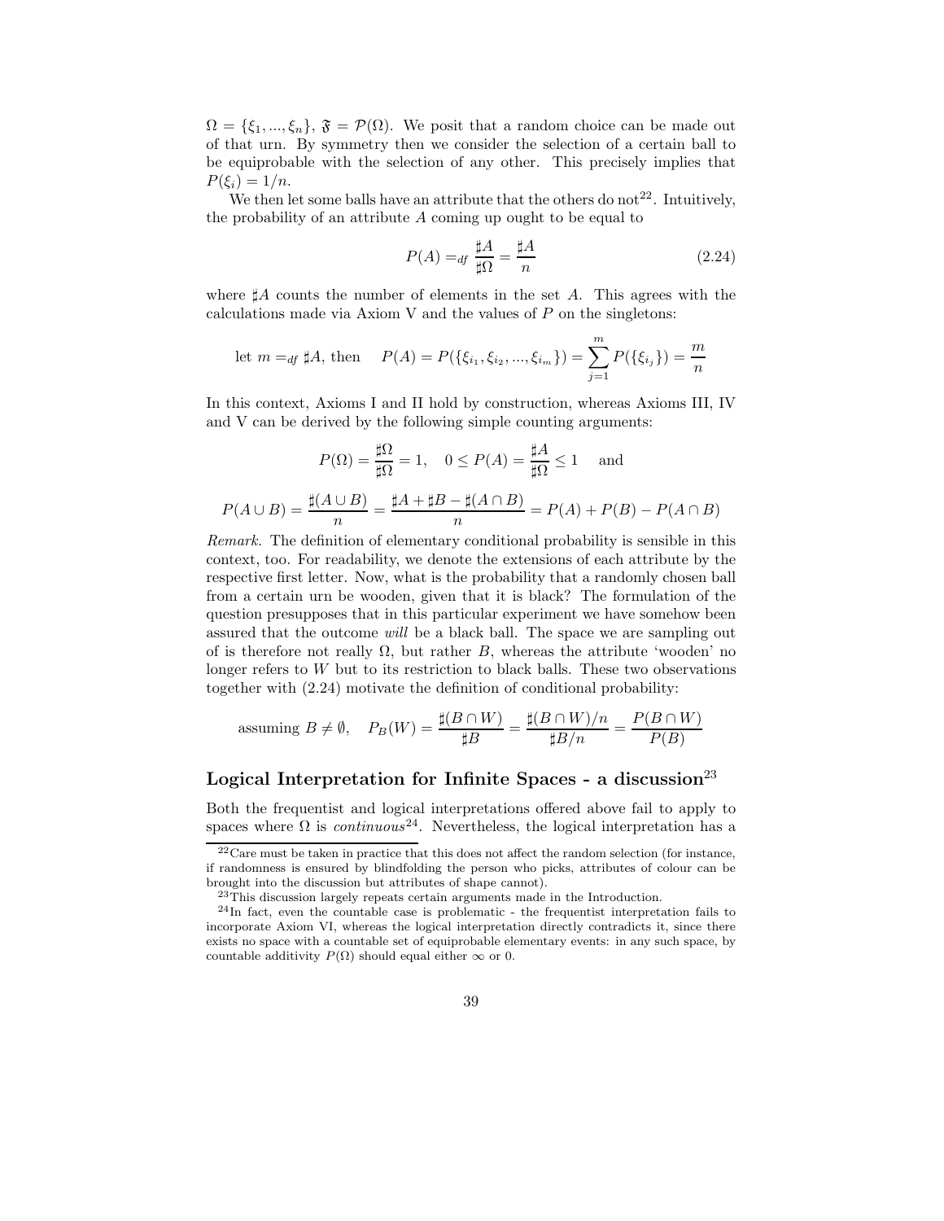$\Omega = \{\xi_1, ..., \xi_n\}$, $\mathfrak{F} = \mathcal{P}(\Omega)$. We posit that a random choice can be made out of that urn. By symmetry then we consider the selection of a certain ball to be equiprobable with the selection of any other. This precisely implies that $P(\xi_i) = 1/n$.

We then let some balls have an attribute that the others do not[22]. Intuitively, the probability of an attribute $A$ coming up ought to be equal to

$$P(A) =_{df} \frac{\sharp A}{\sharp \Omega} = \frac{\sharp A}{n} \tag{2.24}$$

where $\sharp A$ counts the number of elements in the set $A$. This agrees with the calculations made via Axiom V and the values of $P$ on the singletons:

$$\text{let } m =_{df} \sharp A, \text{ then} \quad P(A) = P(\{\xi_{i_1}, \xi_{i_2}, ..., \xi_{i_m}\}) = \sum_{j=1}^{m} P(\{\xi_{i_j}\}) = \frac{m}{n}$$

In this context, Axioms I and II hold by construction, whereas Axioms III, IV and V can be derived by the following simple counting arguments:

$$P(\Omega) = \frac{\sharp \Omega}{\sharp \Omega} = 1, \quad 0 \leq P(A) = \frac{\sharp A}{\sharp \Omega} \leq 1 \quad \text{ and}$$

$$P(A \cup B) = \frac{\sharp (A \cup B)}{n} = \frac{\sharp A + \sharp B - \sharp (A \cap B)}{n} = P(A) + P(B) - P(A \cap B)$$

*Remark.* The definition of elementary conditional probability is sensible in this context, too. For readability, we denote the extensions of each attribute by the respective first letter. Now, what is the probability that a randomly chosen ball from a certain urn be wooden, given that it is black? The formulation of the question presupposes that in this particular experiment we have somehow been assured that the outcome *will* be a black ball. The space we are sampling out of is therefore not really $\Omega$, but rather $B$, whereas the attribute 'wooden' no longer refers to $W$ but to its restriction to black balls. These two observations together with (2.24) motivate the definition of conditional probability:

$$\text{assuming } B \neq \emptyset, \quad P_B(W) = \frac{\sharp (B \cap W)}{\sharp B} = \frac{\sharp (B \cap W)/n}{\sharp B/n} = \frac{P(B \cap W)}{P(B)}$$

### Logical Interpretation for Infinite Spaces - a discussion[23]

Both the frequentist and logical interpretations offered above fail to apply to spaces where $\Omega$ is *continuous*[24]. Nevertheless, the logical interpretation has a

[22] Care must be taken in practice that this does not affect the random selection (for instance, if randomness is ensured by blindfolding the person who picks, attributes of colour can be brought into the discussion but attributes of shape cannot).

[23] This discussion largely repeats certain arguments made in the Introduction.

[24] In fact, even the countable case is problematic - the frequentist interpretation fails to incorporate Axiom VI, whereas the logical interpretation directly contradicts it, since there exists no space with a countable set of equiprobable elementary events: in any such space, by countable additivity $P(\Omega)$ should equal either $\infty$ or 0.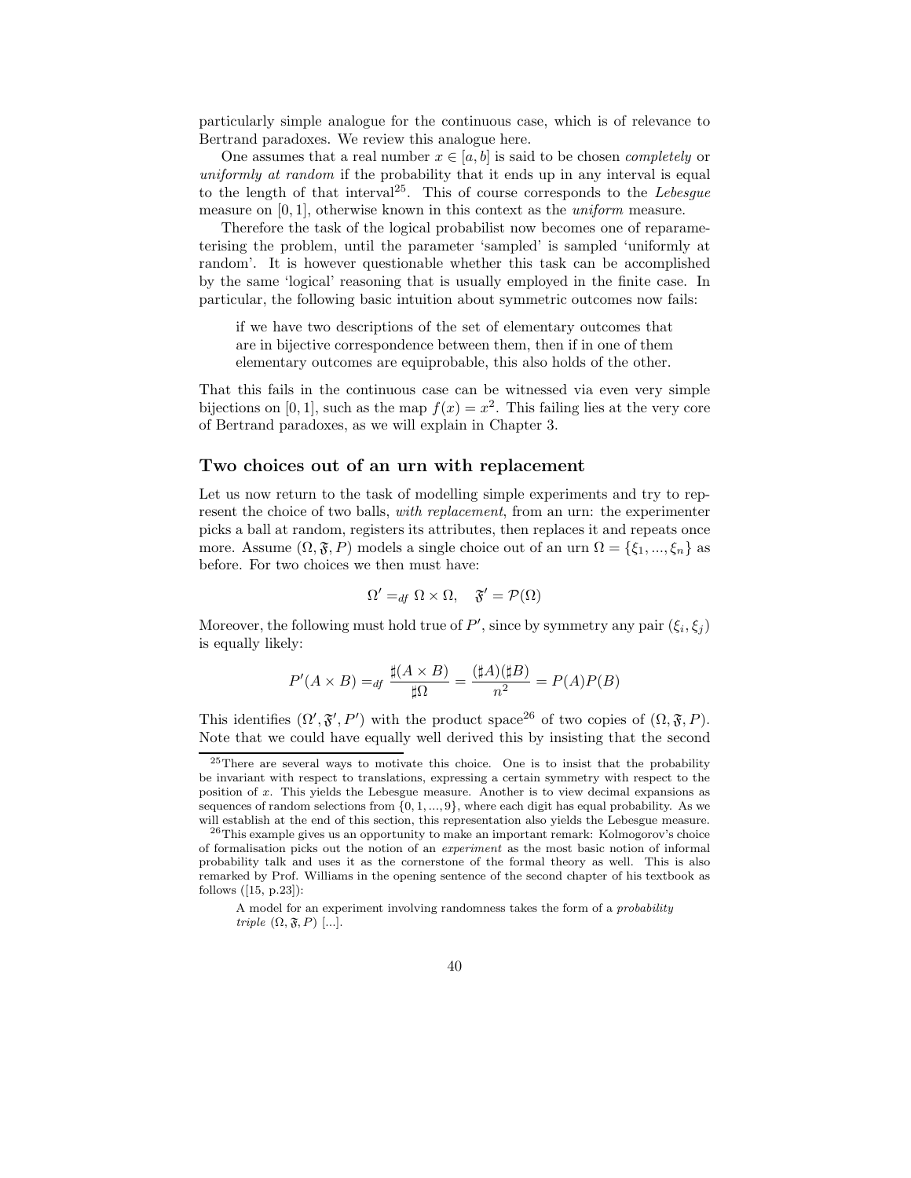particularly simple analogue for the continuous case, which is of relevance to Bertrand paradoxes. We review this analogue here.

One assumes that a real number $x \in [a, b]$ is said to be chosen *completely* or *uniformly at random* if the probability that it ends up in any interval is equal to the length of that interval[25]. This of course corresponds to the *Lebesgue* measure on $[0, 1]$, otherwise known in this context as the *uniform* measure.

Therefore the task of the logical probabilist now becomes one of reparameterising the problem, until the parameter 'sampled' is sampled 'uniformly at random'. It is however questionable whether this task can be accomplished by the same 'logical' reasoning that is usually employed in the finite case. In particular, the following basic intuition about symmetric outcomes now fails:

> if we have two descriptions of the set of elementary outcomes that are in bijective correspondence between them, then if in one of them elementary outcomes are equiprobable, this also holds of the other.

That this fails in the continuous case can be witnessed via even very simple bijections on $[0, 1]$, such as the map $f(x) = x^2$. This failing lies at the very core of Bertrand paradoxes, as we will explain in Chapter 3.

### Two choices out of an urn with replacement

Let us now return to the task of modelling simple experiments and try to represent the choice of two balls, *with replacement*, from an urn: the experimenter picks a ball at random, registers its attributes, then replaces it and repeats once more. Assume $(\Omega, \mathfrak{F}, P)$ models a single choice out of an urn $\Omega = \{\xi_1, ..., \xi_n\}$ as before. For two choices we then must have:

$$\Omega' =_{df} \Omega \times \Omega, \quad \mathfrak{F}' = \mathcal{P}(\Omega)$$

Moreover, the following must hold true of $P'$, since by symmetry any pair $(\xi_i, \xi_j)$ is equally likely:

$$P'(A \times B) =_{df} \frac{\sharp(A \times B)}{\sharp\Omega} = \frac{(\sharp A)(\sharp B)}{n^2} = P(A)P(B)$$

This identifies $(\Omega', \mathfrak{F}', P')$ with the product space[26] of two copies of $(\Omega, \mathfrak{F}, P)$. Note that we could have equally well derived this by insisting that the second

---

[25] There are several ways to motivate this choice. One is to insist that the probability be invariant with respect to translations, expressing a certain symmetry with respect to the position of $x$. This yields the Lebesgue measure. Another is to view decimal expansions as sequences of random selections from $\{0, 1, ..., 9\}$, where each digit has equal probability. As we will establish at the end of this section, this representation also yields the Lebesgue measure.

[26] This example gives us an opportunity to make an important remark: Kolmogorov's choice of formalisation picks out the notion of an *experiment* as the most basic notion of informal probability talk and uses it as the cornerstone of the formal theory as well. This is also remarked by Prof. Williams in the opening sentence of the second chapter of his textbook as follows ([15, p.23]):

> A model for an experiment involving randomness takes the form of a *probability triple* $(\Omega, \mathfrak{F}, P)$ [...].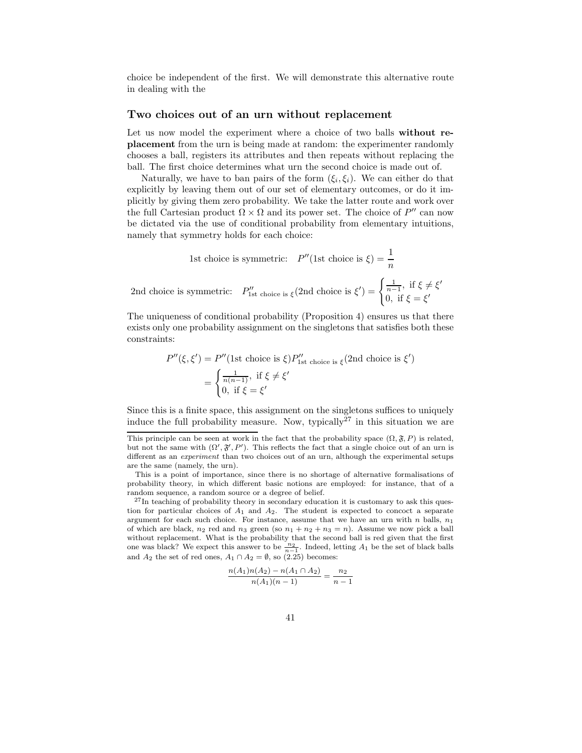choice be independent of the first. We will demonstrate this alternative route in dealing with the

### Two choices out of an urn without replacement

Let us now model the experiment where a choice of two balls **without replacement** from the urn is being made at random: the experimenter randomly chooses a ball, registers its attributes and then repeats without replacing the ball. The first choice determines what urn the second choice is made out of.

Naturally, we have to ban pairs of the form $(\xi_i, \xi_i)$. We can either do that explicitly by leaving them out of our set of elementary outcomes, or do it implicitly by giving them zero probability. We take the latter route and work over the full Cartesian product $\Omega \times \Omega$ and its power set. The choice of $P''$ can now be dictated via the use of conditional probability from elementary intuitions, namely that symmetry holds for each choice:

$$\text{1st choice is symmetric:} \quad P''(\text{1st choice is } \xi) = \frac{1}{n}$$

$$\text{2nd choice is symmetric:} \quad P''_{\text{1st choice is } \xi}(\text{2nd choice is } \xi') = \begin{cases} \frac{1}{n-1}, & \text{if } \xi \neq \xi' \\ 0, & \text{if } \xi = \xi' \end{cases}$$

The uniqueness of conditional probability (Proposition 4) ensures us that there exists only one probability assignment on the singletons that satisfies both these constraints:

$$\begin{aligned} P''(\xi, \xi') &= P''(\text{1st choice is } \xi) P''_{\text{1st choice is } \xi}(\text{2nd choice is } \xi') \\ &= \begin{cases} \frac{1}{n(n-1)}, & \text{if } \xi \neq \xi' \\ 0, & \text{if } \xi = \xi' \end{cases} \end{aligned}$$

Since this is a finite space, this assignment on the singletons suffices to uniquely induce the full probability measure. Now, typically[27] in this situation we are

---

This principle can be seen at work in the fact that the probability space $(\Omega, \mathfrak{F}, P)$ is related, but not the same with $(\Omega', \mathfrak{F}', P')$. This reflects the fact that a single choice out of an urn is different as an *experiment* than two choices out of an urn, although the experimental setups are the same (namely, the urn).

This is a point of importance, since there is no shortage of alternative formalisations of probability theory, in which different basic notions are employed: for instance, that of a random sequence, a random source or a degree of belief.

[27] In teaching of probability theory in secondary education it is customary to ask this question for particular choices of $A_1$ and $A_2$. The student is expected to concoct a separate argument for each such choice. For instance, assume that we have an urn with $n$ balls, $n_1$ of which are black, $n_2$ red and $n_3$ green (so $n_1 + n_2 + n_3 = n$). Assume we now pick a ball without replacement. What is the probability that the second ball is red given that the first one was black? We expect this answer to be $\frac{n_2}{n-1}$. Indeed, letting $A_1$ be the set of black balls and $A_2$ the set of red ones, $A_1 \cap A_2 = \emptyset$, so (2.25) becomes:

$$\frac{n(A_1)n(A_2) - n(A_1 \cap A_2)}{n(A_1)(n-1)} = \frac{n_2}{n-1}$$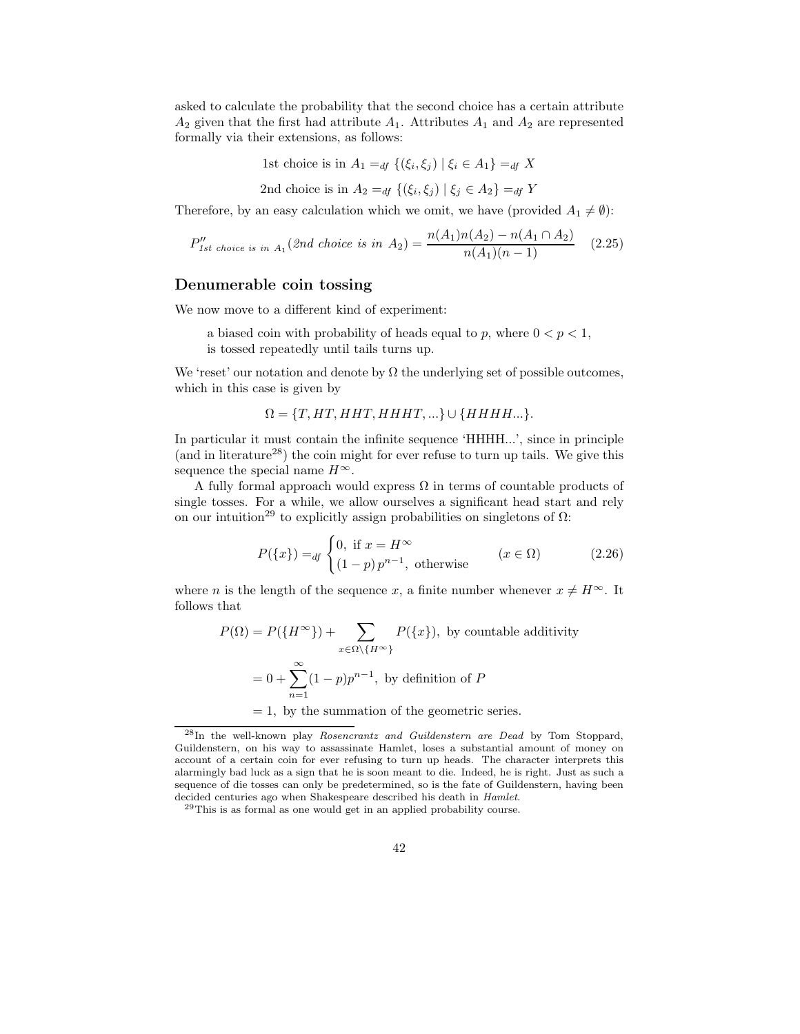asked to calculate the probability that the second choice has a certain attribute $A_2$ given that the first had attribute $A_1$. Attributes $A_1$ and $A_2$ are represented formally via their extensions, as follows:

$$\text{1st choice is in } A_1 =_{df} \{(\xi_i, \xi_j) \mid \xi_i \in A_1\} =_{df} X$$

$$\text{2nd choice is in } A_2 =_{df} \{(\xi_i, \xi_j) \mid \xi_j \in A_2\} =_{df} Y$$

Therefore, by an easy calculation which we omit, we have (provided $A_1 \neq \emptyset$):

$$P''_{\textit{1st choice is in } A_1}(\textit{2nd choice is in } A_2) = \frac{n(A_1)n(A_2) - n(A_1 \cap A_2)}{n(A_1)(n-1)} \quad (2.25)$$

## Denumerable coin tossing

We now move to a different kind of experiment:

> a biased coin with probability of heads equal to $p$, where $0 < p < 1$, is tossed repeatedly until tails turns up.

We 'reset' our notation and denote by $\Omega$ the underlying set of possible outcomes, which in this case is given by

$$\Omega = \{T, HT, HHT, HHHT, ...\} \cup \{HHHH...\}.$$

In particular it must contain the infinite sequence 'HHHH...', since in principle (and in literature[28]) the coin might for ever refuse to turn up tails. We give this sequence the special name $H^\infty$.

A fully formal approach would express $\Omega$ in terms of countable products of single tosses. For a while, we allow ourselves a significant head start and rely on our intuition[29] to explicitly assign probabilities on singletons of $\Omega$:

$$P(\{x\}) =_{df} \begin{cases} 0, \text{ if } x = H^\infty \\ (1-p)\, p^{n-1}, \text{ otherwise} \end{cases} \qquad (x \in \Omega) \qquad (2.26)$$

where $n$ is the length of the sequence $x$, a finite number whenever $x \neq H^\infty$. It follows that

$$\begin{aligned} P(\Omega) &= P(\{H^\infty\}) + \sum_{x \in \Omega \setminus \{H^\infty\}} P(\{x\}), \text{ by countable additivity} \\ &= 0 + \sum_{n=1}^{\infty} (1-p)p^{n-1}, \text{ by definition of } P \\ &= 1, \text{ by the summation of the geometric series.} \end{aligned}$$

[28] In the well-known play *Rosencrantz and Guildenstern are Dead* by Tom Stoppard, Guildenstern, on his way to assassinate Hamlet, loses a substantial amount of money on account of a certain coin for ever refusing to turn up heads. The character interprets this alarmingly bad luck as a sign that he is soon meant to die. Indeed, he is right. Just as such a sequence of die tosses can only be predetermined, so is the fate of Guildenstern, having been decided centuries ago when Shakespeare described his death in *Hamlet*.

[29] This is as formal as one would get in an applied probability course.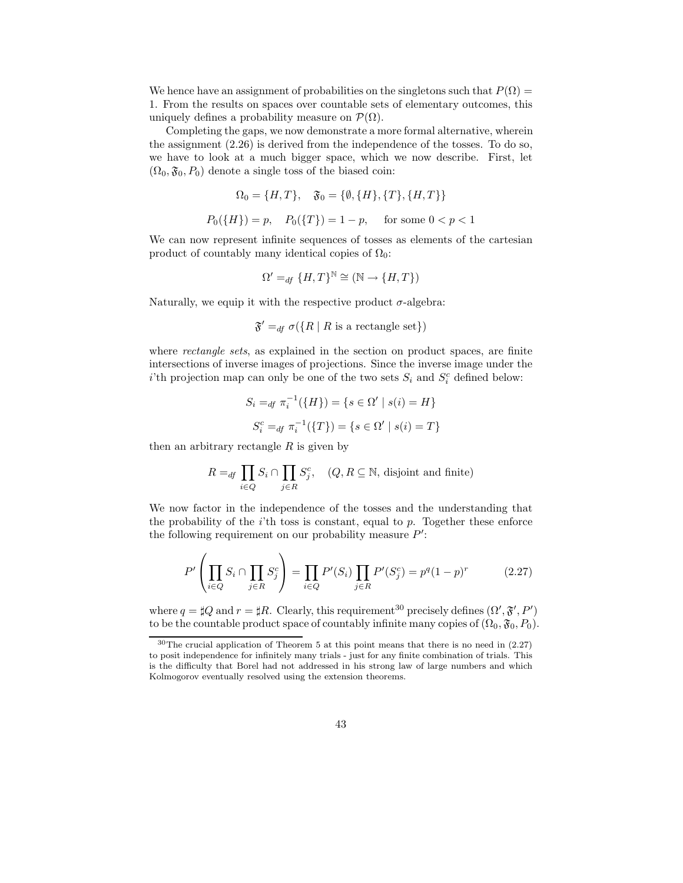We hence have an assignment of probabilities on the singletons such that $P(\Omega) = 1$. From the results on spaces over countable sets of elementary outcomes, this uniquely defines a probability measure on $\mathcal{P}(\Omega)$.

Completing the gaps, we now demonstrate a more formal alternative, wherein the assignment (2.26) is derived from the independence of the tosses. To do so, we have to look at a much bigger space, which we now describe. First, let $(\Omega_0, \mathfrak{F}_0, P_0)$ denote a single toss of the biased coin:

$$\Omega_0 = \{H, T\}, \quad \mathfrak{F}_0 = \{\emptyset, \{H\}, \{T\}, \{H, T\}\}$$

$$P_0(\{H\}) = p, \quad P_0(\{T\}) = 1 - p, \quad \text{ for some } 0 < p < 1$$

We can now represent infinite sequences of tosses as elements of the cartesian product of countably many identical copies of $\Omega_0$:

$$\Omega' =_{df} \{H, T\}^{\mathbb{N}} \cong (\mathbb{N} \to \{H, T\})$$

Naturally, we equip it with the respective product $\sigma$-algebra:

$$\mathfrak{F}' =_{df} \sigma(\{R \mid R \text{ is a rectangle set}\})$$

where *rectangle sets*, as explained in the section on product spaces, are finite intersections of inverse images of projections. Since the inverse image under the $i$'th projection map can only be one of the two sets $S_i$ and $S_i^c$ defined below:

$$S_i =_{df} \pi_i^{-1}(\{H\}) = \{s \in \Omega' \mid s(i) = H\}$$

$$S_i^c =_{df} \pi_i^{-1}(\{T\}) = \{s \in \Omega' \mid s(i) = T\}$$

then an arbitrary rectangle $R$ is given by

$$R =_{df} \prod_{i \in Q} S_i \cap \prod_{j \in R} S_j^c, \quad (Q, R \subseteq \mathbb{N}, \text{ disjoint and finite})$$

We now factor in the independence of the tosses and the understanding that the probability of the $i$'th toss is constant, equal to $p$. Together these enforce the following requirement on our probability measure $P'$:

$$P'\left(\prod_{i \in Q} S_i \cap \prod_{j \in R} S_j^c\right) = \prod_{i \in Q} P'(S_i) \prod_{j \in R} P'(S_j^c) = p^q (1-p)^r \tag{2.27}$$

where $q = \sharp Q$ and $r = \sharp R$. Clearly, this requirement[30] precisely defines $(\Omega', \mathfrak{F}', P')$ to be the countable product space of countably infinite many copies of $(\Omega_0, \mathfrak{F}_0, P_0)$.

[30] The crucial application of Theorem 5 at this point means that there is no need in (2.27) to posit independence for infinitely many trials - just for any finite combination of trials. This is the difficulty that Borel had not addressed in his strong law of large numbers and which Kolmogorov eventually resolved using the extension theorems.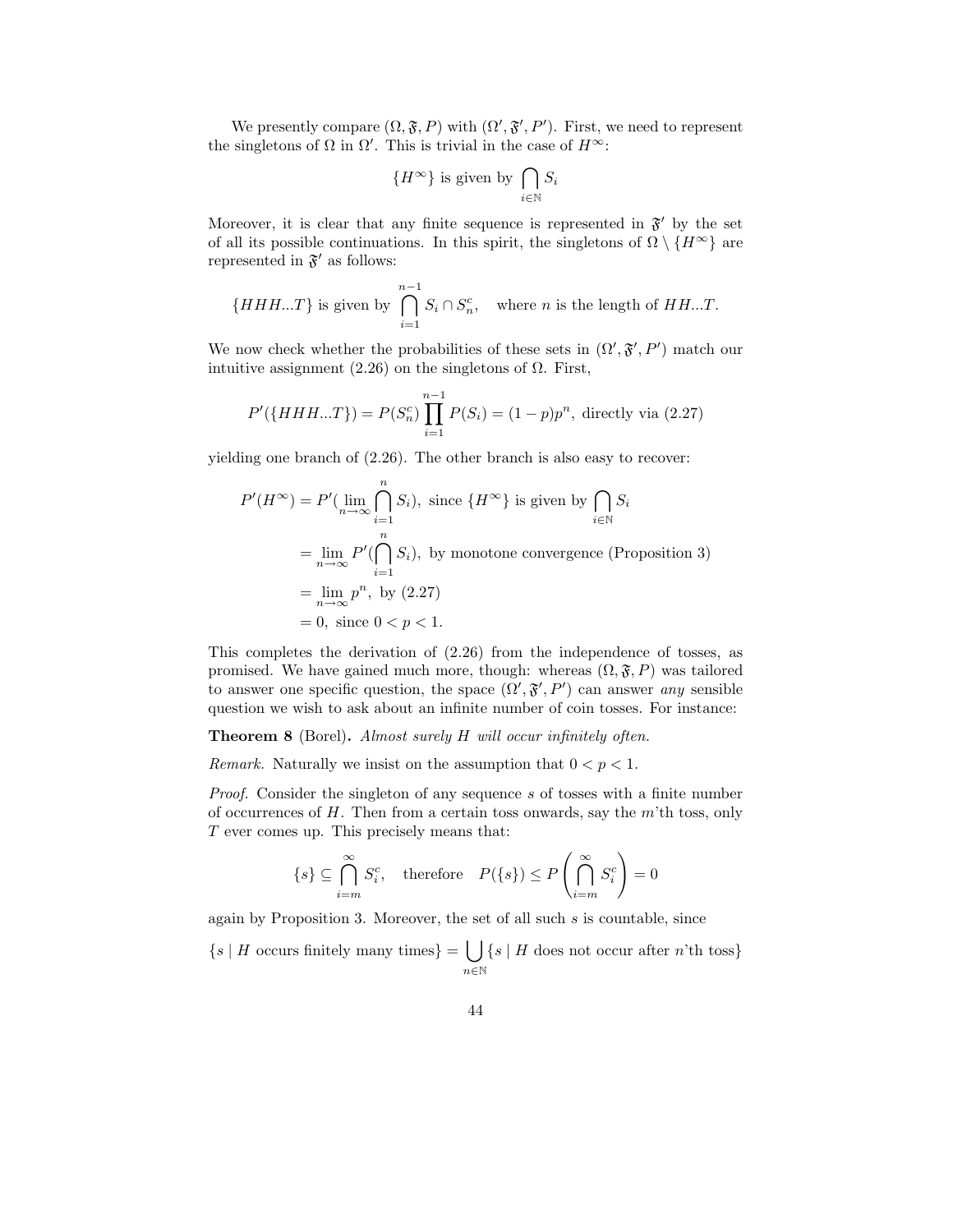We presently compare $(\Omega, \mathfrak{F}, P)$ with $(\Omega', \mathfrak{F}', P')$. First, we need to represent the singletons of $\Omega$ in $\Omega'$. This is trivial in the case of $H^\infty$:

$$\{H^\infty\} \text{ is given by } \bigcap_{i \in \mathbb{N}} S_i$$

Moreover, it is clear that any finite sequence is represented in $\mathfrak{F}'$ by the set of all its possible continuations. In this spirit, the singletons of $\Omega \setminus \{H^\infty\}$ are represented in $\mathfrak{F}'$ as follows:

$$\{HHH...T\} \text{ is given by } \bigcap_{i=1}^{n-1} S_i \cap S_n^c, \quad \text{where } n \text{ is the length of } HH...T.$$

We now check whether the probabilities of these sets in $(\Omega', \mathfrak{F}', P')$ match our intuitive assignment (2.26) on the singletons of $\Omega$. First,

$$P'(\{HHH...T\}) = P(S_n^c) \prod_{i=1}^{n-1} P(S_i) = (1-p)p^n, \text{ directly via (2.27)}$$

yielding one branch of (2.26). The other branch is also easy to recover:

$$\begin{aligned}
P'(H^\infty) &= P'(\lim_{n\to\infty} \bigcap_{i=1}^{n} S_i), \text{ since } \{H^\infty\} \text{ is given by } \bigcap_{i \in \mathbb{N}} S_i \\
&= \lim_{n\to\infty} P'(\bigcap_{i=1}^{n} S_i), \text{ by monotone convergence (Proposition 3)} \\
&= \lim_{n\to\infty} p^n, \text{ by (2.27)} \\
&= 0, \text{ since } 0 < p < 1.
\end{aligned}$$

This completes the derivation of (2.26) from the independence of tosses, as promised. We have gained much more, though: whereas $(\Omega, \mathfrak{F}, P)$ was tailored to answer one specific question, the space $(\Omega', \mathfrak{F}', P')$ can answer *any* sensible question we wish to ask about an infinite number of coin tosses. For instance:

**Theorem 8** (Borel)**.** *Almost surely $H$ will occur infinitely often.*

*Remark.* Naturally we insist on the assumption that $0 < p < 1$.

*Proof.* Consider the singleton of any sequence $s$ of tosses with a finite number of occurrences of $H$. Then from a certain toss onwards, say the $m$'th toss, only $T$ ever comes up. This precisely means that:

$$\{s\} \subseteq \bigcap_{i=m}^{\infty} S_i^c, \quad \text{therefore} \quad P(\{s\}) \leq P\left(\bigcap_{i=m}^{\infty} S_i^c\right) = 0$$

again by Proposition 3. Moreover, the set of all such $s$ is countable, since

$$\{s \mid H \text{ occurs finitely many times}\} = \bigcup_{n \in \mathbb{N}} \{s \mid H \text{ does not occur after } n\text{'th toss}\}$$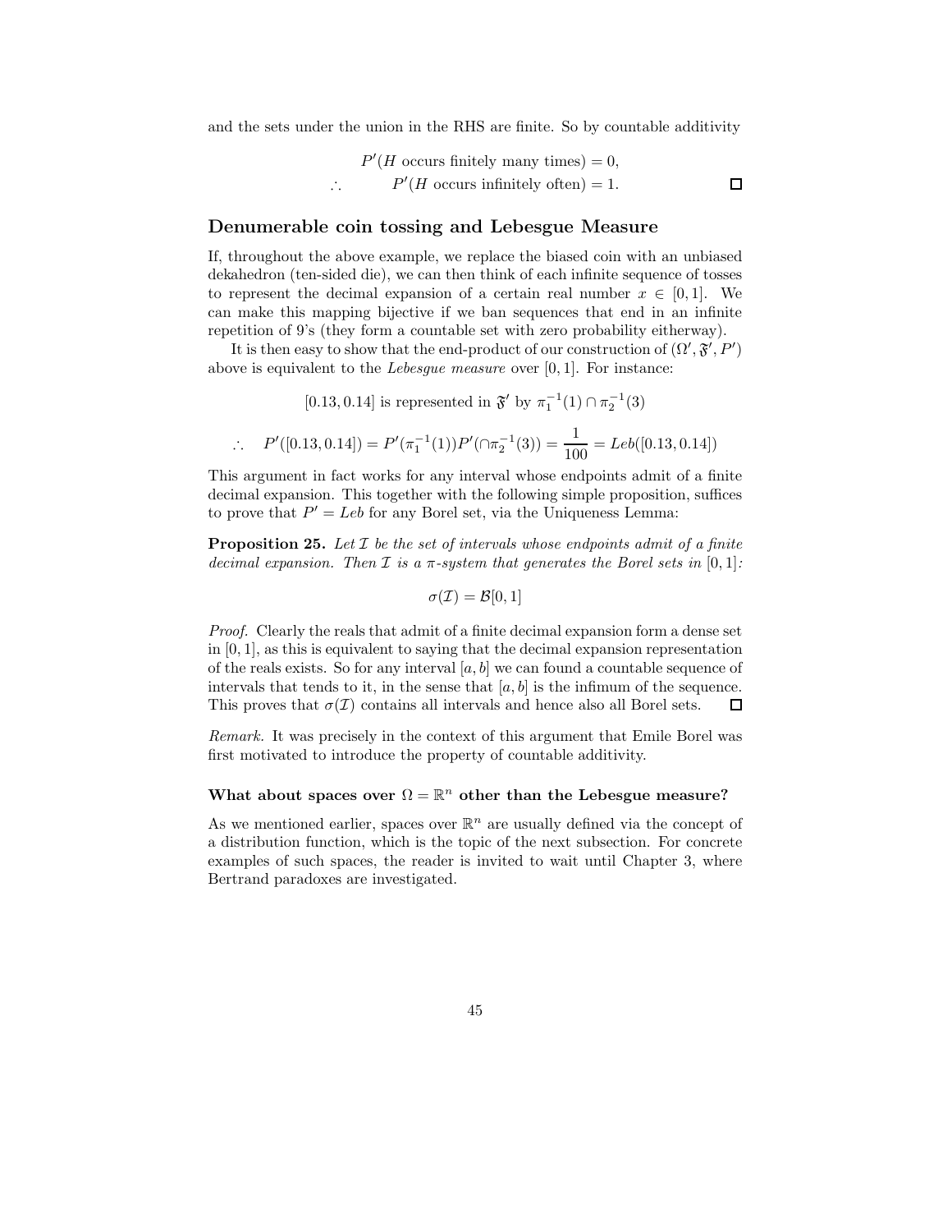and the sets under the union in the RHS are finite. So by countable additivity

$$P'(H \text{ occurs finitely many times}) = 0,$$
$$\therefore \qquad P'(H \text{ occurs infinitely often}) = 1. \qquad \square$$

## Denumerable coin tossing and Lebesgue Measure

If, throughout the above example, we replace the biased coin with an unbiased dekahedron (ten-sided die), we can then think of each infinite sequence of tosses to represent the decimal expansion of a certain real number $x \in [0,1]$. We can make this mapping bijective if we ban sequences that end in an infinite repetition of 9's (they form a countable set with zero probability eitherway).

It is then easy to show that the end-product of our construction of $(\Omega', \mathfrak{F}', P')$ above is equivalent to the *Lebesgue measure* over $[0,1]$. For instance:

$$[0.13, 0.14] \text{ is represented in } \mathfrak{F}' \text{ by } \pi_1^{-1}(1) \cap \pi_2^{-1}(3)$$

$$\therefore \quad P'([0.13, 0.14]) = P'(\pi_1^{-1}(1))P'(\cap\pi_2^{-1}(3)) = \frac{1}{100} = Leb([0.13, 0.14])$$

This argument in fact works for any interval whose endpoints admit of a finite decimal expansion. This together with the following simple proposition, suffices to prove that $P' = Leb$ for any Borel set, via the Uniqueness Lemma:

**Proposition 25.** *Let $\mathcal{I}$ be the set of intervals whose endpoints admit of a finite decimal expansion. Then $\mathcal{I}$ is a $\pi$-system that generates the Borel sets in $[0,1]$:*

$$\sigma(\mathcal{I}) = \mathcal{B}[0,1]$$

*Proof.* Clearly the reals that admit of a finite decimal expansion form a dense set in $[0,1]$, as this is equivalent to saying that the decimal expansion representation of the reals exists. So for any interval $[a,b]$ we can found a countable sequence of intervals that tends to it, in the sense that $[a,b]$ is the infimum of the sequence. This proves that $\sigma(\mathcal{I})$ contains all intervals and hence also all Borel sets. $\square$

*Remark.* It was precisely in the context of this argument that Emile Borel was first motivated to introduce the property of countable additivity.

### What about spaces over $\Omega = \mathbb{R}^n$ other than the Lebesgue measure?

As we mentioned earlier, spaces over $\mathbb{R}^n$ are usually defined via the concept of a distribution function, which is the topic of the next subsection. For concrete examples of such spaces, the reader is invited to wait until Chapter 3, where Bertrand paradoxes are investigated.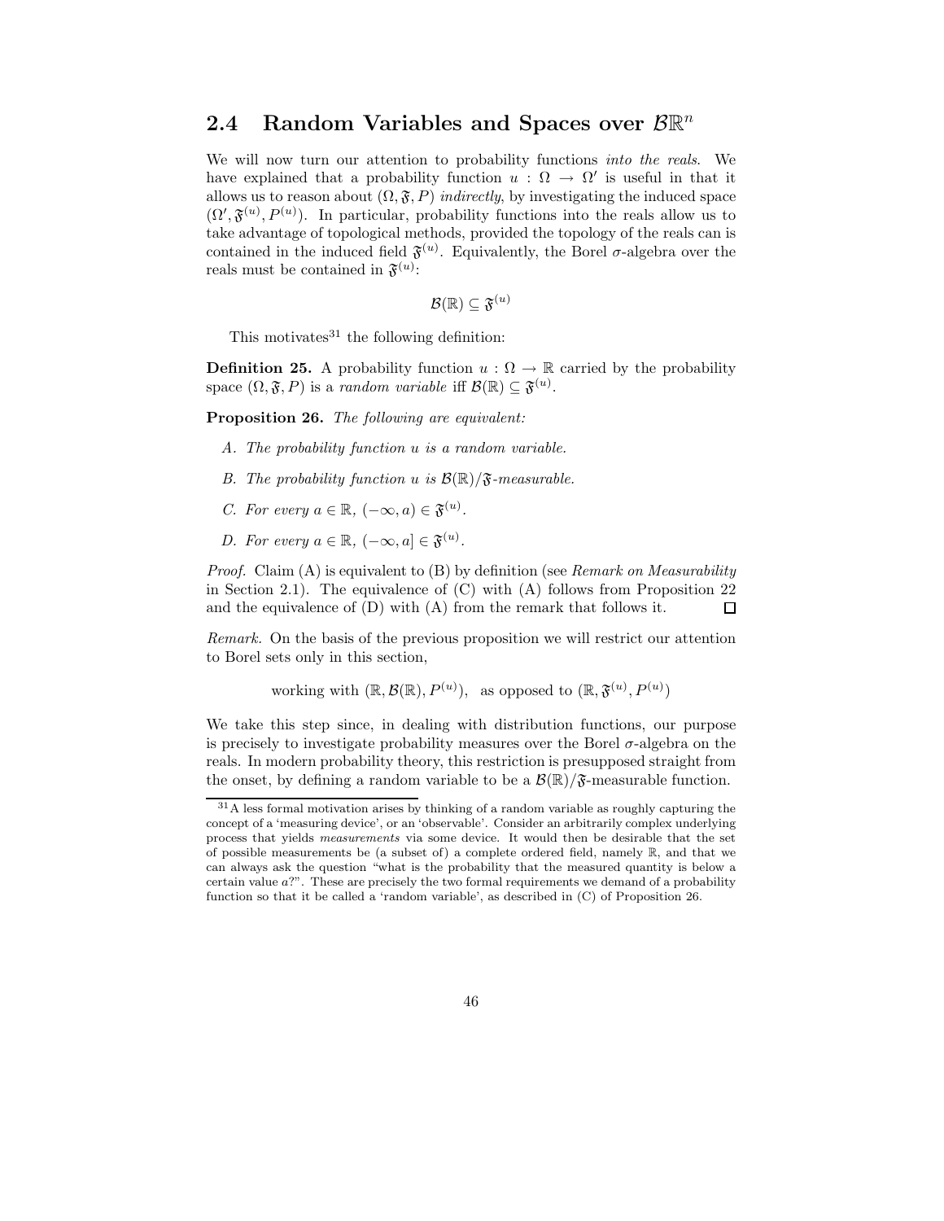## 2.4 Random Variables and Spaces over $\mathcal{B}\mathbb{R}^n$

We will now turn our attention to probability functions *into the reals*. We have explained that a probability function $u : \Omega \to \Omega'$ is useful in that it allows us to reason about $(\Omega, \mathfrak{F}, P)$ *indirectly*, by investigating the induced space $(\Omega', \mathfrak{F}^{(u)}, P^{(u)})$. In particular, probability functions into the reals allow us to take advantage of topological methods, provided the topology of the reals can is contained in the induced field $\mathfrak{F}^{(u)}$. Equivalently, the Borel $\sigma$-algebra over the reals must be contained in $\mathfrak{F}^{(u)}$:

$$\mathcal{B}(\mathbb{R}) \subseteq \mathfrak{F}^{(u)}$$

This motivates[31] the following definition:

**Definition 25.** A probability function $u : \Omega \to \mathbb{R}$ carried by the probability space $(\Omega, \mathfrak{F}, P)$ is a *random variable* iff $\mathcal{B}(\mathbb{R}) \subseteq \mathfrak{F}^{(u)}$.

**Proposition 26.** *The following are equivalent:*

*A. The probability function u is a random variable.*

*B. The probability function u is $\mathcal{B}(\mathbb{R})/\mathfrak{F}$-measurable.*

*C. For every $a \in \mathbb{R}$, $(-\infty, a) \in \mathfrak{F}^{(u)}$.*

*D. For every $a \in \mathbb{R}$, $(-\infty, a] \in \mathfrak{F}^{(u)}$.*

*Proof.* Claim (A) is equivalent to (B) by definition (see *Remark on Measurability* in Section 2.1). The equivalence of (C) with (A) follows from Proposition 22 and the equivalence of (D) with (A) from the remark that follows it. □

*Remark.* On the basis of the previous proposition we will restrict our attention to Borel sets only in this section,

$$\text{working with } (\mathbb{R}, \mathcal{B}(\mathbb{R}), P^{(u)}), \text{ as opposed to } (\mathbb{R}, \mathfrak{F}^{(u)}, P^{(u)})$$

We take this step since, in dealing with distribution functions, our purpose is precisely to investigate probability measures over the Borel $\sigma$-algebra on the reals. In modern probability theory, this restriction is presupposed straight from the onset, by defining a random variable to be a $\mathcal{B}(\mathbb{R})/\mathfrak{F}$-measurable function.

---

[31] A less formal motivation arises by thinking of a random variable as roughly capturing the concept of a 'measuring device', or an 'observable'. Consider an arbitrarily complex underlying process that yields *measurements* via some device. It would then be desirable that the set of possible measurements be (a subset of) a complete ordered field, namely $\mathbb{R}$, and that we can always ask the question "what is the probability that the measured quantity is below a certain value $a$?". These are precisely the two formal requirements we demand of a probability function so that it be called a 'random variable', as described in (C) of Proposition 26.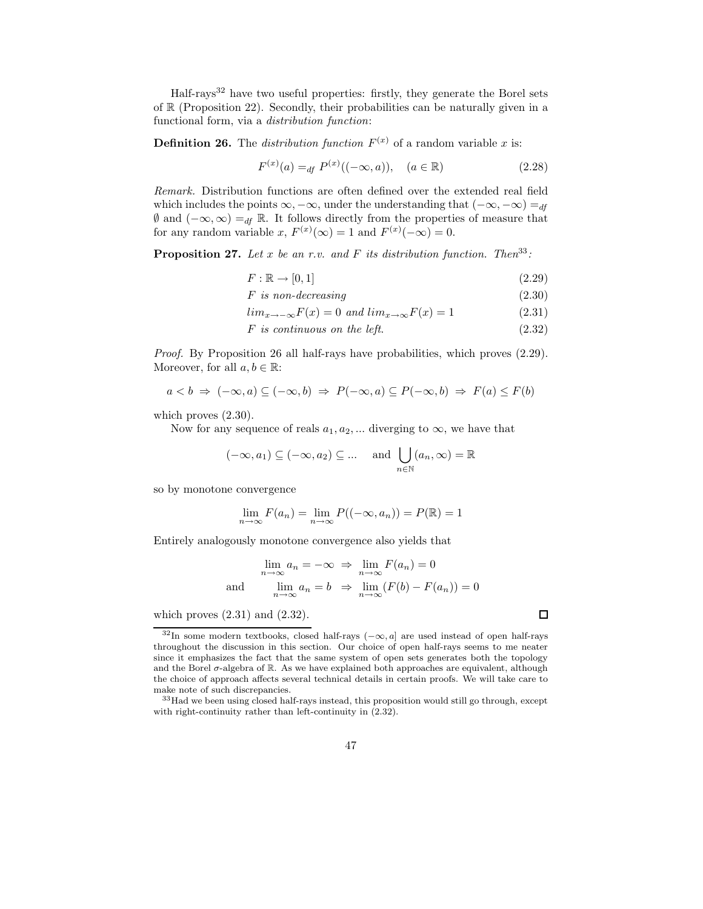Half-rays[32] have two useful properties: firstly, they generate the Borel sets of $\mathbb{R}$ (Proposition 22). Secondly, their probabilities can be naturally given in a functional form, via a *distribution function*:

**Definition 26.** The *distribution function* $F^{(x)}$ of a random variable $x$ is:

$$F^{(x)}(a) =_{df} P^{(x)}((-\infty, a)), \quad (a \in \mathbb{R}) \tag{2.28}$$

*Remark.* Distribution functions are often defined over the extended real field which includes the points $\infty, -\infty$, under the understanding that $(-\infty, -\infty) =_{df} \emptyset$ and $(-\infty, \infty) =_{df} \mathbb{R}$. It follows directly from the properties of measure that for any random variable $x$, $F^{(x)}(\infty) = 1$ and $F^{(x)}(-\infty) = 0$.

**Proposition 27.** *Let $x$ be an r.v. and $F$ its distribution function. Then*[33]*:*

$$F : \mathbb{R} \to [0, 1] \tag{2.29}$$

$$F \text{ is non-decreasing} \tag{2.30}$$

$$lim_{x \to -\infty} F(x) = 0 \text{ and } lim_{x \to \infty} F(x) = 1 \tag{2.31}$$

$$F \text{ is continuous on the left.} \tag{2.32}$$

*Proof.* By Proposition 26 all half-rays have probabilities, which proves (2.29). Moreover, for all $a, b \in \mathbb{R}$:

$$a < b \Rightarrow (-\infty, a) \subseteq (-\infty, b) \Rightarrow P(-\infty, a) \subseteq P(-\infty, b) \Rightarrow F(a) \leq F(b)$$

which proves (2.30).

Now for any sequence of reals $a_1, a_2, ...$ diverging to $\infty$, we have that

$$(-\infty, a_1) \subseteq (-\infty, a_2) \subseteq ... \quad \text{and} \bigcup_{n \in \mathbb{N}} (a_n, \infty) = \mathbb{R}$$

so by monotone convergence

$$\lim_{n \to \infty} F(a_n) = \lim_{n \to \infty} P((-\infty, a_n)) = P(\mathbb{R}) = 1$$

Entirely analogously monotone convergence also yields that

$$\lim_{n \to \infty} a_n = -\infty \Rightarrow \lim_{n \to \infty} F(a_n) = 0$$

$$\text{and} \qquad \lim_{n \to \infty} a_n = b \Rightarrow \lim_{n \to \infty} (F(b) - F(a_n)) = 0$$

which proves (2.31) and (2.32). ☐

---

[32] In some modern textbooks, closed half-rays $(-\infty, a]$ are used instead of open half-rays throughout the discussion in this section. Our choice of open half-rays seems to me neater since it emphasizes the fact that the same system of open sets generates both the topology and the Borel $\sigma$-algebra of $\mathbb{R}$. As we have explained both approaches are equivalent, although the choice of approach affects several technical details in certain proofs. We will take care to make note of such discrepancies.

[33] Had we been using closed half-rays instead, this proposition would still go through, except with right-continuity rather than left-continuity in (2.32).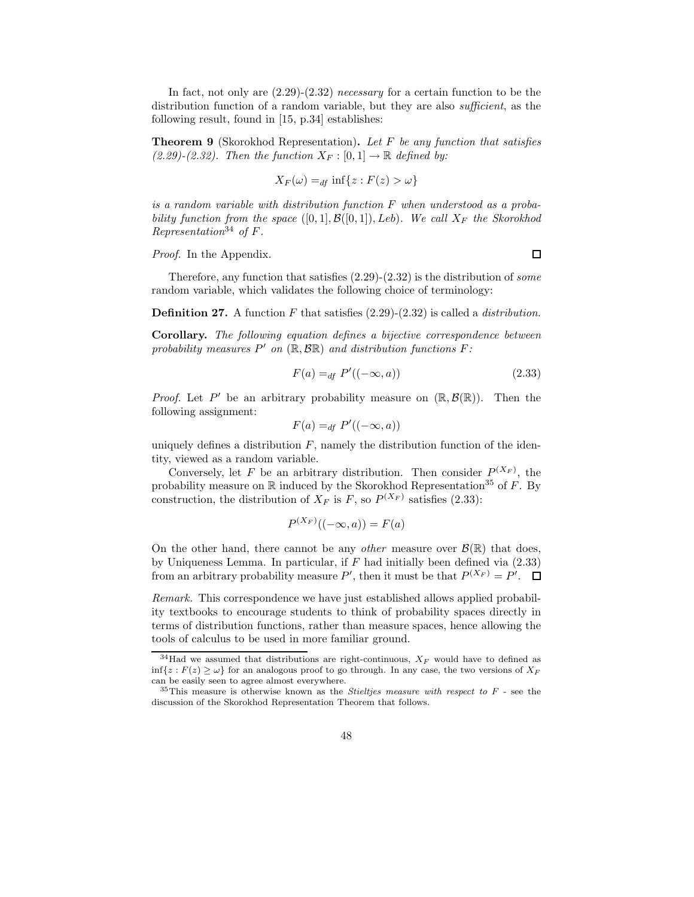In fact, not only are (2.29)-(2.32) *necessary* for a certain function to be the distribution function of a random variable, but they are also *sufficient*, as the following result, found in [15, p.34] establishes:

**Theorem 9** (Skorokhod Representation)**.** *Let $F$ be any function that satisfies (2.29)-(2.32). Then the function $X_F : [0,1] \to \mathbb{R}$ defined by:*

$$X_F(\omega) =_{df} \inf\{z : F(z) > \omega\}$$

*is a random variable with distribution function $F$ when understood as a probability function from the space $([0,1], \mathcal{B}([0,1]), Leb)$. We call $X_F$ the Skorokhod Representation*[34] *of $F$.*

*Proof.* In the Appendix. □

Therefore, any function that satisfies (2.29)-(2.32) is the distribution of *some* random variable, which validates the following choice of terminology:

**Definition 27.** A function $F$ that satisfies (2.29)-(2.32) is called a *distribution*.

**Corollary.** *The following equation defines a bijective correspondence between probability measures $P'$ on $(\mathbb{R}, \mathcal{B}\mathbb{R})$ and distribution functions $F$:*

$$F(a) =_{df} P'((-\infty, a)) \tag{2.33}$$

*Proof.* Let $P'$ be an arbitrary probability measure on $(\mathbb{R}, \mathcal{B}(\mathbb{R}))$. Then the following assignment:

$$F(a) =_{df} P'((-\infty, a))$$

uniquely defines a distribution $F$, namely the distribution function of the identity, viewed as a random variable.

Conversely, let $F$ be an arbitrary distribution. Then consider $P^{(X_F)}$, the probability measure on $\mathbb{R}$ induced by the Skorokhod Representation[35] of $F$. By construction, the distribution of $X_F$ is $F$, so $P^{(X_F)}$ satisfies (2.33):

$$P^{(X_F)}((-\infty, a)) = F(a)$$

On the other hand, there cannot be any *other* measure over $\mathcal{B}(\mathbb{R})$ that does, by Uniqueness Lemma. In particular, if $F$ had initially been defined via (2.33) from an arbitrary probability measure $P'$, then it must be that $P^{(X_F)} = P'$. □

*Remark.* This correspondence we have just established allows applied probability textbooks to encourage students to think of probability spaces directly in terms of distribution functions, rather than measure spaces, hence allowing the tools of calculus to be used in more familiar ground.

---

[34] Had we assumed that distributions are right-continuous, $X_F$ would have to defined as $\inf\{z : F(z) \geq \omega\}$ for an analogous proof to go through. In any case, the two versions of $X_F$ can be easily seen to agree almost everywhere.

[35] This measure is otherwise known as the *Stieltjes measure with respect to* $F$ - see the discussion of the Skorokhod Representation Theorem that follows.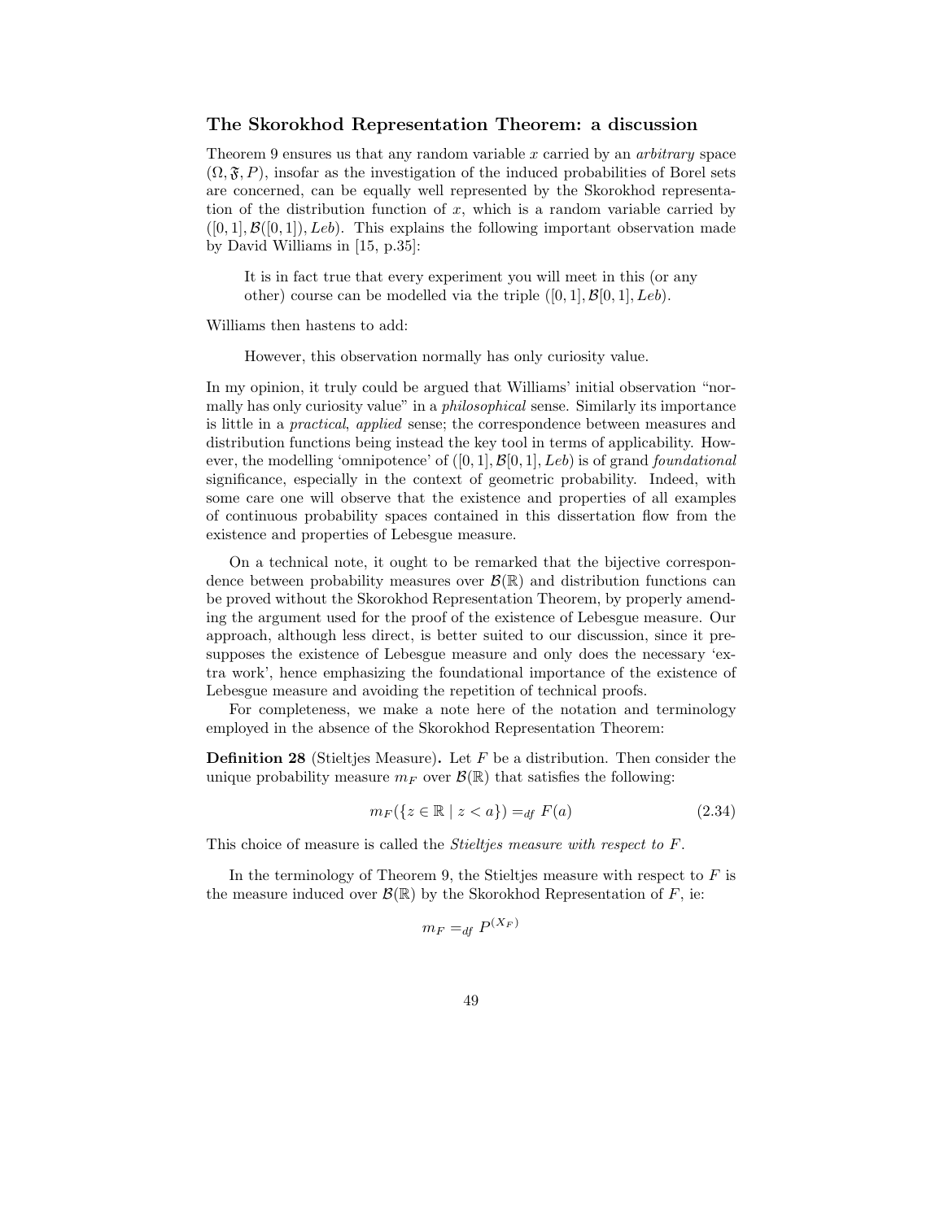### The Skorokhod Representation Theorem: a discussion

Theorem 9 ensures us that any random variable $x$ carried by an *arbitrary* space $(\Omega, \mathfrak{F}, P)$, insofar as the investigation of the induced probabilities of Borel sets are concerned, can be equally well represented by the Skorokhod representation of the distribution function of $x$, which is a random variable carried by $([0,1], \mathcal{B}([0,1]), Leb)$. This explains the following important observation made by David Williams in [15, p.35]:

> It is in fact true that every experiment you will meet in this (or any other) course can be modelled via the triple $([0,1], \mathcal{B}[0,1], Leb)$.

Williams then hastens to add:

> However, this observation normally has only curiosity value.

In my opinion, it truly could be argued that Williams' initial observation "normally has only curiosity value" in a *philosophical* sense. Similarly its importance is little in a *practical*, *applied* sense; the correspondence between measures and distribution functions being instead the key tool in terms of applicability. However, the modelling 'omnipotence' of $([0,1], \mathcal{B}[0,1], Leb)$ is of grand *foundational* significance, especially in the context of geometric probability. Indeed, with some care one will observe that the existence and properties of all examples of continuous probability spaces contained in this dissertation flow from the existence and properties of Lebesgue measure.

On a technical note, it ought to be remarked that the bijective correspondence between probability measures over $\mathcal{B}(\mathbb{R})$ and distribution functions can be proved without the Skorokhod Representation Theorem, by properly amending the argument used for the proof of the existence of Lebesgue measure. Our approach, although less direct, is better suited to our discussion, since it presupposes the existence of Lebesgue measure and only does the necessary 'extra work', hence emphasizing the foundational importance of the existence of Lebesgue measure and avoiding the repetition of technical proofs.

For completeness, we make a note here of the notation and terminology employed in the absence of the Skorokhod Representation Theorem:

**Definition 28** (Stieltjes Measure)**.** Let $F$ be a distribution. Then consider the unique probability measure $m_F$ over $\mathcal{B}(\mathbb{R})$ that satisfies the following:

$$m_F(\{z \in \mathbb{R} \mid z < a\}) =_{df} F(a) \tag{2.34}$$

This choice of measure is called the *Stieltjes measure with respect to $F$*.

In the terminology of Theorem 9, the Stieltjes measure with respect to $F$ is the measure induced over $\mathcal{B}(\mathbb{R})$ by the Skorokhod Representation of $F$, ie:

$$m_F =_{df} P^{(X_F)}$$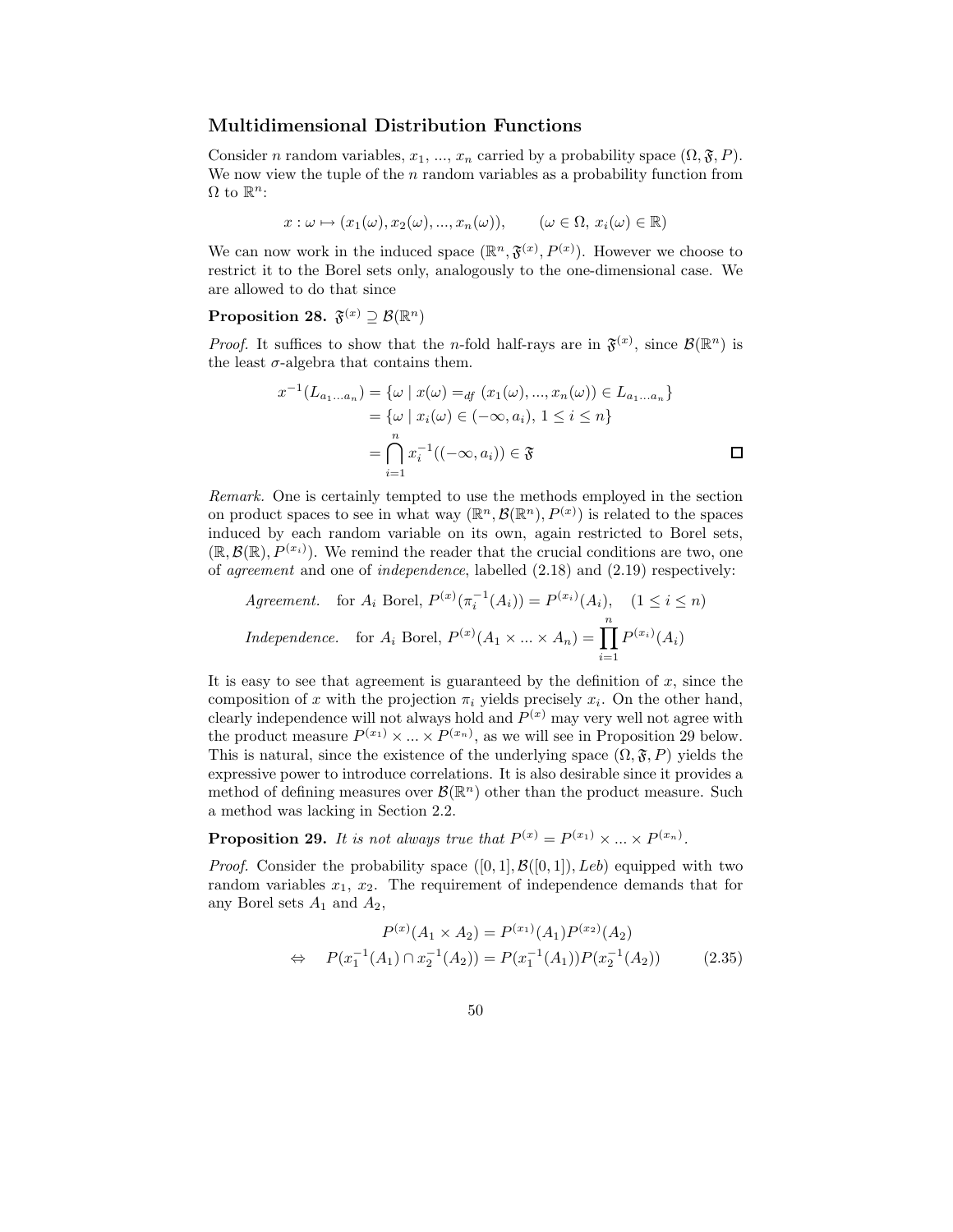### Multidimensional Distribution Functions

Consider $n$ random variables, $x_1$, ..., $x_n$ carried by a probability space $(\Omega, \mathfrak{F}, P)$. We now view the tuple of the $n$ random variables as a probability function from $\Omega$ to $\mathbb{R}^n$:

$$x : \omega \mapsto (x_1(\omega), x_2(\omega), ..., x_n(\omega)), \qquad (\omega \in \Omega,\ x_i(\omega) \in \mathbb{R})$$

We can now work in the induced space $(\mathbb{R}^n, \mathfrak{F}^{(x)}, P^{(x)})$. However we choose to restrict it to the Borel sets only, analogously to the one-dimensional case. We are allowed to do that since

**Proposition 28.** $\mathfrak{F}^{(x)} \supseteq \mathcal{B}(\mathbb{R}^n)$

*Proof.* It suffices to show that the $n$-fold half-rays are in $\mathfrak{F}^{(x)}$, since $\mathcal{B}(\mathbb{R}^n)$ is the least $\sigma$-algebra that contains them.

$$\begin{aligned} x^{-1}(L_{a_1 \dots a_n}) &= \{\omega \mid x(\omega) =_{df} (x_1(\omega), ..., x_n(\omega)) \in L_{a_1 \dots a_n}\} \\ &= \{\omega \mid x_i(\omega) \in (-\infty, a_i),\ 1 \le i \le n\} \\ &= \bigcap_{i=1}^{n} x_i^{-1}((-\infty, a_i)) \in \mathfrak{F} \end{aligned}$$

□

*Remark.* One is certainly tempted to use the methods employed in the section on product spaces to see in what way $(\mathbb{R}^n, \mathcal{B}(\mathbb{R}^n), P^{(x)})$ is related to the spaces induced by each random variable on its own, again restricted to Borel sets, $(\mathbb{R}, \mathcal{B}(\mathbb{R}), P^{(x_i)})$. We remind the reader that the crucial conditions are two, one of *agreement* and one of *independence*, labelled (2.18) and (2.19) respectively:

*Agreement.* for $A_i$ Borel, $P^{(x)}(\pi_i^{-1}(A_i)) = P^{(x_i)}(A_i), \quad (1 \le i \le n)$

*Independence.* for $A_i$ Borel, $P^{(x)}(A_1 \times ... \times A_n) = \prod_{i=1}^{n} P^{(x_i)}(A_i)$

It is easy to see that agreement is guaranteed by the definition of $x$, since the composition of $x$ with the projection $\pi_i$ yields precisely $x_i$. On the other hand, clearly independence will not always hold and $P^{(x)}$ may very well not agree with the product measure $P^{(x_1)} \times ... \times P^{(x_n)}$, as we will see in Proposition 29 below. This is natural, since the existence of the underlying space $(\Omega, \mathfrak{F}, P)$ yields the expressive power to introduce correlations. It is also desirable since it provides a method of defining measures over $\mathcal{B}(\mathbb{R}^n)$ other than the product measure. Such a method was lacking in Section 2.2.

**Proposition 29.** *It is not always true that* $P^{(x)} = P^{(x_1)} \times ... \times P^{(x_n)}$.

*Proof.* Consider the probability space $([0,1], \mathcal{B}([0,1]), Leb)$ equipped with two random variables $x_1$, $x_2$. The requirement of independence demands that for any Borel sets $A_1$ and $A_2$,

$$\begin{aligned} & P^{(x)}(A_1 \times A_2) = P^{(x_1)}(A_1) P^{(x_2)}(A_2) \\ \Leftrightarrow \quad & P(x_1^{-1}(A_1) \cap x_2^{-1}(A_2)) = P(x_1^{-1}(A_1)) P(x_2^{-1}(A_2)) \end{aligned} \tag{2.35}$$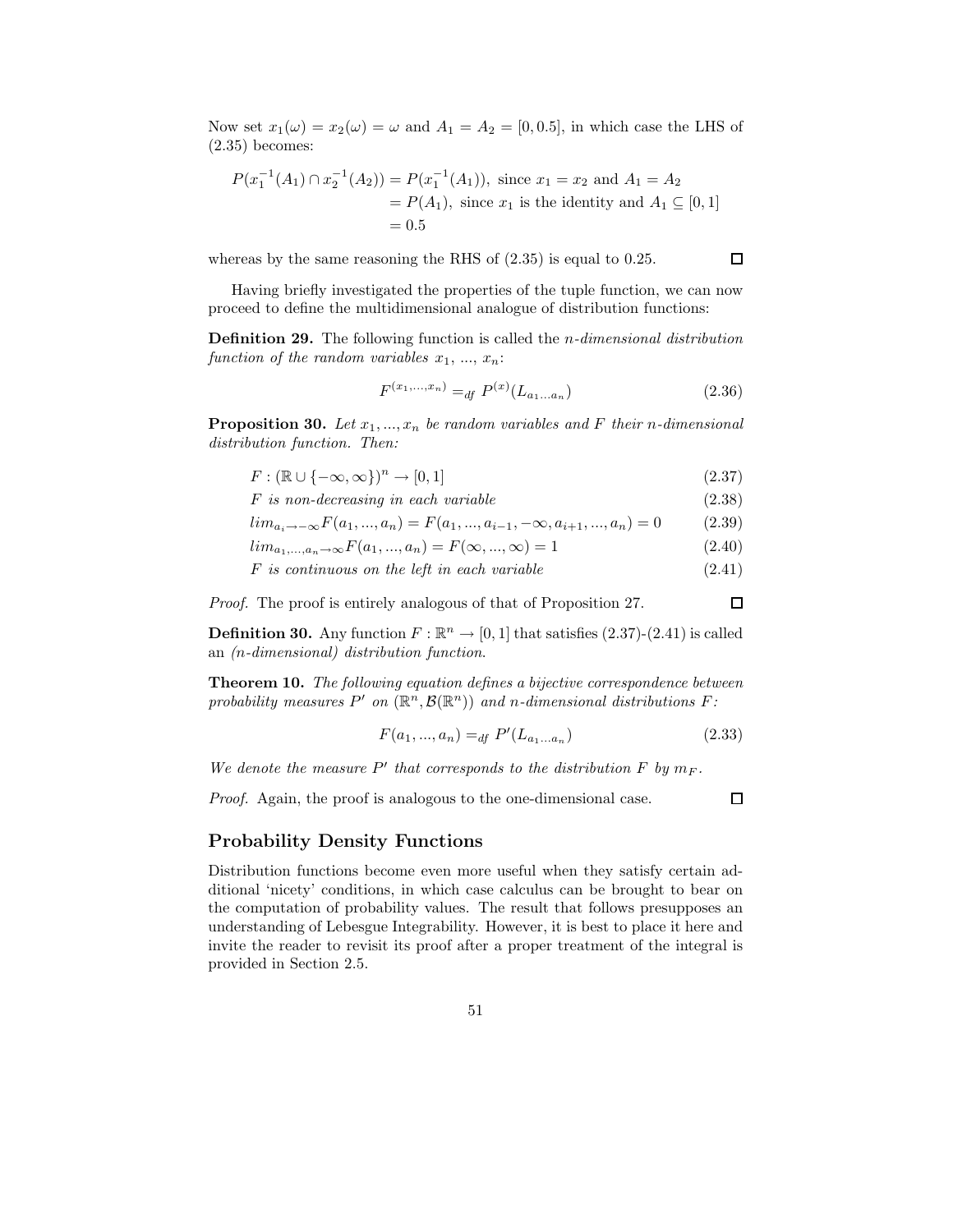Now set $x_1(\omega) = x_2(\omega) = \omega$ and $A_1 = A_2 = [0, 0.5]$, in which case the LHS of (2.35) becomes:

$$
\begin{aligned}
P(x_1^{-1}(A_1) \cap x_2^{-1}(A_2)) &= P(x_1^{-1}(A_1)), \text{ since } x_1 = x_2 \text{ and } A_1 = A_2 \\
&= P(A_1), \text{ since } x_1 \text{ is the identity and } A_1 \subseteq [0,1] \\
&= 0.5
\end{aligned}
$$

whereas by the same reasoning the RHS of (2.35) is equal to 0.25. □

Having briefly investigated the properties of the tuple function, we can now proceed to define the multidimensional analogue of distribution functions:

**Definition 29.** The following function is called the *n-dimensional distribution function of the random variables $x_1$, ..., $x_n$*:

$$
F^{(x_1,...,x_n)} =_{df} P^{(x)}(L_{a_1...a_n}) \tag{2.36}
$$

**Proposition 30.** *Let $x_1, ..., x_n$ be random variables and $F$ their $n$-dimensional distribution function. Then:*

$$
F : (\mathbb{R} \cup \{-\infty, \infty\})^n \to [0, 1] \tag{2.37}
$$

$$
F \textit{ is non-decreasing in each variable} \tag{2.38}
$$

$$
lim_{a_i \to -\infty} F(a_1, ..., a_n) = F(a_1, ..., a_{i-1}, -\infty, a_{i+1}, ..., a_n) = 0 \tag{2.39}
$$

$$
lim_{a_1,...,a_n \to \infty} F(a_1, ..., a_n) = F(\infty, ..., \infty) = 1 \tag{2.40}
$$

$$
F \textit{ is continuous on the left in each variable} \tag{2.41}
$$

*Proof.* The proof is entirely analogous of that of Proposition 27. □

**Definition 30.** Any function $F : \mathbb{R}^n \to [0, 1]$ that satisfies (2.37)-(2.41) is called an *(n-dimensional) distribution function*.

**Theorem 10.** *The following equation defines a bijective correspondence between probability measures $P'$ on $(\mathbb{R}^n, \mathcal{B}(\mathbb{R}^n))$ and $n$-dimensional distributions $F$:*

$$
F(a_1, ..., a_n) =_{df} P'(L_{a_1...a_n}) \tag{2.33}
$$

*We denote the measure $P'$ that corresponds to the distribution $F$ by $m_F$.*

*Proof.* Again, the proof is analogous to the one-dimensional case. □

## Probability Density Functions

Distribution functions become even more useful when they satisfy certain additional 'nicety' conditions, in which case calculus can be brought to bear on the computation of probability values. The result that follows presupposes an understanding of Lebesgue Integrability. However, it is best to place it here and invite the reader to revisit its proof after a proper treatment of the integral is provided in Section 2.5.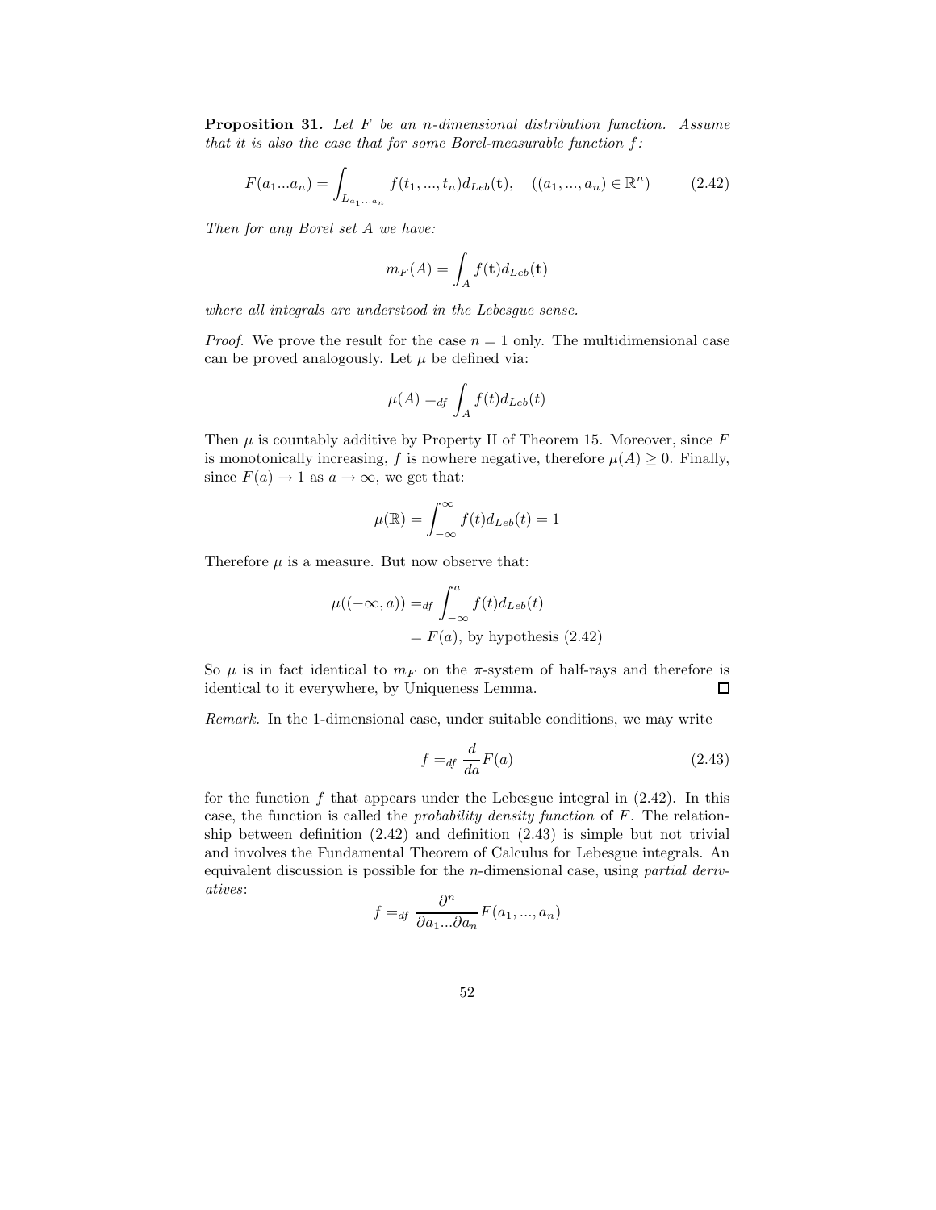**Proposition 31.** *Let $F$ be an $n$-dimensional distribution function. Assume that it is also the case that for some Borel-measurable function $f$:*

$$F(a_1...a_n) = \int_{L_{a_1...a_n}} f(t_1, ..., t_n) d_{Leb}(\mathbf{t}), \quad ((a_1, ..., a_n) \in \mathbb{R}^n) \tag{2.42}$$

*Then for any Borel set $A$ we have:*

$$m_F(A) = \int_A f(\mathbf{t}) d_{Leb}(\mathbf{t})$$

*where all integrals are understood in the Lebesgue sense.*

*Proof.* We prove the result for the case $n = 1$ only. The multidimensional case can be proved analogously. Let $\mu$ be defined via:

$$\mu(A) =_{df} \int_A f(t) d_{Leb}(t)$$

Then $\mu$ is countably additive by Property II of Theorem 15. Moreover, since $F$ is monotonically increasing, $f$ is nowhere negative, therefore $\mu(A) \geq 0$. Finally, since $F(a) \to 1$ as $a \to \infty$, we get that:

$$\mu(\mathbb{R}) = \int_{-\infty}^{\infty} f(t) d_{Leb}(t) = 1$$

Therefore $\mu$ is a measure. But now observe that:

$$\begin{aligned} \mu((-\infty, a)) &=_{df} \int_{-\infty}^{a} f(t) d_{Leb}(t) \\ &= F(a), \text{ by hypothesis (2.42)} \end{aligned}$$

So $\mu$ is in fact identical to $m_F$ on the $\pi$-system of half-rays and therefore is identical to it everywhere, by Uniqueness Lemma. $\square$

*Remark.* In the 1-dimensional case, under suitable conditions, we may write

$$f =_{df} \frac{d}{da} F(a) \tag{2.43}$$

for the function $f$ that appears under the Lebesgue integral in (2.42). In this case, the function is called the *probability density function* of $F$. The relationship between definition (2.42) and definition (2.43) is simple but not trivial and involves the Fundamental Theorem of Calculus for Lebesgue integrals. An equivalent discussion is possible for the $n$-dimensional case, using *partial derivatives*:

$$f =_{df} \frac{\partial^n}{\partial a_1 ... \partial a_n} F(a_1, ..., a_n)$$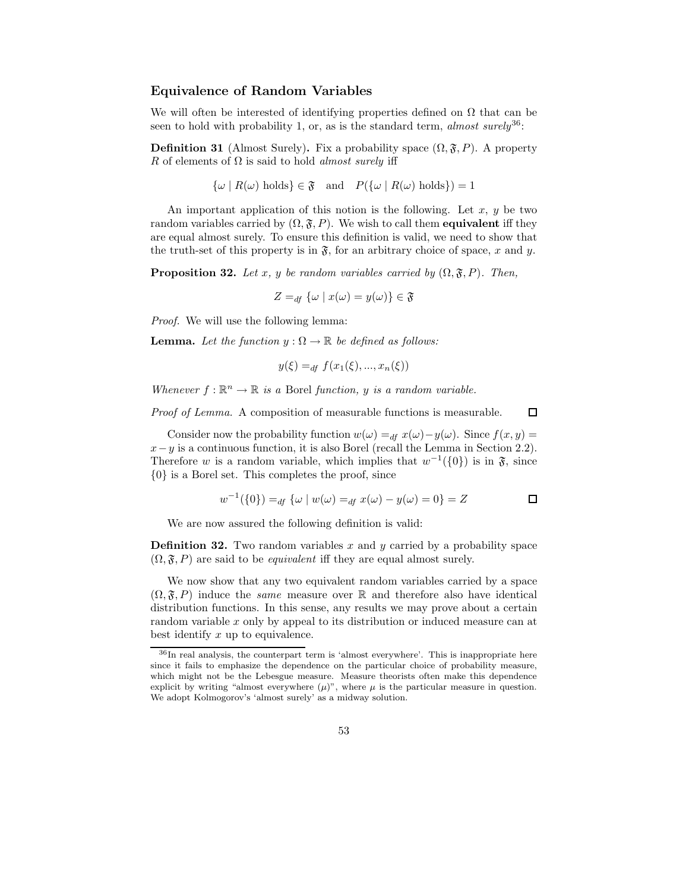### Equivalence of Random Variables

We will often be interested of identifying properties defined on $\Omega$ that can be seen to hold with probability 1, or, as is the standard term, *almost surely*[36]:

**Definition 31** (Almost Surely)**.** Fix a probability space $(\Omega, \mathfrak{F}, P)$. A property $R$ of elements of $\Omega$ is said to hold *almost surely* iff

$$\{\omega \mid R(\omega) \text{ holds}\} \in \mathfrak{F} \quad \text{and} \quad P(\{\omega \mid R(\omega) \text{ holds}\}) = 1$$

An important application of this notion is the following. Let $x$, $y$ be two random variables carried by $(\Omega, \mathfrak{F}, P)$. We wish to call them **equivalent** iff they are equal almost surely. To ensure this definition is valid, we need to show that the truth-set of this property is in $\mathfrak{F}$, for an arbitrary choice of space, $x$ and $y$.

**Proposition 32.** *Let $x$, $y$ be random variables carried by $(\Omega, \mathfrak{F}, P)$. Then,*

$$Z =_{df} \{\omega \mid x(\omega) = y(\omega)\} \in \mathfrak{F}$$

*Proof.* We will use the following lemma:

**Lemma.** *Let the function $y : \Omega \to \mathbb{R}$ be defined as follows:*

$$y(\xi) =_{df} f(x_1(\xi), ..., x_n(\xi))$$

*Whenever $f : \mathbb{R}^n \to \mathbb{R}$ is a* Borel *function, $y$ is a random variable.*

*Proof of Lemma.* A composition of measurable functions is measurable. □

Consider now the probability function $w(\omega) =_{df} x(\omega) - y(\omega)$. Since $f(x, y) = x - y$ is a continuous function, it is also Borel (recall the Lemma in Section 2.2). Therefore $w$ is a random variable, which implies that $w^{-1}(\{0\})$ is in $\mathfrak{F}$, since $\{0\}$ is a Borel set. This completes the proof, since

$$w^{-1}(\{0\}) =_{df} \{\omega \mid w(\omega) =_{df} x(\omega) - y(\omega) = 0\} = Z$$

□

We are now assured the following definition is valid:

**Definition 32.** Two random variables $x$ and $y$ carried by a probability space $(\Omega, \mathfrak{F}, P)$ are said to be *equivalent* iff they are equal almost surely.

We now show that any two equivalent random variables carried by a space $(\Omega, \mathfrak{F}, P)$ induce the *same* measure over $\mathbb{R}$ and therefore also have identical distribution functions. In this sense, any results we may prove about a certain random variable $x$ only by appeal to its distribution or induced measure can at best identify $x$ up to equivalence.

[36] In real analysis, the counterpart term is 'almost everywhere'. This is inappropriate here since it fails to emphasize the dependence on the particular choice of probability measure, which might not be the Lebesgue measure. Measure theorists often make this dependence explicit by writing "almost everywhere ($\mu$)", where $\mu$ is the particular measure in question. We adopt Kolmogorov's 'almost surely' as a midway solution.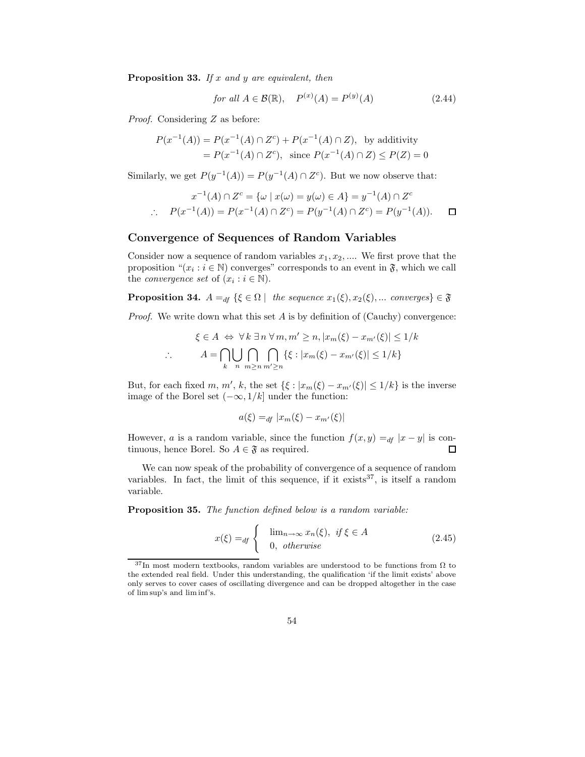**Proposition 33.** *If $x$ and $y$ are equivalent, then*

$$\text{for all } A \in \mathcal{B}(\mathbb{R}), \quad P^{(x)}(A) = P^{(y)}(A) \tag{2.44}$$

*Proof.* Considering $Z$ as before:

$$\begin{aligned} P(x^{-1}(A)) &= P(x^{-1}(A) \cap Z^c) + P(x^{-1}(A) \cap Z), \text{ by additivity} \\ &= P(x^{-1}(A) \cap Z^c), \text{ since } P(x^{-1}(A) \cap Z) \leq P(Z) = 0 \end{aligned}$$

Similarly, we get $P(y^{-1}(A)) = P(y^{-1}(A) \cap Z^c)$. But we now observe that:

$$x^{-1}(A) \cap Z^c = \{\omega \mid x(\omega) = y(\omega) \in A\} = y^{-1}(A) \cap Z^c$$

$$\therefore \quad P(x^{-1}(A)) = P(x^{-1}(A) \cap Z^c) = P(y^{-1}(A) \cap Z^c) = P(y^{-1}(A)). \qquad \square$$

## Convergence of Sequences of Random Variables

Consider now a sequence of random variables $x_1, x_2, ....$ We first prove that the proposition "$(x_i : i \in \mathbb{N})$ converges" corresponds to an event in $\mathfrak{F}$, which we call the *convergence set* of $(x_i : i \in \mathbb{N})$.

**Proposition 34.** $A =_{df} \{\xi \in \Omega \mid$ *the sequence* $x_1(\xi), x_2(\xi), ...$ *converges*$\} \in \mathfrak{F}$

*Proof.* We write down what this set $A$ is by definition of (Cauchy) convergence:

$$\xi \in A \;\Leftrightarrow\; \forall\, k \;\exists\, n \;\forall\, m, m' \geq n, |x_m(\xi) - x_{m'}(\xi)| \leq 1/k$$

$$\therefore \qquad A = \bigcap_k \bigcup_n \bigcap_{m \geq n} \bigcap_{m' \geq n} \{\xi : |x_m(\xi) - x_{m'}(\xi)| \leq 1/k\}$$

But, for each fixed $m$, $m'$, $k$, the set $\{\xi : |x_m(\xi) - x_{m'}(\xi)| \leq 1/k\}$ is the inverse image of the Borel set $(-\infty, 1/k]$ under the function:

$$a(\xi) =_{df} |x_m(\xi) - x_{m'}(\xi)|$$

However, $a$ is a random variable, since the function $f(x, y) =_{df} |x - y|$ is continuous, hence Borel. So $A \in \mathfrak{F}$ as required. $\square$

We can now speak of the probability of convergence of a sequence of random variables. In fact, the limit of this sequence, if it exists[37], is itself a random variable.

**Proposition 35.** *The function defined below is a random variable:*

$$x(\xi) =_{df} \begin{cases} \lim_{n\to\infty} x_n(\xi), \text{ if } \xi \in A \\ 0, \text{ otherwise} \end{cases} \tag{2.45}$$

[37] In most modern textbooks, random variables are understood to be functions from $\Omega$ to the extended real field. Under this understanding, the qualification 'if the limit exists' above only serves to cover cases of oscillating divergence and can be dropped altogether in the case of lim sup's and lim inf's.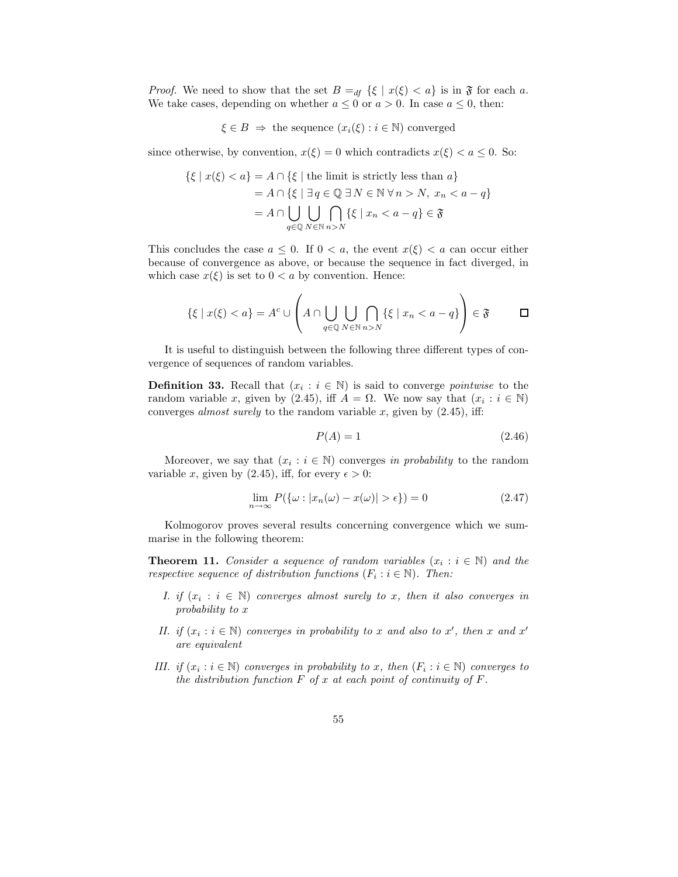*Proof.* We need to show that the set $B =_{df} \{\xi \mid x(\xi) < a\}$ is in $\mathfrak{F}$ for each $a$. We take cases, depending on whether $a \leq 0$ or $a > 0$. In case $a \leq 0$, then:

$$\xi \in B \;\Rightarrow\; \text{the sequence } (x_i(\xi) : i \in \mathbb{N}) \text{ converged}$$

since otherwise, by convention, $x(\xi) = 0$ which contradicts $x(\xi) < a \leq 0$. So:

$$\begin{aligned}
\{\xi \mid x(\xi) < a\} &= A \cap \{\xi \mid \text{the limit is strictly less than } a\} \\
&= A \cap \{\xi \mid \exists q \in \mathbb{Q}\; \exists N \in \mathbb{N}\; \forall n > N,\; x_n < a - q\} \\
&= A \cap \bigcup_{q \in \mathbb{Q}} \bigcup_{N \in \mathbb{N}} \bigcap_{n > N} \{\xi \mid x_n < a - q\} \in \mathfrak{F}
\end{aligned}$$

This concludes the case $a \leq 0$. If $0 < a$, the event $x(\xi) < a$ can occur either because of convergence as above, or because the sequence in fact diverged, in which case $x(\xi)$ is set to $0 < a$ by convention. Hence:

$$\{\xi \mid x(\xi) < a\} = A^c \cup \left( A \cap \bigcup_{q \in \mathbb{Q}} \bigcup_{N \in \mathbb{N}} \bigcap_{n > N} \{\xi \mid x_n < a - q\} \right) \in \mathfrak{F} \qquad \square$$

It is useful to distinguish between the following three different types of convergence of sequences of random variables.

**Definition 33.** Recall that $(x_i : i \in \mathbb{N})$ is said to converge *pointwise* to the random variable $x$, given by (2.45), iff $A = \Omega$. We now say that $(x_i : i \in \mathbb{N})$ converges *almost surely* to the random variable $x$, given by (2.45), iff:

$$P(A) = 1 \tag{2.46}$$

Moreover, we say that $(x_i : i \in \mathbb{N})$ converges *in probability* to the random variable $x$, given by (2.45), iff, for every $\epsilon > 0$:

$$\lim_{n \to \infty} P(\{\omega : |x_n(\omega) - x(\omega)| > \epsilon\}) = 0 \tag{2.47}$$

Kolmogorov proves several results concerning convergence which we summarise in the following theorem:

**Theorem 11.** *Consider a sequence of random variables $(x_i : i \in \mathbb{N})$ and the respective sequence of distribution functions $(F_i : i \in \mathbb{N})$. Then:*

*I. if $(x_i : i \in \mathbb{N})$ converges almost surely to $x$, then it also converges in probability to $x$*

*II. if $(x_i : i \in \mathbb{N})$ converges in probability to $x$ and also to $x'$, then $x$ and $x'$ are equivalent*

*III. if $(x_i : i \in \mathbb{N})$ converges in probability to $x$, then $(F_i : i \in \mathbb{N})$ converges to the distribution function $F$ of $x$ at each point of continuity of $F$.*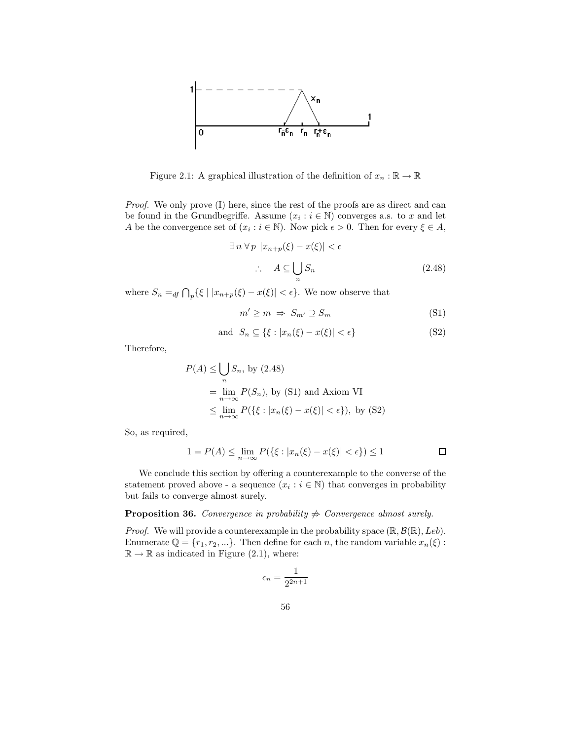Figure 2.1: A graphical illustration of the definition of $x_n : \mathbb{R} \to \mathbb{R}$

*Proof.* We only prove (I) here, since the rest of the proofs are as direct and can be found in the Grundbegriffe. Assume $(x_i : i \in \mathbb{N})$ converges a.s. to $x$ and let $A$ be the convergence set of $(x_i : i \in \mathbb{N})$. Now pick $\epsilon > 0$. Then for every $\xi \in A$,

$$\exists\, n\ \forall\, p\ |x_{n+p}(\xi) - x(\xi)| < \epsilon$$

$$\therefore \quad A \subseteq \bigcup_n S_n \tag{2.48}$$

where $S_n =_{df} \bigcap_p \{\xi \mid |x_{n+p}(\xi) - x(\xi)| < \epsilon\}$. We now observe that

$$m' \geq m \ \Rightarrow\ S_{m'} \supseteq S_m \tag{S1}$$

$$\text{and}\ \ S_n \subseteq \{\xi : |x_n(\xi) - x(\xi)| < \epsilon\} \tag{S2}$$

Therefore,

$$\begin{aligned}
P(A) &\leq \bigcup_n S_n, \text{ by (2.48)} \\
&= \lim_{n\to\infty} P(S_n), \text{ by (S1) and Axiom VI} \\
&\leq \lim_{n\to\infty} P(\{\xi : |x_n(\xi) - x(\xi)| < \epsilon\}), \text{ by (S2)}
\end{aligned}$$

So, as required,

$$1 = P(A) \leq \lim_{n\to\infty} P(\{\xi : |x_n(\xi) - x(\xi)| < \epsilon\}) \leq 1$$

□

We conclude this section by offering a counterexample to the converse of the statement proved above - a sequence $(x_i : i \in \mathbb{N})$ that converges in probability but fails to converge almost surely.

**Proposition 36.** *Convergence in probability $\not\Rightarrow$ Convergence almost surely.*

*Proof.* We will provide a counterexample in the probability space $(\mathbb{R}, \mathcal{B}(\mathbb{R}), Leb)$. Enumerate $\mathbb{Q} = \{r_1, r_2, ...\}$. Then define for each $n$, the random variable $x_n(\xi) : \mathbb{R} \to \mathbb{R}$ as indicated in Figure (2.1), where:

$$\epsilon_n = \frac{1}{2^{2n+1}}$$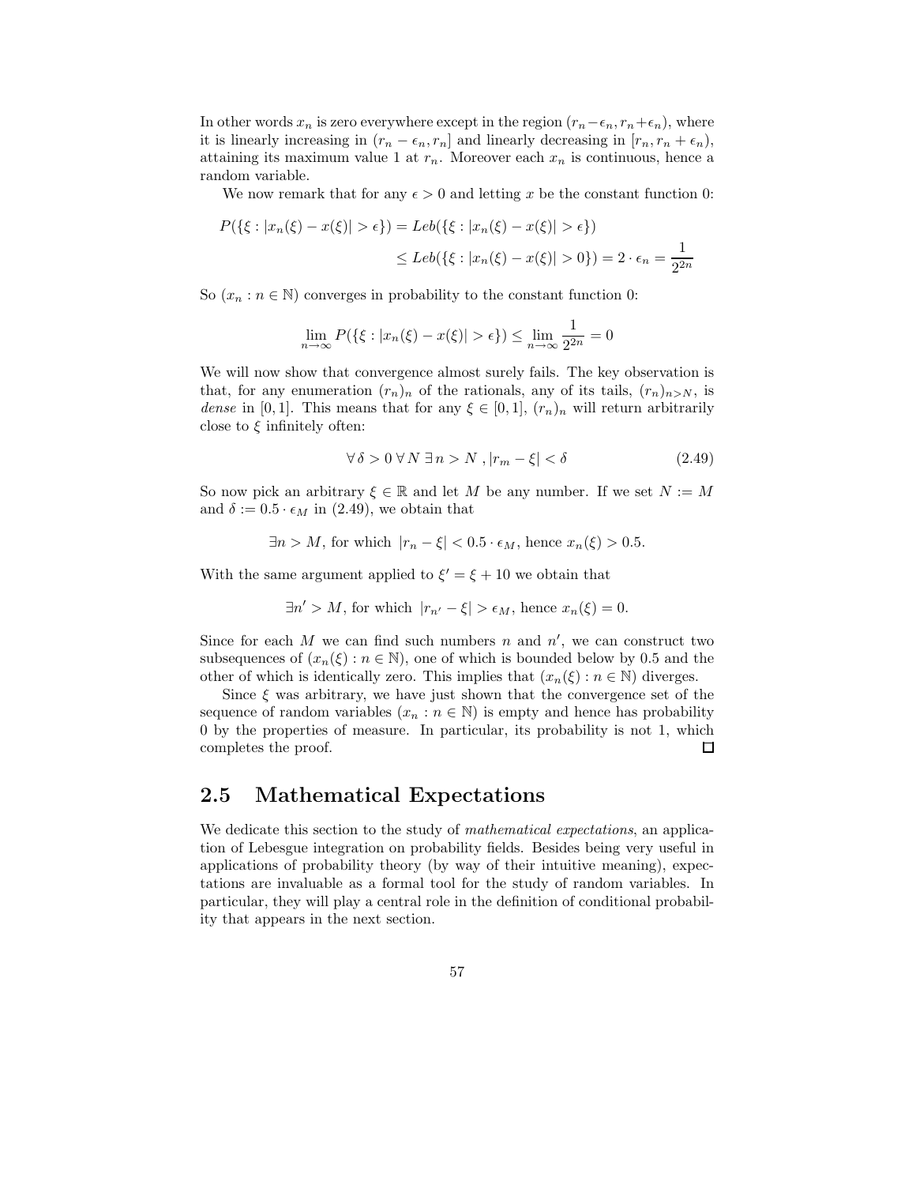In other words $x_n$ is zero everywhere except in the region $(r_n - \epsilon_n, r_n + \epsilon_n)$, where it is linearly increasing in $(r_n - \epsilon_n, r_n]$ and linearly decreasing in $[r_n, r_n + \epsilon_n)$, attaining its maximum value 1 at $r_n$. Moreover each $x_n$ is continuous, hence a random variable.

We now remark that for any $\epsilon > 0$ and letting $x$ be the constant function 0:

$$
\begin{aligned}
P(\{\xi : |x_n(\xi) - x(\xi)| > \epsilon\}) &= Leb(\{\xi : |x_n(\xi) - x(\xi)| > \epsilon\}) \\
&\leq Leb(\{\xi : |x_n(\xi) - x(\xi)| > 0\}) = 2 \cdot \epsilon_n = \frac{1}{2^{2n}}
\end{aligned}
$$

So $(x_n : n \in \mathbb{N})$ converges in probability to the constant function 0:

$$
\lim_{n\to\infty} P(\{\xi : |x_n(\xi) - x(\xi)| > \epsilon\}) \leq \lim_{n\to\infty} \frac{1}{2^{2n}} = 0
$$

We will now show that convergence almost surely fails. The key observation is that, for any enumeration $(r_n)_n$ of the rationals, any of its tails, $(r_n)_{n>N}$, is *dense* in $[0, 1]$. This means that for any $\xi \in [0, 1]$, $(r_n)_n$ will return arbitrarily close to $\xi$ infinitely often:

$$
\forall\, \delta > 0\, \forall\, N\, \exists\, n > N\, , |r_m - \xi| < \delta \tag{2.49}
$$

So now pick an arbitrary $\xi \in \mathbb{R}$ and let $M$ be any number. If we set $N := M$ and $\delta := 0.5 \cdot \epsilon_M$ in (2.49), we obtain that

$$
\exists n > M, \text{ for which } |r_n - \xi| < 0.5 \cdot \epsilon_M, \text{ hence } x_n(\xi) > 0.5.
$$

With the same argument applied to $\xi' = \xi + 10$ we obtain that

$$
\exists n' > M, \text{ for which } |r_{n'} - \xi| > \epsilon_M, \text{ hence } x_n(\xi) = 0.
$$

Since for each $M$ we can find such numbers $n$ and $n'$, we can construct two subsequences of $(x_n(\xi) : n \in \mathbb{N})$, one of which is bounded below by 0.5 and the other of which is identically zero. This implies that $(x_n(\xi) : n \in \mathbb{N})$ diverges.

Since $\xi$ was arbitrary, we have just shown that the convergence set of the sequence of random variables $(x_n : n \in \mathbb{N})$ is empty and hence has probability 0 by the properties of measure. In particular, its probability is not 1, which completes the proof. □

## 2.5 Mathematical Expectations

We dedicate this section to the study of *mathematical expectations*, an application of Lebesgue integration on probability fields. Besides being very useful in applications of probability theory (by way of their intuitive meaning), expectations are invaluable as a formal tool for the study of random variables. In particular, they will play a central role in the definition of conditional probability that appears in the next section.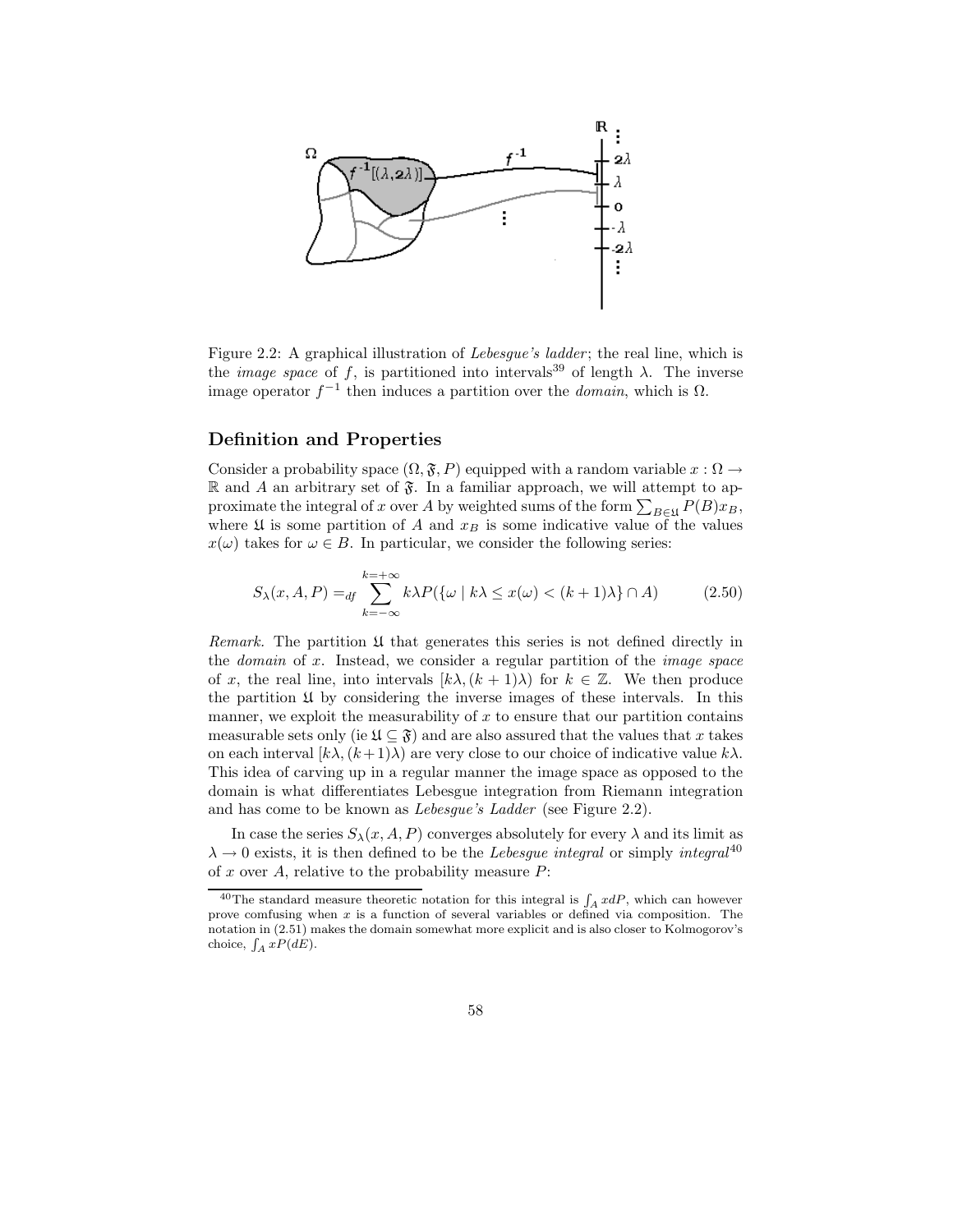Figure 2.2: A graphical illustration of *Lebesgue's ladder*; the real line, which is the *image space* of $f$, is partitioned into intervals[39] of length $\lambda$. The inverse image operator $f^{-1}$ then induces a partition over the *domain*, which is $\Omega$.

### Definition and Properties

Consider a probability space $(\Omega, \mathfrak{F}, P)$ equipped with a random variable $x : \Omega \to \mathbb{R}$ and $A$ an arbitrary set of $\mathfrak{F}$. In a familiar approach, we will attempt to approximate the integral of $x$ over $A$ by weighted sums of the form $\sum_{B \in \mathfrak{U}} P(B) x_B$, where $\mathfrak{U}$ is some partition of $A$ and $x_B$ is some indicative value of the values $x(\omega)$ takes for $\omega \in B$. In particular, we consider the following series:

$$S_\lambda(x, A, P) =_{df} \sum_{k=-\infty}^{k=+\infty} k\lambda P(\{\omega \mid k\lambda \leq x(\omega) < (k+1)\lambda\} \cap A) \tag{2.50}$$

*Remark.* The partition $\mathfrak{U}$ that generates this series is not defined directly in the *domain* of $x$. Instead, we consider a regular partition of the *image space* of $x$, the real line, into intervals $[k\lambda, (k+1)\lambda)$ for $k \in \mathbb{Z}$. We then produce the partition $\mathfrak{U}$ by considering the inverse images of these intervals. In this manner, we exploit the measurability of $x$ to ensure that our partition contains measurable sets only (ie $\mathfrak{U} \subseteq \mathfrak{F}$) and are also assured that the values that $x$ takes on each interval $[k\lambda, (k+1)\lambda)$ are very close to our choice of indicative value $k\lambda$. This idea of carving up in a regular manner the image space as opposed to the domain is what differentiates Lebesgue integration from Riemann integration and has come to be known as *Lebesgue's Ladder* (see Figure 2.2).

In case the series $S_\lambda(x, A, P)$ converges absolutely for every $\lambda$ and its limit as $\lambda \to 0$ exists, it is then defined to be the *Lebesgue integral* or simply *integral*[40] of $x$ over $A$, relative to the probability measure $P$:

[40] The standard measure theoretic notation for this integral is $\int_A x dP$, which can however prove comfusing when $x$ is a function of several variables or defined via composition. The notation in (2.51) makes the domain somewhat more explicit and is also closer to Kolmogorov's choice, $\int_A x P(dE)$.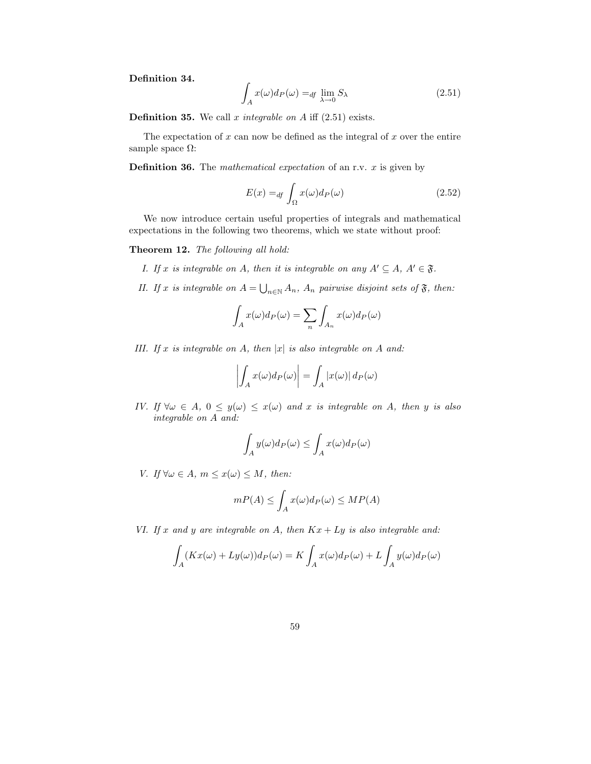**Definition 34.**

$$\int_A x(\omega) d_P(\omega) =_{df} \lim_{\lambda \to 0} S_\lambda \tag{2.51}$$

**Definition 35.** We call $x$ *integrable on* $A$ iff (2.51) exists.

The expectation of $x$ can now be defined as the integral of $x$ over the entire sample space $\Omega$:

**Definition 36.** The *mathematical expectation* of an r.v. $x$ is given by

$$E(x) =_{df} \int_\Omega x(\omega) d_P(\omega) \tag{2.52}$$

We now introduce certain useful properties of integrals and mathematical expectations in the following two theorems, which we state without proof:

**Theorem 12.** *The following all hold:*

*I. If $x$ is integrable on $A$, then it is integrable on any $A' \subseteq A$, $A' \in \mathfrak{F}$.*

*II. If $x$ is integrable on $A = \bigcup_{n \in \mathbb{N}} A_n$, $A_n$ pairwise disjoint sets of $\mathfrak{F}$, then:*

$$\int_A x(\omega) d_P(\omega) = \sum_n \int_{A_n} x(\omega) d_P(\omega)$$

*III. If $x$ is integrable on $A$, then $|x|$ is also integrable on $A$ and:*

$$\left| \int_A x(\omega) d_P(\omega) \right| = \int_A |x(\omega)| \, d_P(\omega)$$

*IV. If $\forall \omega \in A$, $0 \leq y(\omega) \leq x(\omega)$ and $x$ is integrable on $A$, then $y$ is also integrable on $A$ and:*

$$\int_A y(\omega) d_P(\omega) \leq \int_A x(\omega) d_P(\omega)$$

*V. If $\forall \omega \in A$, $m \leq x(\omega) \leq M$, then:*

$$mP(A) \leq \int_A x(\omega) d_P(\omega) \leq MP(A)$$

*VI. If $x$ and $y$ are integrable on $A$, then $Kx + Ly$ is also integrable and:*

$$\int_A (Kx(\omega) + Ly(\omega)) d_P(\omega) = K \int_A x(\omega) d_P(\omega) + L \int_A y(\omega) d_P(\omega)$$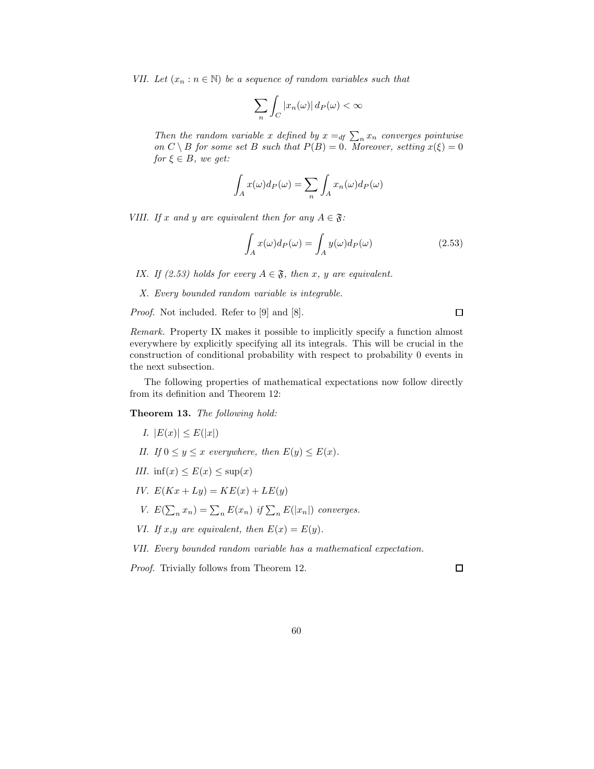*VII. Let $(x_n : n \in \mathbb{N})$ be a sequence of random variables such that*

$$\sum_n \int_C |x_n(\omega)| \, d_P(\omega) < \infty$$

*Then the random variable $x$ defined by $x =_{df} \sum_n x_n$ converges pointwise on $C \setminus B$ for some set $B$ such that $P(B) = 0$. Moreover, setting $x(\xi) = 0$ for $\xi \in B$, we get:*

$$\int_A x(\omega) d_P(\omega) = \sum_n \int_A x_n(\omega) d_P(\omega)$$

*VIII. If $x$ and $y$ are equivalent then for any $A \in \mathfrak{F}$:*

$$\int_A x(\omega) d_P(\omega) = \int_A y(\omega) d_P(\omega) \tag{2.53}$$

*IX. If (2.53) holds for every $A \in \mathfrak{F}$, then $x$, $y$ are equivalent.*

*X. Every bounded random variable is integrable.*

*Proof.* Not included. Refer to [9] and [8]. □

*Remark.* Property IX makes it possible to implicitly specify a function almost everywhere by explicitly specifying all its integrals. This will be crucial in the construction of conditional probability with respect to probability 0 events in the next subsection.

The following properties of mathematical expectations now follow directly from its definition and Theorem 12:

**Theorem 13.** *The following hold:*

*I.* $|E(x)| \leq E(|x|)$

*II. If $0 \leq y \leq x$ everywhere, then $E(y) \leq E(x)$.*

*III.* $\inf(x) \leq E(x) \leq \sup(x)$

*IV.* $E(Kx + Ly) = KE(x) + LE(y)$

*V.* $E(\sum_n x_n) = \sum_n E(x_n)$ *if* $\sum_n E(|x_n|)$ *converges.*

*VI. If $x$,$y$ are equivalent, then $E(x) = E(y)$.*

*VII. Every bounded random variable has a mathematical expectation.*

*Proof.* Trivially follows from Theorem 12. □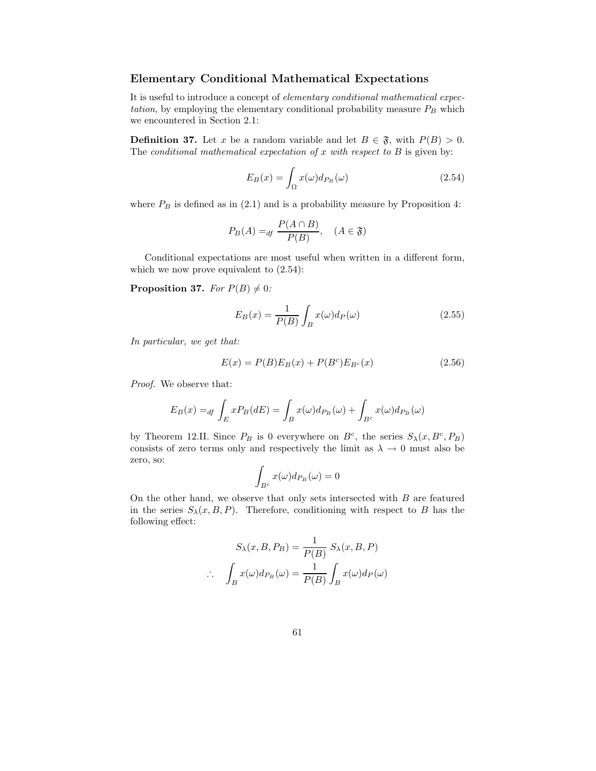### Elementary Conditional Mathematical Expectations

It is useful to introduce a concept of *elementary conditional mathematical expectation*, by employing the elementary conditional probability measure $P_B$ which we encountered in Section 2.1:

**Definition 37.** Let $x$ be a random variable and let $B \in \mathfrak{F}$, with $P(B) > 0$. The *conditional mathematical expectation of $x$ with respect to $B$* is given by:

$$E_B(x) = \int_{\Omega} x(\omega) d_{P_B}(\omega) \tag{2.54}$$

where $P_B$ is defined as in (2.1) and is a probability measure by Proposition 4:

$$P_B(A) =_{df} \frac{P(A \cap B)}{P(B)}, \quad (A \in \mathfrak{F})$$

Conditional expectations are most useful when written in a different form, which we now prove equivalent to (2.54):

**Proposition 37.** *For $P(B) \neq 0$:*

$$E_B(x) = \frac{1}{P(B)} \int_B x(\omega) d_P(\omega) \tag{2.55}$$

*In particular, we get that:*

$$E(x) = P(B) E_B(x) + P(B^c) E_{B^c}(x) \tag{2.56}$$

*Proof.* We observe that:

$$E_B(x) =_{df} \int_E x P_B(dE) = \int_B x(\omega) d_{P_B}(\omega) + \int_{B^c} x(\omega) d_{P_B}(\omega)$$

by Theorem 12.II. Since $P_B$ is 0 everywhere on $B^c$, the series $S_\lambda(x, B^c, P_B)$ consists of zero terms only and respectively the limit as $\lambda \to 0$ must also be zero, so:

$$\int_{B^c} x(\omega) d_{P_B}(\omega) = 0$$

On the other hand, we observe that only sets intersected with $B$ are featured in the series $S_\lambda(x, B, P)$. Therefore, conditioning with respect to $B$ has the following effect:

$$S_\lambda(x, B, P_B) = \frac{1}{P(B)} S_\lambda(x, B, P)$$

$$\therefore \quad \int_B x(\omega) d_{P_B}(\omega) = \frac{1}{P(B)} \int_B x(\omega) d_P(\omega)$$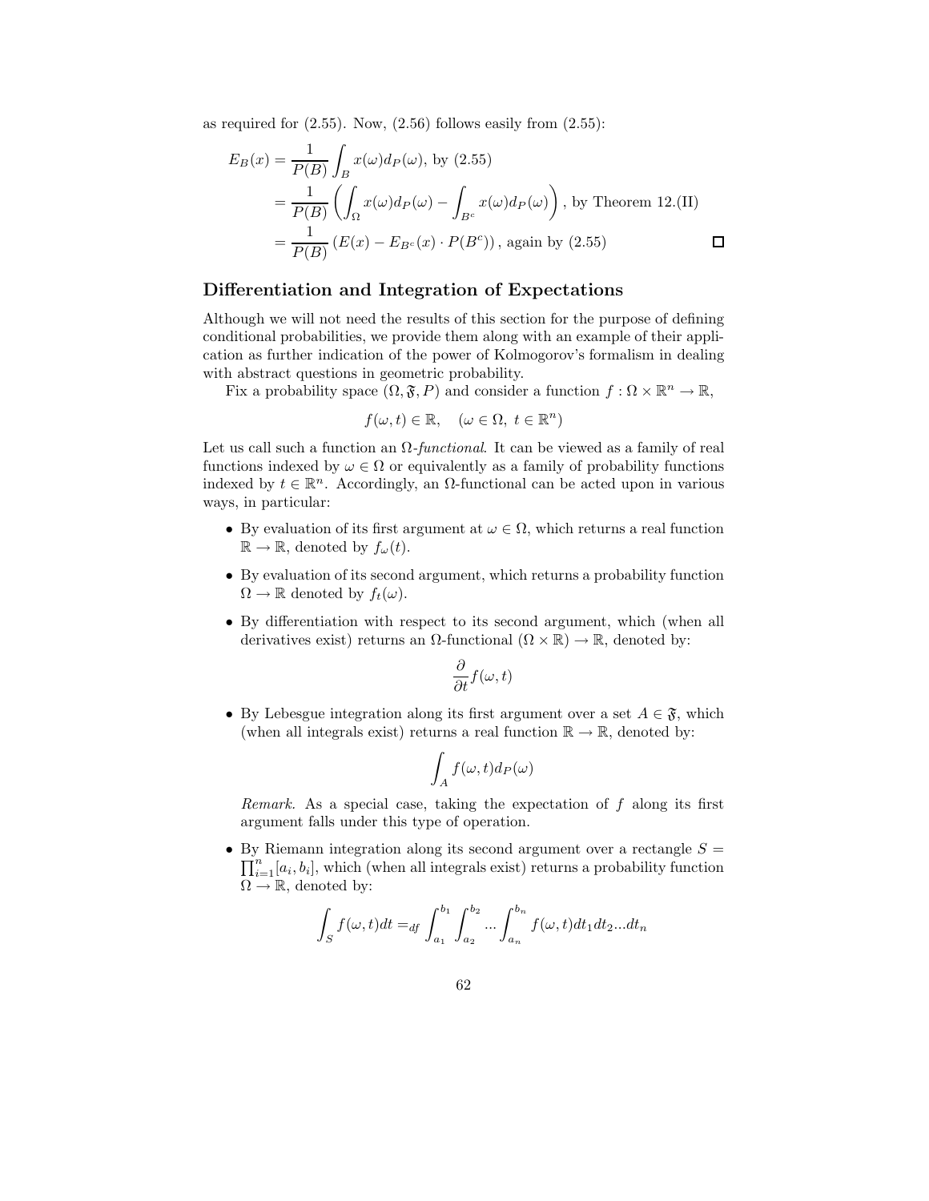as required for (2.55). Now, (2.56) follows easily from (2.55):

$$
\begin{aligned}
E_B(x) &= \frac{1}{P(B)} \int_B x(\omega) d_P(\omega), \text{ by (2.55)} \\
&= \frac{1}{P(B)} \left( \int_\Omega x(\omega) d_P(\omega) - \int_{B^c} x(\omega) d_P(\omega) \right), \text{ by Theorem 12.(II)} \\
&= \frac{1}{P(B)} \left( E(x) - E_{B^c}(x) \cdot P(B^c) \right), \text{ again by (2.55)}
\end{aligned}
$$

□

## Differentiation and Integration of Expectations

Although we will not need the results of this section for the purpose of defining conditional probabilities, we provide them along with an example of their application as further indication of the power of Kolmogorov's formalism in dealing with abstract questions in geometric probability.

Fix a probability space $(\Omega, \mathfrak{F}, P)$ and consider a function $f : \Omega \times \mathbb{R}^n \to \mathbb{R}$,

$$f(\omega, t) \in \mathbb{R}, \quad (\omega \in \Omega,\ t \in \mathbb{R}^n)$$

Let us call such a function an $\Omega$-*functional*. It can be viewed as a family of real functions indexed by $\omega \in \Omega$ or equivalently as a family of probability functions indexed by $t \in \mathbb{R}^n$. Accordingly, an $\Omega$-functional can be acted upon in various ways, in particular:

- By evaluation of its first argument at $\omega \in \Omega$, which returns a real function $\mathbb{R} \to \mathbb{R}$, denoted by $f_\omega(t)$.
- By evaluation of its second argument, which returns a probability function $\Omega \to \mathbb{R}$ denoted by $f_t(\omega)$.
- By differentiation with respect to its second argument, which (when all derivatives exist) returns an $\Omega$-functional $(\Omega \times \mathbb{R}) \to \mathbb{R}$, denoted by:

$$\frac{\partial}{\partial t} f(\omega, t)$$

- By Lebesgue integration along its first argument over a set $A \in \mathfrak{F}$, which (when all integrals exist) returns a real function $\mathbb{R} \to \mathbb{R}$, denoted by:

$$\int_A f(\omega, t) d_P(\omega)$$

  *Remark.* As a special case, taking the expectation of $f$ along its first argument falls under this type of operation.

- By Riemann integration along its second argument over a rectangle $S = \prod_{i=1}^n [a_i, b_i]$, which (when all integrals exist) returns a probability function $\Omega \to \mathbb{R}$, denoted by:

$$\int_S f(\omega, t) dt =_{df} \int_{a_1}^{b_1} \int_{a_2}^{b_2} \ldots \int_{a_n}^{b_n} f(\omega, t) dt_1 dt_2 \ldots dt_n$$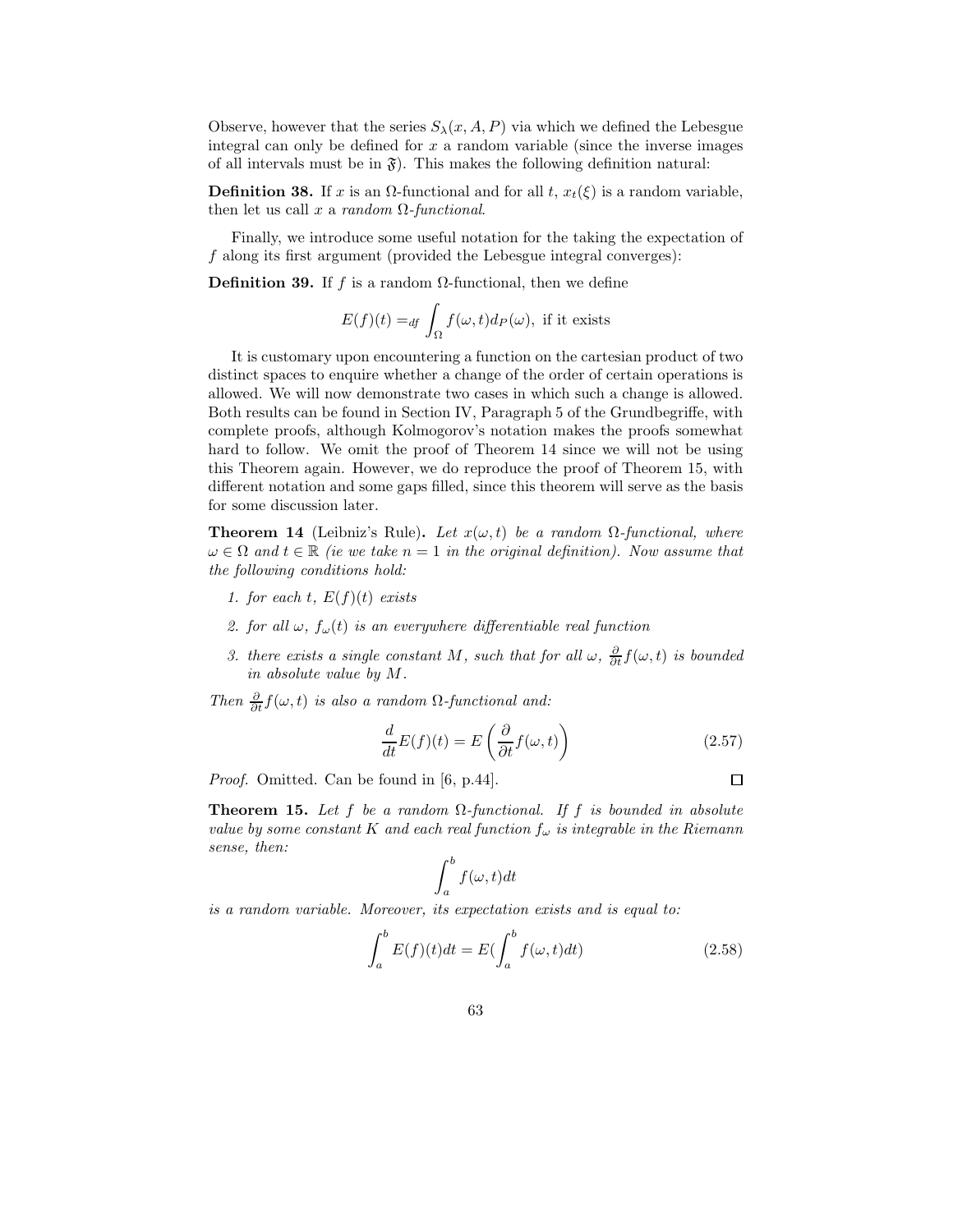Observe, however that the series $S_\lambda(x, A, P)$ via which we defined the Lebesgue integral can only be defined for $x$ a random variable (since the inverse images of all intervals must be in $\mathfrak{F}$). This makes the following definition natural:

**Definition 38.** If $x$ is an $\Omega$-functional and for all $t$, $x_t(\xi)$ is a random variable, then let us call $x$ a *random $\Omega$-functional*.

Finally, we introduce some useful notation for the taking the expectation of $f$ along its first argument (provided the Lebesgue integral converges):

**Definition 39.** If $f$ is a random $\Omega$-functional, then we define

$$E(f)(t) =_{df} \int_\Omega f(\omega, t) d_P(\omega), \text{ if it exists}$$

It is customary upon encountering a function on the cartesian product of two distinct spaces to enquire whether a change of the order of certain operations is allowed. We will now demonstrate two cases in which such a change is allowed. Both results can be found in Section IV, Paragraph 5 of the Grundbegriffe, with complete proofs, although Kolmogorov's notation makes the proofs somewhat hard to follow. We omit the proof of Theorem 14 since we will not be using this Theorem again. However, we do reproduce the proof of Theorem 15, with different notation and some gaps filled, since this theorem will serve as the basis for some discussion later.

**Theorem 14** (Leibniz's Rule)**.** *Let $x(\omega, t)$ be a random $\Omega$-functional, where $\omega \in \Omega$ and $t \in \mathbb{R}$ (ie we take $n = 1$ in the original definition). Now assume that the following conditions hold:*

1. *for each $t$, $E(f)(t)$ exists*
2. *for all $\omega$, $f_\omega(t)$ is an everywhere differentiable real function*
3. *there exists a single constant $M$, such that for all $\omega$, $\frac{\partial}{\partial t} f(\omega, t)$ is bounded in absolute value by $M$.*

*Then $\frac{\partial}{\partial t} f(\omega, t)$ is also a random $\Omega$-functional and:*

$$\frac{d}{dt} E(f)(t) = E\left(\frac{\partial}{\partial t} f(\omega, t)\right) \tag{2.57}$$

*Proof.* Omitted. Can be found in [6, p.44]. □

**Theorem 15.** *Let $f$ be a random $\Omega$-functional. If $f$ is bounded in absolute value by some constant $K$ and each real function $f_\omega$ is integrable in the Riemann sense, then:*

$$\int_a^b f(\omega, t) dt$$

*is a random variable. Moreover, its expectation exists and is equal to:*

$$\int_a^b E(f)(t) dt = E(\int_a^b f(\omega, t) dt) \tag{2.58}$$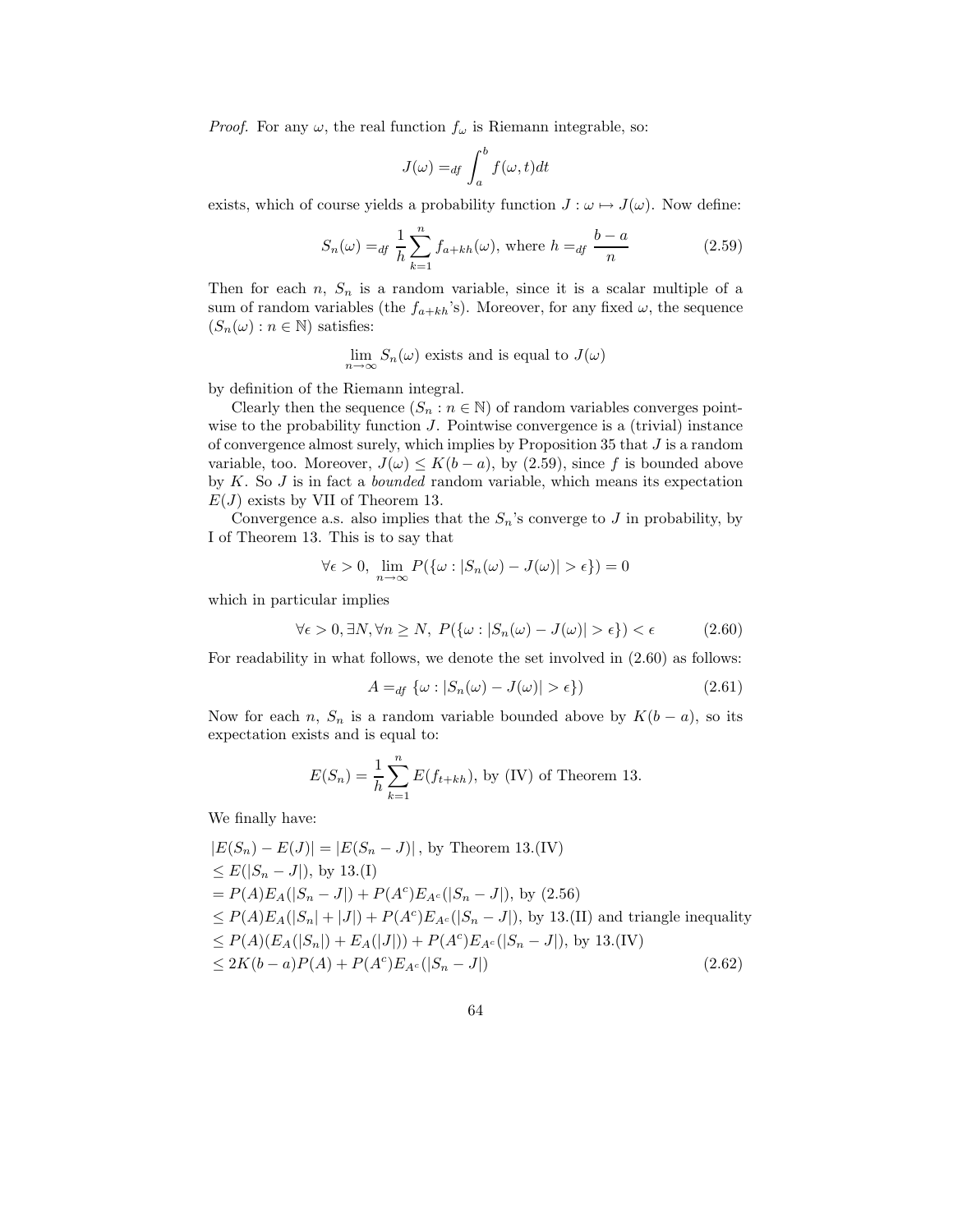*Proof.* For any $\omega$, the real function $f_\omega$ is Riemann integrable, so:

$$J(\omega) =_{df} \int_a^b f(\omega, t)dt$$

exists, which of course yields a probability function $J : \omega \mapsto J(\omega)$. Now define:

$$S_n(\omega) =_{df} \frac{1}{h}\sum_{k=1}^{n} f_{a+kh}(\omega), \text{ where } h =_{df} \frac{b-a}{n} \tag{2.59}$$

Then for each $n$, $S_n$ is a random variable, since it is a scalar multiple of a sum of random variables (the $f_{a+kh}$'s). Moreover, for any fixed $\omega$, the sequence $(S_n(\omega) : n \in \mathbb{N})$ satisfies:

$$\lim_{n\to\infty} S_n(\omega) \text{ exists and is equal to } J(\omega)$$

by definition of the Riemann integral.

Clearly then the sequence $(S_n : n \in \mathbb{N})$ of random variables converges pointwise to the probability function $J$. Pointwise convergence is a (trivial) instance of convergence almost surely, which implies by Proposition 35 that $J$ is a random variable, too. Moreover, $J(\omega) \leq K(b-a)$, by (2.59), since $f$ is bounded above by $K$. So $J$ is in fact a *bounded* random variable, which means its expectation $E(J)$ exists by VII of Theorem 13.

Convergence a.s. also implies that the $S_n$'s converge to $J$ in probability, by I of Theorem 13. This is to say that

$$\forall \epsilon > 0, \lim_{n\to\infty} P(\{\omega : |S_n(\omega) - J(\omega)| > \epsilon\}) = 0$$

which in particular implies

$$\forall \epsilon > 0, \exists N, \forall n \geq N,\ P(\{\omega : |S_n(\omega) - J(\omega)| > \epsilon\}) < \epsilon \tag{2.60}$$

For readability in what follows, we denote the set involved in (2.60) as follows:

$$A =_{df} \{\omega : |S_n(\omega) - J(\omega)| > \epsilon\}) \tag{2.61}$$

Now for each $n$, $S_n$ is a random variable bounded above by $K(b-a)$, so its expectation exists and is equal to:

$$E(S_n) = \frac{1}{h}\sum_{k=1}^{n} E(f_{t+kh}), \text{ by (IV) of Theorem 13.}$$

We finally have:

$$\begin{aligned}
&|E(S_n) - E(J)| = |E(S_n - J)|\,, \text{ by Theorem 13.(IV)} \\
&\leq E(|S_n - J|), \text{ by 13.(I)} \\
&= P(A)E_A(|S_n - J|) + P(A^c)E_{A^c}(|S_n - J|), \text{ by (2.56)} \\
&\leq P(A)E_A(|S_n| + |J|) + P(A^c)E_{A^c}(|S_n - J|), \text{ by 13.(II) and triangle inequality} \\
&\leq P(A)(E_A(|S_n|) + E_A(|J|)) + P(A^c)E_{A^c}(|S_n - J|), \text{ by 13.(IV)} \\
&\leq 2K(b-a)P(A) + P(A^c)E_{A^c}(|S_n - J|) 
\end{aligned} \tag{2.62}$$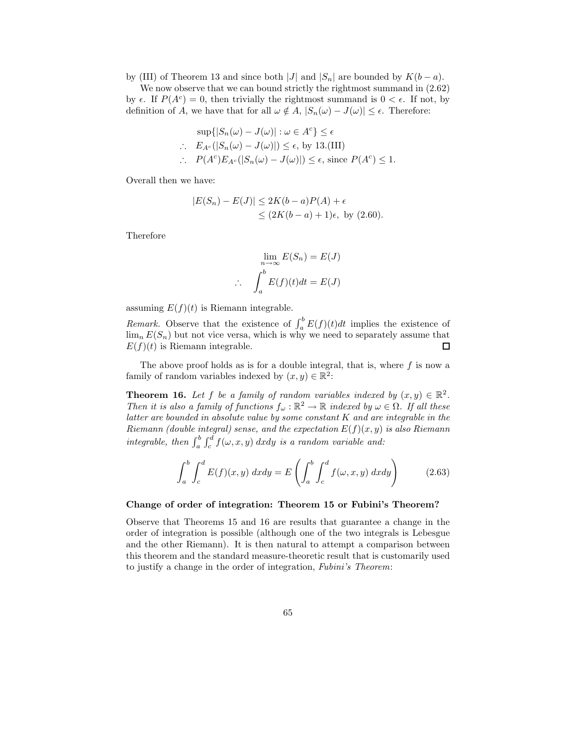by (III) of Theorem 13 and since both $|J|$ and $|S_n|$ are bounded by $K(b-a)$.

We now observe that we can bound strictly the rightmost summand in (2.62) by $\epsilon$. If $P(A^c) = 0$, then trivially the rightmost summand is $0 < \epsilon$. If not, by definition of $A$, we have that for all $\omega \notin A$, $|S_n(\omega) - J(\omega)| \leq \epsilon$. Therefore:

$$
\begin{aligned}
& \sup\{|S_n(\omega) - J(\omega)| : \omega \in A^c\} \leq \epsilon \\
\therefore \quad & E_{A^c}(|S_n(\omega) - J(\omega)|) \leq \epsilon, \text{ by 13.(III)} \\
\therefore \quad & P(A^c)E_{A^c}(|S_n(\omega) - J(\omega)|) \leq \epsilon, \text{ since } P(A^c) \leq 1.
\end{aligned}
$$

Overall then we have:

$$
\begin{aligned}
|E(S_n) - E(J)| &\leq 2K(b-a)P(A) + \epsilon \\
&\leq (2K(b-a)+1)\epsilon, \text{ by (2.60).}
\end{aligned}
$$

Therefore

$$
\begin{aligned}
& \lim_{n\to\infty} E(S_n) = E(J) \\
\therefore \quad & \int_a^b E(f)(t)dt = E(J)
\end{aligned}
$$

assuming $E(f)(t)$ is Riemann integrable.

*Remark.* Observe that the existence of $\int_a^b E(f)(t)dt$ implies the existence of $\lim_n E(S_n)$ but not vice versa, which is why we need to separately assume that $E(f)(t)$ is Riemann integrable. ☐

The above proof holds as is for a double integral, that is, where $f$ is now a family of random variables indexed by $(x, y) \in \mathbb{R}^2$:

**Theorem 16.** *Let $f$ be a family of random variables indexed by $(x, y) \in \mathbb{R}^2$. Then it is also a family of functions $f_\omega : \mathbb{R}^2 \to \mathbb{R}$ indexed by $\omega \in \Omega$. If all these latter are bounded in absolute value by some constant $K$ and are integrable in the Riemann (double integral) sense, and the expectation $E(f)(x, y)$ is also Riemann integrable, then $\int_a^b \int_c^d f(\omega, x, y)\, dxdy$ is a random variable and:*

$$
\int_a^b \int_c^d E(f)(x, y)\, dxdy = E\left(\int_a^b \int_c^d f(\omega, x, y)\, dxdy\right) \tag{2.63}
$$

### Change of order of integration: Theorem 15 or Fubini's Theorem?

Observe that Theorems 15 and 16 are results that guarantee a change in the order of integration is possible (although one of the two integrals is Lebesgue and the other Riemann). It is then natural to attempt a comparison between this theorem and the standard measure-theoretic result that is customarily used to justify a change in the order of integration, *Fubini's Theorem*: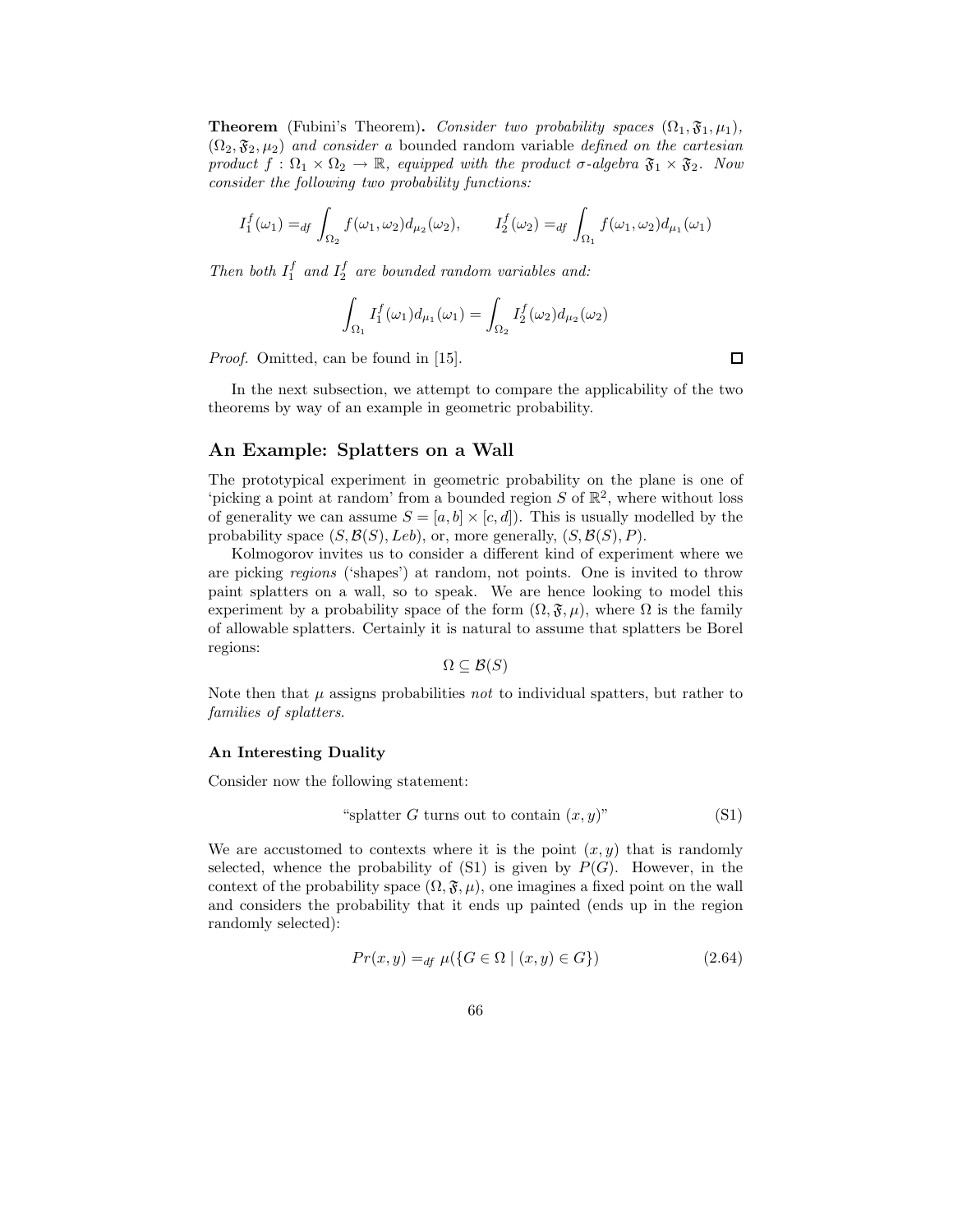**Theorem** (Fubini's Theorem)**.** *Consider two probability spaces* $(\Omega_1, \mathfrak{F}_1, \mu_1)$*,* $(\Omega_2, \mathfrak{F}_2, \mu_2)$ *and consider a* bounded random variable *defined on the cartesian product* $f : \Omega_1 \times \Omega_2 \to \mathbb{R}$*, equipped with the product* $\sigma$*-algebra* $\mathfrak{F}_1 \times \mathfrak{F}_2$*. Now consider the following two probability functions:*

$$I_1^f(\omega_1) =_{df} \int_{\Omega_2} f(\omega_1, \omega_2) d_{\mu_2}(\omega_2), \qquad I_2^f(\omega_2) =_{df} \int_{\Omega_1} f(\omega_1, \omega_2) d_{\mu_1}(\omega_1)$$

*Then both* $I_1^f$ *and* $I_2^f$ *are bounded random variables and:*

$$\int_{\Omega_1} I_1^f(\omega_1) d_{\mu_1}(\omega_1) = \int_{\Omega_2} I_2^f(\omega_2) d_{\mu_2}(\omega_2)$$

*Proof.* Omitted, can be found in [15]. □

In the next subsection, we attempt to compare the applicability of the two theorems by way of an example in geometric probability.

## An Example: Splatters on a Wall

The prototypical experiment in geometric probability on the plane is one of 'picking a point at random' from a bounded region $S$ of $\mathbb{R}^2$, where without loss of generality we can assume $S = [a, b] \times [c, d]$). This is usually modelled by the probability space $(S, \mathcal{B}(S), Leb)$, or, more generally, $(S, \mathcal{B}(S), P)$.

Kolmogorov invites us to consider a different kind of experiment where we are picking *regions* ('shapes') at random, not points. One is invited to throw paint splatters on a wall, so to speak. We are hence looking to model this experiment by a probability space of the form $(\Omega, \mathfrak{F}, \mu)$, where $\Omega$ is the family of allowable splatters. Certainly it is natural to assume that splatters be Borel regions:

$$\Omega \subseteq \mathcal{B}(S)$$

Note then that $\mu$ assigns probabilities *not* to individual spatters, but rather to *families of splatters*.

#### An Interesting Duality

Consider now the following statement:

$$\text{“splatter } G \text{ turns out to contain } (x, y)\text{”} \tag{S1}$$

We are accustomed to contexts where it is the point $(x, y)$ that is randomly selected, whence the probability of (S1) is given by $P(G)$. However, in the context of the probability space $(\Omega, \mathfrak{F}, \mu)$, one imagines a fixed point on the wall and considers the probability that it ends up painted (ends up in the region randomly selected):

$$Pr(x, y) =_{df} \mu(\{G \in \Omega \mid (x, y) \in G\}) \tag{2.64}$$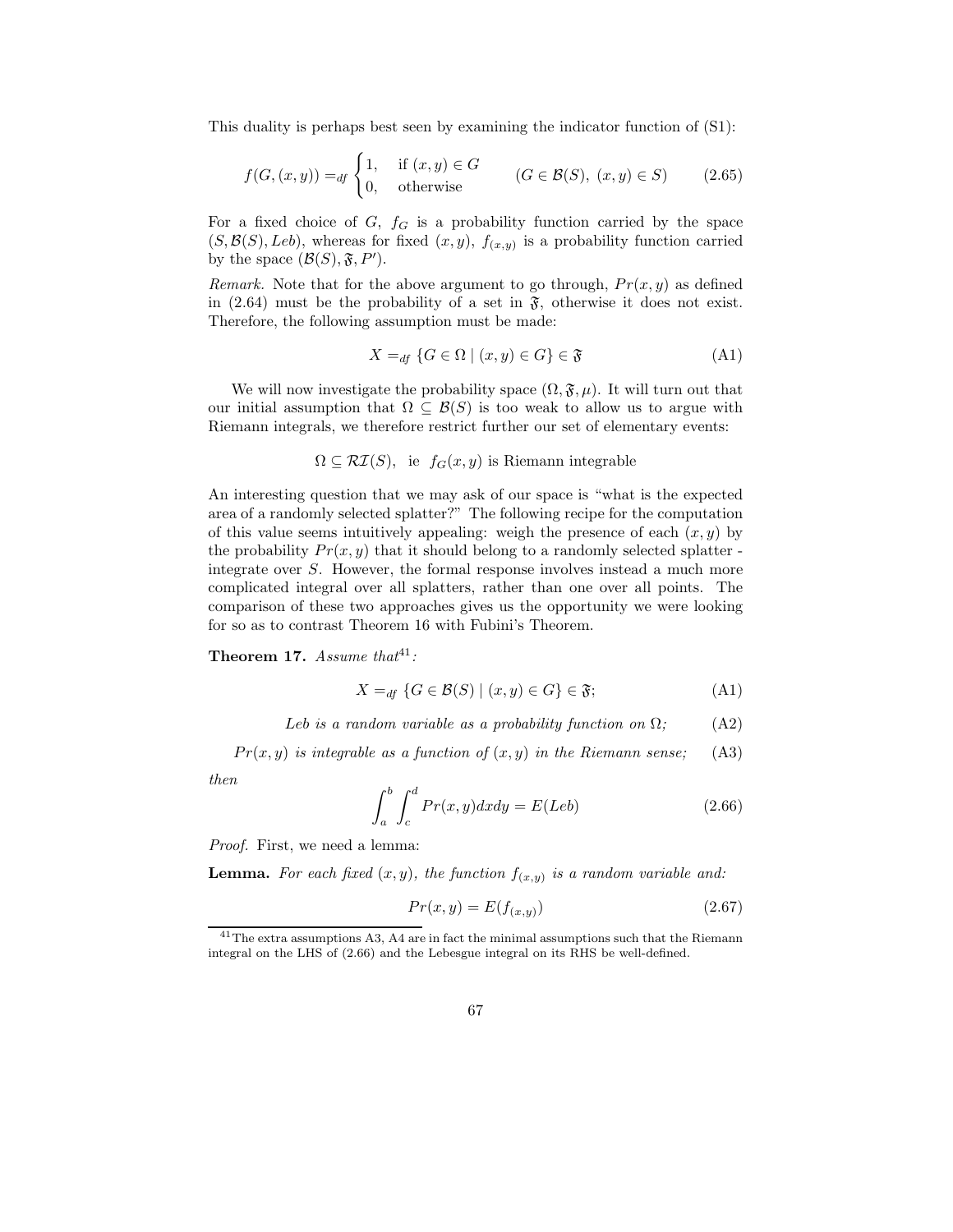This duality is perhaps best seen by examining the indicator function of (S1):

$$f(G,(x,y)) =_{df} \begin{cases} 1, & \text{if } (x,y) \in G \\ 0, & \text{otherwise} \end{cases} \qquad (G \in \mathcal{B}(S),\ (x,y) \in S) \tag{2.65}$$

For a fixed choice of $G$, $f_G$ is a probability function carried by the space $(S, \mathcal{B}(S), Leb)$, whereas for fixed $(x,y)$, $f_{(x,y)}$ is a probability function carried by the space $(\mathcal{B}(S), \mathfrak{F}, P')$.

*Remark.* Note that for the above argument to go through, $Pr(x,y)$ as defined in (2.64) must be the probability of a set in $\mathfrak{F}$, otherwise it does not exist. Therefore, the following assumption must be made:

$$X =_{df} \{G \in \Omega \mid (x,y) \in G\} \in \mathfrak{F} \tag{A1}$$

We will now investigate the probability space $(\Omega, \mathfrak{F}, \mu)$. It will turn out that our initial assumption that $\Omega \subseteq \mathcal{B}(S)$ is too weak to allow us to argue with Riemann integrals, we therefore restrict further our set of elementary events:

$$\Omega \subseteq \mathcal{RI}(S), \text{ ie } f_G(x,y) \text{ is Riemann integrable}$$

An interesting question that we may ask of our space is "what is the expected area of a randomly selected splatter?" The following recipe for the computation of this value seems intuitively appealing: weigh the presence of each $(x,y)$ by the probability $Pr(x,y)$ that it should belong to a randomly selected splatter - integrate over $S$. However, the formal response involves instead a much more complicated integral over all splatters, rather than one over all points. The comparison of these two approaches gives us the opportunity we were looking for so as to contrast Theorem 16 with Fubini's Theorem.

**Theorem 17.** *Assume that*[41]*:*

$$X =_{df} \{G \in \mathcal{B}(S) \mid (x,y) \in G\} \in \mathfrak{F}; \tag{A1}$$

$$\textit{Leb is a random variable as a probability function on } \Omega; \tag{A2}$$

$$Pr(x,y) \textit{ is integrable as a function of } (x,y) \textit{ in the Riemann sense;} \tag{A3}$$

*then*

$$\int_a^b \int_c^d Pr(x,y)dxdy = E(Leb) \tag{2.66}$$

*Proof.* First, we need a lemma:

**Lemma.** *For each fixed $(x,y)$, the function $f_{(x,y)}$ is a random variable and:*

$$Pr(x,y) = E(f_{(x,y)}) \tag{2.67}$$

[41] The extra assumptions A3, A4 are in fact the minimal assumptions such that the Riemann integral on the LHS of (2.66) and the Lebesgue integral on its RHS be well-defined.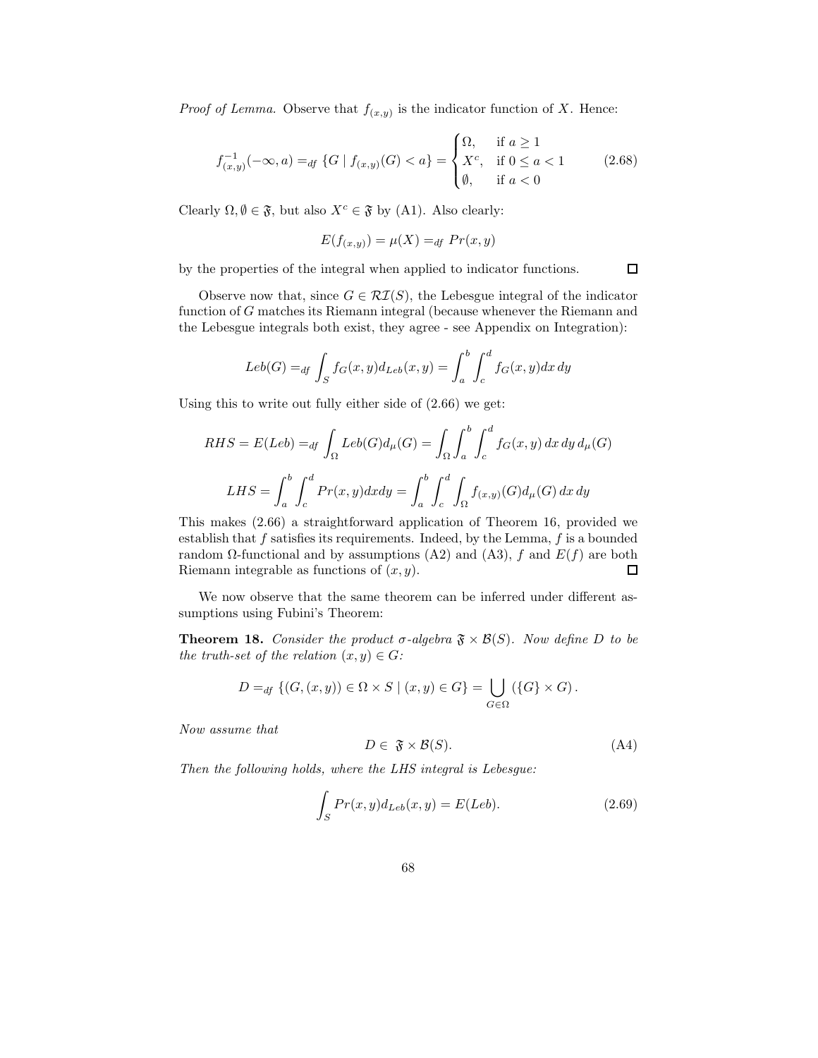*Proof of Lemma.* Observe that $f_{(x,y)}$ is the indicator function of $X$. Hence:

$$f^{-1}_{(x,y)}(-\infty, a) =_{df} \{G \mid f_{(x,y)}(G) < a\} = \begin{cases} \Omega, & \text{if } a \geq 1 \\ X^c, & \text{if } 0 \leq a < 1 \\ \emptyset, & \text{if } a < 0 \end{cases} \tag{2.68}$$

Clearly $\Omega, \emptyset \in \mathfrak{F}$, but also $X^c \in \mathfrak{F}$ by (A1). Also clearly:

$$E(f_{(x,y)}) = \mu(X) =_{df} Pr(x, y)$$

by the properties of the integral when applied to indicator functions. $\square$

Observe now that, since $G \in \mathcal{RI}(S)$, the Lebesgue integral of the indicator function of $G$ matches its Riemann integral (because whenever the Riemann and the Lebesgue integrals both exist, they agree - see Appendix on Integration):

$$Leb(G) =_{df} \int_S f_G(x, y) d_{Leb}(x, y) = \int_a^b \int_c^d f_G(x, y) dx\, dy$$

Using this to write out fully either side of (2.66) we get:

$$RHS = E(Leb) =_{df} \int_\Omega Leb(G) d_\mu(G) = \int_\Omega \int_a^b \int_c^d f_G(x, y)\, dx\, dy\, d_\mu(G)$$

$$LHS = \int_a^b \int_c^d Pr(x, y) dx dy = \int_a^b \int_c^d \int_\Omega f_{(x,y)}(G) d_\mu(G)\, dx\, dy$$

This makes (2.66) a straightforward application of Theorem 16, provided we establish that $f$ satisfies its requirements. Indeed, by the Lemma, $f$ is a bounded random $\Omega$-functional and by assumptions (A2) and (A3), $f$ and $E(f)$ are both Riemann integrable as functions of $(x, y)$. $\square$

We now observe that the same theorem can be inferred under different assumptions using Fubini's Theorem:

**Theorem 18.** *Consider the product $\sigma$-algebra $\mathfrak{F} \times \mathcal{B}(S)$. Now define $D$ to be the truth-set of the relation $(x, y) \in G$:*

$$D =_{df} \{(G, (x, y)) \in \Omega \times S \mid (x, y) \in G\} = \bigcup_{G \in \Omega} (\{G\} \times G).$$

*Now assume that*

$$D \in \mathfrak{F} \times \mathcal{B}(S). \tag{A4}$$

*Then the following holds, where the LHS integral is Lebesgue:*

$$\int_S Pr(x, y) d_{Leb}(x, y) = E(Leb). \tag{2.69}$$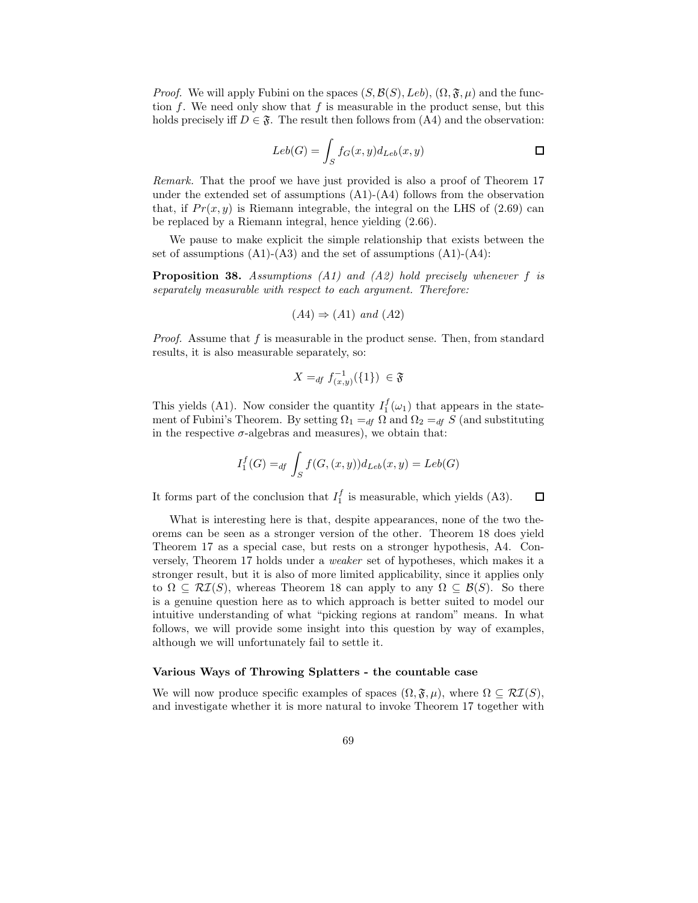*Proof.* We will apply Fubini on the spaces $(S, \mathcal{B}(S), Leb)$, $(\Omega, \mathfrak{F}, \mu)$ and the function $f$. We need only show that $f$ is measurable in the product sense, but this holds precisely iff $D \in \mathfrak{F}$. The result then follows from (A4) and the observation:

$$Leb(G) = \int_S f_G(x, y) d_{Leb}(x, y) \qquad \square$$

*Remark.* That the proof we have just provided is also a proof of Theorem 17 under the extended set of assumptions (A1)-(A4) follows from the observation that, if $Pr(x, y)$ is Riemann integrable, the integral on the LHS of (2.69) can be replaced by a Riemann integral, hence yielding (2.66).

We pause to make explicit the simple relationship that exists between the set of assumptions (A1)-(A3) and the set of assumptions (A1)-(A4):

**Proposition 38.** *Assumptions (A1) and (A2) hold precisely whenever $f$ is separately measurable with respect to each argument. Therefore:*

$$(A4) \Rightarrow (A1) \text{ and } (A2)$$

*Proof.* Assume that $f$ is measurable in the product sense. Then, from standard results, it is also measurable separately, so:

$$X =_{df} f^{-1}_{(x,y)}(\{1\}) \in \mathfrak{F}$$

This yields (A1). Now consider the quantity $I_1^f(\omega_1)$ that appears in the statement of Fubini's Theorem. By setting $\Omega_1 =_{df} \Omega$ and $\Omega_2 =_{df} S$ (and substituting in the respective $\sigma$-algebras and measures), we obtain that:

$$I_1^f(G) =_{df} \int_S f(G, (x, y)) d_{Leb}(x, y) = Leb(G)$$

It forms part of the conclusion that $I_1^f$ is measurable, which yields (A3). $\square$

What is interesting here is that, despite appearances, none of the two theorems can be seen as a stronger version of the other. Theorem 18 does yield Theorem 17 as a special case, but rests on a stronger hypothesis, A4. Conversely, Theorem 17 holds under a *weaker* set of hypotheses, which makes it a stronger result, but it is also of more limited applicability, since it applies only to $\Omega \subseteq \mathcal{RI}(S)$, whereas Theorem 18 can apply to any $\Omega \subseteq \mathcal{B}(S)$. So there is a genuine question here as to which approach is better suited to model our intuitive understanding of what "picking regions at random" means. In what follows, we will provide some insight into this question by way of examples, although we will unfortunately fail to settle it.

**Various Ways of Throwing Splatters - the countable case**

We will now produce specific examples of spaces $(\Omega, \mathfrak{F}, \mu)$, where $\Omega \subseteq \mathcal{RI}(S)$, and investigate whether it is more natural to invoke Theorem 17 together with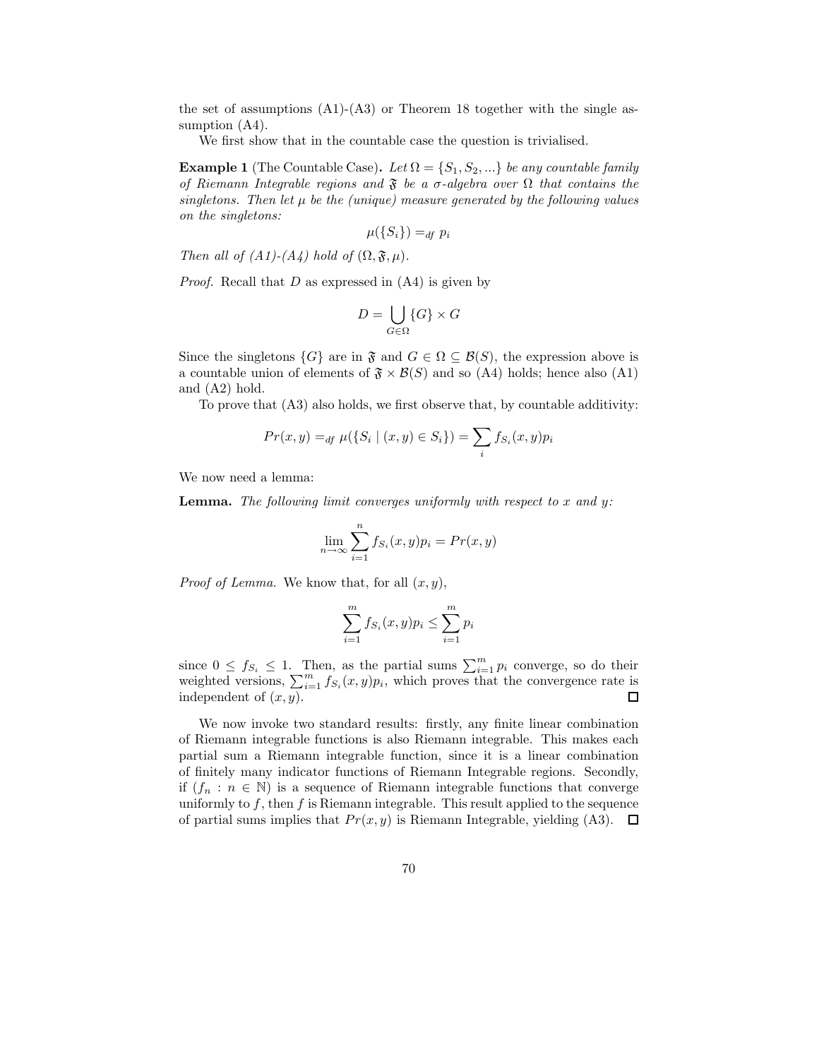the set of assumptions (A1)-(A3) or Theorem 18 together with the single assumption (A4).

We first show that in the countable case the question is trivialised.

**Example 1** (The Countable Case)**.** *Let $\Omega = \{S_1, S_2, ...\}$ be any countable family of Riemann Integrable regions and $\mathfrak{F}$ be a $\sigma$-algebra over $\Omega$ that contains the singletons. Then let $\mu$ be the (unique) measure generated by the following values on the singletons:*

$$\mu(\{S_i\}) =_{df} p_i$$

*Then all of (A1)-(A4) hold of $(\Omega, \mathfrak{F}, \mu)$.*

*Proof.* Recall that $D$ as expressed in (A4) is given by

$$D = \bigcup_{G \in \Omega} \{G\} \times G$$

Since the singletons $\{G\}$ are in $\mathfrak{F}$ and $G \in \Omega \subseteq \mathcal{B}(S)$, the expression above is a countable union of elements of $\mathfrak{F} \times \mathcal{B}(S)$ and so (A4) holds; hence also (A1) and (A2) hold.

To prove that (A3) also holds, we first observe that, by countable additivity:

$$Pr(x, y) =_{df} \mu(\{S_i \mid (x, y) \in S_i\}) = \sum_i f_{S_i}(x, y) p_i$$

We now need a lemma:

**Lemma.** *The following limit converges uniformly with respect to $x$ and $y$:*

$$\lim_{n \to \infty} \sum_{i=1}^{n} f_{S_i}(x, y) p_i = Pr(x, y)$$

*Proof of Lemma.* We know that, for all $(x, y)$,

$$\sum_{i=1}^{m} f_{S_i}(x, y) p_i \leq \sum_{i=1}^{m} p_i$$

since $0 \leq f_{S_i} \leq 1$. Then, as the partial sums $\sum_{i=1}^{m} p_i$ converge, so do their weighted versions, $\sum_{i=1}^{m} f_{S_i}(x, y) p_i$, which proves that the convergence rate is independent of $(x, y)$. □

We now invoke two standard results: firstly, any finite linear combination of Riemann integrable functions is also Riemann integrable. This makes each partial sum a Riemann integrable function, since it is a linear combination of finitely many indicator functions of Riemann Integrable regions. Secondly, if $(f_n : n \in \mathbb{N})$ is a sequence of Riemann integrable functions that converge uniformly to $f$, then $f$ is Riemann integrable. This result applied to the sequence of partial sums implies that $Pr(x, y)$ is Riemann Integrable, yielding (A3). □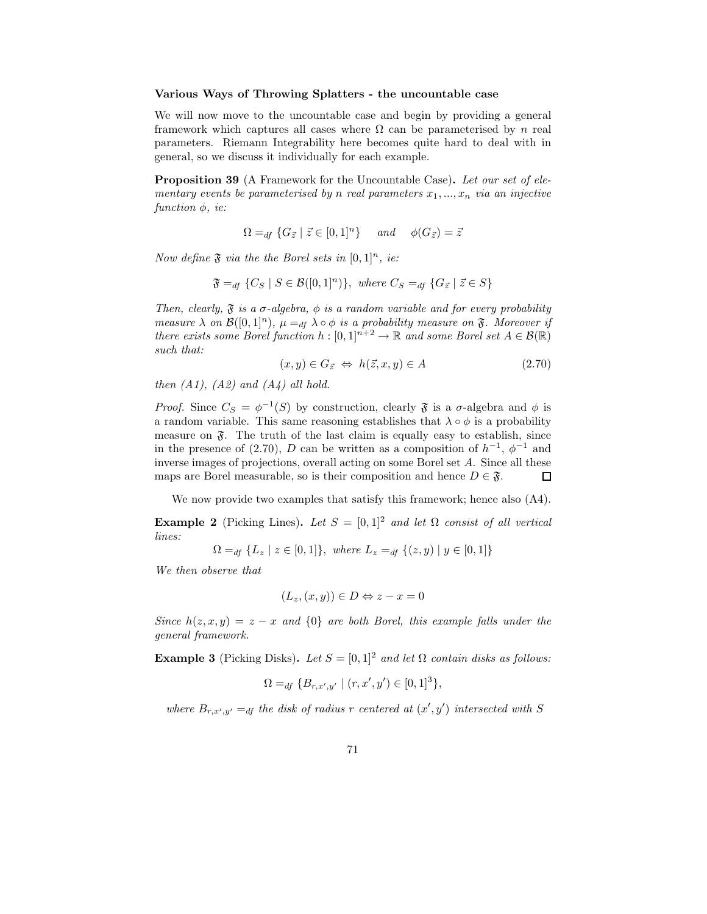### Various Ways of Throwing Splatters - the uncountable case

We will now move to the uncountable case and begin by providing a general framework which captures all cases where $\Omega$ can be parameterised by $n$ real parameters. Riemann Integrability here becomes quite hard to deal with in general, so we discuss it individually for each example.

**Proposition 39** (A Framework for the Uncountable Case)**.** *Let our set of elementary events be parameterised by n real parameters $x_1, ..., x_n$ via an injective function $\phi$, ie:*

$$\Omega =_{df} \{G_{\vec{z}} \mid \vec{z} \in [0,1]^n\} \quad \text{and} \quad \phi(G_{\vec{z}}) = \vec{z}$$

*Now define $\mathfrak{F}$ via the the Borel sets in $[0,1]^n$, ie:*

$$\mathfrak{F} =_{df} \{C_S \mid S \in \mathcal{B}([0,1]^n)\}, \text{ where } C_S =_{df} \{G_{\vec{z}} \mid \vec{z} \in S\}$$

*Then, clearly, $\mathfrak{F}$ is a $\sigma$-algebra, $\phi$ is a random variable and for every probability measure $\lambda$ on $\mathcal{B}([0,1]^n)$, $\mu =_{df} \lambda \circ \phi$ is a probability measure on $\mathfrak{F}$. Moreover if there exists some Borel function $h : [0,1]^{n+2} \to \mathbb{R}$ and some Borel set $A \in \mathcal{B}(\mathbb{R})$ such that:*

$$(x, y) \in G_{\vec{z}} \;\Leftrightarrow\; h(\vec{z}, x, y) \in A \tag{2.70}$$

*then (A1), (A2) and (A4) all hold.*

*Proof.* Since $C_S = \phi^{-1}(S)$ by construction, clearly $\mathfrak{F}$ is a $\sigma$-algebra and $\phi$ is a random variable. This same reasoning establishes that $\lambda \circ \phi$ is a probability measure on $\mathfrak{F}$. The truth of the last claim is equally easy to establish, since in the presence of (2.70), $D$ can be written as a composition of $h^{-1}$, $\phi^{-1}$ and inverse images of projections, overall acting on some Borel set $A$. Since all these maps are Borel measurable, so is their composition and hence $D \in \mathfrak{F}$. ∎

We now provide two examples that satisfy this framework; hence also (A4).

**Example 2** (Picking Lines)**.** *Let $S = [0,1]^2$ and let $\Omega$ consist of all vertical lines:*

$$\Omega =_{df} \{L_z \mid z \in [0,1]\}, \text{ where } L_z =_{df} \{(z, y) \mid y \in [0,1]\}$$

*We then observe that*

$$(L_z, (x, y)) \in D \Leftrightarrow z - x = 0$$

*Since $h(z, x, y) = z - x$ and $\{0\}$ are both Borel, this example falls under the general framework.*

**Example 3** (Picking Disks)**.** *Let $S = [0,1]^2$ and let $\Omega$ contain disks as follows:*

$$\Omega =_{df} \{B_{r,x',y'} \mid (r, x', y') \in [0,1]^3\},$$

*where $B_{r,x',y'} =_{df}$ the disk of radius $r$ centered at $(x', y')$ intersected with $S$*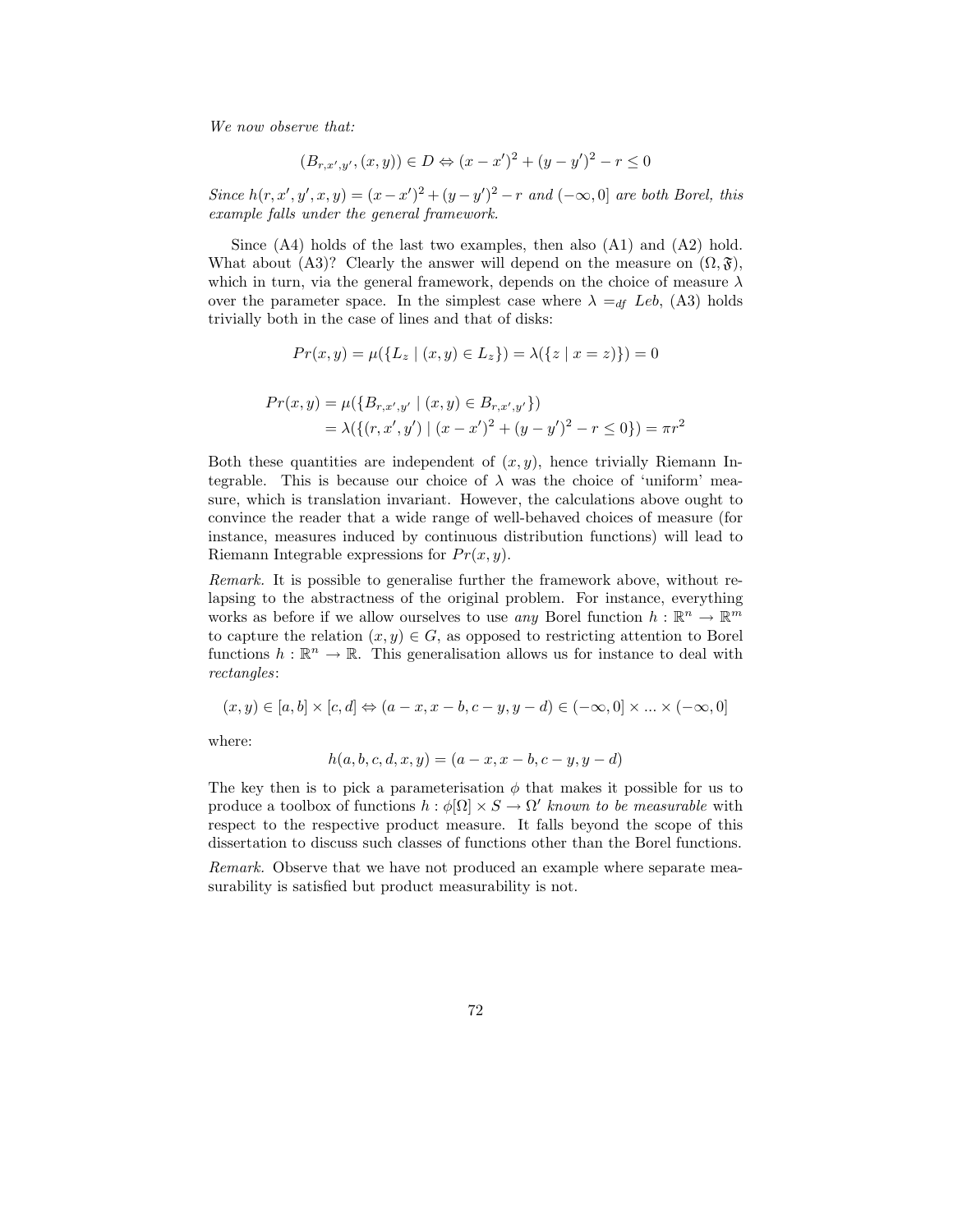*We now observe that:*

$$(B_{r,x',y'},(x,y)) \in D \Leftrightarrow (x-x')^2 + (y-y')^2 - r \leq 0$$

*Since* $h(r,x',y',x,y) = (x-x')^2 + (y-y')^2 - r$ *and* $(-\infty, 0]$ *are both Borel, this example falls under the general framework.*

Since (A4) holds of the last two examples, then also (A1) and (A2) hold. What about (A3)? Clearly the answer will depend on the measure on $(\Omega, \mathfrak{F})$, which in turn, via the general framework, depends on the choice of measure $\lambda$ over the parameter space. In the simplest case where $\lambda =_{df} Leb$, (A3) holds trivially both in the case of lines and that of disks:

$$Pr(x,y) = \mu(\{L_z \mid (x,y) \in L_z\}) = \lambda(\{z \mid x = z)\}) = 0$$

$$\begin{aligned} Pr(x,y) &= \mu(\{B_{r,x',y'} \mid (x,y) \in B_{r,x',y'}\}) \\ &= \lambda(\{(r,x',y') \mid (x-x')^2 + (y-y')^2 - r \leq 0\}) = \pi r^2 \end{aligned}$$

Both these quantities are independent of $(x,y)$, hence trivially Riemann Integrable. This is because our choice of $\lambda$ was the choice of 'uniform' measure, which is translation invariant. However, the calculations above ought to convince the reader that a wide range of well-behaved choices of measure (for instance, measures induced by continuous distribution functions) will lead to Riemann Integrable expressions for $Pr(x,y)$.

*Remark.* It is possible to generalise further the framework above, without relapsing to the abstractness of the original problem. For instance, everything works as before if we allow ourselves to use *any* Borel function $h : \mathbb{R}^n \to \mathbb{R}^m$ to capture the relation $(x,y) \in G$, as opposed to restricting attention to Borel functions $h : \mathbb{R}^n \to \mathbb{R}$. This generalisation allows us for instance to deal with *rectangles*:

$$(x,y) \in [a,b] \times [c,d] \Leftrightarrow (a-x, x-b, c-y, y-d) \in (-\infty, 0] \times ... \times (-\infty, 0]$$

where:

$$h(a,b,c,d,x,y) = (a-x, x-b, c-y, y-d)$$

The key then is to pick a parameterisation $\phi$ that makes it possible for us to produce a toolbox of functions $h : \phi[\Omega] \times S \to \Omega'$ *known to be measurable* with respect to the respective product measure. It falls beyond the scope of this dissertation to discuss such classes of functions other than the Borel functions.

*Remark.* Observe that we have not produced an example where separate measurability is satisfied but product measurability is not.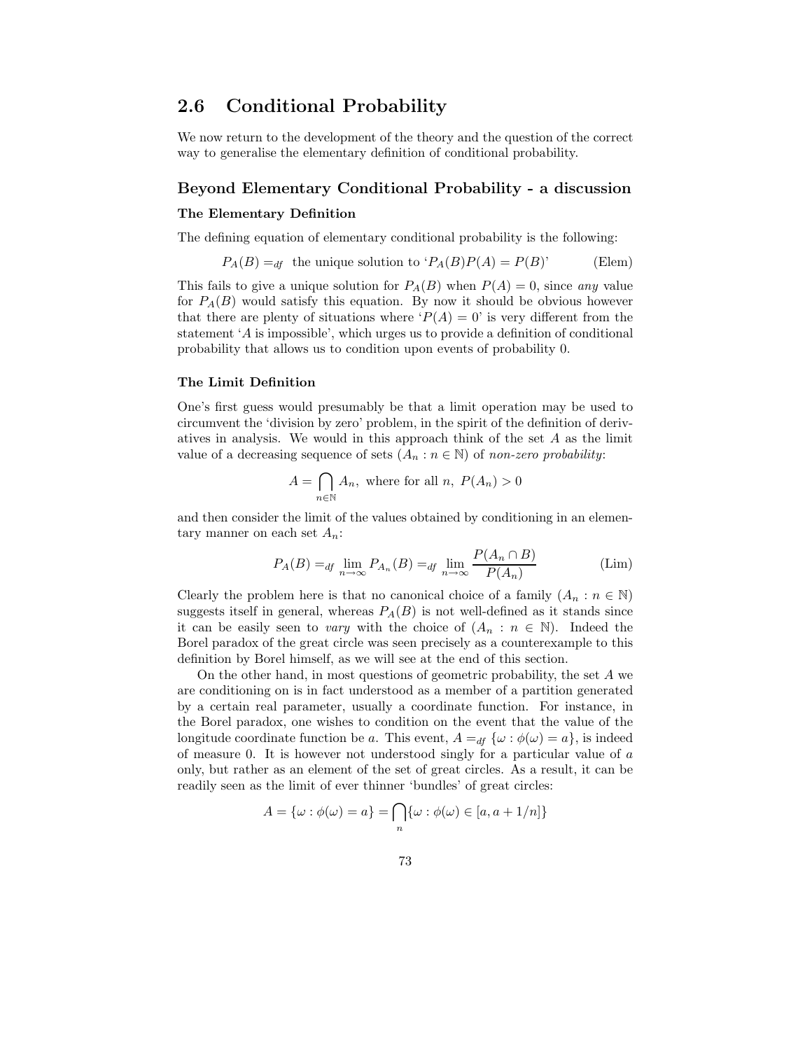## 2.6 Conditional Probability

We now return to the development of the theory and the question of the correct way to generalise the elementary definition of conditional probability.

### Beyond Elementary Conditional Probability - a discussion

#### The Elementary Definition

The defining equation of elementary conditional probability is the following:

$$P_A(B) =_{df} \text{ the unique solution to '}P_A(B)P(A) = P(B)\text{'} \qquad \text{(Elem)}$$

This fails to give a unique solution for $P_A(B)$ when $P(A) = 0$, since *any* value for $P_A(B)$ would satisfy this equation. By now it should be obvious however that there are plenty of situations where '$P(A) = 0$' is very different from the statement '$A$ is impossible', which urges us to provide a definition of conditional probability that allows us to condition upon events of probability 0.

#### The Limit Definition

One's first guess would presumably be that a limit operation may be used to circumvent the 'division by zero' problem, in the spirit of the definition of derivatives in analysis. We would in this approach think of the set $A$ as the limit value of a decreasing sequence of sets $(A_n : n \in \mathbb{N})$ of *non-zero probability*:

$$A = \bigcap_{n \in \mathbb{N}} A_n, \text{ where for all } n, \; P(A_n) > 0$$

and then consider the limit of the values obtained by conditioning in an elementary manner on each set $A_n$:

$$P_A(B) =_{df} \lim_{n \to \infty} P_{A_n}(B) =_{df} \lim_{n \to \infty} \frac{P(A_n \cap B)}{P(A_n)} \qquad \text{(Lim)}$$

Clearly the problem here is that no canonical choice of a family $(A_n : n \in \mathbb{N})$ suggests itself in general, whereas $P_A(B)$ is not well-defined as it stands since it can be easily seen to *vary* with the choice of $(A_n : n \in \mathbb{N})$. Indeed the Borel paradox of the great circle was seen precisely as a counterexample to this definition by Borel himself, as we will see at the end of this section.

On the other hand, in most questions of geometric probability, the set $A$ we are conditioning on is in fact understood as a member of a partition generated by a certain real parameter, usually a coordinate function. For instance, in the Borel paradox, one wishes to condition on the event that the value of the longitude coordinate function be $a$. This event, $A =_{df} \{\omega : \phi(\omega) = a\}$, is indeed of measure 0. It is however not understood singly for a particular value of $a$ only, but rather as an element of the set of great circles. As a result, it can be readily seen as the limit of ever thinner 'bundles' of great circles:

$$A = \{\omega : \phi(\omega) = a\} = \bigcap_n \{\omega : \phi(\omega) \in [a, a + 1/n]\}$$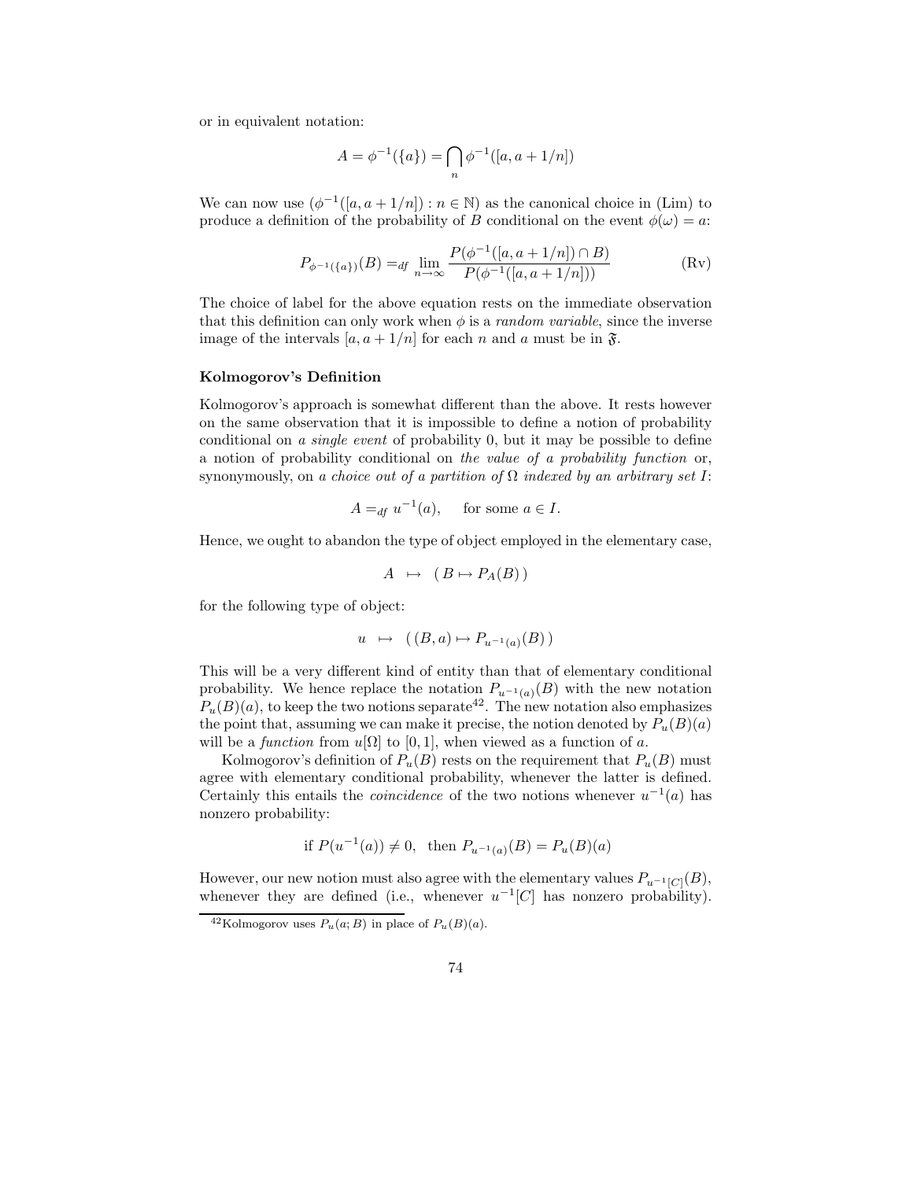or in equivalent notation:

$$A = \phi^{-1}(\{a\}) = \bigcap_n \phi^{-1}([a, a + 1/n])$$

We can now use $(\phi^{-1}([a, a+1/n]) : n \in \mathbb{N})$ as the canonical choice in (Lim) to produce a definition of the probability of $B$ conditional on the event $\phi(\omega) = a$:

$$P_{\phi^{-1}(\{a\})}(B) =_{df} \lim_{n \to \infty} \frac{P(\phi^{-1}([a, a+1/n]) \cap B)}{P(\phi^{-1}([a, a+1/n]))} \tag{Rv}$$

The choice of label for the above equation rests on the immediate observation that this definition can only work when $\phi$ is a *random variable*, since the inverse image of the intervals $[a, a+1/n]$ for each $n$ and $a$ must be in $\mathfrak{F}$.

**Kolmogorov's Definition**

Kolmogorov's approach is somewhat different than the above. It rests however on the same observation that it is impossible to define a notion of probability conditional on *a single event* of probability 0, but it may be possible to define a notion of probability conditional on *the value of a probability function* or, synonymously, on *a choice out of a partition of* $\Omega$ *indexed by an arbitrary set* $I$:

$$A =_{df} u^{-1}(a), \quad \text{for some } a \in I.$$

Hence, we ought to abandon the type of object employed in the elementary case,

$$A \ \mapsto \ (\, B \mapsto P_A(B)\,)$$

for the following type of object:

$$u \ \mapsto \ (\,(B, a) \mapsto P_{u^{-1}(a)}(B)\,)$$

This will be a very different kind of entity than that of elementary conditional probability. We hence replace the notation $P_{u^{-1}(a)}(B)$ with the new notation $P_u(B)(a)$, to keep the two notions separate[42]. The new notation also emphasizes the point that, assuming we can make it precise, the notion denoted by $P_u(B)(a)$ will be a *function* from $u[\Omega]$ to $[0,1]$, when viewed as a function of $a$.

Kolmogorov's definition of $P_u(B)$ rests on the requirement that $P_u(B)$ must agree with elementary conditional probability, whenever the latter is defined. Certainly this entails the *coincidence* of the two notions whenever $u^{-1}(a)$ has nonzero probability:

$$\text{if } P(u^{-1}(a)) \neq 0, \ \text{ then } P_{u^{-1}(a)}(B) = P_u(B)(a)$$

However, our new notion must also agree with the elementary values $P_{u^{-1}[C]}(B)$, whenever they are defined (i.e., whenever $u^{-1}[C]$ has nonzero probability).

[42] Kolmogorov uses $P_u(a; B)$ in place of $P_u(B)(a)$.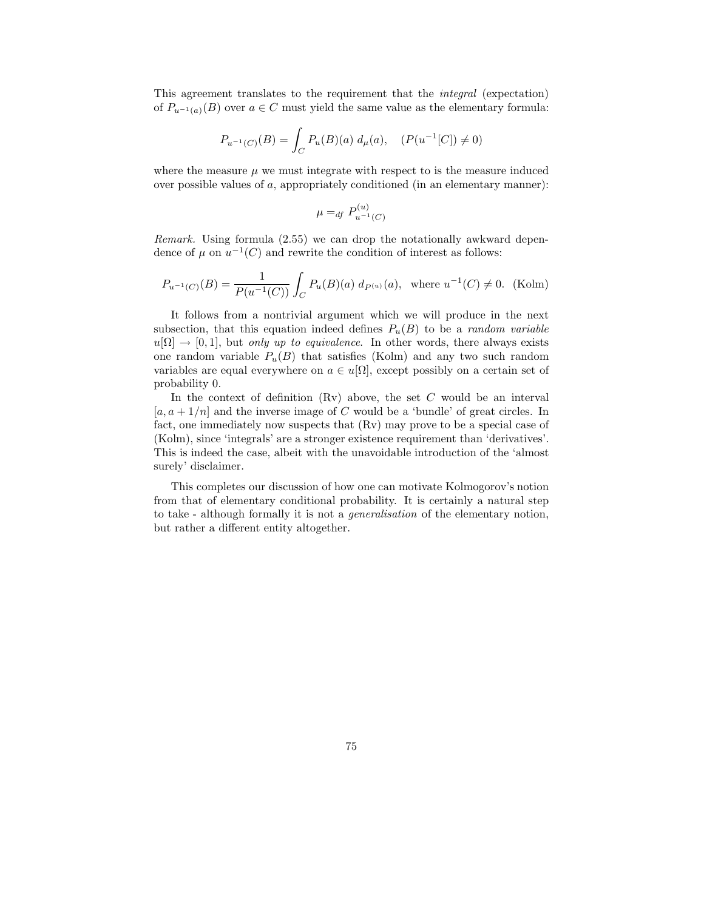This agreement translates to the requirement that the *integral* (expectation) of $P_{u^{-1}(a)}(B)$ over $a \in C$ must yield the same value as the elementary formula:

$$P_{u^{-1}(C)}(B) = \int_C P_u(B)(a)\ d_{\mu}(a), \quad (P(u^{-1}[C]) \neq 0)$$

where the measure $\mu$ we must integrate with respect to is the measure induced over possible values of $a$, appropriately conditioned (in an elementary manner):

$$\mu =_{df} P^{(u)}_{u^{-1}(C)}$$

*Remark.* Using formula (2.55) we can drop the notationally awkward dependence of $\mu$ on $u^{-1}(C)$ and rewrite the condition of interest as follows:

$$P_{u^{-1}(C)}(B) = \frac{1}{P(u^{-1}(C))} \int_C P_u(B)(a)\ d_{P^{(u)}}(a), \ \text{ where } u^{-1}(C) \neq 0. \quad \text{(Kolm)}$$

It follows from a nontrivial argument which we will produce in the next subsection, that this equation indeed defines $P_u(B)$ to be a *random variable* $u[\Omega] \to [0, 1]$, but *only up to equivalence*. In other words, there always exists one random variable $P_u(B)$ that satisfies (Kolm) and any two such random variables are equal everywhere on $a \in u[\Omega]$, except possibly on a certain set of probability 0.

In the context of definition (Rv) above, the set $C$ would be an interval $[a, a + 1/n]$ and the inverse image of $C$ would be a 'bundle' of great circles. In fact, one immediately now suspects that (Rv) may prove to be a special case of (Kolm), since 'integrals' are a stronger existence requirement than 'derivatives'. This is indeed the case, albeit with the unavoidable introduction of the 'almost surely' disclaimer.

This completes our discussion of how one can motivate Kolmogorov's notion from that of elementary conditional probability. It is certainly a natural step to take - although formally it is not a *generalisation* of the elementary notion, but rather a different entity altogether.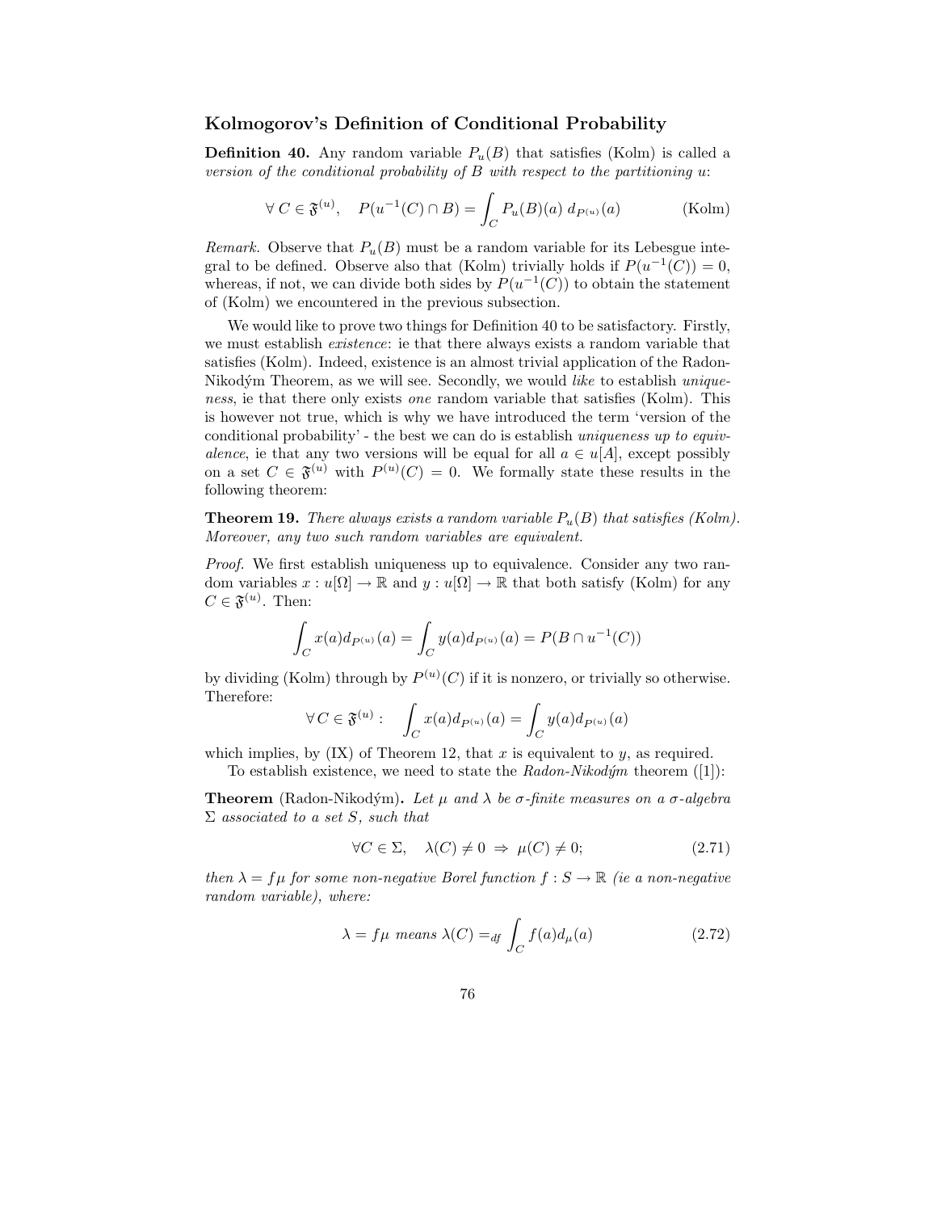### Kolmogorov's Definition of Conditional Probability

**Definition 40.** *Any random variable $P_u(B)$ that satisfies (Kolm) is called a version of the conditional probability of $B$ with respect to the partitioning $u$:*

$$\forall\, C \in \mathfrak{F}^{(u)}, \quad P(u^{-1}(C) \cap B) = \int_C P_u(B)(a)\; d_{P^{(u)}}(a) \tag{Kolm}$$

*Remark.* Observe that $P_u(B)$ must be a random variable for its Lebesgue integral to be defined. Observe also that (Kolm) trivially holds if $P(u^{-1}(C)) = 0$, whereas, if not, we can divide both sides by $P(u^{-1}(C))$ to obtain the statement of (Kolm) we encountered in the previous subsection.

We would like to prove two things for Definition 40 to be satisfactory. Firstly, we must establish *existence*: ie that there always exists a random variable that satisfies (Kolm). Indeed, existence is an almost trivial application of the Radon-Nikodým Theorem, as we will see. Secondly, we would *like* to establish *uniqueness*, ie that there only exists *one* random variable that satisfies (Kolm). This is however not true, which is why we have introduced the term 'version of the conditional probability' - the best we can do is establish *uniqueness up to equivalence*, ie that any two versions will be equal for all $a \in u[A]$, except possibly on a set $C \in \mathfrak{F}^{(u)}$ with $P^{(u)}(C) = 0$. We formally state these results in the following theorem:

**Theorem 19.** *There always exists a random variable $P_u(B)$ that satisfies (Kolm). Moreover, any two such random variables are equivalent.*

*Proof.* We first establish uniqueness up to equivalence. Consider any two random variables $x : u[\Omega] \to \mathbb{R}$ and $y : u[\Omega] \to \mathbb{R}$ that both satisfy (Kolm) for any $C \in \mathfrak{F}^{(u)}$. Then:

$$\int_C x(a) d_{P^{(u)}}(a) = \int_C y(a) d_{P^{(u)}}(a) = P(B \cap u^{-1}(C))$$

by dividing (Kolm) through by $P^{(u)}(C)$ if it is nonzero, or trivially so otherwise. Therefore:

$$\forall\, C \in \mathfrak{F}^{(u)} : \quad \int_C x(a) d_{P^{(u)}}(a) = \int_C y(a) d_{P^{(u)}}(a)$$

which implies, by (IX) of Theorem 12, that $x$ is equivalent to $y$, as required.

To establish existence, we need to state the *Radon-Nikodým* theorem ([1]):

**Theorem** (Radon-Nikodým)**.** *Let $\mu$ and $\lambda$ be $\sigma$-finite measures on a $\sigma$-algebra $\Sigma$ associated to a set $S$, such that*

$$\forall C \in \Sigma, \quad \lambda(C) \neq 0 \;\Rightarrow\; \mu(C) \neq 0; \tag{2.71}$$

*then $\lambda = f\mu$ for some non-negative Borel function $f : S \to \mathbb{R}$ (ie a non-negative random variable), where:*

$$\lambda = f\mu \text{ means } \lambda(C) =_{df} \int_C f(a) d_\mu(a) \tag{2.72}$$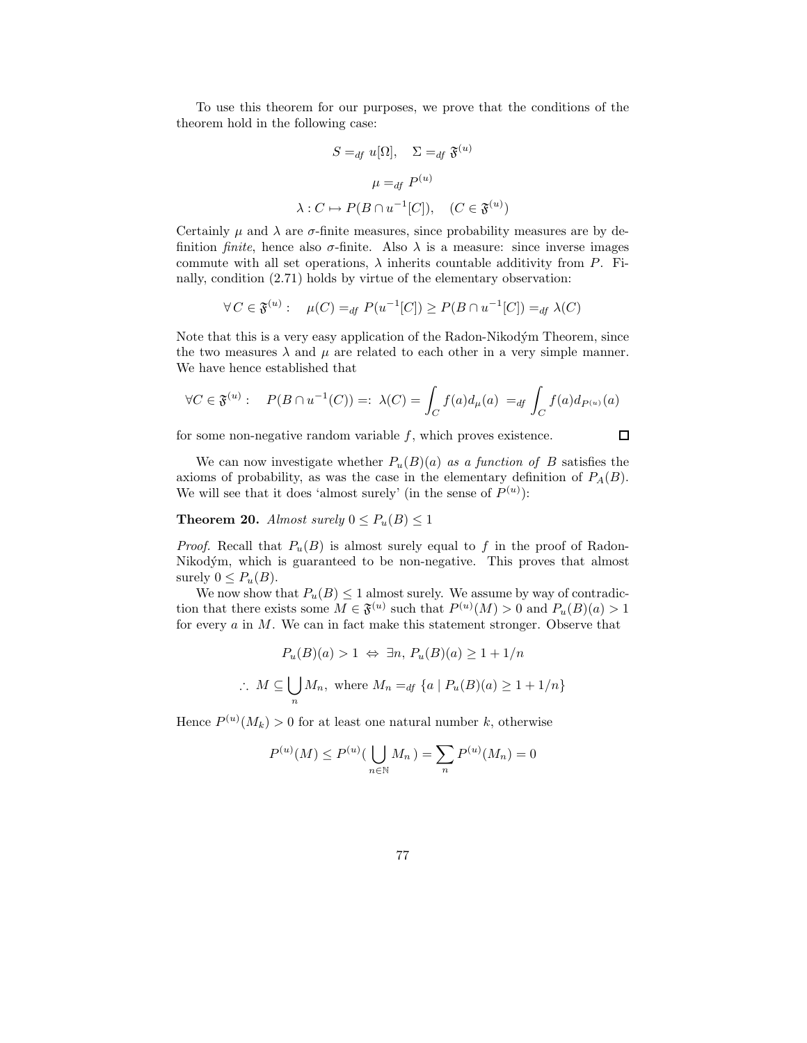To use this theorem for our purposes, we prove that the conditions of the theorem hold in the following case:

$$S =_{df} u[\Omega], \quad \Sigma =_{df} \mathfrak{F}^{(u)}$$

$$\mu =_{df} P^{(u)}$$

$$\lambda : C \mapsto P(B \cap u^{-1}[C]), \quad (C \in \mathfrak{F}^{(u)})$$

Certainly $\mu$ and $\lambda$ are $\sigma$-finite measures, since probability measures are by definition *finite*, hence also $\sigma$-finite. Also $\lambda$ is a measure: since inverse images commute with all set operations, $\lambda$ inherits countable additivity from $P$. Finally, condition (2.71) holds by virtue of the elementary observation:

$$\forall\, C \in \mathfrak{F}^{(u)} : \quad \mu(C) =_{df} P(u^{-1}[C]) \geq P(B \cap u^{-1}[C]) =_{df} \lambda(C)$$

Note that this is a very easy application of the Radon-Nikodým Theorem, since the two measures $\lambda$ and $\mu$ are related to each other in a very simple manner. We have hence established that

$$\forall C \in \mathfrak{F}^{(u)} : \quad P(B \cap u^{-1}(C)) =: \lambda(C) = \int_C f(a) d_{\mu}(a) \;=_{df} \int_C f(a) d_{P^{(u)}}(a)$$

for some non-negative random variable $f$, which proves existence. $\square$

We can now investigate whether $P_u(B)(a)$ *as a function of* $B$ satisfies the axioms of probability, as was the case in the elementary definition of $P_A(B)$. We will see that it does 'almost surely' (in the sense of $P^{(u)}$):

**Theorem 20.** *Almost surely* $0 \leq P_u(B) \leq 1$

*Proof.* Recall that $P_u(B)$ is almost surely equal to $f$ in the proof of Radon-Nikodým, which is guaranteed to be non-negative. This proves that almost surely $0 \leq P_u(B)$.

We now show that $P_u(B) \leq 1$ almost surely. We assume by way of contradiction that there exists some $M \in \mathfrak{F}^{(u)}$ such that $P^{(u)}(M) > 0$ and $P_u(B)(a) > 1$ for every $a$ in $M$. We can in fact make this statement stronger. Observe that

$$P_u(B)(a) > 1 \;\Leftrightarrow\; \exists n,\; P_u(B)(a) \geq 1 + 1/n$$

$$\therefore\; M \subseteq \bigcup_n M_n, \text{ where } M_n =_{df} \{a \mid P_u(B)(a) \geq 1 + 1/n\}$$

Hence $P^{(u)}(M_k) > 0$ for at least one natural number $k$, otherwise

$$P^{(u)}(M) \leq P^{(u)}(\bigcup_{n \in \mathbb{N}} M_n\,) = \sum_n P^{(u)}(M_n) = 0$$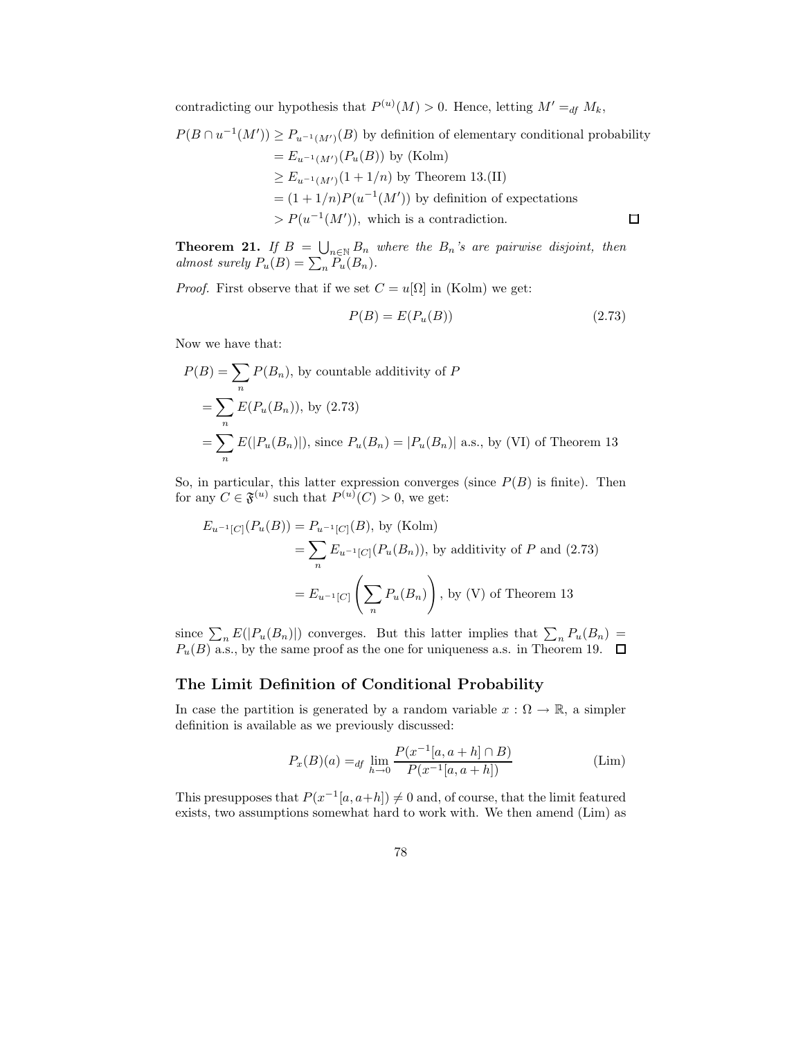contradicting our hypothesis that $P^{(u)}(M) > 0$. Hence, letting $M' =_{df} M_k$,

$$
\begin{aligned}
P(B \cap u^{-1}(M')) &\geq P_{u^{-1}(M')}(B) \text{ by definition of elementary conditional probability} \\
&= E_{u^{-1}(M')}(P_u(B)) \text{ by (Kolm)} \\
&\geq E_{u^{-1}(M')}(1 + 1/n) \text{ by Theorem 13.(II)} \\
&= (1 + 1/n)P(u^{-1}(M')) \text{ by definition of expectations} \\
&> P(u^{-1}(M')), \text{ which is a contradiction.}
\end{aligned}
$$

□

**Theorem 21.** *If $B = \bigcup_{n \in \mathbb{N}} B_n$ where the $B_n$'s are pairwise disjoint, then almost surely $P_u(B) = \sum_n P_u(B_n)$.*

*Proof.* First observe that if we set $C = u[\Omega]$ in (Kolm) we get:

$$
P(B) = E(P_u(B)) \tag{2.73}
$$

Now we have that:

$$
\begin{aligned}
P(B) &= \sum_n P(B_n), \text{ by countable additivity of } P \\
&= \sum_n E(P_u(B_n)), \text{ by (2.73)} \\
&= \sum_n E(|P_u(B_n)|), \text{ since } P_u(B_n) = |P_u(B_n)| \text{ a.s., by (VI) of Theorem 13}
\end{aligned}
$$

So, in particular, this latter expression converges (since $P(B)$ is finite). Then for any $C \in \mathfrak{F}^{(u)}$ such that $P^{(u)}(C) > 0$, we get:

$$
\begin{aligned}
E_{u^{-1}[C]}(P_u(B)) &= P_{u^{-1}[C]}(B), \text{ by (Kolm)} \\
&= \sum_n E_{u^{-1}[C]}(P_u(B_n)), \text{ by additivity of } P \text{ and (2.73)} \\
&= E_{u^{-1}[C]}\left(\sum_n P_u(B_n)\right), \text{ by (V) of Theorem 13}
\end{aligned}
$$

since $\sum_n E(|P_u(B_n)|)$ converges. But this latter implies that $\sum_n P_u(B_n) = P_u(B)$ a.s., by the same proof as the one for uniqueness a.s. in Theorem 19. □

## The Limit Definition of Conditional Probability

In case the partition is generated by a random variable $x : \Omega \to \mathbb{R}$, a simpler definition is available as we previously discussed:

$$
P_x(B)(a) =_{df} \lim_{h \to 0} \frac{P(x^{-1}[a, a+h] \cap B)}{P(x^{-1}[a, a+h])} \tag{Lim}
$$

This presupposes that $P(x^{-1}[a, a+h]) \neq 0$ and, of course, that the limit featured exists, two assumptions somewhat hard to work with. We then amend (Lim) as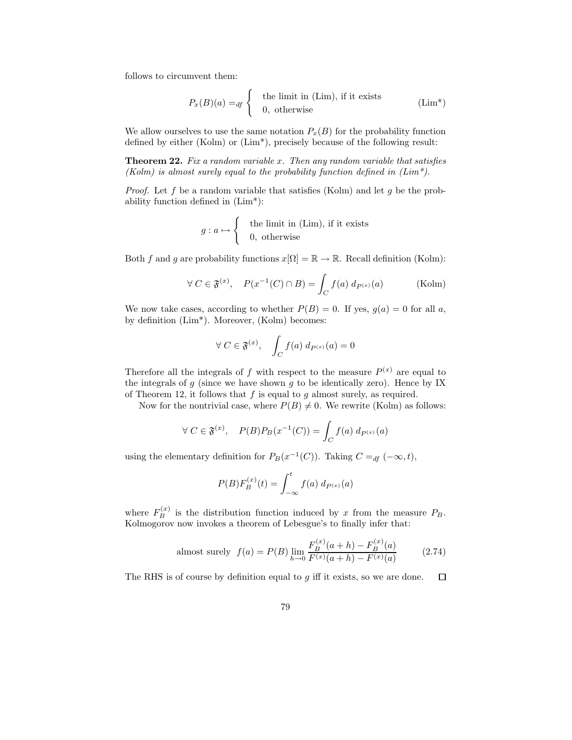follows to circumvent them:

$$P_x(B)(a) =_{df} \begin{cases} \text{the limit in (Lim), if it exists} \\ 0, \text{ otherwise} \end{cases} \qquad \text{(Lim*)}$$

We allow ourselves to use the same notation $P_x(B)$ for the probability function defined by either (Kolm) or (Lim*), precisely because of the following result:

**Theorem 22.** *Fix a random variable $x$. Then any random variable that satisfies (Kolm) is almost surely equal to the probability function defined in (Lim*).*

*Proof.* Let $f$ be a random variable that satisfies (Kolm) and let $g$ be the probability function defined in (Lim*):

$$g : a \mapsto \begin{cases} \text{the limit in (Lim), if it exists} \\ 0, \text{ otherwise} \end{cases}$$

Both $f$ and $g$ are probability functions $x[\Omega] = \mathbb{R} \to \mathbb{R}$. Recall definition (Kolm):

$$\forall\, C \in \mathfrak{F}^{(x)}, \quad P(x^{-1}(C) \cap B) = \int_C f(a)\ d_{P^{(x)}}(a) \qquad \text{(Kolm)}$$

We now take cases, according to whether $P(B) = 0$. If yes, $g(a) = 0$ for all $a$, by definition (Lim*). Moreover, (Kolm) becomes:

$$\forall\, C \in \mathfrak{F}^{(x)}, \quad \int_C f(a)\ d_{P^{(x)}}(a) = 0$$

Therefore all the integrals of $f$ with respect to the measure $P^{(x)}$ are equal to the integrals of $g$ (since we have shown $g$ to be identically zero). Hence by IX of Theorem 12, it follows that $f$ is equal to $g$ almost surely, as required.

Now for the nontrivial case, where $P(B) \neq 0$. We rewrite (Kolm) as follows:

$$\forall\, C \in \mathfrak{F}^{(x)}, \quad P(B)P_B(x^{-1}(C)) = \int_C f(a)\ d_{P^{(x)}}(a)$$

using the elementary definition for $P_B(x^{-1}(C))$. Taking $C =_{df} (-\infty, t)$,

$$P(B)F_B^{(x)}(t) = \int_{-\infty}^{t} f(a)\ d_{P^{(x)}}(a)$$

where $F_B^{(x)}$ is the distribution function induced by $x$ from the measure $P_B$. Kolmogorov now invokes a theorem of Lebesgue's to finally infer that:

$$\text{almost surely } \ f(a) = P(B) \lim_{h \to 0} \frac{F_B^{(x)}(a+h) - F_B^{(x)}(a)}{F^{(x)}(a+h) - F^{(x)}(a)} \qquad (2.74)$$

The RHS is of course by definition equal to $g$ iff it exists, so we are done. $\square$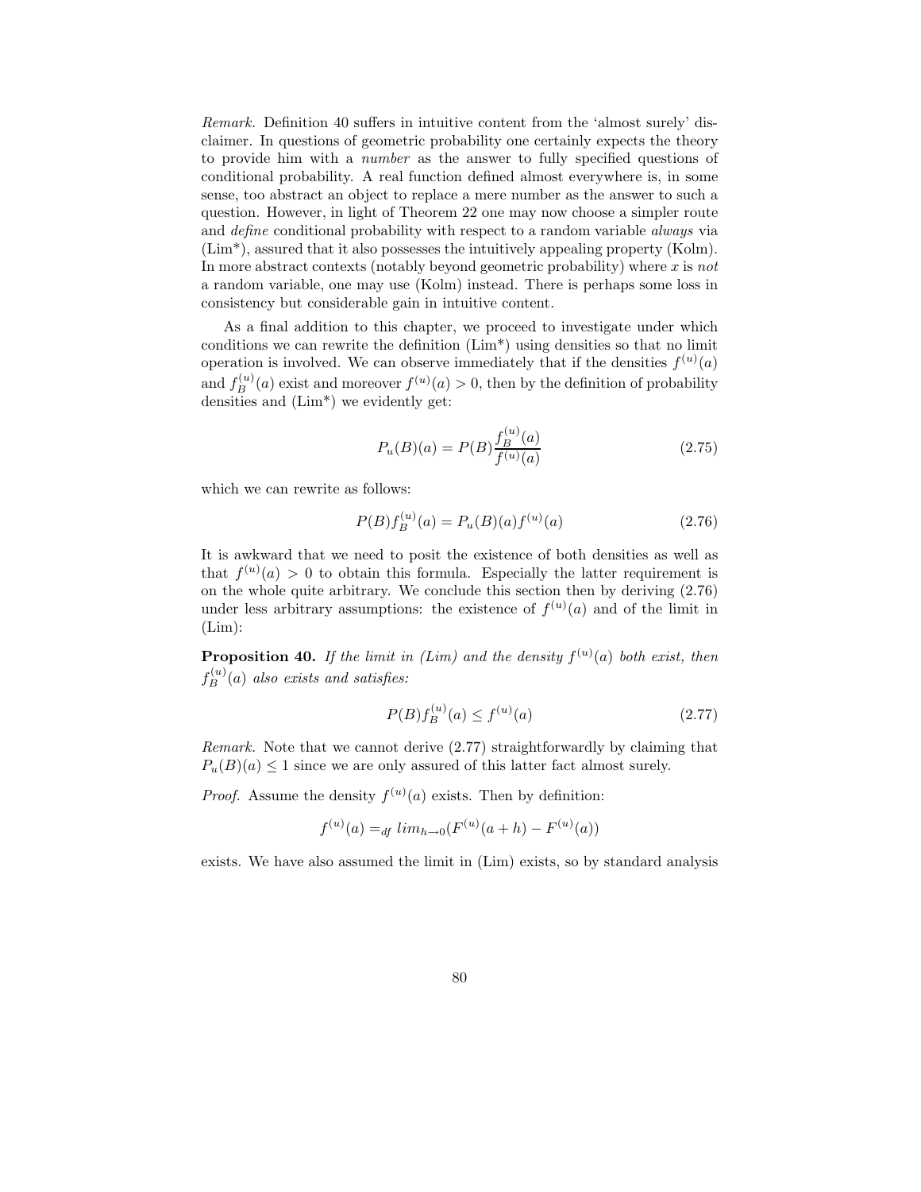*Remark.* Definition 40 suffers in intuitive content from the 'almost surely' disclaimer. In questions of geometric probability one certainly expects the theory to provide him with a *number* as the answer to fully specified questions of conditional probability. A real function defined almost everywhere is, in some sense, too abstract an object to replace a mere number as the answer to such a question. However, in light of Theorem 22 one may now choose a simpler route and *define* conditional probability with respect to a random variable *always* via (Lim*), assured that it also possesses the intuitively appealing property (Kolm). In more abstract contexts (notably beyond geometric probability) where $x$ is *not* a random variable, one may use (Kolm) instead. There is perhaps some loss in consistency but considerable gain in intuitive content.

As a final addition to this chapter, we proceed to investigate under which conditions we can rewrite the definition (Lim*) using densities so that no limit operation is involved. We can observe immediately that if the densities $f^{(u)}(a)$ and $f_B^{(u)}(a)$ exist and moreover $f^{(u)}(a) > 0$, then by the definition of probability densities and (Lim*) we evidently get:

$$P_u(B)(a) = P(B)\frac{f_B^{(u)}(a)}{f^{(u)}(a)} \tag{2.75}$$

which we can rewrite as follows:

$$P(B)f_B^{(u)}(a) = P_u(B)(a)f^{(u)}(a) \tag{2.76}$$

It is awkward that we need to posit the existence of both densities as well as that $f^{(u)}(a) > 0$ to obtain this formula. Especially the latter requirement is on the whole quite arbitrary. We conclude this section then by deriving (2.76) under less arbitrary assumptions: the existence of $f^{(u)}(a)$ and of the limit in (Lim):

**Proposition 40.** *If the limit in (Lim) and the density $f^{(u)}(a)$ both exist, then $f_B^{(u)}(a)$ also exists and satisfies:*

$$P(B)f_B^{(u)}(a) \leq f^{(u)}(a) \tag{2.77}$$

*Remark.* Note that we cannot derive (2.77) straightforwardly by claiming that $P_u(B)(a) \leq 1$ since we are only assured of this latter fact almost surely.

*Proof.* Assume the density $f^{(u)}(a)$ exists. Then by definition:

$$f^{(u)}(a) =_{df} lim_{h \to 0}(F^{(u)}(a+h) - F^{(u)}(a))$$

exists. We have also assumed the limit in (Lim) exists, so by standard analysis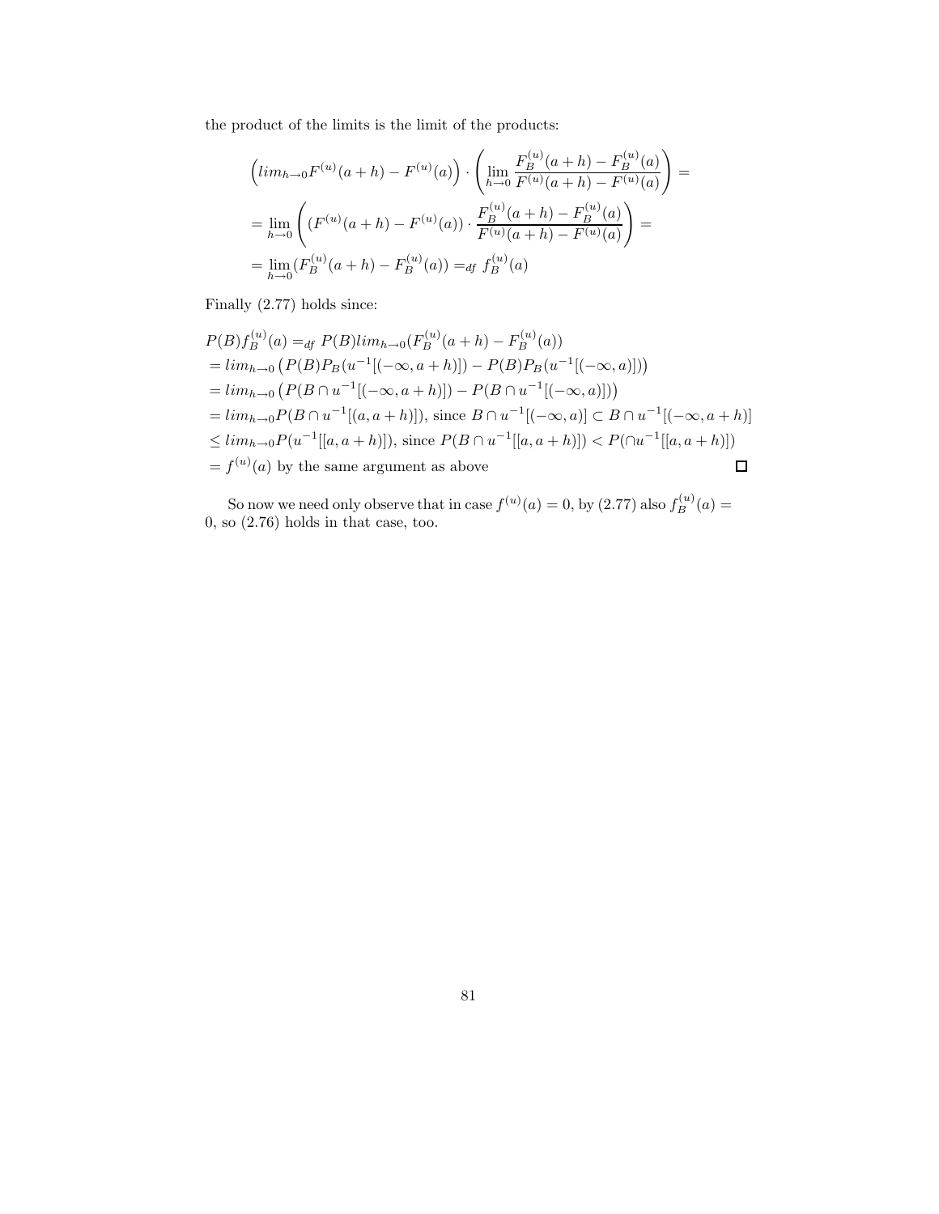the product of the limits is the limit of the products:

$$
\begin{aligned}
&\left(lim_{h\to 0}F^{(u)}(a+h)-F^{(u)}(a)\right)\cdot\left(\lim_{h\to 0}\frac{F_B^{(u)}(a+h)-F_B^{(u)}(a)}{F^{(u)}(a+h)-F^{(u)}(a)}\right)=\\
&=\lim_{h\to 0}\left((F^{(u)}(a+h)-F^{(u)}(a))\cdot\frac{F_B^{(u)}(a+h)-F_B^{(u)}(a)}{F^{(u)}(a+h)-F^{(u)}(a)}\right)=\\
&=\lim_{h\to 0}(F_B^{(u)}(a+h)-F_B^{(u)}(a))=_{df} f_B^{(u)}(a)
\end{aligned}
$$

Finally (2.77) holds since:

$$
\begin{aligned}
&P(B)f_B^{(u)}(a)=_{df} P(B)lim_{h\to 0}(F_B^{(u)}(a+h)-F_B^{(u)}(a))\\
&=lim_{h\to 0}\left(P(B)P_B(u^{-1}[(-\infty,a+h)])-P(B)P_B(u^{-1}[(-\infty,a)])\right)\\
&=lim_{h\to 0}\left(P(B\cap u^{-1}[(-\infty,a+h)])-P(B\cap u^{-1}[(-\infty,a)])\right)\\
&=lim_{h\to 0}P(B\cap u^{-1}[(a,a+h)]),\text{ since } B\cap u^{-1}[(-\infty,a)]\subset B\cap u^{-1}[(-\infty,a+h)]\\
&\le lim_{h\to 0}P(u^{-1}[[a,a+h)]),\text{ since } P(B\cap u^{-1}[[a,a+h)])<P(\cap u^{-1}[[a,a+h)])\\
&=f^{(u)}(a)\text{ by the same argument as above}
\end{aligned}
$$

□

So now we need only observe that in case $f^{(u)}(a)=0$, by (2.77) also $f_B^{(u)}(a)=0$, so (2.76) holds in that case, too.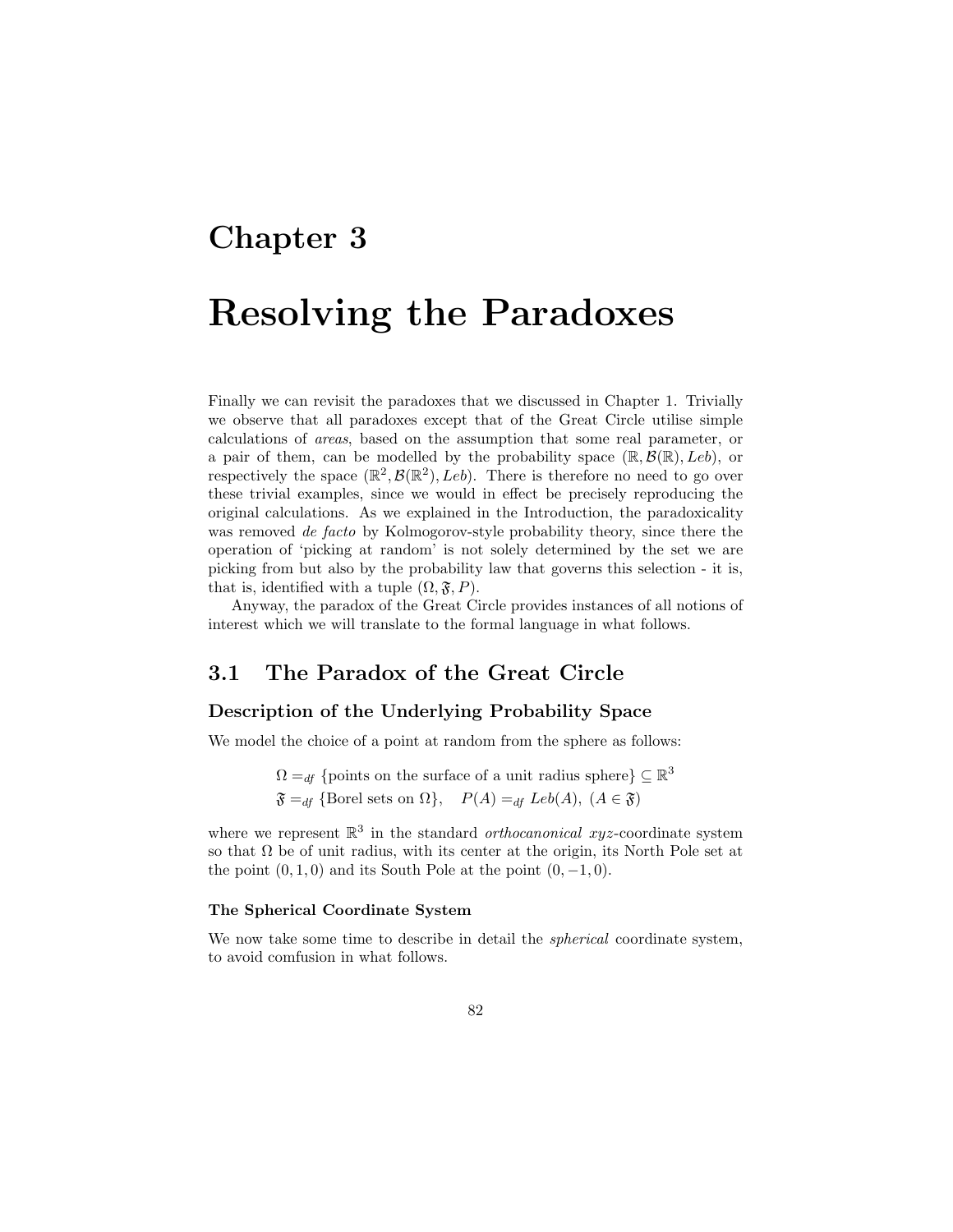# Chapter 3

# Resolving the Paradoxes

Finally we can revisit the paradoxes that we discussed in Chapter 1. Trivially we observe that all paradoxes except that of the Great Circle utilise simple calculations of *areas*, based on the assumption that some real parameter, or a pair of them, can be modelled by the probability space $(\mathbb{R}, \mathcal{B}(\mathbb{R}), Leb)$, or respectively the space $(\mathbb{R}^2, \mathcal{B}(\mathbb{R}^2), Leb)$. There is therefore no need to go over these trivial examples, since we would in effect be precisely reproducing the original calculations. As we explained in the Introduction, the paradoxicality was removed *de facto* by Kolmogorov-style probability theory, since there the operation of 'picking at random' is not solely determined by the set we are picking from but also by the probability law that governs this selection - it is, that is, identified with a tuple $(\Omega, \mathfrak{F}, P)$.

Anyway, the paradox of the Great Circle provides instances of all notions of interest which we will translate to the formal language in what follows.

## 3.1 The Paradox of the Great Circle

### Description of the Underlying Probability Space

We model the choice of a point at random from the sphere as follows:

$$\Omega =_{df} \{\text{points on the surface of a unit radius sphere}\} \subseteq \mathbb{R}^3$$
$$\mathfrak{F} =_{df} \{\text{Borel sets on } \Omega\}, \quad P(A) =_{df} Leb(A), \ (A \in \mathfrak{F})$$

where we represent $\mathbb{R}^3$ in the standard *orthocanonical* *xyz*-coordinate system so that $\Omega$ be of unit radius, with its center at the origin, its North Pole set at the point $(0, 1, 0)$ and its South Pole at the point $(0, -1, 0)$.

#### The Spherical Coordinate System

We now take some time to describe in detail the *spherical* coordinate system, to avoid comfusion in what follows.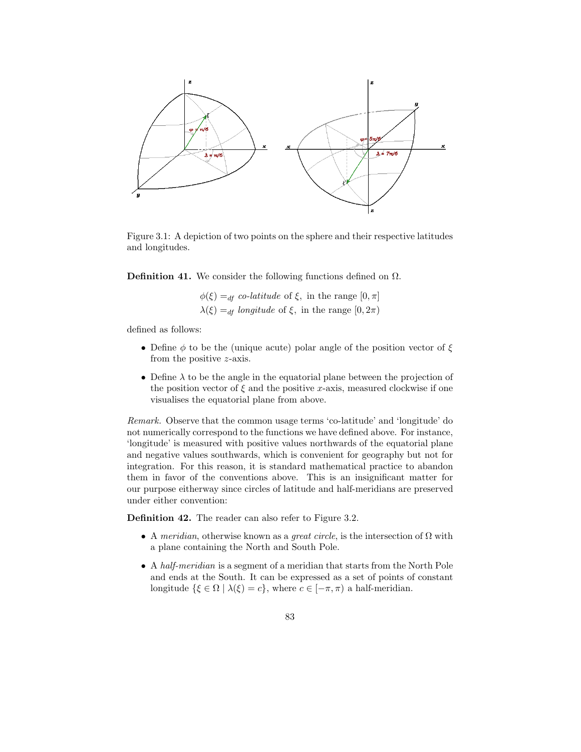Figure 3.1: A depiction of two points on the sphere and their respective latitudes and longitudes.

**Definition 41.** We consider the following functions defined on $\Omega$.

$$\phi(\xi) =_{df} \textit{co-latitude of } \xi, \text{ in the range } [0, \pi]$$
$$\lambda(\xi) =_{df} \textit{longitude of } \xi, \text{ in the range } [0, 2\pi)$$

defined as follows:

- Define $\phi$ to be the (unique acute) polar angle of the position vector of $\xi$ from the positive $z$-axis.
- Define $\lambda$ to be the angle in the equatorial plane between the projection of the position vector of $\xi$ and the positive $x$-axis, measured clockwise if one visualises the equatorial plane from above.

*Remark.* Observe that the common usage terms 'co-latitude' and 'longitude' do not numerically correspond to the functions we have defined above. For instance, 'longitude' is measured with positive values northwards of the equatorial plane and negative values southwards, which is convenient for geography but not for integration. For this reason, it is standard mathematical practice to abandon them in favor of the conventions above. This is an insignificant matter for our purpose eitherway since circles of latitude and half-meridians are preserved under either convention:

**Definition 42.** The reader can also refer to Figure 3.2.

- A *meridian*, otherwise known as a *great circle*, is the intersection of $\Omega$ with a plane containing the North and South Pole.
- A *half-meridian* is a segment of a meridian that starts from the North Pole and ends at the South. It can be expressed as a set of points of constant longitude $\{\xi \in \Omega \mid \lambda(\xi) = c\}$, where $c \in [-\pi, \pi)$ a half-meridian.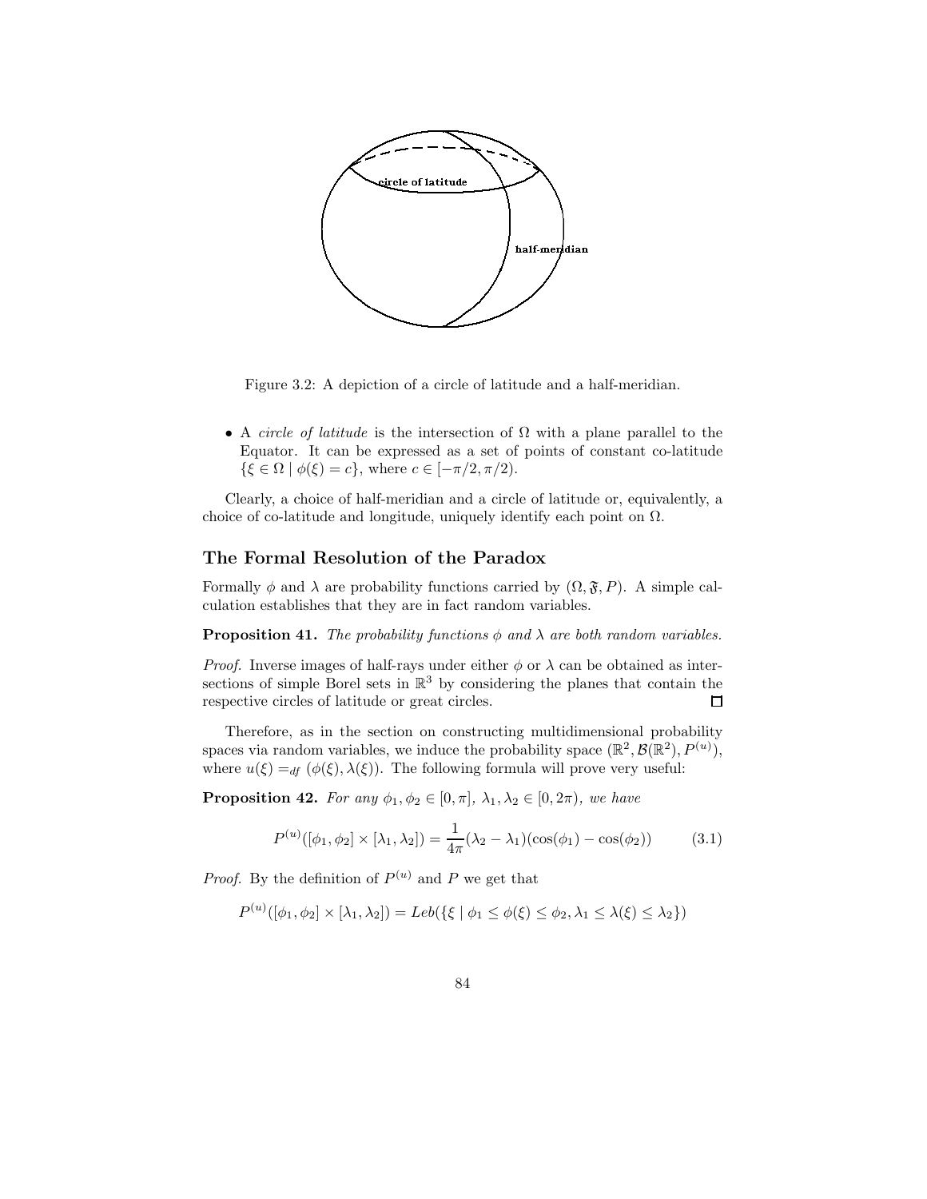Figure 3.2: A depiction of a circle of latitude and a half-meridian.

- A *circle of latitude* is the intersection of $\Omega$ with a plane parallel to the Equator. It can be expressed as a set of points of constant co-latitude $\{\xi \in \Omega \mid \phi(\xi) = c\}$, where $c \in [-\pi/2, \pi/2)$.

Clearly, a choice of half-meridian and a circle of latitude or, equivalently, a choice of co-latitude and longitude, uniquely identify each point on $\Omega$.

## The Formal Resolution of the Paradox

Formally $\phi$ and $\lambda$ are probability functions carried by $(\Omega, \mathfrak{F}, P)$. A simple calculation establishes that they are in fact random variables.

**Proposition 41.** *The probability functions $\phi$ and $\lambda$ are both random variables.*

*Proof.* Inverse images of half-rays under either $\phi$ or $\lambda$ can be obtained as intersections of simple Borel sets in $\mathbb{R}^3$ by considering the planes that contain the respective circles of latitude or great circles. $\square$

Therefore, as in the section on constructing multidimensional probability spaces via random variables, we induce the probability space $(\mathbb{R}^2, \mathcal{B}(\mathbb{R}^2), P^{(u)})$, where $u(\xi) =_{df} (\phi(\xi), \lambda(\xi))$. The following formula will prove very useful:

**Proposition 42.** *For any $\phi_1, \phi_2 \in [0, \pi]$, $\lambda_1, \lambda_2 \in [0, 2\pi)$, we have*

$$P^{(u)}([\phi_1, \phi_2] \times [\lambda_1, \lambda_2]) = \frac{1}{4\pi}(\lambda_2 - \lambda_1)(\cos(\phi_1) - \cos(\phi_2)) \qquad (3.1)$$

*Proof.* By the definition of $P^{(u)}$ and $P$ we get that

$$P^{(u)}([\phi_1, \phi_2] \times [\lambda_1, \lambda_2]) = Leb(\{\xi \mid \phi_1 \leq \phi(\xi) \leq \phi_2, \lambda_1 \leq \lambda(\xi) \leq \lambda_2\})$$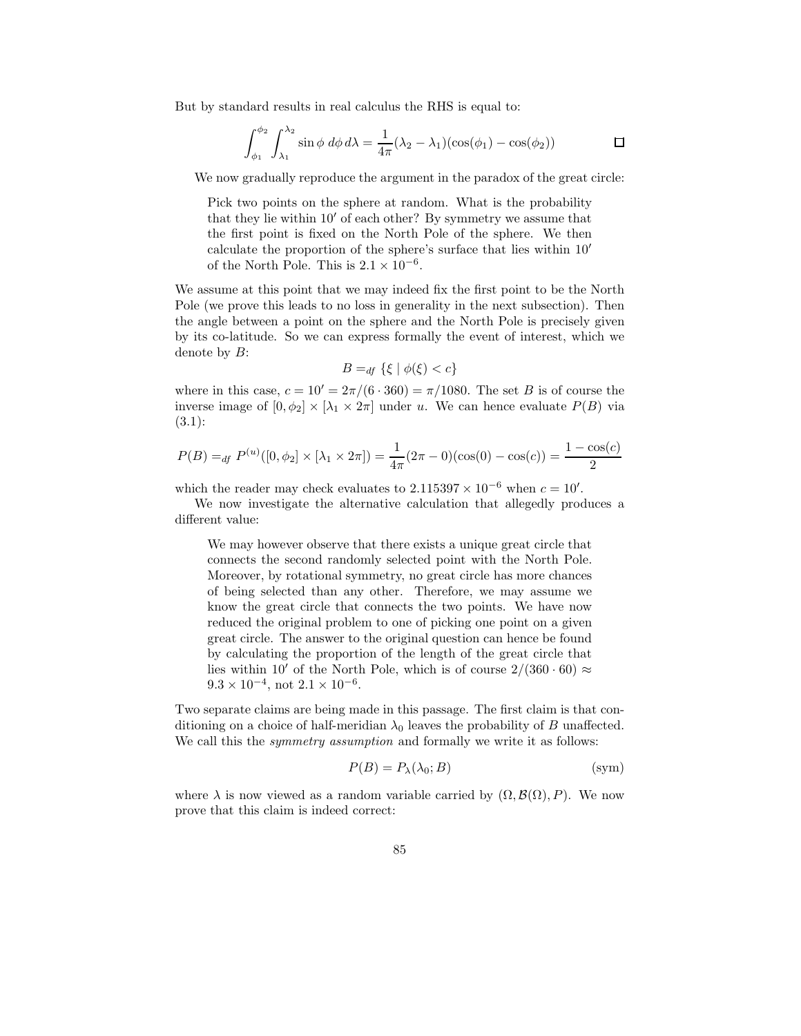But by standard results in real calculus the RHS is equal to:

$$\int_{\phi_1}^{\phi_2} \int_{\lambda_1}^{\lambda_2} \sin\phi \; d\phi \, d\lambda = \frac{1}{4\pi}(\lambda_2 - \lambda_1)(\cos(\phi_1) - \cos(\phi_2)) \qquad \square$$

We now gradually reproduce the argument in the paradox of the great circle:

> Pick two points on the sphere at random. What is the probability that they lie within $10'$ of each other? By symmetry we assume that the first point is fixed on the North Pole of the sphere. We then calculate the proportion of the sphere's surface that lies within $10'$ of the North Pole. This is $2.1 \times 10^{-6}$.

We assume at this point that we may indeed fix the first point to be the North Pole (we prove this leads to no loss in generality in the next subsection). Then the angle between a point on the sphere and the North Pole is precisely given by its co-latitude. So we can express formally the event of interest, which we denote by $B$:

$$B =_{df} \{\xi \mid \phi(\xi) < c\}$$

where in this case, $c = 10' = 2\pi/(6 \cdot 360) = \pi/1080$. The set $B$ is of course the inverse image of $[0, \phi_2] \times [\lambda_1 \times 2\pi]$ under $u$. We can hence evaluate $P(B)$ via (3.1):

$$P(B) =_{df} P^{(u)}([0, \phi_2] \times [\lambda_1 \times 2\pi]) = \frac{1}{4\pi}(2\pi - 0)(\cos(0) - \cos(c)) = \frac{1 - \cos(c)}{2}$$

which the reader may check evaluates to $2.115397 \times 10^{-6}$ when $c = 10'$.

We now investigate the alternative calculation that allegedly produces a different value:

> We may however observe that there exists a unique great circle that connects the second randomly selected point with the North Pole. Moreover, by rotational symmetry, no great circle has more chances of being selected than any other. Therefore, we may assume we know the great circle that connects the two points. We have now reduced the original problem to one of picking one point on a given great circle. The answer to the original question can hence be found by calculating the proportion of the length of the great circle that lies within $10'$ of the North Pole, which is of course $2/(360 \cdot 60) \approx 9.3 \times 10^{-4}$, not $2.1 \times 10^{-6}$.

Two separate claims are being made in this passage. The first claim is that conditioning on a choice of half-meridian $\lambda_0$ leaves the probability of $B$ unaffected. We call this the *symmetry assumption* and formally we write it as follows:

$$P(B) = P_\lambda(\lambda_0; B) \qquad \text{(sym)}$$

where $\lambda$ is now viewed as a random variable carried by $(\Omega, \mathcal{B}(\Omega), P)$. We now prove that this claim is indeed correct: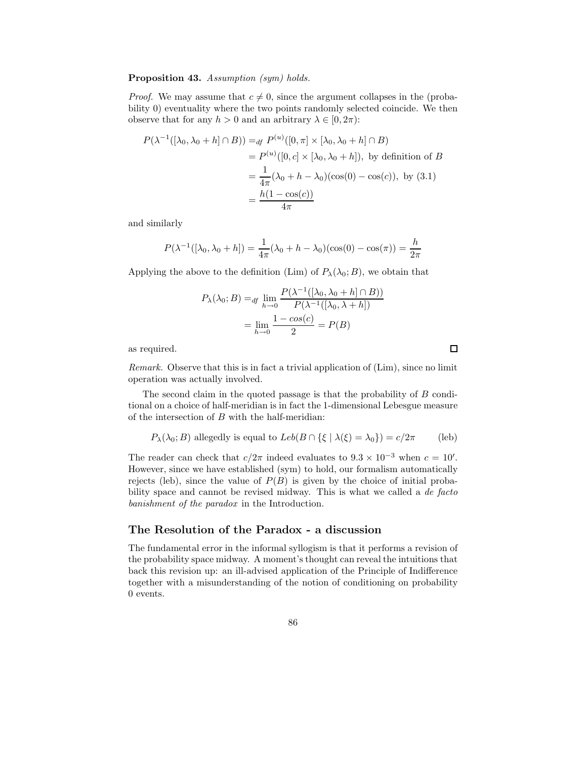**Proposition 43.** *Assumption (sym) holds.*

*Proof.* We may assume that $c \neq 0$, since the argument collapses in the (probability 0) eventuality where the two points randomly selected coincide. We then observe that for any $h > 0$ and an arbitrary $\lambda \in [0, 2\pi)$:

$$\begin{aligned}
P(\lambda^{-1}([\lambda_0, \lambda_0 + h] \cap B)) &=_{df} P^{(u)}([0, \pi] \times [\lambda_0, \lambda_0 + h] \cap B) \\
&= P^{(u)}([0, c] \times [\lambda_0, \lambda_0 + h]), \text{ by definition of } B \\
&= \frac{1}{4\pi}(\lambda_0 + h - \lambda_0)(\cos(0) - \cos(c)), \text{ by (3.1)} \\
&= \frac{h(1 - \cos(c))}{4\pi}
\end{aligned}$$

and similarly

$$P(\lambda^{-1}([\lambda_0, \lambda_0 + h]) = \frac{1}{4\pi}(\lambda_0 + h - \lambda_0)(\cos(0) - \cos(\pi)) = \frac{h}{2\pi}$$

Applying the above to the definition (Lim) of $P_\lambda(\lambda_0; B)$, we obtain that

$$\begin{aligned}
P_\lambda(\lambda_0; B) &=_{df} \lim_{h \to 0} \frac{P(\lambda^{-1}([\lambda_0, \lambda_0 + h] \cap B))}{P(\lambda^{-1}([\lambda_0, \lambda + h])} \\
&= \lim_{h \to 0} \frac{1 - cos(c)}{2} = P(B)
\end{aligned}$$

as required. □

*Remark.* Observe that this is in fact a trivial application of (Lim), since no limit operation was actually involved.

The second claim in the quoted passage is that the probability of $B$ conditional on a choice of half-meridian is in fact the 1-dimensional Lebesgue measure of the intersection of $B$ with the half-meridian:

$$P_\lambda(\lambda_0; B) \text{ allegedly is equal to } Leb(B \cap \{\xi \mid \lambda(\xi) = \lambda_0\}) = c/2\pi \qquad \text{(leb)}$$

The reader can check that $c/2\pi$ indeed evaluates to $9.3 \times 10^{-3}$ when $c = 10'$. However, since we have established (sym) to hold, our formalism automatically rejects (leb), since the value of $P(B)$ is given by the choice of initial probability space and cannot be revised midway. This is what we called a *de facto banishment of the paradox* in the Introduction.

## The Resolution of the Paradox - a discussion

The fundamental error in the informal syllogism is that it performs a revision of the probability space midway. A moment's thought can reveal the intuitions that back this revision up: an ill-advised application of the Principle of Indifference together with a misunderstanding of the notion of conditioning on probability 0 events.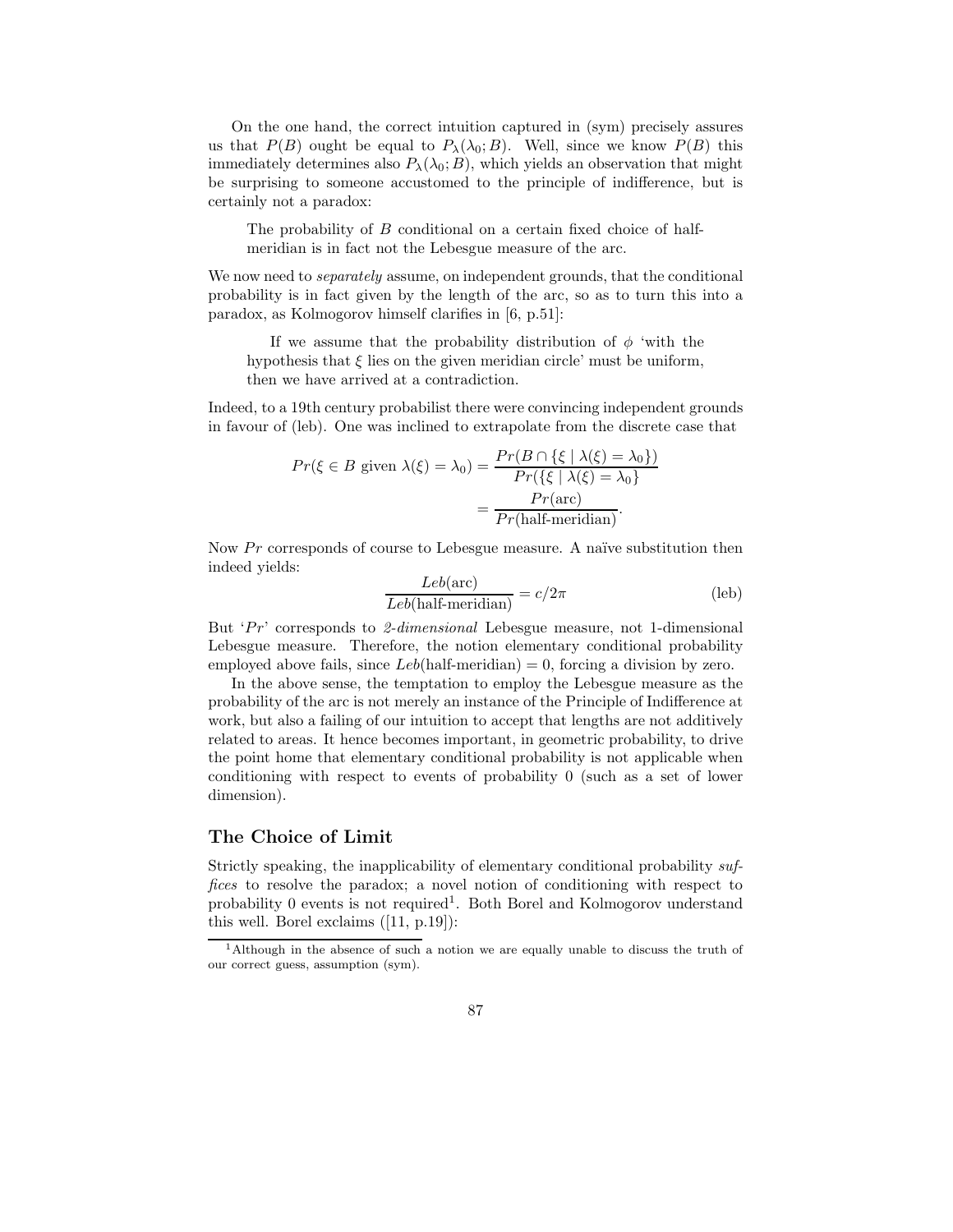On the one hand, the correct intuition captured in (sym) precisely assures us that $P(B)$ ought be equal to $P_\lambda(\lambda_0; B)$. Well, since we know $P(B)$ this immediately determines also $P_\lambda(\lambda_0; B)$, which yields an observation that might be surprising to someone accustomed to the principle of indifference, but is certainly not a paradox:

> The probability of $B$ conditional on a certain fixed choice of half-meridian is in fact not the Lebesgue measure of the arc.

We now need to *separately* assume, on independent grounds, that the conditional probability is in fact given by the length of the arc, so as to turn this into a paradox, as Kolmogorov himself clarifies in [6, p.51]:

> If we assume that the probability distribution of $\phi$ 'with the hypothesis that $\xi$ lies on the given meridian circle' must be uniform, then we have arrived at a contradiction.

Indeed, to a 19th century probabilist there were convincing independent grounds in favour of (leb). One was inclined to extrapolate from the discrete case that

$$Pr(\xi \in B \text{ given } \lambda(\xi) = \lambda_0) = \frac{Pr(B \cap \{\xi \mid \lambda(\xi) = \lambda_0\})}{Pr(\{\xi \mid \lambda(\xi) = \lambda_0\}} = \frac{Pr(\text{arc})}{Pr(\text{half-meridian})}.$$

Now $Pr$ corresponds of course to Lebesgue measure. A naïve substitution then indeed yields:

$$\frac{Leb(\text{arc})}{Leb(\text{half-meridian})} = c/2\pi \qquad \text{(leb)}$$

But '$Pr$' corresponds to *2-dimensional* Lebesgue measure, not 1-dimensional Lebesgue measure. Therefore, the notion elementary conditional probability employed above fails, since $Leb(\text{half-meridian}) = 0$, forcing a division by zero.

In the above sense, the temptation to employ the Lebesgue measure as the probability of the arc is not merely an instance of the Principle of Indifference at work, but also a failing of our intuition to accept that lengths are not additively related to areas. It hence becomes important, in geometric probability, to drive the point home that elementary conditional probability is not applicable when conditioning with respect to events of probability 0 (such as a set of lower dimension).

## The Choice of Limit

Strictly speaking, the inapplicability of elementary conditional probability *suffices* to resolve the paradox; a novel notion of conditioning with respect to probability 0 events is not required[1]. Both Borel and Kolmogorov understand this well. Borel exclaims ([11, p.19]):

[1] Although in the absence of such a notion we are equally unable to discuss the truth of our correct guess, assumption (sym).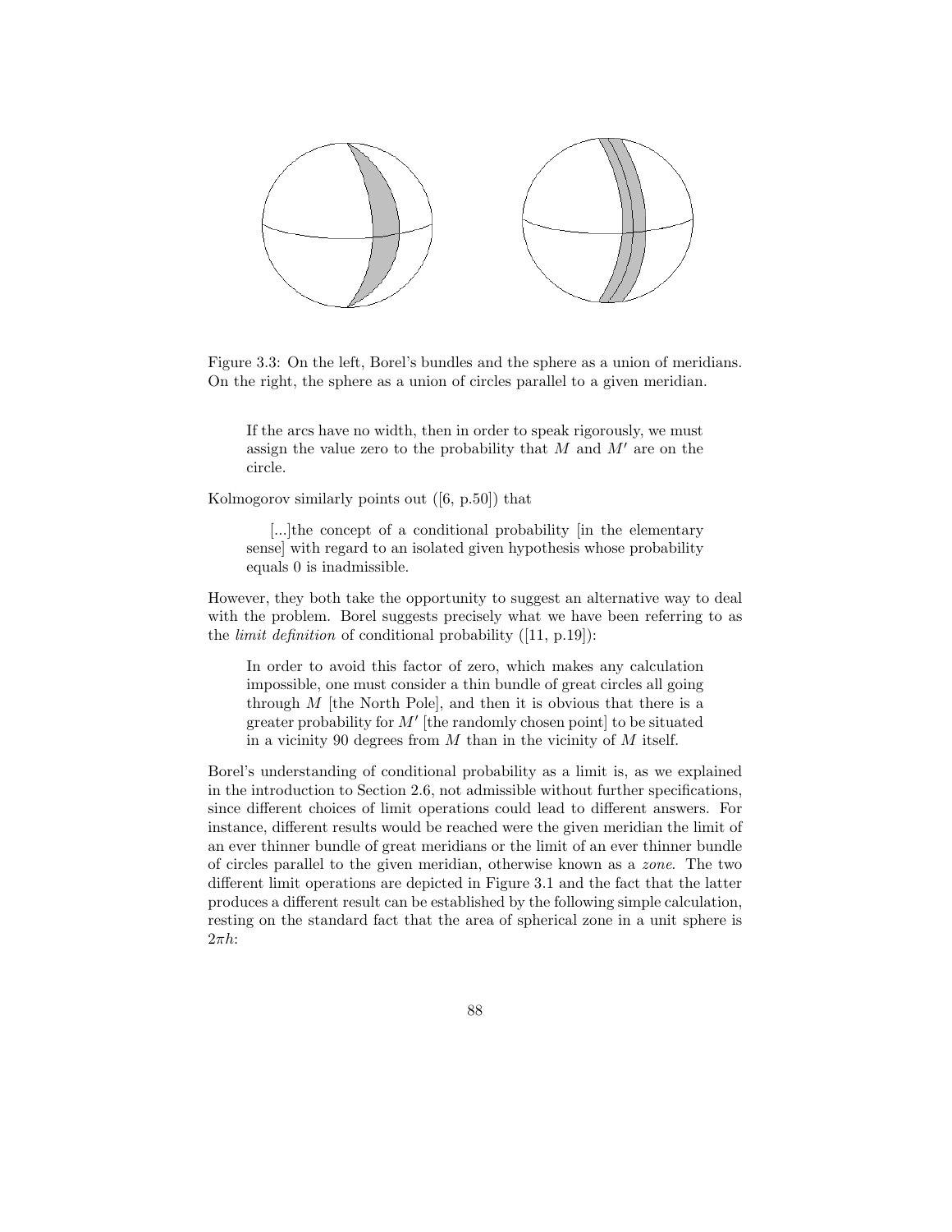Figure 3.3: On the left, Borel's bundles and the sphere as a union of meridians. On the right, the sphere as a union of circles parallel to a given meridian.

> If the arcs have no width, then in order to speak rigorously, we must assign the value zero to the probability that $M$ and $M'$ are on the circle.

Kolmogorov similarly points out ([6, p.50]) that

> [...]the concept of a conditional probability [in the elementary sense] with regard to an isolated given hypothesis whose probability equals 0 is inadmissible.

However, they both take the opportunity to suggest an alternative way to deal with the problem. Borel suggests precisely what we have been referring to as the *limit definition* of conditional probability ([11, p.19]):

> In order to avoid this factor of zero, which makes any calculation impossible, one must consider a thin bundle of great circles all going through $M$ [the North Pole], and then it is obvious that there is a greater probability for $M'$ [the randomly chosen point] to be situated in a vicinity 90 degrees from $M$ than in the vicinity of $M$ itself.

Borel's understanding of conditional probability as a limit is, as we explained in the introduction to Section 2.6, not admissible without further specifications, since different choices of limit operations could lead to different answers. For instance, different results would be reached were the given meridian the limit of an ever thinner bundle of great meridians or the limit of an ever thinner bundle of circles parallel to the given meridian, otherwise known as a *zone*. The two different limit operations are depicted in Figure 3.1 and the fact that the latter produces a different result can be established by the following simple calculation, resting on the standard fact that the area of spherical zone in a unit sphere is $2\pi h$: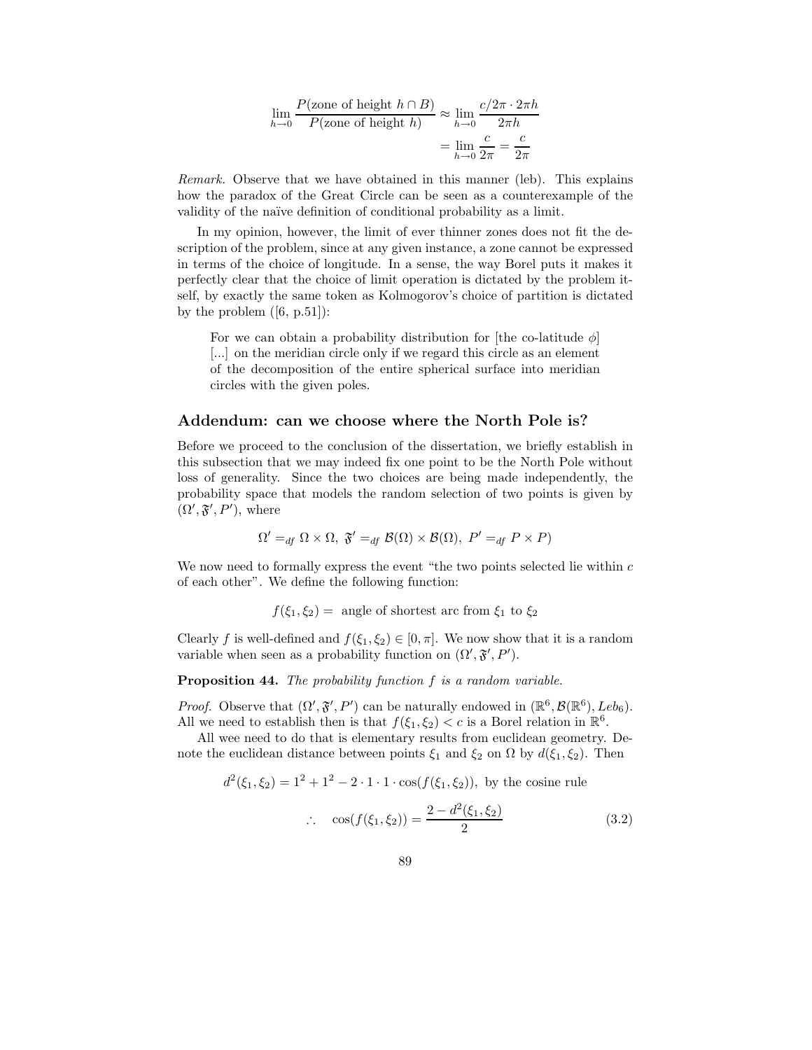$$
\begin{aligned}
\lim_{h \to 0} \frac{P(\text{zone of height } h \cap B)}{P(\text{zone of height } h)} &\approx \lim_{h \to 0} \frac{c/2\pi \cdot 2\pi h}{2\pi h} \\
&= \lim_{h \to 0} \frac{c}{2\pi} = \frac{c}{2\pi}
\end{aligned}
$$

*Remark.* Observe that we have obtained in this manner (leb). This explains how the paradox of the Great Circle can be seen as a counterexample of the validity of the naïve definition of conditional probability as a limit.

In my opinion, however, the limit of ever thinner zones does not fit the description of the problem, since at any given instance, a zone cannot be expressed in terms of the choice of longitude. In a sense, the way Borel puts it makes it perfectly clear that the choice of limit operation is dictated by the problem itself, by exactly the same token as Kolmogorov's choice of partition is dictated by the problem ([6, p.51]):

> For we can obtain a probability distribution for [the co-latitude $\phi$] [...] on the meridian circle only if we regard this circle as an element of the decomposition of the entire spherical surface into meridian circles with the given poles.

## Addendum: can we choose where the North Pole is?

Before we proceed to the conclusion of the dissertation, we briefly establish in this subsection that we may indeed fix one point to be the North Pole without loss of generality. Since the two choices are being made independently, the probability space that models the random selection of two points is given by $(\Omega', \mathfrak{F}', P')$, where

$$
\Omega' =_{df} \Omega \times \Omega, \; \mathfrak{F}' =_{df} \mathcal{B}(\Omega) \times \mathcal{B}(\Omega), \; P' =_{df} P \times P)
$$

We now need to formally express the event "the two points selected lie within $c$ of each other". We define the following function:

$$
f(\xi_1, \xi_2) = \text{ angle of shortest arc from } \xi_1 \text{ to } \xi_2
$$

Clearly $f$ is well-defined and $f(\xi_1, \xi_2) \in [0, \pi]$. We now show that it is a random variable when seen as a probability function on $(\Omega', \mathfrak{F}', P')$.

**Proposition 44.** *The probability function $f$ is a random variable.*

*Proof.* Observe that $(\Omega', \mathfrak{F}', P')$ can be naturally endowed in $(\mathbb{R}^6, \mathcal{B}(\mathbb{R}^6), Leb_6)$. All we need to establish then is that $f(\xi_1, \xi_2) < c$ is a Borel relation in $\mathbb{R}^6$.

All wee need to do that is elementary results from euclidean geometry. Denote the euclidean distance between points $\xi_1$ and $\xi_2$ on $\Omega$ by $d(\xi_1, \xi_2)$. Then

$$
d^2(\xi_1, \xi_2) = 1^2 + 1^2 - 2 \cdot 1 \cdot 1 \cdot \cos(f(\xi_1, \xi_2)), \text{ by the cosine rule}
$$

$$
\therefore \quad \cos(f(\xi_1, \xi_2)) = \frac{2 - d^2(\xi_1, \xi_2)}{2} \tag{3.2}
$$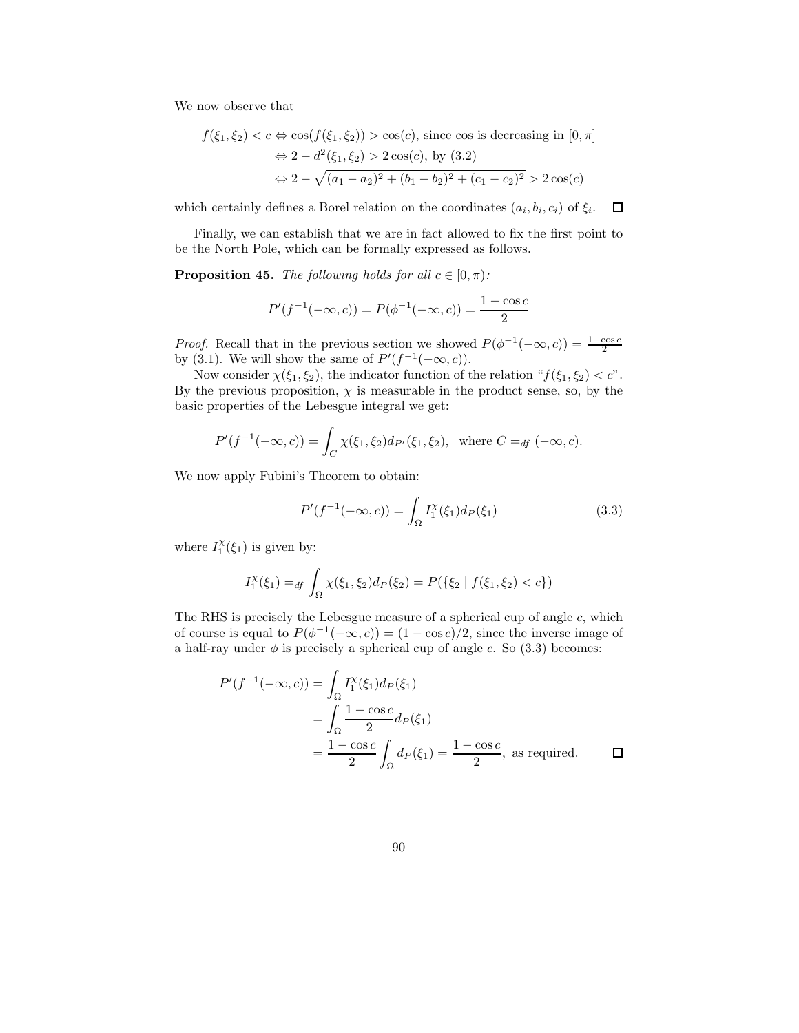We now observe that

$$
\begin{aligned}
f(\xi_1, \xi_2) < c &\Leftrightarrow \cos(f(\xi_1, \xi_2)) > \cos(c), \text{ since cos is decreasing in } [0, \pi] \\
&\Leftrightarrow 2 - d^2(\xi_1, \xi_2) > 2\cos(c), \text{ by (3.2)} \\
&\Leftrightarrow 2 - \sqrt{(a_1 - a_2)^2 + (b_1 - b_2)^2 + (c_1 - c_2)^2} > 2\cos(c)
\end{aligned}
$$

which certainly defines a Borel relation on the coordinates $(a_i, b_i, c_i)$ of $\xi_i$. □

Finally, we can establish that we are in fact allowed to fix the first point to be the North Pole, which can be formally expressed as follows.

**Proposition 45.** *The following holds for all $c \in [0, \pi)$:*

$$
P'(f^{-1}(-\infty, c)) = P(\phi^{-1}(-\infty, c)) = \frac{1 - \cos c}{2}
$$

*Proof.* Recall that in the previous section we showed $P(\phi^{-1}(-\infty, c)) = \frac{1-\cos c}{2}$ by (3.1). We will show the same of $P'(f^{-1}(-\infty, c))$.

Now consider $\chi(\xi_1, \xi_2)$, the indicator function of the relation "$f(\xi_1, \xi_2) < c$". By the previous proposition, $\chi$ is measurable in the product sense, so, by the basic properties of the Lebesgue integral we get:

$$
P'(f^{-1}(-\infty, c)) = \int_C \chi(\xi_1, \xi_2) d_{P'}(\xi_1, \xi_2), \text{ where } C =_{df} (-\infty, c).
$$

We now apply Fubini's Theorem to obtain:

$$
P'(f^{-1}(-\infty, c)) = \int_\Omega I_1^\chi(\xi_1) d_P(\xi_1) \tag{3.3}
$$

where $I_1^\chi(\xi_1)$ is given by:

$$
I_1^\chi(\xi_1) =_{df} \int_\Omega \chi(\xi_1, \xi_2) d_P(\xi_2) = P(\{\xi_2 \mid f(\xi_1, \xi_2) < c\})
$$

The RHS is precisely the Lebesgue measure of a spherical cup of angle $c$, which of course is equal to $P(\phi^{-1}(-\infty, c)) = (1 - \cos c)/2$, since the inverse image of a half-ray under $\phi$ is precisely a spherical cup of angle $c$. So (3.3) becomes:

$$
\begin{aligned}
P'(f^{-1}(-\infty, c)) &= \int_\Omega I_1^\chi(\xi_1) d_P(\xi_1) \\
&= \int_\Omega \frac{1 - \cos c}{2} d_P(\xi_1) \\
&= \frac{1 - \cos c}{2} \int_\Omega d_P(\xi_1) = \frac{1 - \cos c}{2}, \text{ as required.}
\end{aligned}
$$

□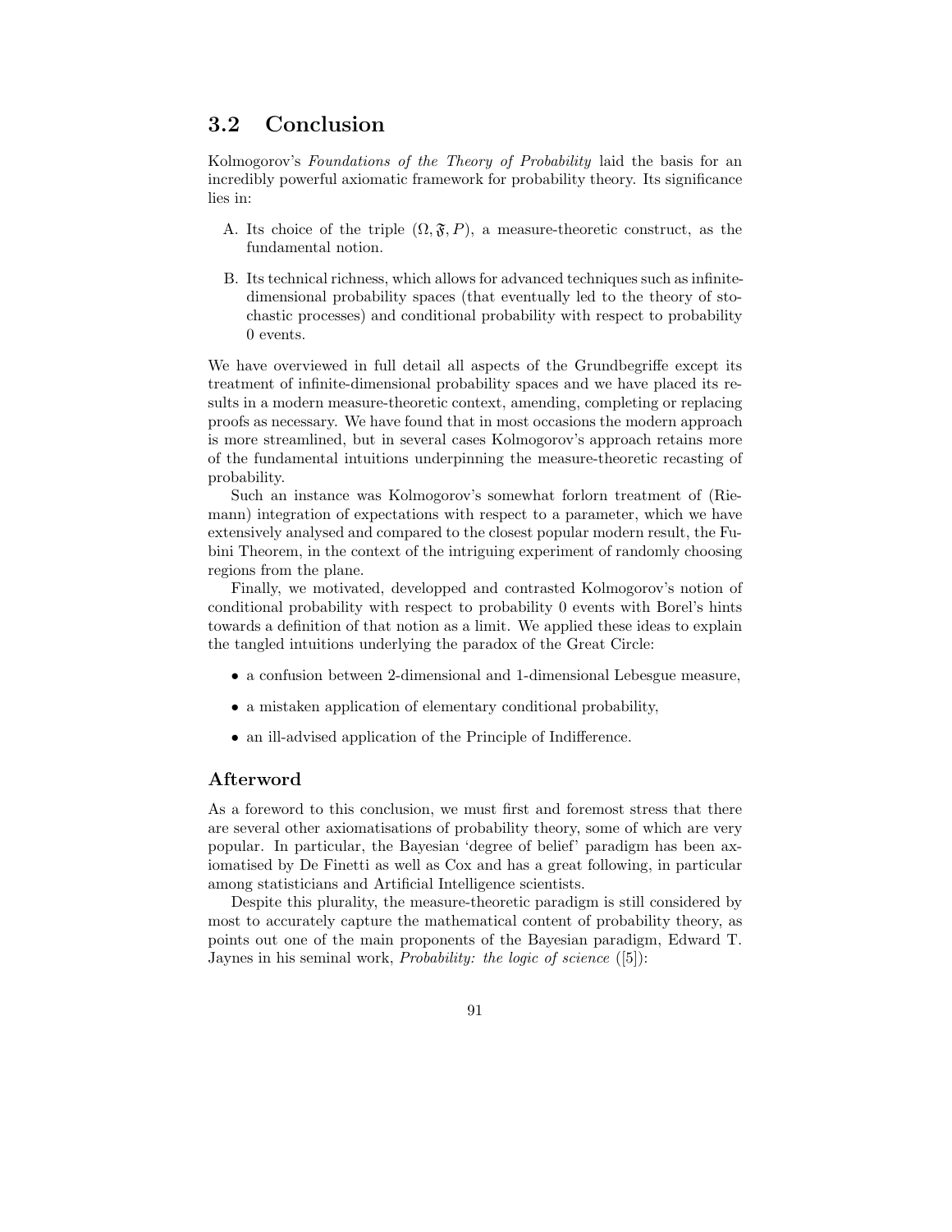## 3.2 Conclusion

Kolmogorov's *Foundations of the Theory of Probability* laid the basis for an incredibly powerful axiomatic framework for probability theory. Its significance lies in:

A. Its choice of the triple $(\Omega, \mathfrak{F}, P)$, a measure-theoretic construct, as the fundamental notion.

B. Its technical richness, which allows for advanced techniques such as infinite-dimensional probability spaces (that eventually led to the theory of stochastic processes) and conditional probability with respect to probability 0 events.

We have overviewed in full detail all aspects of the Grundbegriffe except its treatment of infinite-dimensional probability spaces and we have placed its results in a modern measure-theoretic context, amending, completing or replacing proofs as necessary. We have found that in most occasions the modern approach is more streamlined, but in several cases Kolmogorov's approach retains more of the fundamental intuitions underpinning the measure-theoretic recasting of probability.

Such an instance was Kolmogorov's somewhat forlorn treatment of (Riemann) integration of expectations with respect to a parameter, which we have extensively analysed and compared to the closest popular modern result, the Fubini Theorem, in the context of the intriguing experiment of randomly choosing regions from the plane.

Finally, we motivated, developped and contrasted Kolmogorov's notion of conditional probability with respect to probability 0 events with Borel's hints towards a definition of that notion as a limit. We applied these ideas to explain the tangled intuitions underlying the paradox of the Great Circle:

- a confusion between 2-dimensional and 1-dimensional Lebesgue measure,
- a mistaken application of elementary conditional probability,
- an ill-advised application of the Principle of Indifference.

### Afterword

As a foreword to this conclusion, we must first and foremost stress that there are several other axiomatisations of probability theory, some of which are very popular. In particular, the Bayesian 'degree of belief' paradigm has been axiomatised by De Finetti as well as Cox and has a great following, in particular among statisticians and Artificial Intelligence scientists.

Despite this plurality, the measure-theoretic paradigm is still considered by most to accurately capture the mathematical content of probability theory, as points out one of the main proponents of the Bayesian paradigm, Edward T. Jaynes in his seminal work, *Probability: the logic of science* ([5]):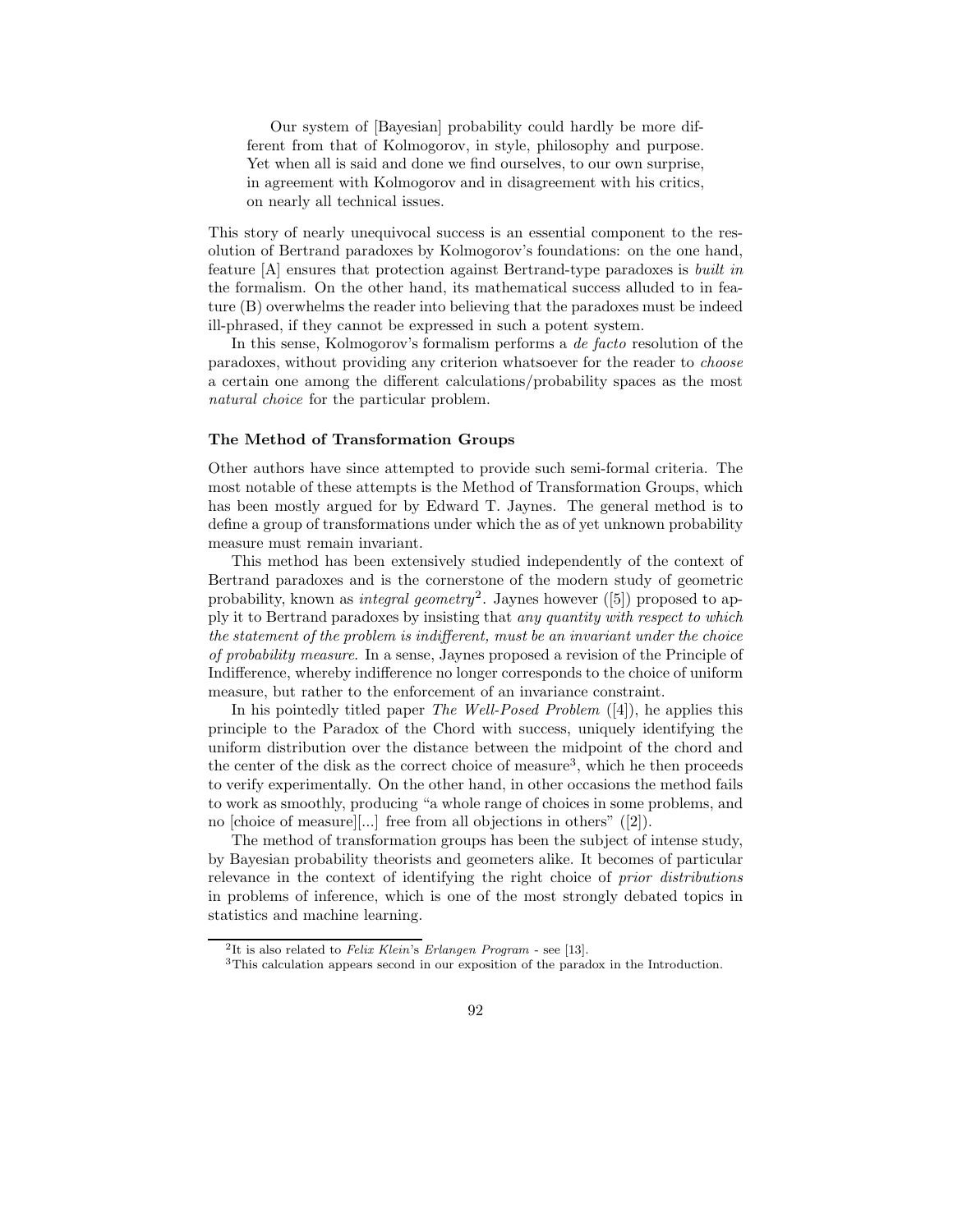> Our system of [Bayesian] probability could hardly be more different from that of Kolmogorov, in style, philosophy and purpose. Yet when all is said and done we find ourselves, to our own surprise, in agreement with Kolmogorov and in disagreement with his critics, on nearly all technical issues.

This story of nearly unequivocal success is an essential component to the resolution of Bertrand paradoxes by Kolmogorov's foundations: on the one hand, feature [A] ensures that protection against Bertrand-type paradoxes is *built in* the formalism. On the other hand, its mathematical success alluded to in feature (B) overwhelms the reader into believing that the paradoxes must be indeed ill-phrased, if they cannot be expressed in such a potent system.

In this sense, Kolmogorov's formalism performs a *de facto* resolution of the paradoxes, without providing any criterion whatsoever for the reader to *choose* a certain one among the different calculations/probability spaces as the most *natural choice* for the particular problem.

### The Method of Transformation Groups

Other authors have since attempted to provide such semi-formal criteria. The most notable of these attempts is the Method of Transformation Groups, which has been mostly argued for by Edward T. Jaynes. The general method is to define a group of transformations under which the as of yet unknown probability measure must remain invariant.

This method has been extensively studied independently of the context of Bertrand paradoxes and is the cornerstone of the modern study of geometric probability, known as *integral geometry*[2]. Jaynes however ([5]) proposed to apply it to Bertrand paradoxes by insisting that *any quantity with respect to which the statement of the problem is indifferent, must be an invariant under the choice of probability measure*. In a sense, Jaynes proposed a revision of the Principle of Indifference, whereby indifference no longer corresponds to the choice of uniform measure, but rather to the enforcement of an invariance constraint.

In his pointedly titled paper *The Well-Posed Problem* ([4]), he applies this principle to the Paradox of the Chord with success, uniquely identifying the uniform distribution over the distance between the midpoint of the chord and the center of the disk as the correct choice of measure[3], which he then proceeds to verify experimentally. On the other hand, in other occasions the method fails to work as smoothly, producing "a whole range of choices in some problems, and no [choice of measure][...] free from all objections in others" ([2]).

The method of transformation groups has been the subject of intense study, by Bayesian probability theorists and geometers alike. It becomes of particular relevance in the context of identifying the right choice of *prior distributions* in problems of inference, which is one of the most strongly debated topics in statistics and machine learning.

[2] It is also related to *Felix Klein*'s *Erlangen Program* - see [13].

[3] This calculation appears second in our exposition of the paradox in the Introduction.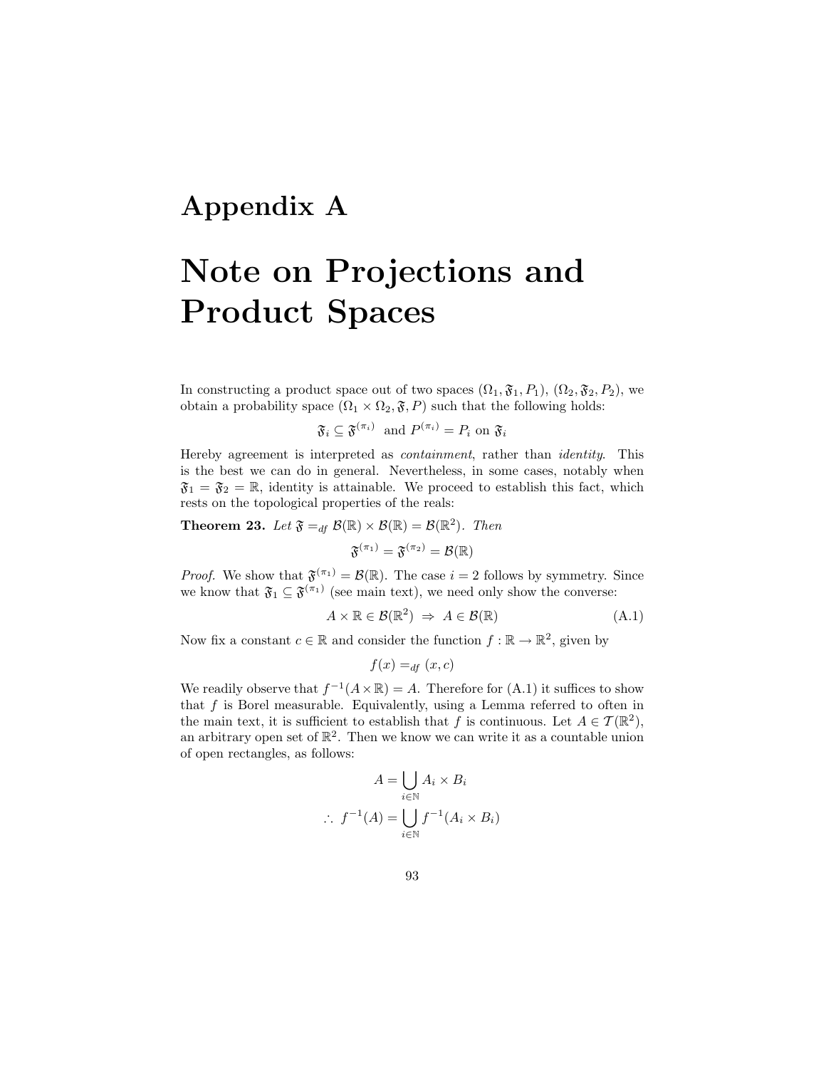# Appendix A

# Note on Projections and Product Spaces

In constructing a product space out of two spaces $(\Omega_1, \mathfrak{F}_1, P_1)$, $(\Omega_2, \mathfrak{F}_2, P_2)$, we obtain a probability space $(\Omega_1 \times \Omega_2, \mathfrak{F}, P)$ such that the following holds:

$$\mathfrak{F}_i \subseteq \mathfrak{F}^{(\pi_i)} \text{ and } P^{(\pi_i)} = P_i \text{ on } \mathfrak{F}_i$$

Hereby agreement is interpreted as *containment*, rather than *identity*. This is the best we can do in general. Nevertheless, in some cases, notably when $\mathfrak{F}_1 = \mathfrak{F}_2 = \mathbb{R}$, identity is attainable. We proceed to establish this fact, which rests on the topological properties of the reals:

**Theorem 23.** *Let* $\mathfrak{F} =_{df} \mathcal{B}(\mathbb{R}) \times \mathcal{B}(\mathbb{R}) = \mathcal{B}(\mathbb{R}^2)$. *Then*

$$\mathfrak{F}^{(\pi_1)} = \mathfrak{F}^{(\pi_2)} = \mathcal{B}(\mathbb{R})$$

*Proof.* We show that $\mathfrak{F}^{(\pi_1)} = \mathcal{B}(\mathbb{R})$. The case $i = 2$ follows by symmetry. Since we know that $\mathfrak{F}_1 \subseteq \mathfrak{F}^{(\pi_1)}$ (see main text), we need only show the converse:

$$A \times \mathbb{R} \in \mathcal{B}(\mathbb{R}^2) \ \Rightarrow \ A \in \mathcal{B}(\mathbb{R}) \tag{A.1}$$

Now fix a constant $c \in \mathbb{R}$ and consider the function $f : \mathbb{R} \to \mathbb{R}^2$, given by

$$f(x) =_{df} (x, c)$$

We readily observe that $f^{-1}(A \times \mathbb{R}) = A$. Therefore for (A.1) it suffices to show that $f$ is Borel measurable. Equivalently, using a Lemma referred to often in the main text, it is sufficient to establish that $f$ is continuous. Let $A \in \mathcal{T}(\mathbb{R}^2)$, an arbitrary open set of $\mathbb{R}^2$. Then we know we can write it as a countable union of open rectangles, as follows:

$$A = \bigcup_{i \in \mathbb{N}} A_i \times B_i$$

$$\therefore \ f^{-1}(A) = \bigcup_{i \in \mathbb{N}} f^{-1}(A_i \times B_i)$$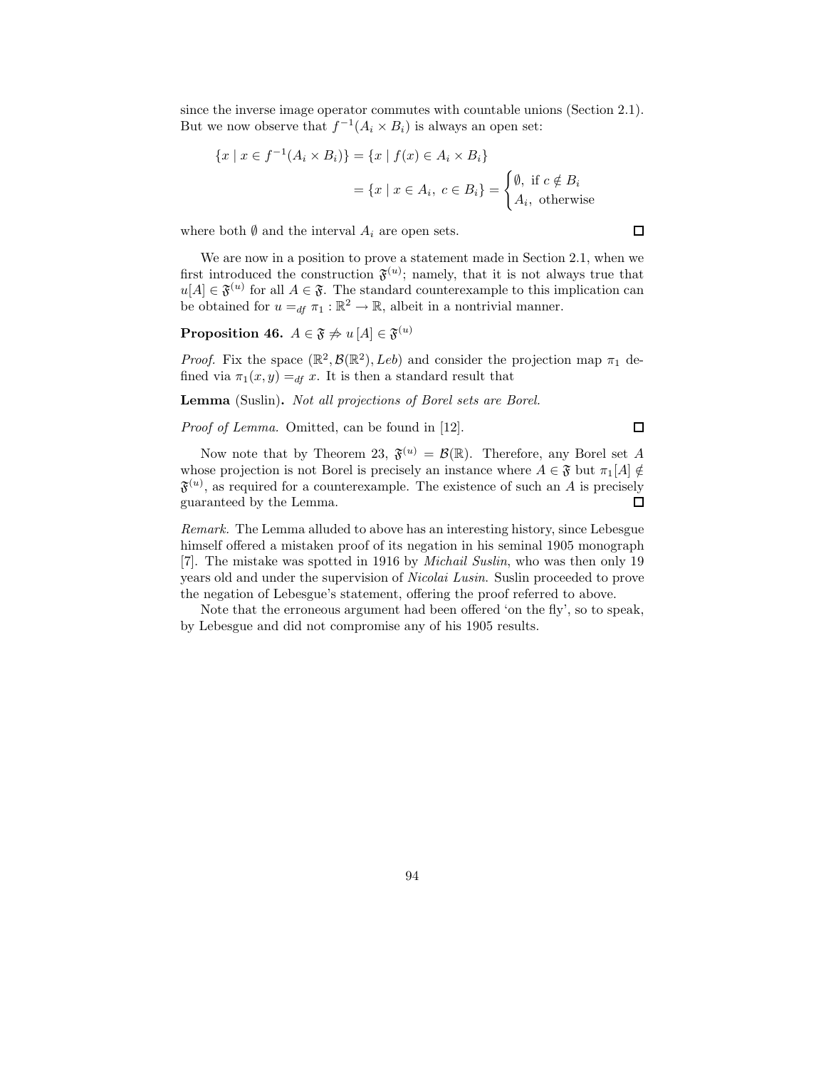since the inverse image operator commutes with countable unions (Section 2.1). But we now observe that $f^{-1}(A_i \times B_i)$ is always an open set:

$$\{x \mid x \in f^{-1}(A_i \times B_i)\} = \{x \mid f(x) \in A_i \times B_i\}$$
$$= \{x \mid x \in A_i,\ c \in B_i\} = \begin{cases} \emptyset, \text{ if } c \notin B_i \\ A_i, \text{ otherwise} \end{cases}$$

where both $\emptyset$ and the interval $A_i$ are open sets. □

We are now in a position to prove a statement made in Section 2.1, when we first introduced the construction $\mathfrak{F}^{(u)}$; namely, that it is not always true that $u[A] \in \mathfrak{F}^{(u)}$ for all $A \in \mathfrak{F}$. The standard counterexample to this implication can be obtained for $u =_{df} \pi_1 : \mathbb{R}^2 \to \mathbb{R}$, albeit in a nontrivial manner.

**Proposition 46.** $A \in \mathfrak{F} \not\Rightarrow u\,[A] \in \mathfrak{F}^{(u)}$

*Proof.* Fix the space $(\mathbb{R}^2, \mathcal{B}(\mathbb{R}^2), Leb)$ and consider the projection map $\pi_1$ defined via $\pi_1(x, y) =_{df} x$. It is then a standard result that

**Lemma** (Suslin)**.** *Not all projections of Borel sets are Borel.*

*Proof of Lemma.* Omitted, can be found in [12]. □

Now note that by Theorem 23, $\mathfrak{F}^{(u)} = \mathcal{B}(\mathbb{R})$. Therefore, any Borel set $A$ whose projection is not Borel is precisely an instance where $A \in \mathfrak{F}$ but $\pi_1[A] \notin \mathfrak{F}^{(u)}$, as required for a counterexample. The existence of such an $A$ is precisely guaranteed by the Lemma. □

*Remark.* The Lemma alluded to above has an interesting history, since Lebesgue himself offered a mistaken proof of its negation in his seminal 1905 monograph [7]. The mistake was spotted in 1916 by *Michail Suslin*, who was then only 19 years old and under the supervision of *Nicolai Lusin*. Suslin proceeded to prove the negation of Lebesgue's statement, offering the proof referred to above.

Note that the erroneous argument had been offered 'on the fly', so to speak, by Lebesgue and did not compromise any of his 1905 results.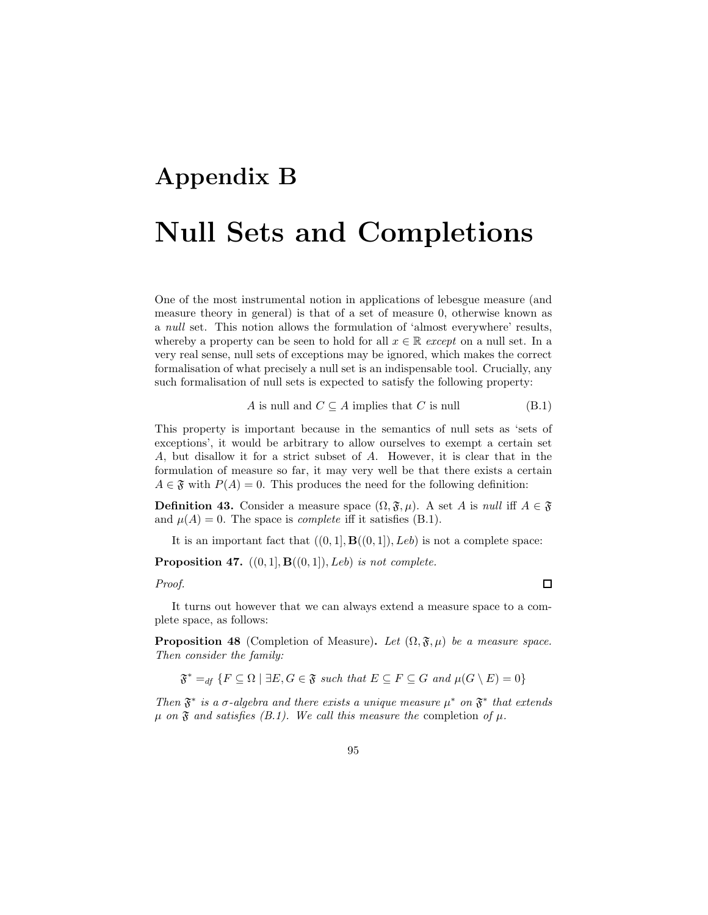# Appendix B

# Null Sets and Completions

One of the most instrumental notion in applications of lebesgue measure (and measure theory in general) is that of a set of measure 0, otherwise known as a *null* set. This notion allows the formulation of 'almost everywhere' results, whereby a property can be seen to hold for all $x \in \mathbb{R}$ *except* on a null set. In a very real sense, null sets of exceptions may be ignored, which makes the correct formalisation of what precisely a null set is an indispensable tool. Crucially, any such formalisation of null sets is expected to satisfy the following property:

$$A \text{ is null and } C \subseteq A \text{ implies that } C \text{ is null} \tag{B.1}$$

This property is important because in the semantics of null sets as 'sets of exceptions', it would be arbitrary to allow ourselves to exempt a certain set $A$, but disallow it for a strict subset of $A$. However, it is clear that in the formulation of measure so far, it may very well be that there exists a certain $A \in \mathfrak{F}$ with $P(A) = 0$. This produces the need for the following definition:

**Definition 43.** Consider a measure space $(\Omega, \mathfrak{F}, \mu)$. A set $A$ is *null* iff $A \in \mathfrak{F}$ and $\mu(A) = 0$. The space is *complete* iff it satisfies (B.1).

It is an important fact that $((0,1], \mathbf{B}((0,1]), Leb)$ is not a complete space:

**Proposition 47.** *$((0,1], \mathbf{B}((0,1]), Leb)$ is not complete.*

*Proof.* □

It turns out however that we can always extend a measure space to a complete space, as follows:

**Proposition 48** (Completion of Measure)**.** *Let $(\Omega, \mathfrak{F}, \mu)$ be a measure space. Then consider the family:*

$$\mathfrak{F}^* =_{df} \{F \subseteq \Omega \mid \exists E, G \in \mathfrak{F} \text{ such that } E \subseteq F \subseteq G \text{ and } \mu(G \setminus E) = 0\}$$

*Then $\mathfrak{F}^*$ is a $\sigma$-algebra and there exists a unique measure $\mu^*$ on $\mathfrak{F}^*$ that extends $\mu$ on $\mathfrak{F}$ and satisfies (B.1). We call this measure the* completion *of $\mu$.*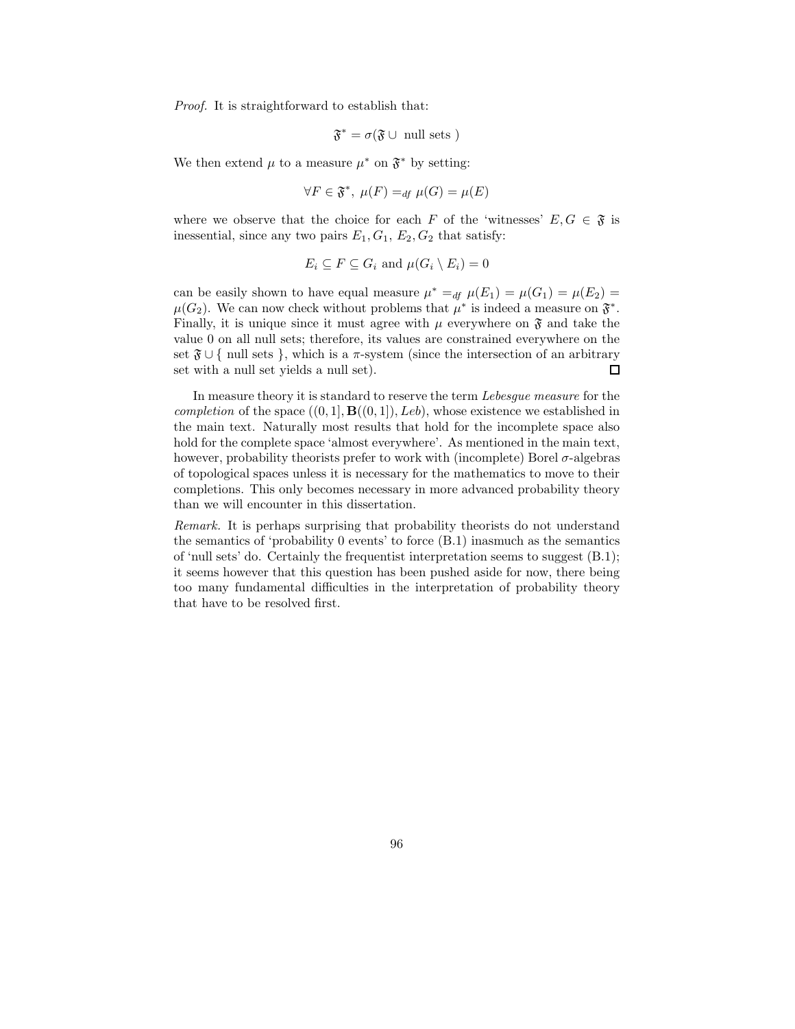*Proof.* It is straightforward to establish that:

$$\mathfrak{F}^* = \sigma(\mathfrak{F} \cup \text{ null sets })$$

We then extend $\mu$ to a measure $\mu^*$ on $\mathfrak{F}^*$ by setting:

$$\forall F \in \mathfrak{F}^*,\ \mu(F) =_{df} \mu(G) = \mu(E)$$

where we observe that the choice for each $F$ of the 'witnesses' $E, G \in \mathfrak{F}$ is inessential, since any two pairs $E_1, G_1$, $E_2, G_2$ that satisfy:

$$E_i \subseteq F \subseteq G_i \text{ and } \mu(G_i \setminus E_i) = 0$$

can be easily shown to have equal measure $\mu^* =_{df} \mu(E_1) = \mu(G_1) = \mu(E_2) = \mu(G_2)$. We can now check without problems that $\mu^*$ is indeed a measure on $\mathfrak{F}^*$. Finally, it is unique since it must agree with $\mu$ everywhere on $\mathfrak{F}$ and take the value 0 on all null sets; therefore, its values are constrained everywhere on the set $\mathfrak{F} \cup \{$ null sets $\}$, which is a $\pi$-system (since the intersection of an arbitrary set with a null set yields a null set). ☐

In measure theory it is standard to reserve the term *Lebesgue measure* for the *completion* of the space $((0, 1], \mathbf{B}((0, 1]), Leb)$, whose existence we established in the main text. Naturally most results that hold for the incomplete space also hold for the complete space 'almost everywhere'. As mentioned in the main text, however, probability theorists prefer to work with (incomplete) Borel $\sigma$-algebras of topological spaces unless it is necessary for the mathematics to move to their completions. This only becomes necessary in more advanced probability theory than we will encounter in this dissertation.

*Remark.* It is perhaps surprising that probability theorists do not understand the semantics of 'probability 0 events' to force (B.1) inasmuch as the semantics of 'null sets' do. Certainly the frequentist interpretation seems to suggest (B.1); it seems however that this question has been pushed aside for now, there being too many fundamental difficulties in the interpretation of probability theory that have to be resolved first.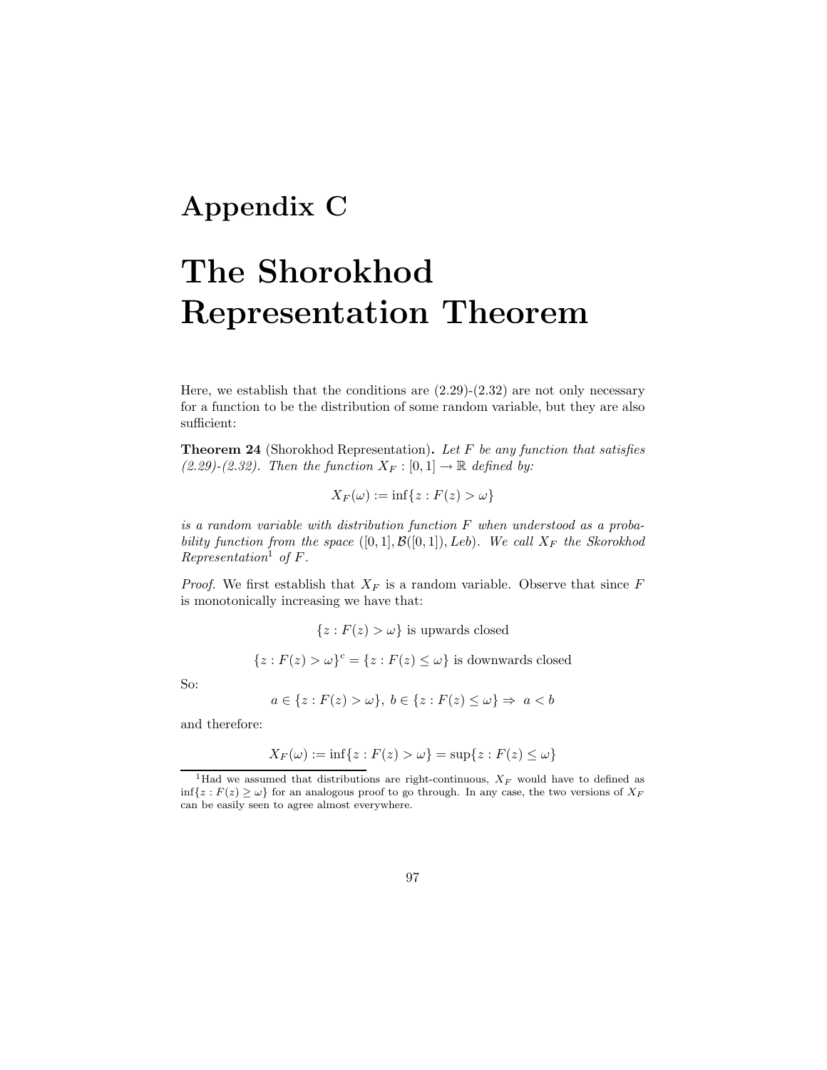# Appendix C

# The Shorokhod Representation Theorem

Here, we establish that the conditions are (2.29)-(2.32) are not only necessary for a function to be the distribution of some random variable, but they are also sufficient:

**Theorem 24** (Shorokhod Representation)**.** *Let $F$ be any function that satisfies (2.29)-(2.32). Then the function $X_F : [0,1] \to \mathbb{R}$ defined by:*

$$X_F(\omega) := \inf\{z : F(z) > \omega\}$$

*is a random variable with distribution function $F$ when understood as a probability function from the space $([0,1], \mathcal{B}([0,1]), Leb)$. We call $X_F$ the Skorokhod Representation*[1] *of $F$.*

*Proof.* We first establish that $X_F$ is a random variable. Observe that since $F$ is monotonically increasing we have that:

$$\{z : F(z) > \omega\} \text{ is upwards closed}$$

$$\{z : F(z) > \omega\}^c = \{z : F(z) \leq \omega\} \text{ is downwards closed}$$

So:

$$a \in \{z : F(z) > \omega\},\ b \in \{z : F(z) \leq \omega\} \Rightarrow\ a < b$$

and therefore:

$$X_F(\omega) := \inf\{z : F(z) > \omega\} = \sup\{z : F(z) \leq \omega\}$$

[1] Had we assumed that distributions are right-continuous, $X_F$ would have to defined as $\inf\{z : F(z) \geq \omega\}$ for an analogous proof to go through. In any case, the two versions of $X_F$ can be easily seen to agree almost everywhere.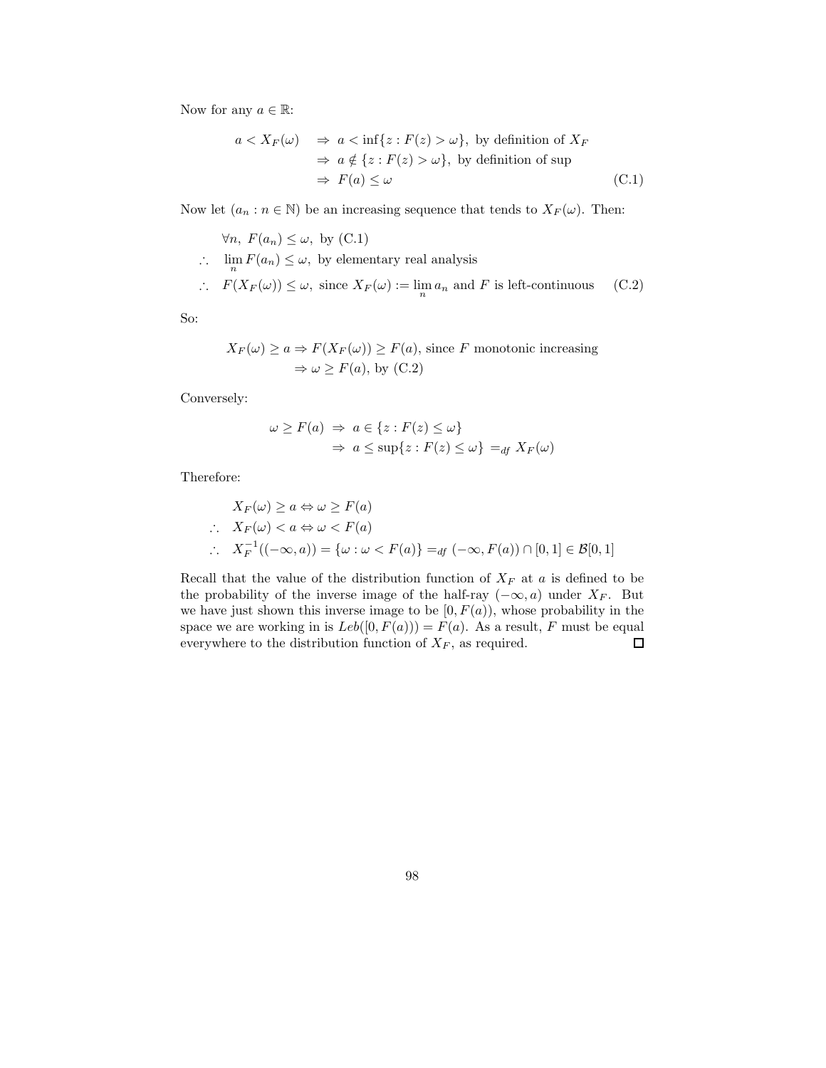Now for any $a \in \mathbb{R}$:

$$
\begin{aligned}
a < X_F(\omega) \quad &\Rightarrow \; a < \inf\{z : F(z) > \omega\}, \text{ by definition of } X_F \\
&\Rightarrow \; a \notin \{z : F(z) > \omega\}, \text{ by definition of sup} \\
&\Rightarrow \; F(a) \leq \omega
\end{aligned}
\tag{C.1}
$$

Now let $(a_n : n \in \mathbb{N})$ be an increasing sequence that tends to $X_F(\omega)$. Then:

$$
\begin{aligned}
&\forall n,\; F(a_n) \leq \omega, \text{ by (C.1)} \\
\therefore \quad &\lim_n F(a_n) \leq \omega, \text{ by elementary real analysis} \\
\therefore \quad &F(X_F(\omega)) \leq \omega, \text{ since } X_F(\omega) := \lim_n a_n \text{ and } F \text{ is left-continuous}
\end{aligned}
\tag{C.2}
$$

So:

$$
\begin{aligned}
X_F(\omega) \geq a &\Rightarrow F(X_F(\omega)) \geq F(a), \text{ since } F \text{ monotonic increasing} \\
&\Rightarrow \omega \geq F(a), \text{ by (C.2)}
\end{aligned}
$$

Conversely:

$$
\begin{aligned}
\omega \geq F(a) \;&\Rightarrow\; a \in \{z : F(z) \leq \omega\} \\
&\Rightarrow\; a \leq \sup\{z : F(z) \leq \omega\} \;=_{df}\; X_F(\omega)
\end{aligned}
$$

Therefore:

$$
\begin{aligned}
&X_F(\omega) \geq a \Leftrightarrow \omega \geq F(a) \\
\therefore \quad &X_F(\omega) < a \Leftrightarrow \omega < F(a) \\
\therefore \quad &X_F^{-1}((-\infty, a)) = \{\omega : \omega < F(a)\} =_{df} (-\infty, F(a)) \cap [0,1] \in \mathcal{B}[0,1]
\end{aligned}
$$

Recall that the value of the distribution function of $X_F$ at $a$ is defined to be the probability of the inverse image of the half-ray $(-\infty, a)$ under $X_F$. But we have just shown this inverse image to be $[0, F(a))$, whose probability in the space we are working in is $Leb([0, F(a))) = F(a)$. As a result, $F$ must be equal everywhere to the distribution function of $X_F$, as required. □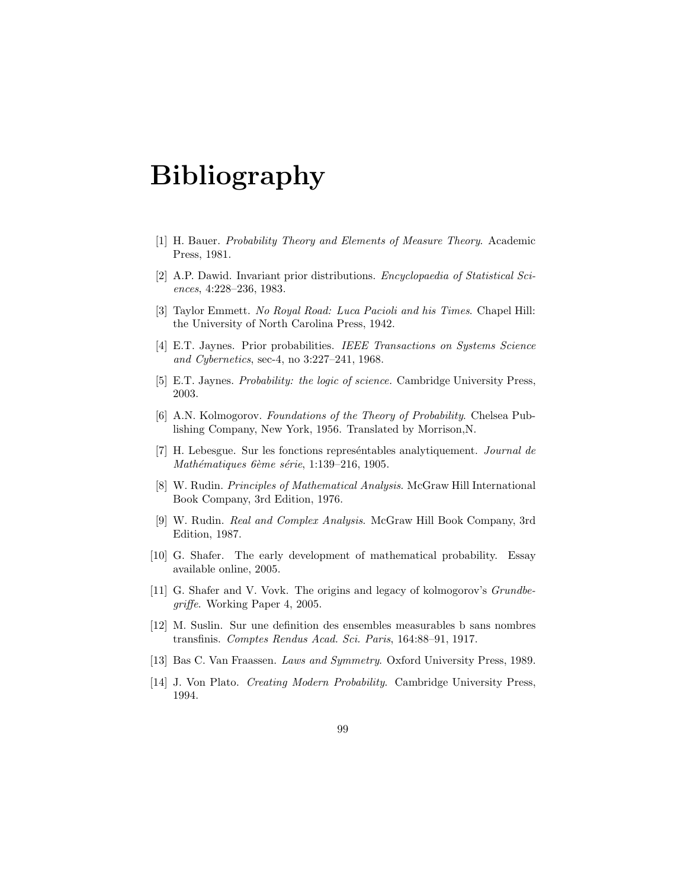# Bibliography

[1] H. Bauer. *Probability Theory and Elements of Measure Theory*. Academic Press, 1981.

[2] A.P. Dawid. Invariant prior distributions. *Encyclopaedia of Statistical Sciences*, 4:228–236, 1983.

[3] Taylor Emmett. *No Royal Road: Luca Pacioli and his Times*. Chapel Hill: the University of North Carolina Press, 1942.

[4] E.T. Jaynes. Prior probabilities. *IEEE Transactions on Systems Science and Cybernetics*, sec-4, no 3:227–241, 1968.

[5] E.T. Jaynes. *Probability: the logic of science*. Cambridge University Press, 2003.

[6] A.N. Kolmogorov. *Foundations of the Theory of Probability*. Chelsea Publishing Company, New York, 1956. Translated by Morrison,N.

[7] H. Lebesgue. Sur les fonctions represéntables analytiquement. *Journal de Mathématiques 6ème série*, 1:139–216, 1905.

[8] W. Rudin. *Principles of Mathematical Analysis*. McGraw Hill International Book Company, 3rd Edition, 1976.

[9] W. Rudin. *Real and Complex Analysis*. McGraw Hill Book Company, 3rd Edition, 1987.

[10] G. Shafer. The early development of mathematical probability. Essay available online, 2005.

[11] G. Shafer and V. Vovk. The origins and legacy of kolmogorov's *Grundbegriffe*. Working Paper 4, 2005.

[12] M. Suslin. Sur une definition des ensembles measurables b sans nombres transfinis. *Comptes Rendus Acad. Sci. Paris*, 164:88–91, 1917.

[13] Bas C. Van Fraassen. *Laws and Symmetry*. Oxford University Press, 1989.

[14] J. Von Plato. *Creating Modern Probability*. Cambridge University Press, 1994.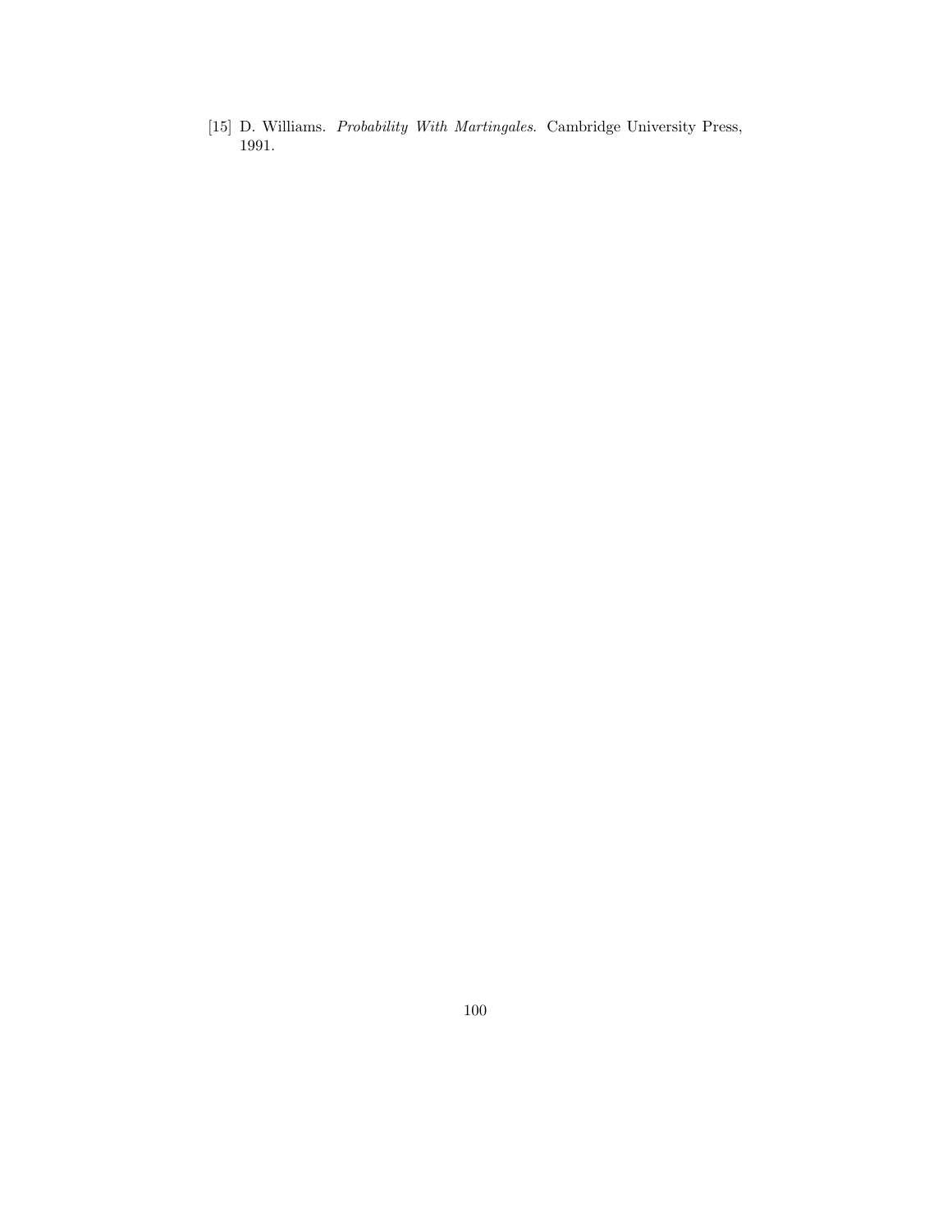[15] D. Williams. *Probability With Martingales.* Cambridge University Press, 1991.